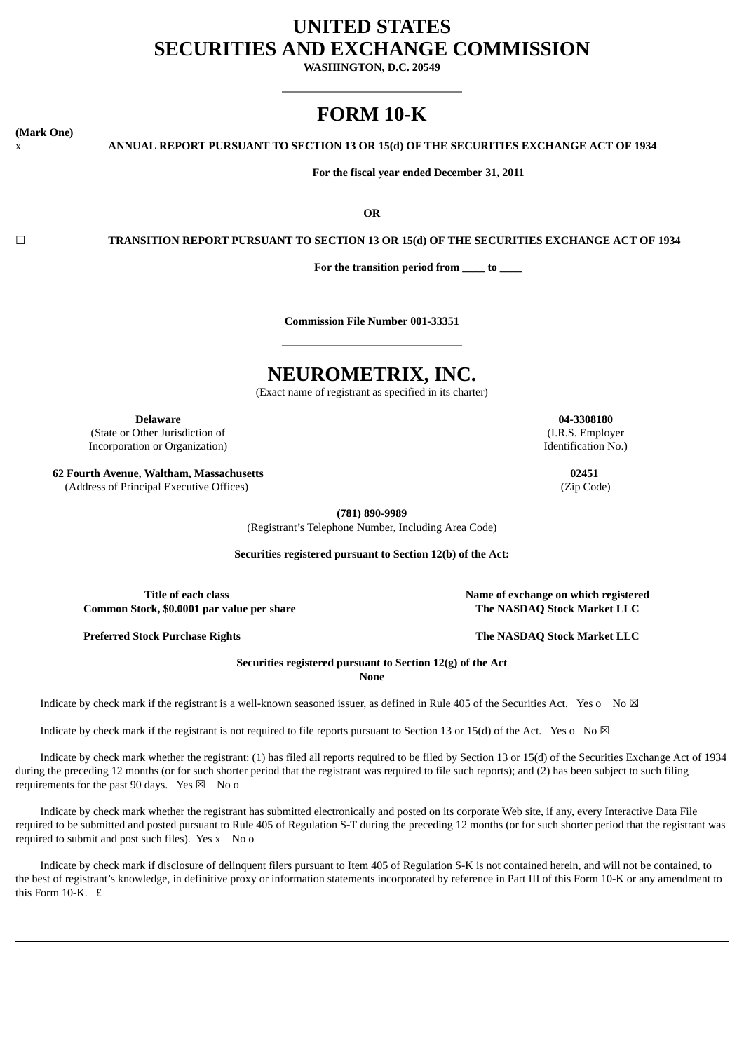# UNITED STATES
# SECURITIES AND EXCHANGE COMMISSION

**WASHINGTON, D.C. 20549**

---

# FORM 10-K

**(Mark One)**

x **ANNUAL REPORT PURSUANT TO SECTION 13 OR 15(d) OF THE SECURITIES EXCHANGE ACT OF 1934**

**For the fiscal year ended December 31, 2011**

**OR**

☐ **TRANSITION REPORT PURSUANT TO SECTION 13 OR 15(d) OF THE SECURITIES EXCHANGE ACT OF 1934**

**For the transition period from ____ to ____**

**Commission File Number 001-33351**

---

# NEUROMETRIX, INC.

(Exact name of registrant as specified in its charter)

| **Delaware** | **04-3308180** |
|---|---|
| (State or Other Jurisdiction of Incorporation or Organization) | (I.R.S. Employer Identification No.) |
| **62 Fourth Avenue, Waltham, Massachusetts** | **02451** |
| (Address of Principal Executive Offices) | (Zip Code) |

**(781) 890-9989**
(Registrant's Telephone Number, Including Area Code)

**Securities registered pursuant to Section 12(b) of the Act:**

| Title of each class | Name of exchange on which registered |
|---|---|
| **Common Stock, $0.0001 par value per share** | **The NASDAQ Stock Market LLC** |
| **Preferred Stock Purchase Rights** | **The NASDAQ Stock Market LLC** |

**Securities registered pursuant to Section 12(g) of the Act**
**None**

Indicate by check mark if the registrant is a well-known seasoned issuer, as defined in Rule 405 of the Securities Act. Yes o No ☒

Indicate by check mark if the registrant is not required to file reports pursuant to Section 13 or 15(d) of the Act. Yes o No ☒

Indicate by check mark whether the registrant: (1) has filed all reports required to be filed by Section 13 or 15(d) of the Securities Exchange Act of 1934 during the preceding 12 months (or for such shorter period that the registrant was required to file such reports); and (2) has been subject to such filing requirements for the past 90 days. Yes ☒ No o

Indicate by check mark whether the registrant has submitted electronically and posted on its corporate Web site, if any, every Interactive Data File required to be submitted and posted pursuant to Rule 405 of Regulation S-T during the preceding 12 months (or for such shorter period that the registrant was required to submit and post such files). Yes x No o

Indicate by check mark if disclosure of delinquent filers pursuant to Item 405 of Regulation S-K is not contained herein, and will not be contained, to the best of registrant's knowledge, in definitive proxy or information statements incorporated by reference in Part III of this Form 10-K or any amendment to this Form 10-K. £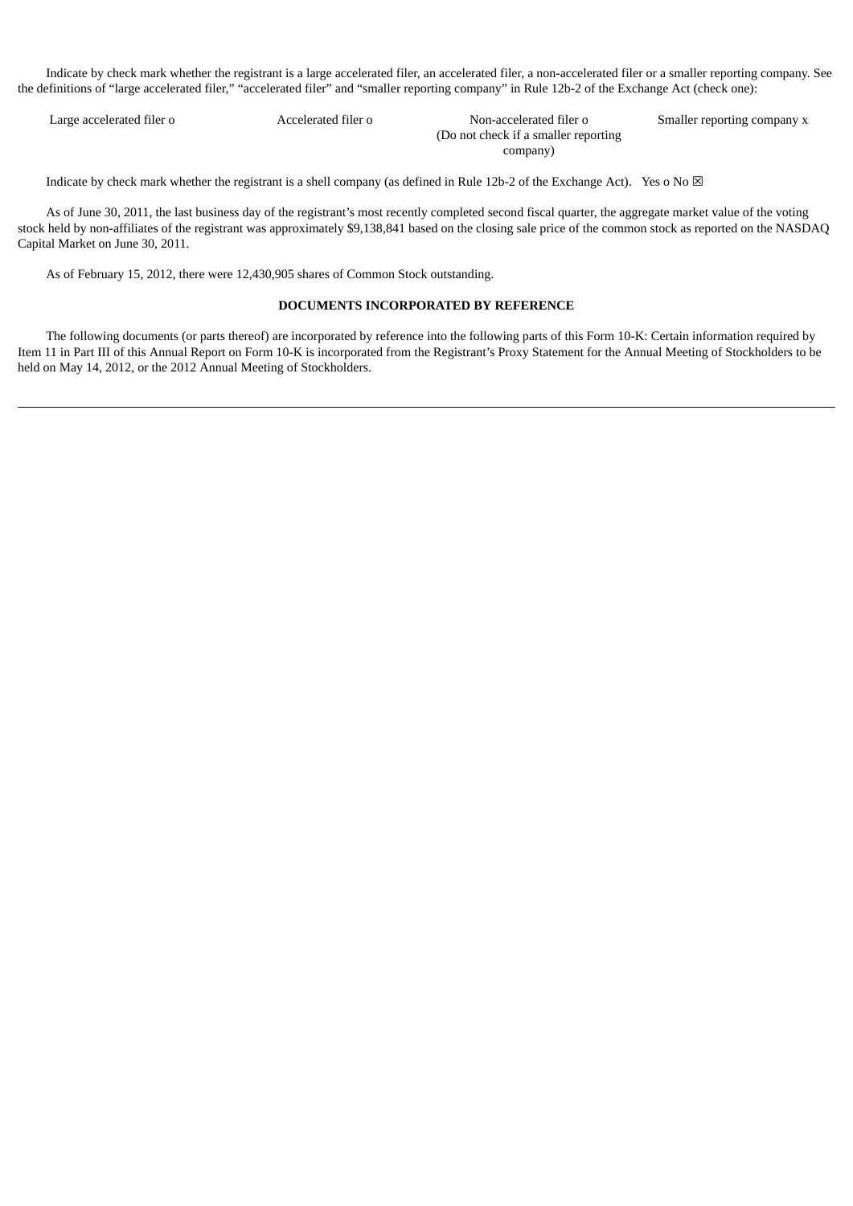Indicate by check mark whether the registrant is a large accelerated filer, an accelerated filer, a non-accelerated filer or a smaller reporting company. See the definitions of "large accelerated filer," "accelerated filer" and "smaller reporting company" in Rule 12b-2 of the Exchange Act (check one):

| Large accelerated filer o | Accelerated filer o | Non-accelerated filer o (Do not check if a smaller reporting company) | Smaller reporting company x |
|---|---|---|---|

Indicate by check mark whether the registrant is a shell company (as defined in Rule 12b-2 of the Exchange Act). Yes o No ☒

As of June 30, 2011, the last business day of the registrant's most recently completed second fiscal quarter, the aggregate market value of the voting stock held by non-affiliates of the registrant was approximately $9,138,841 based on the closing sale price of the common stock as reported on the NASDAQ Capital Market on June 30, 2011.

As of February 15, 2012, there were 12,430,905 shares of Common Stock outstanding.

**DOCUMENTS INCORPORATED BY REFERENCE**

The following documents (or parts thereof) are incorporated by reference into the following parts of this Form 10-K: Certain information required by Item 11 in Part III of this Annual Report on Form 10-K is incorporated from the Registrant's Proxy Statement for the Annual Meeting of Stockholders to be held on May 14, 2012, or the 2012 Annual Meeting of Stockholders.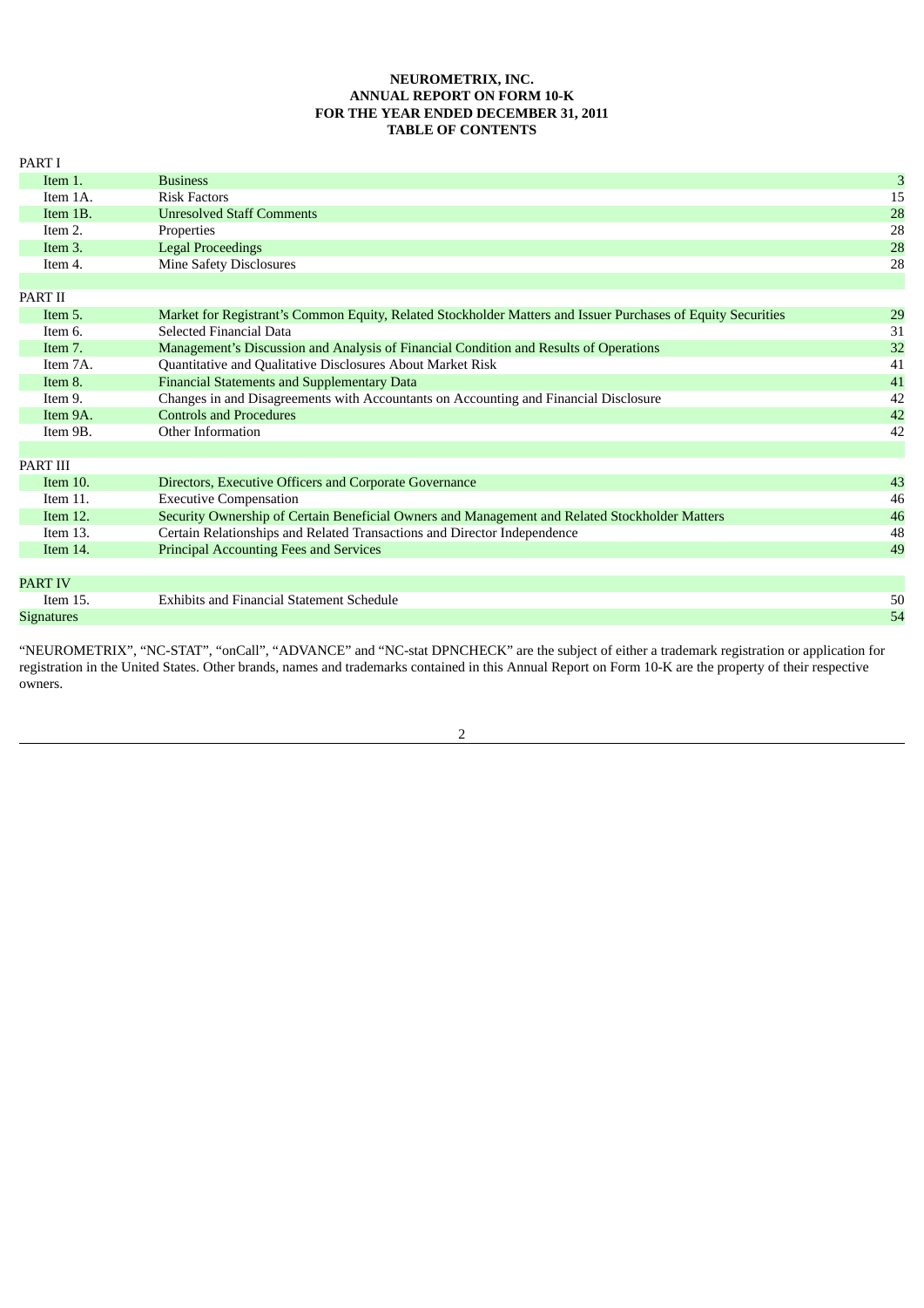**NEUROMETRIX, INC.**
**ANNUAL REPORT ON FORM 10-K**
**FOR THE YEAR ENDED DECEMBER 31, 2011**
**TABLE OF CONTENTS**

| | | |
|---|---|---|
| PART I | | |
| Item 1. | Business | 3 |
| Item 1A. | Risk Factors | 15 |
| Item 1B. | Unresolved Staff Comments | 28 |
| Item 2. | Properties | 28 |
| Item 3. | Legal Proceedings | 28 |
| Item 4. | Mine Safety Disclosures | 28 |
| PART II | | |
| Item 5. | Market for Registrant's Common Equity, Related Stockholder Matters and Issuer Purchases of Equity Securities | 29 |
| Item 6. | Selected Financial Data | 31 |
| Item 7. | Management's Discussion and Analysis of Financial Condition and Results of Operations | 32 |
| Item 7A. | Quantitative and Qualitative Disclosures About Market Risk | 41 |
| Item 8. | Financial Statements and Supplementary Data | 41 |
| Item 9. | Changes in and Disagreements with Accountants on Accounting and Financial Disclosure | 42 |
| Item 9A. | Controls and Procedures | 42 |
| Item 9B. | Other Information | 42 |
| PART III | | |
| Item 10. | Directors, Executive Officers and Corporate Governance | 43 |
| Item 11. | Executive Compensation | 46 |
| Item 12. | Security Ownership of Certain Beneficial Owners and Management and Related Stockholder Matters | 46 |
| Item 13. | Certain Relationships and Related Transactions and Director Independence | 48 |
| Item 14. | Principal Accounting Fees and Services | 49 |
| PART IV | | |
| Item 15. | Exhibits and Financial Statement Schedule | 50 |
| Signatures | | 54 |

"NEUROMETRIX", "NC-STAT", "onCall", "ADVANCE" and "NC-stat DPNCHECK" are the subject of either a trademark registration or application for registration in the United States. Other brands, names and trademarks contained in this Annual Report on Form 10-K are the property of their respective owners.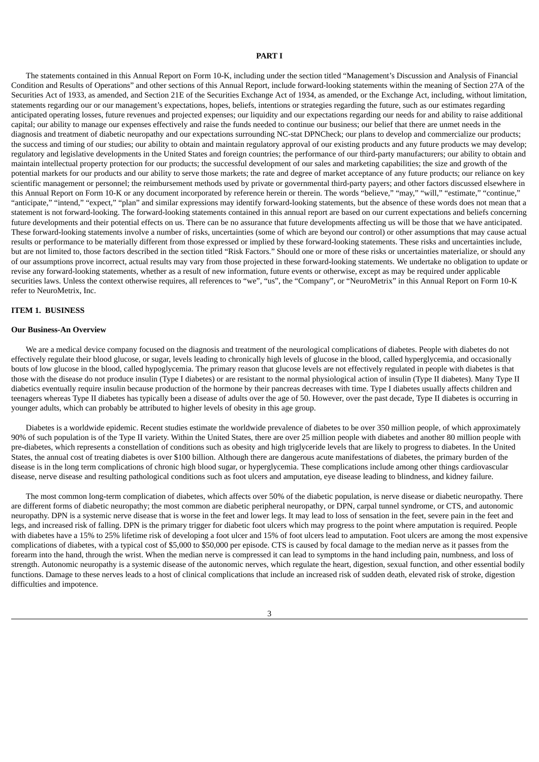**PART I**

The statements contained in this Annual Report on Form 10-K, including under the section titled "Management's Discussion and Analysis of Financial Condition and Results of Operations" and other sections of this Annual Report, include forward-looking statements within the meaning of Section 27A of the Securities Act of 1933, as amended, and Section 21E of the Securities Exchange Act of 1934, as amended, or the Exchange Act, including, without limitation, statements regarding our or our management's expectations, hopes, beliefs, intentions or strategies regarding the future, such as our estimates regarding anticipated operating losses, future revenues and projected expenses; our liquidity and our expectations regarding our needs for and ability to raise additional capital; our ability to manage our expenses effectively and raise the funds needed to continue our business; our belief that there are unmet needs in the diagnosis and treatment of diabetic neuropathy and our expectations surrounding NC-stat DPNCheck; our plans to develop and commercialize our products; the success and timing of our studies; our ability to obtain and maintain regulatory approval of our existing products and any future products we may develop; regulatory and legislative developments in the United States and foreign countries; the performance of our third-party manufacturers; our ability to obtain and maintain intellectual property protection for our products; the successful development of our sales and marketing capabilities; the size and growth of the potential markets for our products and our ability to serve those markets; the rate and degree of market acceptance of any future products; our reliance on key scientific management or personnel; the reimbursement methods used by private or governmental third-party payers; and other factors discussed elsewhere in this Annual Report on Form 10-K or any document incorporated by reference herein or therein. The words "believe," "may," "will," "estimate," "continue," "anticipate," "intend," "expect," "plan" and similar expressions may identify forward-looking statements, but the absence of these words does not mean that a statement is not forward-looking. The forward-looking statements contained in this annual report are based on our current expectations and beliefs concerning future developments and their potential effects on us. There can be no assurance that future developments affecting us will be those that we have anticipated. These forward-looking statements involve a number of risks, uncertainties (some of which are beyond our control) or other assumptions that may cause actual results or performance to be materially different from those expressed or implied by these forward-looking statements. These risks and uncertainties include, but are not limited to, those factors described in the section titled "Risk Factors." Should one or more of these risks or uncertainties materialize, or should any of our assumptions prove incorrect, actual results may vary from those projected in these forward-looking statements. We undertake no obligation to update or revise any forward-looking statements, whether as a result of new information, future events or otherwise, except as may be required under applicable securities laws. Unless the context otherwise requires, all references to "we", "us", the "Company", or "NeuroMetrix" in this Annual Report on Form 10-K refer to NeuroMetrix, Inc.

## ITEM 1. BUSINESS

### Our Business-An Overview

We are a medical device company focused on the diagnosis and treatment of the neurological complications of diabetes. People with diabetes do not effectively regulate their blood glucose, or sugar, levels leading to chronically high levels of glucose in the blood, called hyperglycemia, and occasionally bouts of low glucose in the blood, called hypoglycemia. The primary reason that glucose levels are not effectively regulated in people with diabetes is that those with the disease do not produce insulin (Type I diabetes) or are resistant to the normal physiological action of insulin (Type II diabetes). Many Type II diabetics eventually require insulin because production of the hormone by their pancreas decreases with time. Type I diabetes usually affects children and teenagers whereas Type II diabetes has typically been a disease of adults over the age of 50. However, over the past decade, Type II diabetes is occurring in younger adults, which can probably be attributed to higher levels of obesity in this age group.

Diabetes is a worldwide epidemic. Recent studies estimate the worldwide prevalence of diabetes to be over 350 million people, of which approximately 90% of such population is of the Type II variety. Within the United States, there are over 25 million people with diabetes and another 80 million people with pre-diabetes, which represents a constellation of conditions such as obesity and high triglyceride levels that are likely to progress to diabetes. In the United States, the annual cost of treating diabetes is over $100 billion. Although there are dangerous acute manifestations of diabetes, the primary burden of the disease is in the long term complications of chronic high blood sugar, or hyperglycemia. These complications include among other things cardiovascular disease, nerve disease and resulting pathological conditions such as foot ulcers and amputation, eye disease leading to blindness, and kidney failure.

The most common long-term complication of diabetes, which affects over 50% of the diabetic population, is nerve disease or diabetic neuropathy. There are different forms of diabetic neuropathy; the most common are diabetic peripheral neuropathy, or DPN, carpal tunnel syndrome, or CTS, and autonomic neuropathy. DPN is a systemic nerve disease that is worse in the feet and lower legs. It may lead to loss of sensation in the feet, severe pain in the feet and legs, and increased risk of falling. DPN is the primary trigger for diabetic foot ulcers which may progress to the point where amputation is required. People with diabetes have a 15% to 25% lifetime risk of developing a foot ulcer and 15% of foot ulcers lead to amputation. Foot ulcers are among the most expensive complications of diabetes, with a typical cost of $5,000 to $50,000 per episode. CTS is caused by focal damage to the median nerve as it passes from the forearm into the hand, through the wrist. When the median nerve is compressed it can lead to symptoms in the hand including pain, numbness, and loss of strength. Autonomic neuropathy is a systemic disease of the autonomic nerves, which regulate the heart, digestion, sexual function, and other essential bodily functions. Damage to these nerves leads to a host of clinical complications that include an increased risk of sudden death, elevated risk of stroke, digestion difficulties and impotence.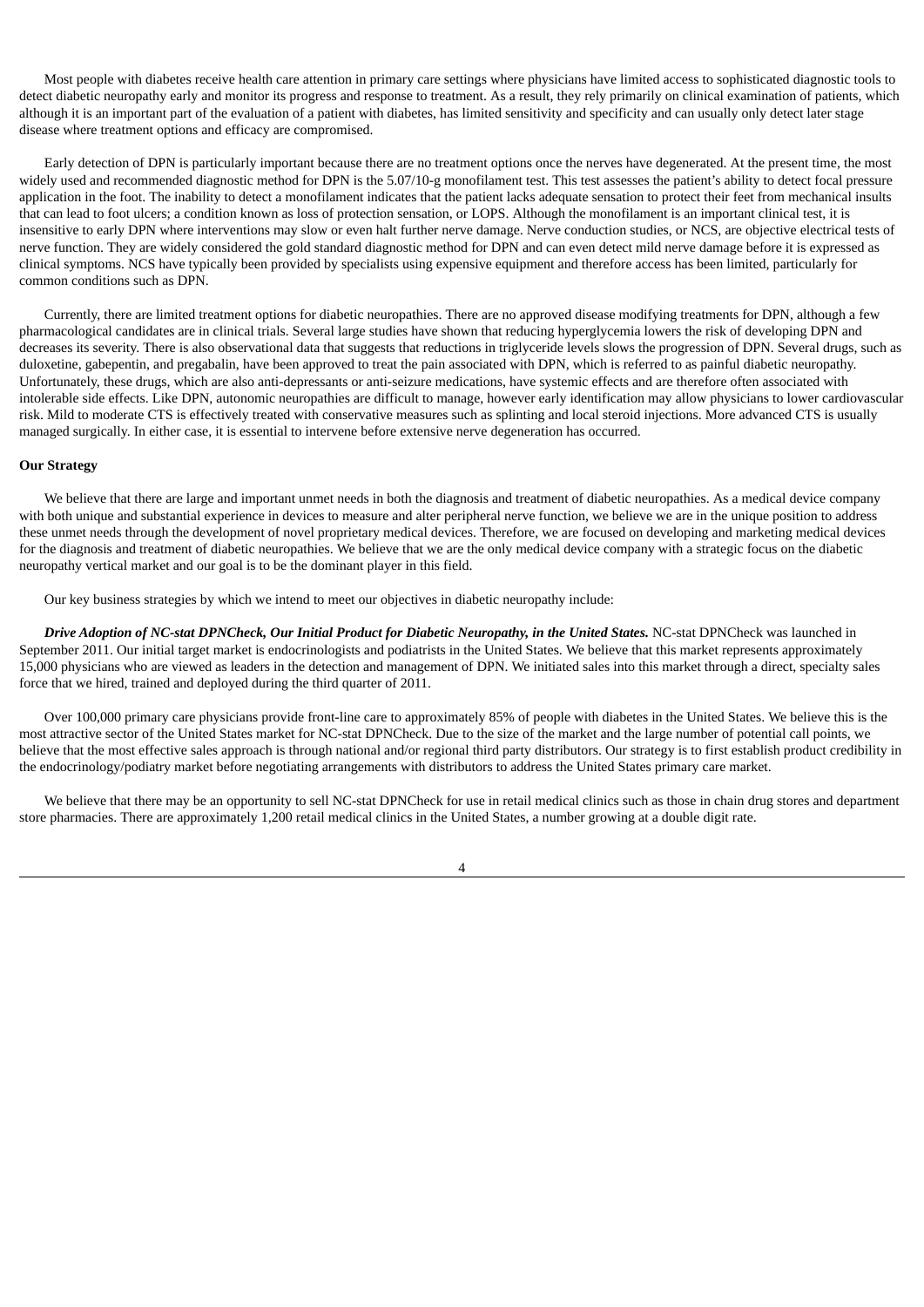Most people with diabetes receive health care attention in primary care settings where physicians have limited access to sophisticated diagnostic tools to detect diabetic neuropathy early and monitor its progress and response to treatment. As a result, they rely primarily on clinical examination of patients, which although it is an important part of the evaluation of a patient with diabetes, has limited sensitivity and specificity and can usually only detect later stage disease where treatment options and efficacy are compromised.

Early detection of DPN is particularly important because there are no treatment options once the nerves have degenerated. At the present time, the most widely used and recommended diagnostic method for DPN is the 5.07/10-g monofilament test. This test assesses the patient's ability to detect focal pressure application in the foot. The inability to detect a monofilament indicates that the patient lacks adequate sensation to protect their feet from mechanical insults that can lead to foot ulcers; a condition known as loss of protection sensation, or LOPS. Although the monofilament is an important clinical test, it is insensitive to early DPN where interventions may slow or even halt further nerve damage. Nerve conduction studies, or NCS, are objective electrical tests of nerve function. They are widely considered the gold standard diagnostic method for DPN and can even detect mild nerve damage before it is expressed as clinical symptoms. NCS have typically been provided by specialists using expensive equipment and therefore access has been limited, particularly for common conditions such as DPN.

Currently, there are limited treatment options for diabetic neuropathies. There are no approved disease modifying treatments for DPN, although a few pharmacological candidates are in clinical trials. Several large studies have shown that reducing hyperglycemia lowers the risk of developing DPN and decreases its severity. There is also observational data that suggests that reductions in triglyceride levels slows the progression of DPN. Several drugs, such as duloxetine, gabepentin, and pregabalin, have been approved to treat the pain associated with DPN, which is referred to as painful diabetic neuropathy. Unfortunately, these drugs, which are also anti-depressants or anti-seizure medications, have systemic effects and are therefore often associated with intolerable side effects. Like DPN, autonomic neuropathies are difficult to manage, however early identification may allow physicians to lower cardiovascular risk. Mild to moderate CTS is effectively treated with conservative measures such as splinting and local steroid injections. More advanced CTS is usually managed surgically. In either case, it is essential to intervene before extensive nerve degeneration has occurred.

**Our Strategy**

We believe that there are large and important unmet needs in both the diagnosis and treatment of diabetic neuropathies. As a medical device company with both unique and substantial experience in devices to measure and alter peripheral nerve function, we believe we are in the unique position to address these unmet needs through the development of novel proprietary medical devices. Therefore, we are focused on developing and marketing medical devices for the diagnosis and treatment of diabetic neuropathies. We believe that we are the only medical device company with a strategic focus on the diabetic neuropathy vertical market and our goal is to be the dominant player in this field.

Our key business strategies by which we intend to meet our objectives in diabetic neuropathy include:

***Drive Adoption of NC-stat DPNCheck, Our Initial Product for Diabetic Neuropathy, in the United States.*** NC-stat DPNCheck was launched in September 2011. Our initial target market is endocrinologists and podiatrists in the United States. We believe that this market represents approximately 15,000 physicians who are viewed as leaders in the detection and management of DPN. We initiated sales into this market through a direct, specialty sales force that we hired, trained and deployed during the third quarter of 2011.

Over 100,000 primary care physicians provide front-line care to approximately 85% of people with diabetes in the United States. We believe this is the most attractive sector of the United States market for NC-stat DPNCheck. Due to the size of the market and the large number of potential call points, we believe that the most effective sales approach is through national and/or regional third party distributors. Our strategy is to first establish product credibility in the endocrinology/podiatry market before negotiating arrangements with distributors to address the United States primary care market.

We believe that there may be an opportunity to sell NC-stat DPNCheck for use in retail medical clinics such as those in chain drug stores and department store pharmacies. There are approximately 1,200 retail medical clinics in the United States, a number growing at a double digit rate.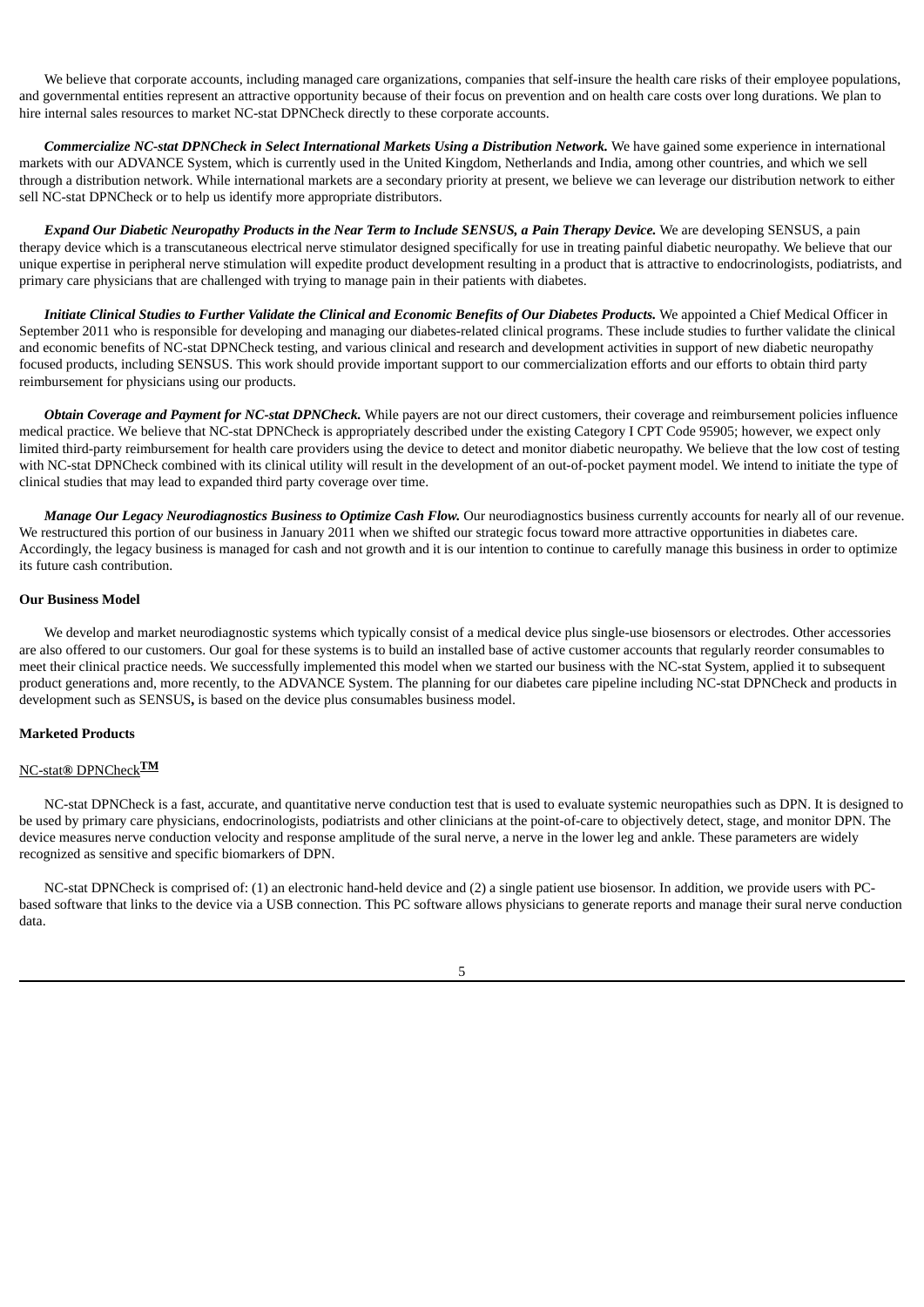We believe that corporate accounts, including managed care organizations, companies that self-insure the health care risks of their employee populations, and governmental entities represent an attractive opportunity because of their focus on prevention and on health care costs over long durations. We plan to hire internal sales resources to market NC-stat DPNCheck directly to these corporate accounts.

***Commercialize NC-stat DPNCheck in Select International Markets Using a Distribution Network.*** We have gained some experience in international markets with our ADVANCE System, which is currently used in the United Kingdom, Netherlands and India, among other countries, and which we sell through a distribution network. While international markets are a secondary priority at present, we believe we can leverage our distribution network to either sell NC-stat DPNCheck or to help us identify more appropriate distributors.

***Expand Our Diabetic Neuropathy Products in the Near Term to Include SENSUS, a Pain Therapy Device.*** We are developing SENSUS, a pain therapy device which is a transcutaneous electrical nerve stimulator designed specifically for use in treating painful diabetic neuropathy. We believe that our unique expertise in peripheral nerve stimulation will expedite product development resulting in a product that is attractive to endocrinologists, podiatrists, and primary care physicians that are challenged with trying to manage pain in their patients with diabetes.

***Initiate Clinical Studies to Further Validate the Clinical and Economic Benefits of Our Diabetes Products.*** We appointed a Chief Medical Officer in September 2011 who is responsible for developing and managing our diabetes-related clinical programs. These include studies to further validate the clinical and economic benefits of NC-stat DPNCheck testing, and various clinical and research and development activities in support of new diabetic neuropathy focused products, including SENSUS. This work should provide important support to our commercialization efforts and our efforts to obtain third party reimbursement for physicians using our products.

***Obtain Coverage and Payment for NC-stat DPNCheck.*** While payers are not our direct customers, their coverage and reimbursement policies influence medical practice. We believe that NC-stat DPNCheck is appropriately described under the existing Category I CPT Code 95905; however, we expect only limited third-party reimbursement for health care providers using the device to detect and monitor diabetic neuropathy. We believe that the low cost of testing with NC-stat DPNCheck combined with its clinical utility will result in the development of an out-of-pocket payment model. We intend to initiate the type of clinical studies that may lead to expanded third party coverage over time.

***Manage Our Legacy Neurodiagnostics Business to Optimize Cash Flow.*** Our neurodiagnostics business currently accounts for nearly all of our revenue. We restructured this portion of our business in January 2011 when we shifted our strategic focus toward more attractive opportunities in diabetes care. Accordingly, the legacy business is managed for cash and not growth and it is our intention to continue to carefully manage this business in order to optimize its future cash contribution.

**Our Business Model**

We develop and market neurodiagnostic systems which typically consist of a medical device plus single-use biosensors or electrodes. Other accessories are also offered to our customers. Our goal for these systems is to build an installed base of active customer accounts that regularly reorder consumables to meet their clinical practice needs. We successfully implemented this model when we started our business with the NC-stat System, applied it to subsequent product generations and, more recently, to the ADVANCE System. The planning for our diabetes care pipeline including NC-stat DPNCheck and products in development such as SENSUS**,** is based on the device plus consumables business model.

**Marketed Products**

NC-stat® DPNCheck™

NC-stat DPNCheck is a fast, accurate, and quantitative nerve conduction test that is used to evaluate systemic neuropathies such as DPN. It is designed to be used by primary care physicians, endocrinologists, podiatrists and other clinicians at the point-of-care to objectively detect, stage, and monitor DPN. The device measures nerve conduction velocity and response amplitude of the sural nerve, a nerve in the lower leg and ankle. These parameters are widely recognized as sensitive and specific biomarkers of DPN.

NC-stat DPNCheck is comprised of: (1) an electronic hand-held device and (2) a single patient use biosensor. In addition, we provide users with PC-based software that links to the device via a USB connection. This PC software allows physicians to generate reports and manage their sural nerve conduction data.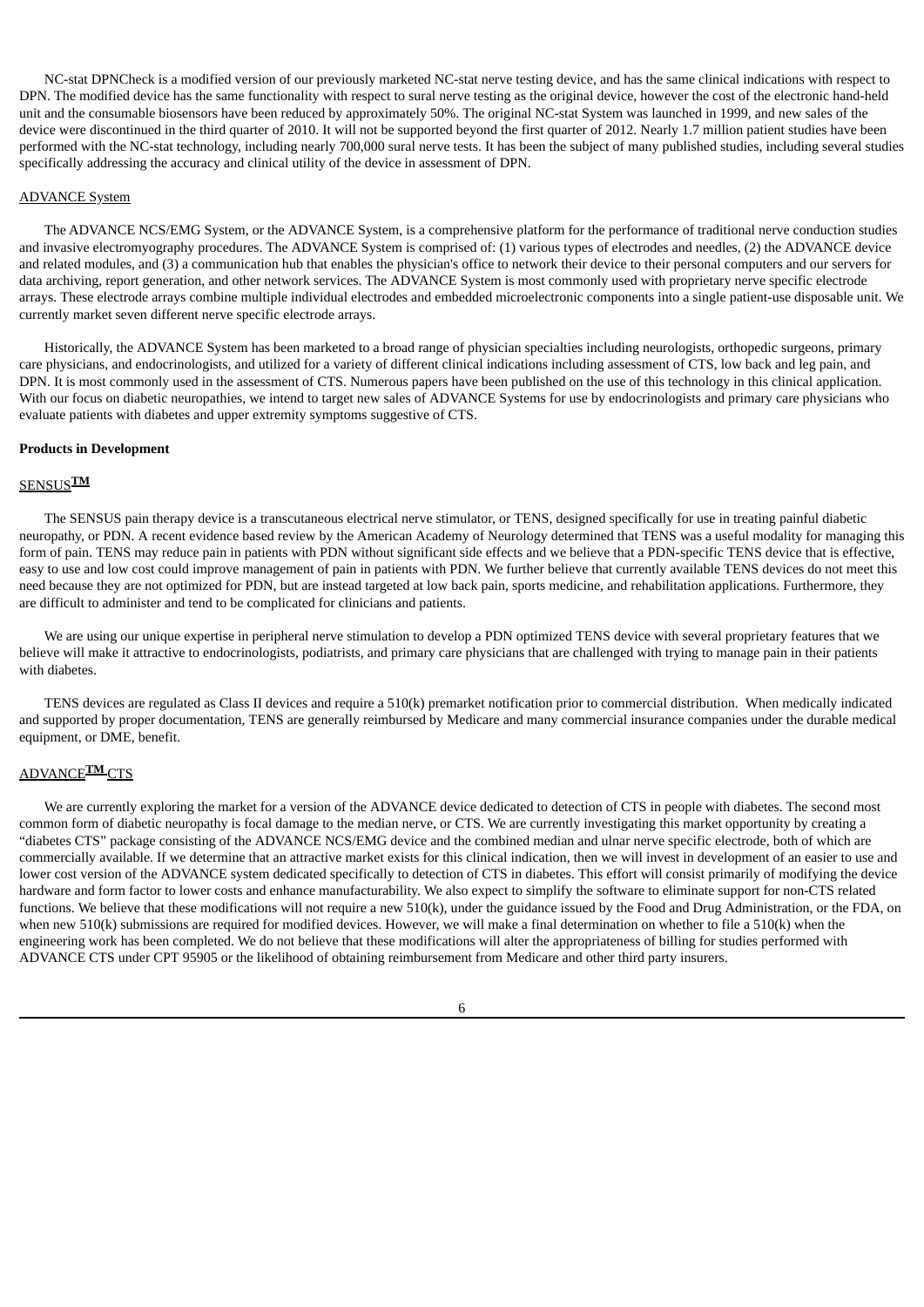NC-stat DPNCheck is a modified version of our previously marketed NC-stat nerve testing device, and has the same clinical indications with respect to DPN. The modified device has the same functionality with respect to sural nerve testing as the original device, however the cost of the electronic hand-held unit and the consumable biosensors have been reduced by approximately 50%. The original NC-stat System was launched in 1999, and new sales of the device were discontinued in the third quarter of 2010. It will not be supported beyond the first quarter of 2012. Nearly 1.7 million patient studies have been performed with the NC-stat technology, including nearly 700,000 sural nerve tests. It has been the subject of many published studies, including several studies specifically addressing the accuracy and clinical utility of the device in assessment of DPN.

ADVANCE System

The ADVANCE NCS/EMG System, or the ADVANCE System, is a comprehensive platform for the performance of traditional nerve conduction studies and invasive electromyography procedures. The ADVANCE System is comprised of: (1) various types of electrodes and needles, (2) the ADVANCE device and related modules, and (3) a communication hub that enables the physician's office to network their device to their personal computers and our servers for data archiving, report generation, and other network services. The ADVANCE System is most commonly used with proprietary nerve specific electrode arrays. These electrode arrays combine multiple individual electrodes and embedded microelectronic components into a single patient-use disposable unit. We currently market seven different nerve specific electrode arrays.

Historically, the ADVANCE System has been marketed to a broad range of physician specialties including neurologists, orthopedic surgeons, primary care physicians, and endocrinologists, and utilized for a variety of different clinical indications including assessment of CTS, low back and leg pain, and DPN. It is most commonly used in the assessment of CTS. Numerous papers have been published on the use of this technology in this clinical application. With our focus on diabetic neuropathies, we intend to target new sales of ADVANCE Systems for use by endocrinologists and primary care physicians who evaluate patients with diabetes and upper extremity symptoms suggestive of CTS.

**Products in Development**

SENSUS™

The SENSUS pain therapy device is a transcutaneous electrical nerve stimulator, or TENS, designed specifically for use in treating painful diabetic neuropathy, or PDN. A recent evidence based review by the American Academy of Neurology determined that TENS was a useful modality for managing this form of pain. TENS may reduce pain in patients with PDN without significant side effects and we believe that a PDN-specific TENS device that is effective, easy to use and low cost could improve management of pain in patients with PDN. We further believe that currently available TENS devices do not meet this need because they are not optimized for PDN, but are instead targeted at low back pain, sports medicine, and rehabilitation applications. Furthermore, they are difficult to administer and tend to be complicated for clinicians and patients.

We are using our unique expertise in peripheral nerve stimulation to develop a PDN optimized TENS device with several proprietary features that we believe will make it attractive to endocrinologists, podiatrists, and primary care physicians that are challenged with trying to manage pain in their patients with diabetes.

TENS devices are regulated as Class II devices and require a 510(k) premarket notification prior to commercial distribution. When medically indicated and supported by proper documentation, TENS are generally reimbursed by Medicare and many commercial insurance companies under the durable medical equipment, or DME, benefit.

ADVANCE™ CTS

We are currently exploring the market for a version of the ADVANCE device dedicated to detection of CTS in people with diabetes. The second most common form of diabetic neuropathy is focal damage to the median nerve, or CTS. We are currently investigating this market opportunity by creating a "diabetes CTS" package consisting of the ADVANCE NCS/EMG device and the combined median and ulnar nerve specific electrode, both of which are commercially available. If we determine that an attractive market exists for this clinical indication, then we will invest in development of an easier to use and lower cost version of the ADVANCE system dedicated specifically to detection of CTS in diabetes. This effort will consist primarily of modifying the device hardware and form factor to lower costs and enhance manufacturability. We also expect to simplify the software to eliminate support for non-CTS related functions. We believe that these modifications will not require a new 510(k), under the guidance issued by the Food and Drug Administration, or the FDA, on when new 510(k) submissions are required for modified devices. However, we will make a final determination on whether to file a 510(k) when the engineering work has been completed. We do not believe that these modifications will alter the appropriateness of billing for studies performed with ADVANCE CTS under CPT 95905 or the likelihood of obtaining reimbursement from Medicare and other third party insurers.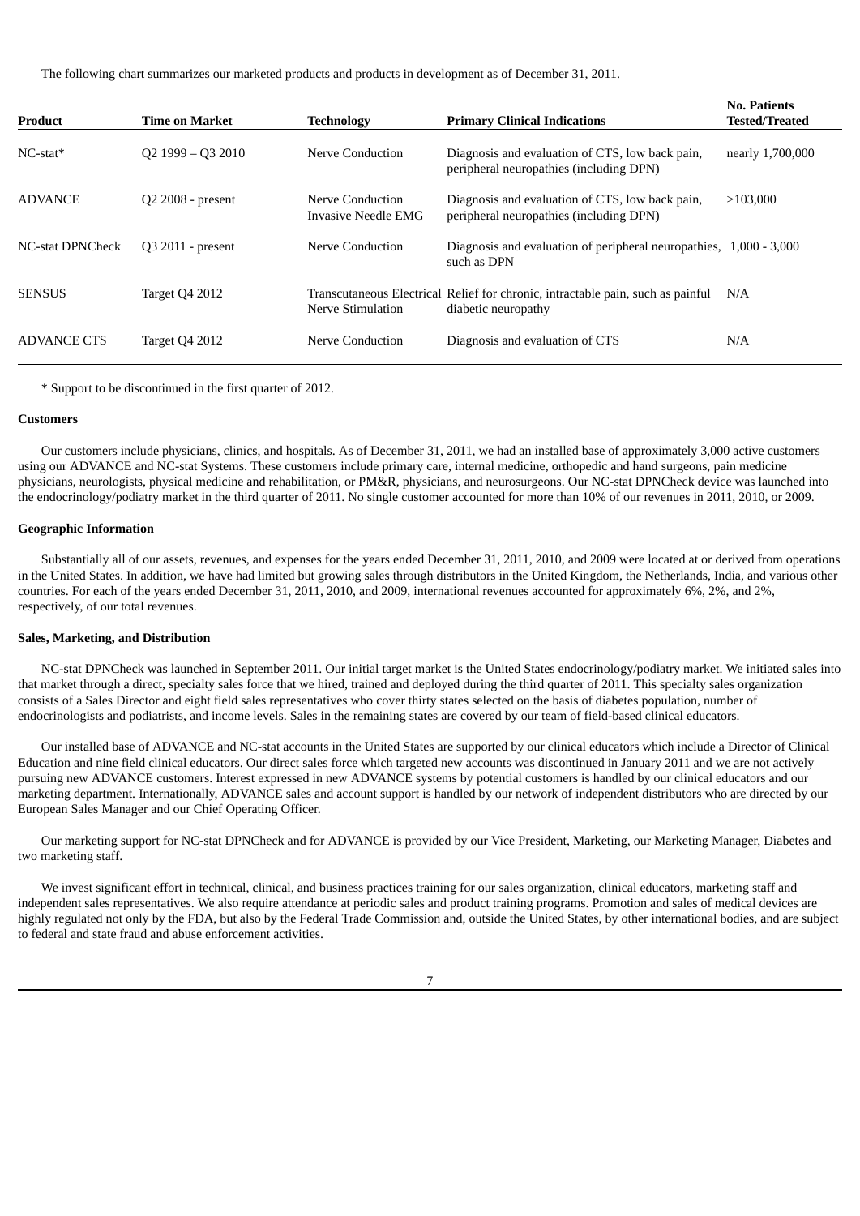The following chart summarizes our marketed products and products in development as of December 31, 2011.

| Product | Time on Market | Technology | Primary Clinical Indications | No. Patients Tested/Treated |
|---|---|---|---|---|
| NC-stat* | Q2 1999 – Q3 2010 | Nerve Conduction | Diagnosis and evaluation of CTS, low back pain, peripheral neuropathies (including DPN) | nearly 1,700,000 |
| ADVANCE | Q2 2008 - present | Nerve Conduction Invasive Needle EMG | Diagnosis and evaluation of CTS, low back pain, peripheral neuropathies (including DPN) | >103,000 |
| NC-stat DPNCheck | Q3 2011 - present | Nerve Conduction | Diagnosis and evaluation of peripheral neuropathies, such as DPN | 1,000 - 3,000 |
| SENSUS | Target Q4 2012 | Transcutaneous Electrical Nerve Stimulation | Relief for chronic, intractable pain, such as painful diabetic neuropathy | N/A |
| ADVANCE CTS | Target Q4 2012 | Nerve Conduction | Diagnosis and evaluation of CTS | N/A |

* Support to be discontinued in the first quarter of 2012.

**Customers**

Our customers include physicians, clinics, and hospitals. As of December 31, 2011, we had an installed base of approximately 3,000 active customers using our ADVANCE and NC-stat Systems. These customers include primary care, internal medicine, orthopedic and hand surgeons, pain medicine physicians, neurologists, physical medicine and rehabilitation, or PM&R, physicians, and neurosurgeons. Our NC-stat DPNCheck device was launched into the endocrinology/podiatry market in the third quarter of 2011. No single customer accounted for more than 10% of our revenues in 2011, 2010, or 2009.

**Geographic Information**

Substantially all of our assets, revenues, and expenses for the years ended December 31, 2011, 2010, and 2009 were located at or derived from operations in the United States. In addition, we have had limited but growing sales through distributors in the United Kingdom, the Netherlands, India, and various other countries. For each of the years ended December 31, 2011, 2010, and 2009, international revenues accounted for approximately 6%, 2%, and 2%, respectively, of our total revenues.

**Sales, Marketing, and Distribution**

NC-stat DPNCheck was launched in September 2011. Our initial target market is the United States endocrinology/podiatry market. We initiated sales into that market through a direct, specialty sales force that we hired, trained and deployed during the third quarter of 2011. This specialty sales organization consists of a Sales Director and eight field sales representatives who cover thirty states selected on the basis of diabetes population, number of endocrinologists and podiatrists, and income levels. Sales in the remaining states are covered by our team of field-based clinical educators.

Our installed base of ADVANCE and NC-stat accounts in the United States are supported by our clinical educators which include a Director of Clinical Education and nine field clinical educators. Our direct sales force which targeted new accounts was discontinued in January 2011 and we are not actively pursuing new ADVANCE customers. Interest expressed in new ADVANCE systems by potential customers is handled by our clinical educators and our marketing department. Internationally, ADVANCE sales and account support is handled by our network of independent distributors who are directed by our European Sales Manager and our Chief Operating Officer.

Our marketing support for NC-stat DPNCheck and for ADVANCE is provided by our Vice President, Marketing, our Marketing Manager, Diabetes and two marketing staff.

We invest significant effort in technical, clinical, and business practices training for our sales organization, clinical educators, marketing staff and independent sales representatives. We also require attendance at periodic sales and product training programs. Promotion and sales of medical devices are highly regulated not only by the FDA, but also by the Federal Trade Commission and, outside the United States, by other international bodies, and are subject to federal and state fraud and abuse enforcement activities.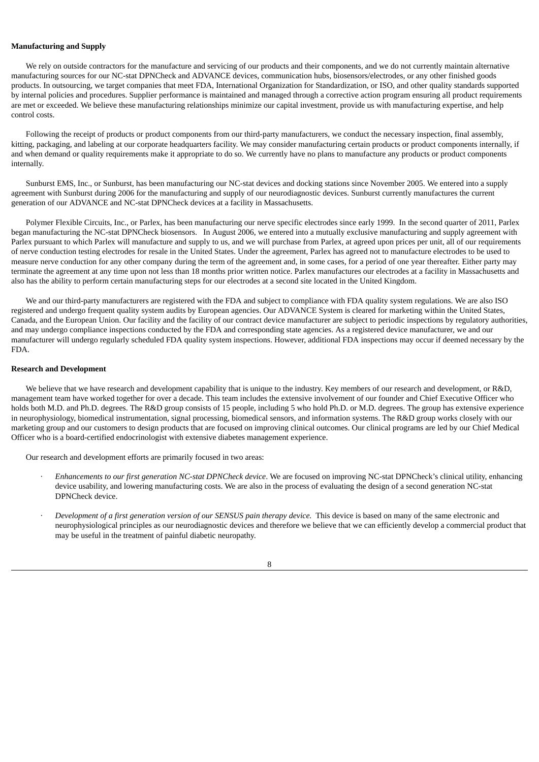**Manufacturing and Supply**

We rely on outside contractors for the manufacture and servicing of our products and their components, and we do not currently maintain alternative manufacturing sources for our NC-stat DPNCheck and ADVANCE devices, communication hubs, biosensors/electrodes, or any other finished goods products. In outsourcing, we target companies that meet FDA, International Organization for Standardization, or ISO, and other quality standards supported by internal policies and procedures. Supplier performance is maintained and managed through a corrective action program ensuring all product requirements are met or exceeded. We believe these manufacturing relationships minimize our capital investment, provide us with manufacturing expertise, and help control costs.

Following the receipt of products or product components from our third-party manufacturers, we conduct the necessary inspection, final assembly, kitting, packaging, and labeling at our corporate headquarters facility. We may consider manufacturing certain products or product components internally, if and when demand or quality requirements make it appropriate to do so. We currently have no plans to manufacture any products or product components internally.

Sunburst EMS, Inc., or Sunburst, has been manufacturing our NC-stat devices and docking stations since November 2005. We entered into a supply agreement with Sunburst during 2006 for the manufacturing and supply of our neurodiagnostic devices. Sunburst currently manufactures the current generation of our ADVANCE and NC-stat DPNCheck devices at a facility in Massachusetts.

Polymer Flexible Circuits, Inc., or Parlex, has been manufacturing our nerve specific electrodes since early 1999. In the second quarter of 2011, Parlex began manufacturing the NC-stat DPNCheck biosensors. In August 2006, we entered into a mutually exclusive manufacturing and supply agreement with Parlex pursuant to which Parlex will manufacture and supply to us, and we will purchase from Parlex, at agreed upon prices per unit, all of our requirements of nerve conduction testing electrodes for resale in the United States. Under the agreement, Parlex has agreed not to manufacture electrodes to be used to measure nerve conduction for any other company during the term of the agreement and, in some cases, for a period of one year thereafter. Either party may terminate the agreement at any time upon not less than 18 months prior written notice. Parlex manufactures our electrodes at a facility in Massachusetts and also has the ability to perform certain manufacturing steps for our electrodes at a second site located in the United Kingdom.

We and our third-party manufacturers are registered with the FDA and subject to compliance with FDA quality system regulations. We are also ISO registered and undergo frequent quality system audits by European agencies. Our ADVANCE System is cleared for marketing within the United States, Canada, and the European Union. Our facility and the facility of our contract device manufacturer are subject to periodic inspections by regulatory authorities, and may undergo compliance inspections conducted by the FDA and corresponding state agencies. As a registered device manufacturer, we and our manufacturer will undergo regularly scheduled FDA quality system inspections. However, additional FDA inspections may occur if deemed necessary by the FDA.

**Research and Development**

We believe that we have research and development capability that is unique to the industry. Key members of our research and development, or R&D, management team have worked together for over a decade. This team includes the extensive involvement of our founder and Chief Executive Officer who holds both M.D. and Ph.D. degrees. The R&D group consists of 15 people, including 5 who hold Ph.D. or M.D. degrees. The group has extensive experience in neurophysiology, biomedical instrumentation, signal processing, biomedical sensors, and information systems. The R&D group works closely with our marketing group and our customers to design products that are focused on improving clinical outcomes. Our clinical programs are led by our Chief Medical Officer who is a board-certified endocrinologist with extensive diabetes management experience.

Our research and development efforts are primarily focused in two areas:

- *Enhancements to our first generation NC-stat DPNCheck device*. We are focused on improving NC-stat DPNCheck's clinical utility, enhancing device usability, and lowering manufacturing costs. We are also in the process of evaluating the design of a second generation NC-stat DPNCheck device.

- *Development of a first generation version of our SENSUS pain therapy device.* This device is based on many of the same electronic and neurophysiological principles as our neurodiagnostic devices and therefore we believe that we can efficiently develop a commercial product that may be useful in the treatment of painful diabetic neuropathy.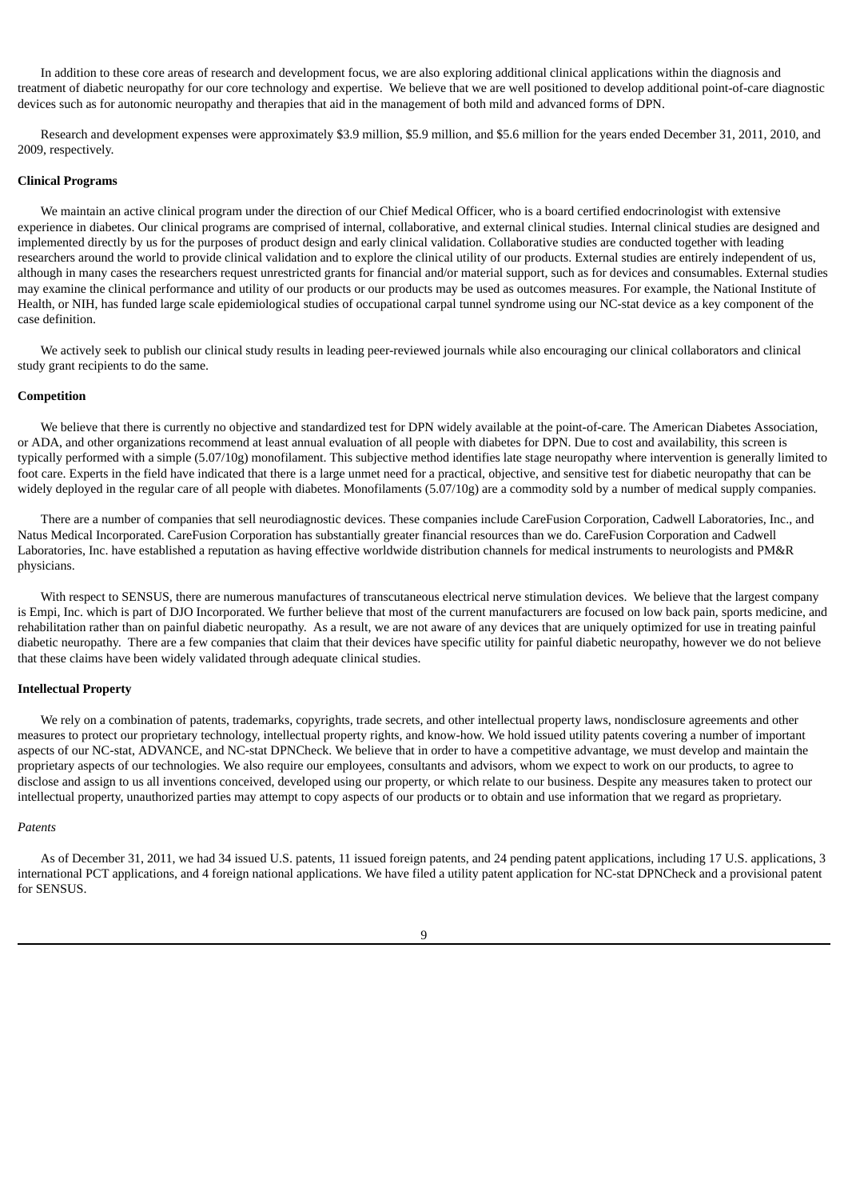In addition to these core areas of research and development focus, we are also exploring additional clinical applications within the diagnosis and treatment of diabetic neuropathy for our core technology and expertise. We believe that we are well positioned to develop additional point-of-care diagnostic devices such as for autonomic neuropathy and therapies that aid in the management of both mild and advanced forms of DPN.

Research and development expenses were approximately $3.9 million, $5.9 million, and $5.6 million for the years ended December 31, 2011, 2010, and 2009, respectively.

**Clinical Programs**

We maintain an active clinical program under the direction of our Chief Medical Officer, who is a board certified endocrinologist with extensive experience in diabetes. Our clinical programs are comprised of internal, collaborative, and external clinical studies. Internal clinical studies are designed and implemented directly by us for the purposes of product design and early clinical validation. Collaborative studies are conducted together with leading researchers around the world to provide clinical validation and to explore the clinical utility of our products. External studies are entirely independent of us, although in many cases the researchers request unrestricted grants for financial and/or material support, such as for devices and consumables. External studies may examine the clinical performance and utility of our products or our products may be used as outcomes measures. For example, the National Institute of Health, or NIH, has funded large scale epidemiological studies of occupational carpal tunnel syndrome using our NC-stat device as a key component of the case definition.

We actively seek to publish our clinical study results in leading peer-reviewed journals while also encouraging our clinical collaborators and clinical study grant recipients to do the same.

**Competition**

We believe that there is currently no objective and standardized test for DPN widely available at the point-of-care. The American Diabetes Association, or ADA, and other organizations recommend at least annual evaluation of all people with diabetes for DPN. Due to cost and availability, this screen is typically performed with a simple (5.07/10g) monofilament. This subjective method identifies late stage neuropathy where intervention is generally limited to foot care. Experts in the field have indicated that there is a large unmet need for a practical, objective, and sensitive test for diabetic neuropathy that can be widely deployed in the regular care of all people with diabetes. Monofilaments (5.07/10g) are a commodity sold by a number of medical supply companies.

There are a number of companies that sell neurodiagnostic devices. These companies include CareFusion Corporation, Cadwell Laboratories, Inc., and Natus Medical Incorporated. CareFusion Corporation has substantially greater financial resources than we do. CareFusion Corporation and Cadwell Laboratories, Inc. have established a reputation as having effective worldwide distribution channels for medical instruments to neurologists and PM&R physicians.

With respect to SENSUS, there are numerous manufactures of transcutaneous electrical nerve stimulation devices. We believe that the largest company is Empi, Inc. which is part of DJO Incorporated. We further believe that most of the current manufacturers are focused on low back pain, sports medicine, and rehabilitation rather than on painful diabetic neuropathy. As a result, we are not aware of any devices that are uniquely optimized for use in treating painful diabetic neuropathy. There are a few companies that claim that their devices have specific utility for painful diabetic neuropathy, however we do not believe that these claims have been widely validated through adequate clinical studies.

**Intellectual Property**

We rely on a combination of patents, trademarks, copyrights, trade secrets, and other intellectual property laws, nondisclosure agreements and other measures to protect our proprietary technology, intellectual property rights, and know-how. We hold issued utility patents covering a number of important aspects of our NC-stat, ADVANCE, and NC-stat DPNCheck. We believe that in order to have a competitive advantage, we must develop and maintain the proprietary aspects of our technologies. We also require our employees, consultants and advisors, whom we expect to work on our products, to agree to disclose and assign to us all inventions conceived, developed using our property, or which relate to our business. Despite any measures taken to protect our intellectual property, unauthorized parties may attempt to copy aspects of our products or to obtain and use information that we regard as proprietary.

*Patents*

As of December 31, 2011, we had 34 issued U.S. patents, 11 issued foreign patents, and 24 pending patent applications, including 17 U.S. applications, 3 international PCT applications, and 4 foreign national applications. We have filed a utility patent application for NC-stat DPNCheck and a provisional patent for SENSUS.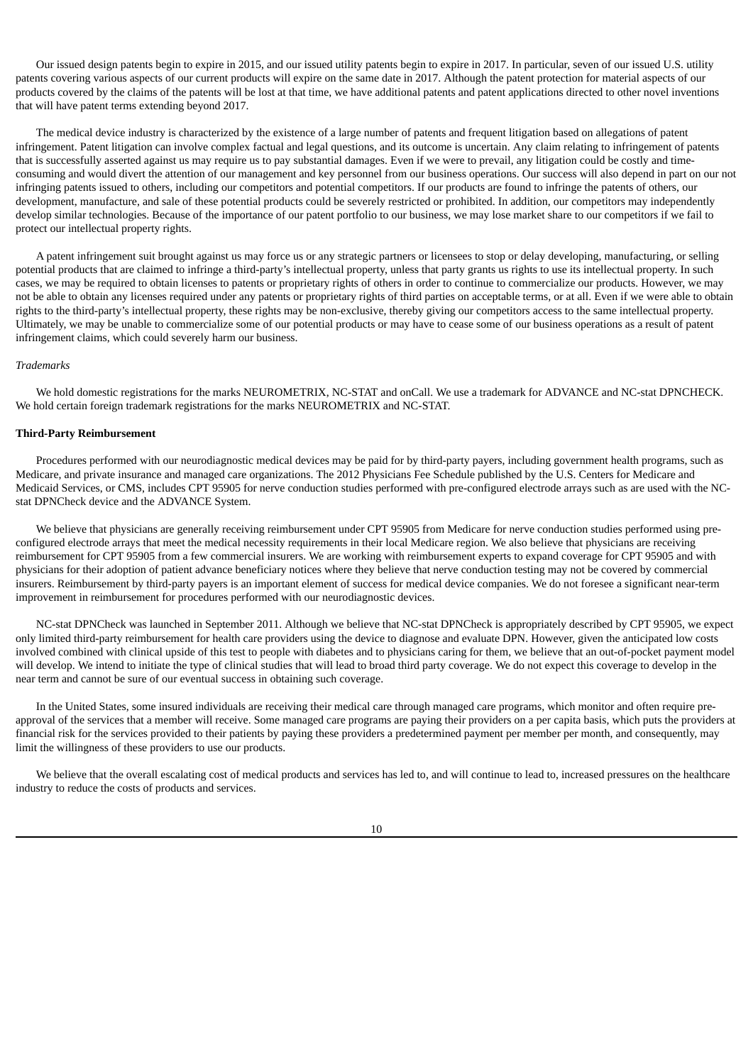Our issued design patents begin to expire in 2015, and our issued utility patents begin to expire in 2017. In particular, seven of our issued U.S. utility patents covering various aspects of our current products will expire on the same date in 2017. Although the patent protection for material aspects of our products covered by the claims of the patents will be lost at that time, we have additional patents and patent applications directed to other novel inventions that will have patent terms extending beyond 2017.

The medical device industry is characterized by the existence of a large number of patents and frequent litigation based on allegations of patent infringement. Patent litigation can involve complex factual and legal questions, and its outcome is uncertain. Any claim relating to infringement of patents that is successfully asserted against us may require us to pay substantial damages. Even if we were to prevail, any litigation could be costly and time-consuming and would divert the attention of our management and key personnel from our business operations. Our success will also depend in part on our not infringing patents issued to others, including our competitors and potential competitors. If our products are found to infringe the patents of others, our development, manufacture, and sale of these potential products could be severely restricted or prohibited. In addition, our competitors may independently develop similar technologies. Because of the importance of our patent portfolio to our business, we may lose market share to our competitors if we fail to protect our intellectual property rights.

A patent infringement suit brought against us may force us or any strategic partners or licensees to stop or delay developing, manufacturing, or selling potential products that are claimed to infringe a third-party's intellectual property, unless that party grants us rights to use its intellectual property. In such cases, we may be required to obtain licenses to patents or proprietary rights of others in order to continue to commercialize our products. However, we may not be able to obtain any licenses required under any patents or proprietary rights of third parties on acceptable terms, or at all. Even if we were able to obtain rights to the third-party's intellectual property, these rights may be non-exclusive, thereby giving our competitors access to the same intellectual property. Ultimately, we may be unable to commercialize some of our potential products or may have to cease some of our business operations as a result of patent infringement claims, which could severely harm our business.

*Trademarks*

We hold domestic registrations for the marks NEUROMETRIX, NC-STAT and onCall. We use a trademark for ADVANCE and NC-stat DPNCHECK. We hold certain foreign trademark registrations for the marks NEUROMETRIX and NC-STAT.

**Third-Party Reimbursement**

Procedures performed with our neurodiagnostic medical devices may be paid for by third-party payers, including government health programs, such as Medicare, and private insurance and managed care organizations. The 2012 Physicians Fee Schedule published by the U.S. Centers for Medicare and Medicaid Services, or CMS, includes CPT 95905 for nerve conduction studies performed with pre-configured electrode arrays such as are used with the NC-stat DPNCheck device and the ADVANCE System.

We believe that physicians are generally receiving reimbursement under CPT 95905 from Medicare for nerve conduction studies performed using pre-configured electrode arrays that meet the medical necessity requirements in their local Medicare region. We also believe that physicians are receiving reimbursement for CPT 95905 from a few commercial insurers. We are working with reimbursement experts to expand coverage for CPT 95905 and with physicians for their adoption of patient advance beneficiary notices where they believe that nerve conduction testing may not be covered by commercial insurers. Reimbursement by third-party payers is an important element of success for medical device companies. We do not foresee a significant near-term improvement in reimbursement for procedures performed with our neurodiagnostic devices.

NC-stat DPNCheck was launched in September 2011. Although we believe that NC-stat DPNCheck is appropriately described by CPT 95905, we expect only limited third-party reimbursement for health care providers using the device to diagnose and evaluate DPN. However, given the anticipated low costs involved combined with clinical upside of this test to people with diabetes and to physicians caring for them, we believe that an out-of-pocket payment model will develop. We intend to initiate the type of clinical studies that will lead to broad third party coverage. We do not expect this coverage to develop in the near term and cannot be sure of our eventual success in obtaining such coverage.

In the United States, some insured individuals are receiving their medical care through managed care programs, which monitor and often require pre-approval of the services that a member will receive. Some managed care programs are paying their providers on a per capita basis, which puts the providers at financial risk for the services provided to their patients by paying these providers a predetermined payment per member per month, and consequently, may limit the willingness of these providers to use our products.

We believe that the overall escalating cost of medical products and services has led to, and will continue to lead to, increased pressures on the healthcare industry to reduce the costs of products and services.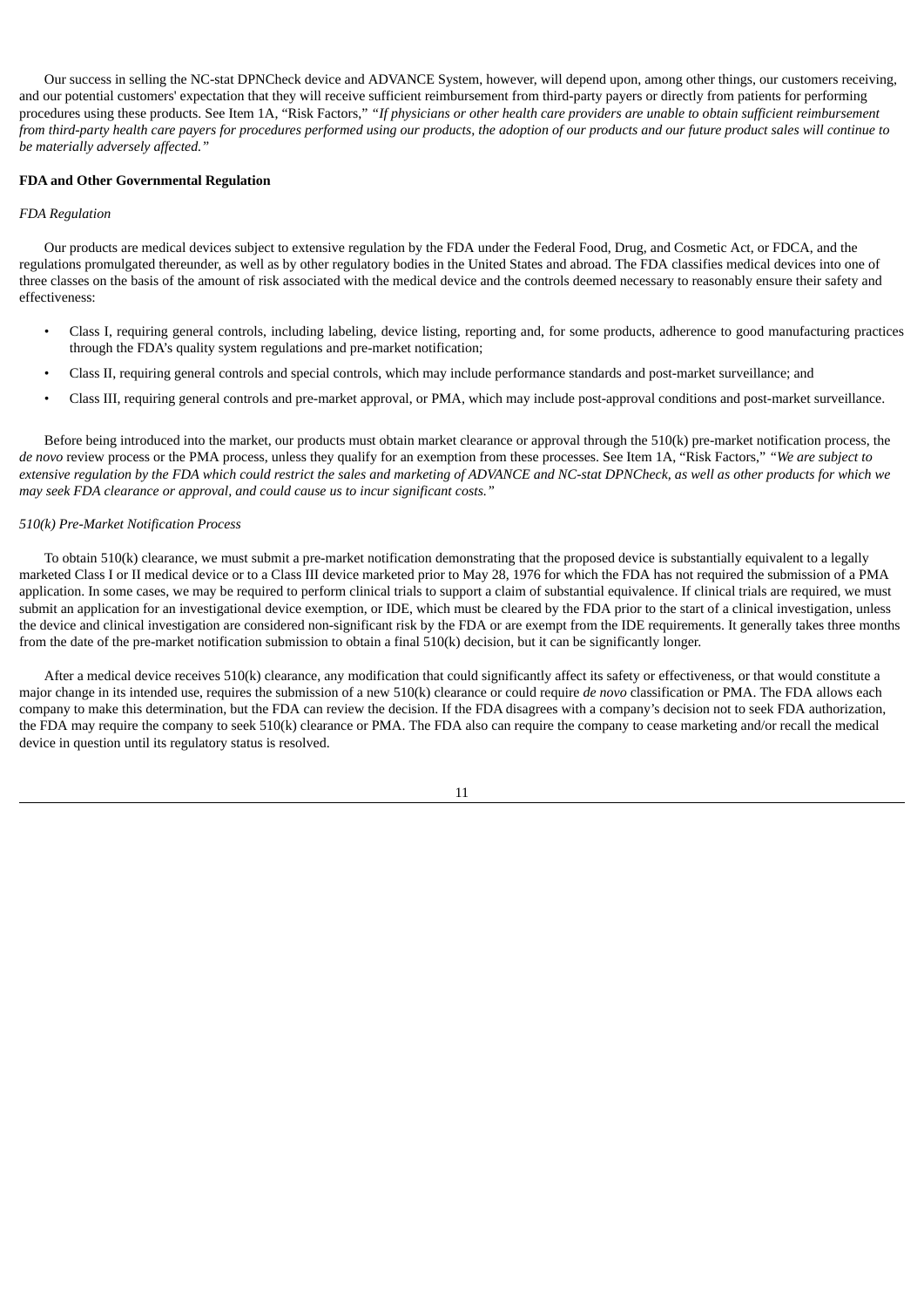Our success in selling the NC-stat DPNCheck device and ADVANCE System, however, will depend upon, among other things, our customers receiving, and our potential customers' expectation that they will receive sufficient reimbursement from third-party payers or directly from patients for performing procedures using these products. See Item 1A, "Risk Factors," *"If physicians or other health care providers are unable to obtain sufficient reimbursement from third-party health care payers for procedures performed using our products, the adoption of our products and our future product sales will continue to be materially adversely affected."*

**FDA and Other Governmental Regulation**

*FDA Regulation*

Our products are medical devices subject to extensive regulation by the FDA under the Federal Food, Drug, and Cosmetic Act, or FDCA, and the regulations promulgated thereunder, as well as by other regulatory bodies in the United States and abroad. The FDA classifies medical devices into one of three classes on the basis of the amount of risk associated with the medical device and the controls deemed necessary to reasonably ensure their safety and effectiveness:

- Class I, requiring general controls, including labeling, device listing, reporting and, for some products, adherence to good manufacturing practices through the FDA's quality system regulations and pre-market notification;
- Class II, requiring general controls and special controls, which may include performance standards and post-market surveillance; and
- Class III, requiring general controls and pre-market approval, or PMA, which may include post-approval conditions and post-market surveillance.

Before being introduced into the market, our products must obtain market clearance or approval through the 510(k) pre-market notification process, the *de novo* review process or the PMA process, unless they qualify for an exemption from these processes. See Item 1A, "Risk Factors," *"We are subject to extensive regulation by the FDA which could restrict the sales and marketing of ADVANCE and NC-stat DPNCheck, as well as other products for which we may seek FDA clearance or approval, and could cause us to incur significant costs."*

*510(k) Pre-Market Notification Process*

To obtain 510(k) clearance, we must submit a pre-market notification demonstrating that the proposed device is substantially equivalent to a legally marketed Class I or II medical device or to a Class III device marketed prior to May 28, 1976 for which the FDA has not required the submission of a PMA application. In some cases, we may be required to perform clinical trials to support a claim of substantial equivalence. If clinical trials are required, we must submit an application for an investigational device exemption, or IDE, which must be cleared by the FDA prior to the start of a clinical investigation, unless the device and clinical investigation are considered non-significant risk by the FDA or are exempt from the IDE requirements. It generally takes three months from the date of the pre-market notification submission to obtain a final 510(k) decision, but it can be significantly longer.

After a medical device receives 510(k) clearance, any modification that could significantly affect its safety or effectiveness, or that would constitute a major change in its intended use, requires the submission of a new 510(k) clearance or could require *de novo* classification or PMA. The FDA allows each company to make this determination, but the FDA can review the decision. If the FDA disagrees with a company's decision not to seek FDA authorization, the FDA may require the company to seek 510(k) clearance or PMA. The FDA also can require the company to cease marketing and/or recall the medical device in question until its regulatory status is resolved.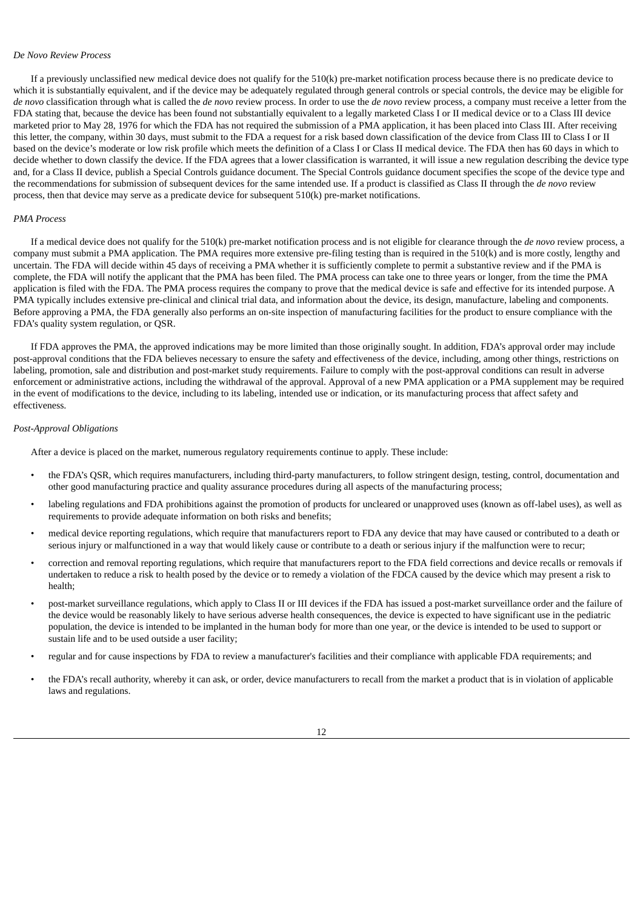*De Novo Review Process*

If a previously unclassified new medical device does not qualify for the 510(k) pre-market notification process because there is no predicate device to which it is substantially equivalent, and if the device may be adequately regulated through general controls or special controls, the device may be eligible for *de novo* classification through what is called the *de novo* review process. In order to use the *de novo* review process, a company must receive a letter from the FDA stating that, because the device has been found not substantially equivalent to a legally marketed Class I or II medical device or to a Class III device marketed prior to May 28, 1976 for which the FDA has not required the submission of a PMA application, it has been placed into Class III. After receiving this letter, the company, within 30 days, must submit to the FDA a request for a risk based down classification of the device from Class III to Class I or II based on the device's moderate or low risk profile which meets the definition of a Class I or Class II medical device. The FDA then has 60 days in which to decide whether to down classify the device. If the FDA agrees that a lower classification is warranted, it will issue a new regulation describing the device type and, for a Class II device, publish a Special Controls guidance document. The Special Controls guidance document specifies the scope of the device type and the recommendations for submission of subsequent devices for the same intended use. If a product is classified as Class II through the *de novo* review process, then that device may serve as a predicate device for subsequent 510(k) pre-market notifications.

*PMA Process*

If a medical device does not qualify for the 510(k) pre-market notification process and is not eligible for clearance through the *de novo* review process, a company must submit a PMA application. The PMA requires more extensive pre-filing testing than is required in the 510(k) and is more costly, lengthy and uncertain. The FDA will decide within 45 days of receiving a PMA whether it is sufficiently complete to permit a substantive review and if the PMA is complete, the FDA will notify the applicant that the PMA has been filed. The PMA process can take one to three years or longer, from the time the PMA application is filed with the FDA. The PMA process requires the company to prove that the medical device is safe and effective for its intended purpose. A PMA typically includes extensive pre-clinical and clinical trial data, and information about the device, its design, manufacture, labeling and components. Before approving a PMA, the FDA generally also performs an on-site inspection of manufacturing facilities for the product to ensure compliance with the FDA's quality system regulation, or QSR.

If FDA approves the PMA, the approved indications may be more limited than those originally sought. In addition, FDA's approval order may include post-approval conditions that the FDA believes necessary to ensure the safety and effectiveness of the device, including, among other things, restrictions on labeling, promotion, sale and distribution and post-market study requirements. Failure to comply with the post-approval conditions can result in adverse enforcement or administrative actions, including the withdrawal of the approval. Approval of a new PMA application or a PMA supplement may be required in the event of modifications to the device, including to its labeling, intended use or indication, or its manufacturing process that affect safety and effectiveness.

*Post-Approval Obligations*

After a device is placed on the market, numerous regulatory requirements continue to apply. These include:

- the FDA's QSR, which requires manufacturers, including third-party manufacturers, to follow stringent design, testing, control, documentation and other good manufacturing practice and quality assurance procedures during all aspects of the manufacturing process;
- labeling regulations and FDA prohibitions against the promotion of products for uncleared or unapproved uses (known as off-label uses), as well as requirements to provide adequate information on both risks and benefits;
- medical device reporting regulations, which require that manufacturers report to FDA any device that may have caused or contributed to a death or serious injury or malfunctioned in a way that would likely cause or contribute to a death or serious injury if the malfunction were to recur;
- correction and removal reporting regulations, which require that manufacturers report to the FDA field corrections and device recalls or removals if undertaken to reduce a risk to health posed by the device or to remedy a violation of the FDCA caused by the device which may present a risk to health;
- post-market surveillance regulations, which apply to Class II or III devices if the FDA has issued a post-market surveillance order and the failure of the device would be reasonably likely to have serious adverse health consequences, the device is expected to have significant use in the pediatric population, the device is intended to be implanted in the human body for more than one year, or the device is intended to be used to support or sustain life and to be used outside a user facility;
- regular and for cause inspections by FDA to review a manufacturer's facilities and their compliance with applicable FDA requirements; and
- the FDA's recall authority, whereby it can ask, or order, device manufacturers to recall from the market a product that is in violation of applicable laws and regulations.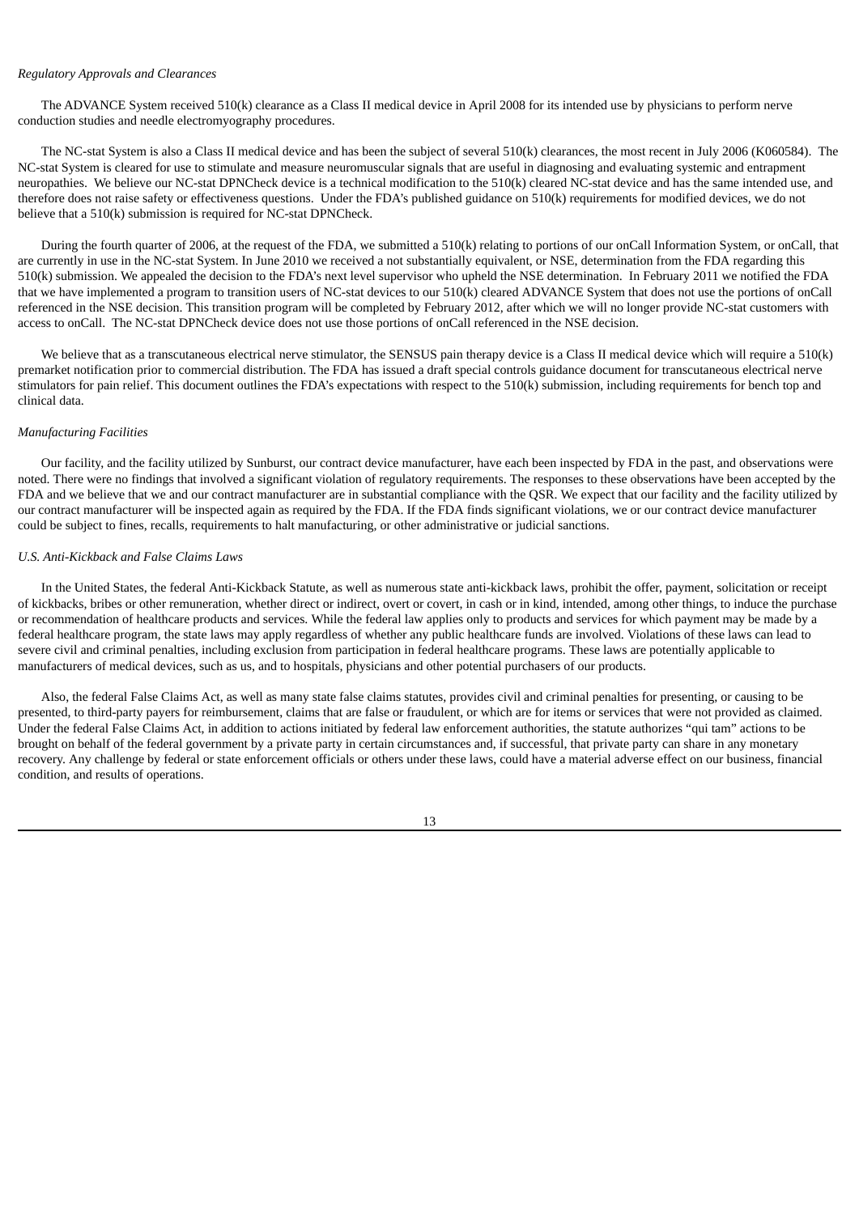*Regulatory Approvals and Clearances*

The ADVANCE System received 510(k) clearance as a Class II medical device in April 2008 for its intended use by physicians to perform nerve conduction studies and needle electromyography procedures.

The NC-stat System is also a Class II medical device and has been the subject of several 510(k) clearances, the most recent in July 2006 (K060584). The NC-stat System is cleared for use to stimulate and measure neuromuscular signals that are useful in diagnosing and evaluating systemic and entrapment neuropathies. We believe our NC-stat DPNCheck device is a technical modification to the 510(k) cleared NC-stat device and has the same intended use, and therefore does not raise safety or effectiveness questions. Under the FDA's published guidance on 510(k) requirements for modified devices, we do not believe that a 510(k) submission is required for NC-stat DPNCheck.

During the fourth quarter of 2006, at the request of the FDA, we submitted a 510(k) relating to portions of our onCall Information System, or onCall, that are currently in use in the NC-stat System. In June 2010 we received a not substantially equivalent, or NSE, determination from the FDA regarding this 510(k) submission. We appealed the decision to the FDA's next level supervisor who upheld the NSE determination. In February 2011 we notified the FDA that we have implemented a program to transition users of NC-stat devices to our 510(k) cleared ADVANCE System that does not use the portions of onCall referenced in the NSE decision. This transition program will be completed by February 2012, after which we will no longer provide NC-stat customers with access to onCall. The NC-stat DPNCheck device does not use those portions of onCall referenced in the NSE decision.

We believe that as a transcutaneous electrical nerve stimulator, the SENSUS pain therapy device is a Class II medical device which will require a 510(k) premarket notification prior to commercial distribution. The FDA has issued a draft special controls guidance document for transcutaneous electrical nerve stimulators for pain relief. This document outlines the FDA's expectations with respect to the 510(k) submission, including requirements for bench top and clinical data.

*Manufacturing Facilities*

Our facility, and the facility utilized by Sunburst, our contract device manufacturer, have each been inspected by FDA in the past, and observations were noted. There were no findings that involved a significant violation of regulatory requirements. The responses to these observations have been accepted by the FDA and we believe that we and our contract manufacturer are in substantial compliance with the QSR. We expect that our facility and the facility utilized by our contract manufacturer will be inspected again as required by the FDA. If the FDA finds significant violations, we or our contract device manufacturer could be subject to fines, recalls, requirements to halt manufacturing, or other administrative or judicial sanctions.

*U.S. Anti-Kickback and False Claims Laws*

In the United States, the federal Anti-Kickback Statute, as well as numerous state anti-kickback laws, prohibit the offer, payment, solicitation or receipt of kickbacks, bribes or other remuneration, whether direct or indirect, overt or covert, in cash or in kind, intended, among other things, to induce the purchase or recommendation of healthcare products and services. While the federal law applies only to products and services for which payment may be made by a federal healthcare program, the state laws may apply regardless of whether any public healthcare funds are involved. Violations of these laws can lead to severe civil and criminal penalties, including exclusion from participation in federal healthcare programs. These laws are potentially applicable to manufacturers of medical devices, such as us, and to hospitals, physicians and other potential purchasers of our products.

Also, the federal False Claims Act, as well as many state false claims statutes, provides civil and criminal penalties for presenting, or causing to be presented, to third-party payers for reimbursement, claims that are false or fraudulent, or which are for items or services that were not provided as claimed. Under the federal False Claims Act, in addition to actions initiated by federal law enforcement authorities, the statute authorizes "qui tam" actions to be brought on behalf of the federal government by a private party in certain circumstances and, if successful, that private party can share in any monetary recovery. Any challenge by federal or state enforcement officials or others under these laws, could have a material adverse effect on our business, financial condition, and results of operations.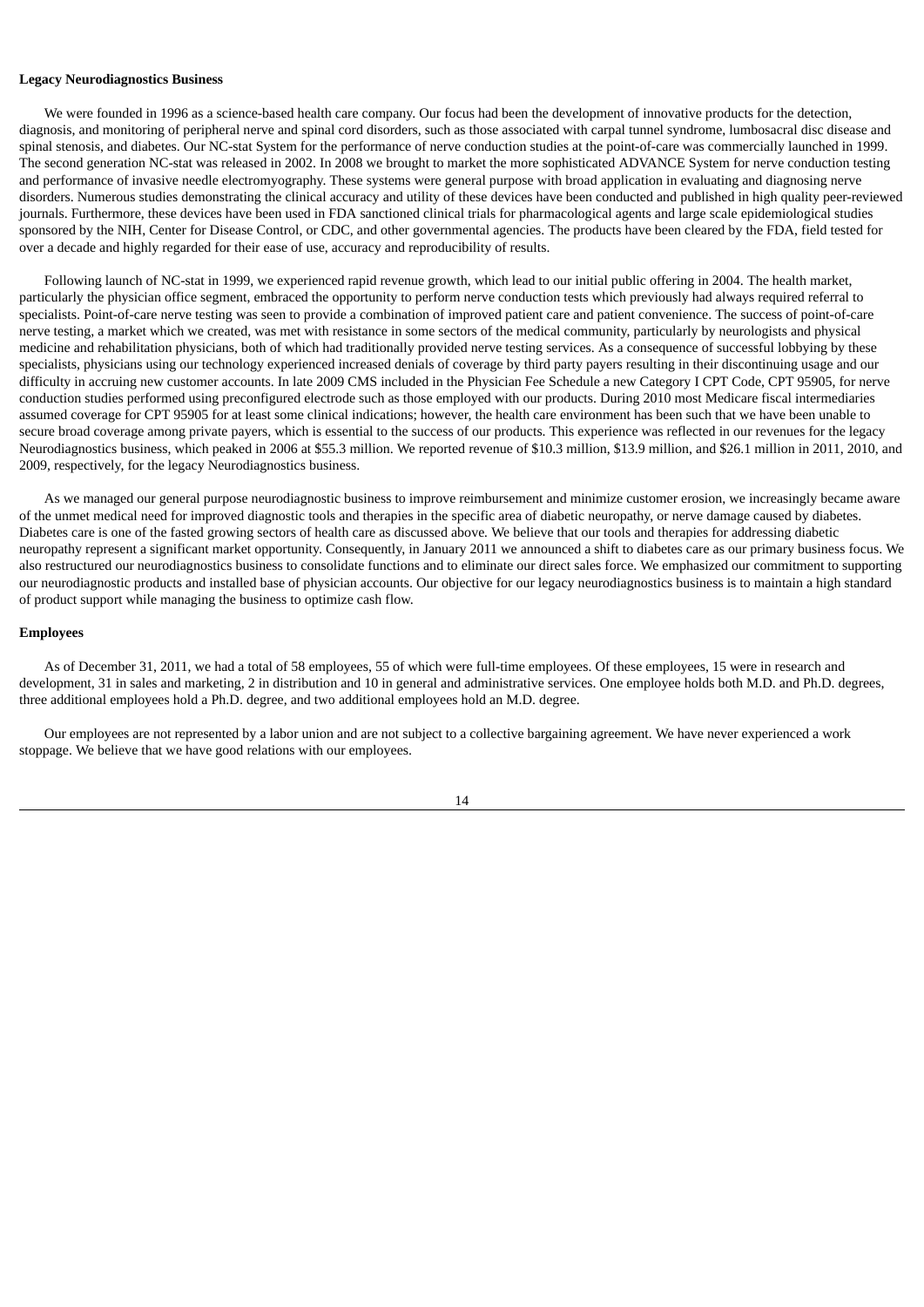**Legacy Neurodiagnostics Business**

We were founded in 1996 as a science-based health care company. Our focus had been the development of innovative products for the detection, diagnosis, and monitoring of peripheral nerve and spinal cord disorders, such as those associated with carpal tunnel syndrome, lumbosacral disc disease and spinal stenosis, and diabetes. Our NC-stat System for the performance of nerve conduction studies at the point-of-care was commercially launched in 1999. The second generation NC-stat was released in 2002. In 2008 we brought to market the more sophisticated ADVANCE System for nerve conduction testing and performance of invasive needle electromyography. These systems were general purpose with broad application in evaluating and diagnosing nerve disorders. Numerous studies demonstrating the clinical accuracy and utility of these devices have been conducted and published in high quality peer-reviewed journals. Furthermore, these devices have been used in FDA sanctioned clinical trials for pharmacological agents and large scale epidemiological studies sponsored by the NIH, Center for Disease Control, or CDC, and other governmental agencies. The products have been cleared by the FDA, field tested for over a decade and highly regarded for their ease of use, accuracy and reproducibility of results.

Following launch of NC-stat in 1999, we experienced rapid revenue growth, which lead to our initial public offering in 2004. The health market, particularly the physician office segment, embraced the opportunity to perform nerve conduction tests which previously had always required referral to specialists. Point-of-care nerve testing was seen to provide a combination of improved patient care and patient convenience. The success of point-of-care nerve testing, a market which we created, was met with resistance in some sectors of the medical community, particularly by neurologists and physical medicine and rehabilitation physicians, both of which had traditionally provided nerve testing services. As a consequence of successful lobbying by these specialists, physicians using our technology experienced increased denials of coverage by third party payers resulting in their discontinuing usage and our difficulty in accruing new customer accounts. In late 2009 CMS included in the Physician Fee Schedule a new Category I CPT Code, CPT 95905, for nerve conduction studies performed using preconfigured electrode such as those employed with our products. During 2010 most Medicare fiscal intermediaries assumed coverage for CPT 95905 for at least some clinical indications; however, the health care environment has been such that we have been unable to secure broad coverage among private payers, which is essential to the success of our products. This experience was reflected in our revenues for the legacy Neurodiagnostics business, which peaked in 2006 at $55.3 million. We reported revenue of $10.3 million, $13.9 million, and $26.1 million in 2011, 2010, and 2009, respectively, for the legacy Neurodiagnostics business.

As we managed our general purpose neurodiagnostic business to improve reimbursement and minimize customer erosion, we increasingly became aware of the unmet medical need for improved diagnostic tools and therapies in the specific area of diabetic neuropathy, or nerve damage caused by diabetes. Diabetes care is one of the fasted growing sectors of health care as discussed above. We believe that our tools and therapies for addressing diabetic neuropathy represent a significant market opportunity. Consequently, in January 2011 we announced a shift to diabetes care as our primary business focus. We also restructured our neurodiagnostics business to consolidate functions and to eliminate our direct sales force. We emphasized our commitment to supporting our neurodiagnostic products and installed base of physician accounts. Our objective for our legacy neurodiagnostics business is to maintain a high standard of product support while managing the business to optimize cash flow.

**Employees**

As of December 31, 2011, we had a total of 58 employees, 55 of which were full-time employees. Of these employees, 15 were in research and development, 31 in sales and marketing, 2 in distribution and 10 in general and administrative services. One employee holds both M.D. and Ph.D. degrees, three additional employees hold a Ph.D. degree, and two additional employees hold an M.D. degree.

Our employees are not represented by a labor union and are not subject to a collective bargaining agreement. We have never experienced a work stoppage. We believe that we have good relations with our employees.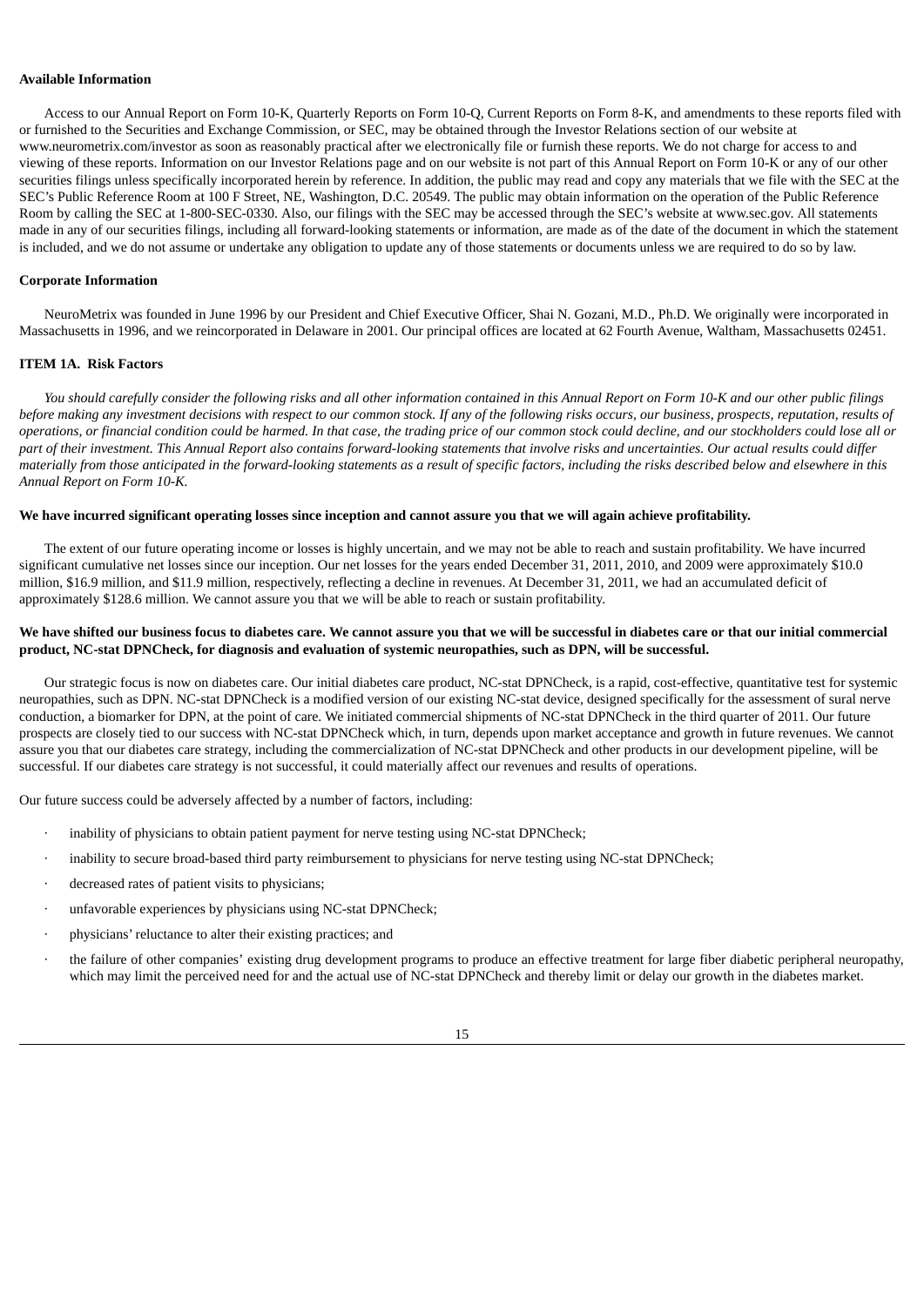**Available Information**

Access to our Annual Report on Form 10-K, Quarterly Reports on Form 10-Q, Current Reports on Form 8-K, and amendments to these reports filed with or furnished to the Securities and Exchange Commission, or SEC, may be obtained through the Investor Relations section of our website at www.neurometrix.com/investor as soon as reasonably practical after we electronically file or furnish these reports. We do not charge for access to and viewing of these reports. Information on our Investor Relations page and on our website is not part of this Annual Report on Form 10-K or any of our other securities filings unless specifically incorporated herein by reference. In addition, the public may read and copy any materials that we file with the SEC at the SEC's Public Reference Room at 100 F Street, NE, Washington, D.C. 20549. The public may obtain information on the operation of the Public Reference Room by calling the SEC at 1-800-SEC-0330. Also, our filings with the SEC may be accessed through the SEC's website at www.sec.gov. All statements made in any of our securities filings, including all forward-looking statements or information, are made as of the date of the document in which the statement is included, and we do not assume or undertake any obligation to update any of those statements or documents unless we are required to do so by law.

**Corporate Information**

NeuroMetrix was founded in June 1996 by our President and Chief Executive Officer, Shai N. Gozani, M.D., Ph.D. We originally were incorporated in Massachusetts in 1996, and we reincorporated in Delaware in 2001. Our principal offices are located at 62 Fourth Avenue, Waltham, Massachusetts 02451.

## ITEM 1A. Risk Factors

*You should carefully consider the following risks and all other information contained in this Annual Report on Form 10-K and our other public filings before making any investment decisions with respect to our common stock. If any of the following risks occurs, our business, prospects, reputation, results of operations, or financial condition could be harmed. In that case, the trading price of our common stock could decline, and our stockholders could lose all or part of their investment. This Annual Report also contains forward-looking statements that involve risks and uncertainties. Our actual results could differ materially from those anticipated in the forward-looking statements as a result of specific factors, including the risks described below and elsewhere in this Annual Report on Form 10-K.*

**We have incurred significant operating losses since inception and cannot assure you that we will again achieve profitability.**

The extent of our future operating income or losses is highly uncertain, and we may not be able to reach and sustain profitability. We have incurred significant cumulative net losses since our inception. Our net losses for the years ended December 31, 2011, 2010, and 2009 were approximately $10.0 million, $16.9 million, and $11.9 million, respectively, reflecting a decline in revenues. At December 31, 2011, we had an accumulated deficit of approximately $128.6 million. We cannot assure you that we will be able to reach or sustain profitability.

**We have shifted our business focus to diabetes care. We cannot assure you that we will be successful in diabetes care or that our initial commercial product, NC-stat DPNCheck, for diagnosis and evaluation of systemic neuropathies, such as DPN, will be successful.**

Our strategic focus is now on diabetes care. Our initial diabetes care product, NC-stat DPNCheck, is a rapid, cost-effective, quantitative test for systemic neuropathies, such as DPN. NC-stat DPNCheck is a modified version of our existing NC-stat device, designed specifically for the assessment of sural nerve conduction, a biomarker for DPN, at the point of care. We initiated commercial shipments of NC-stat DPNCheck in the third quarter of 2011. Our future prospects are closely tied to our success with NC-stat DPNCheck which, in turn, depends upon market acceptance and growth in future revenues. We cannot assure you that our diabetes care strategy, including the commercialization of NC-stat DPNCheck and other products in our development pipeline, will be successful. If our diabetes care strategy is not successful, it could materially affect our revenues and results of operations.

Our future success could be adversely affected by a number of factors, including:

- inability of physicians to obtain patient payment for nerve testing using NC-stat DPNCheck;
- inability to secure broad-based third party reimbursement to physicians for nerve testing using NC-stat DPNCheck;
- decreased rates of patient visits to physicians;
- unfavorable experiences by physicians using NC-stat DPNCheck;
- physicians' reluctance to alter their existing practices; and
- the failure of other companies' existing drug development programs to produce an effective treatment for large fiber diabetic peripheral neuropathy, which may limit the perceived need for and the actual use of NC-stat DPNCheck and thereby limit or delay our growth in the diabetes market.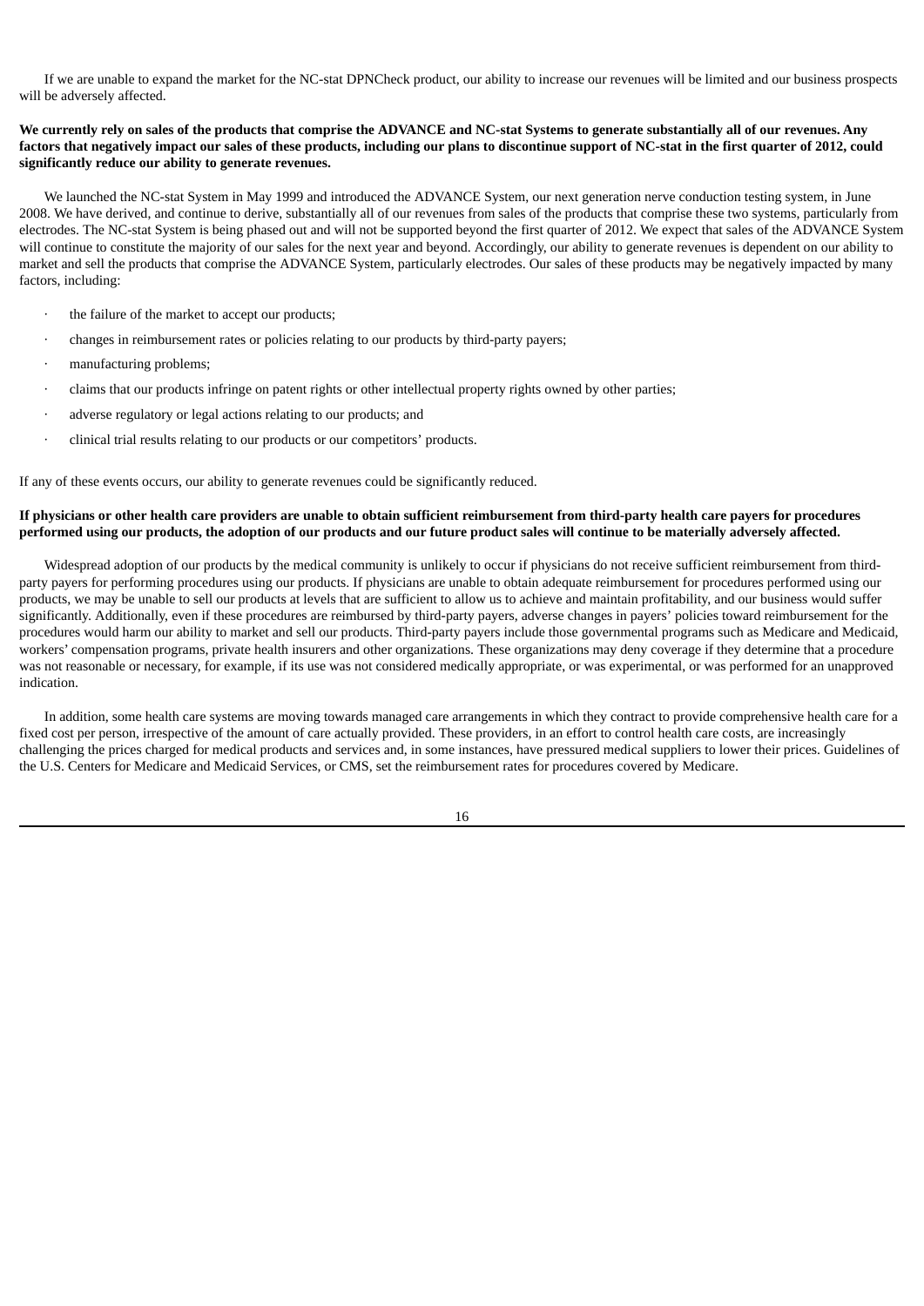If we are unable to expand the market for the NC-stat DPNCheck product, our ability to increase our revenues will be limited and our business prospects will be adversely affected.

**We currently rely on sales of the products that comprise the ADVANCE and NC-stat Systems to generate substantially all of our revenues. Any factors that negatively impact our sales of these products, including our plans to discontinue support of NC-stat in the first quarter of 2012, could significantly reduce our ability to generate revenues.**

We launched the NC-stat System in May 1999 and introduced the ADVANCE System, our next generation nerve conduction testing system, in June 2008. We have derived, and continue to derive, substantially all of our revenues from sales of the products that comprise these two systems, particularly from electrodes. The NC-stat System is being phased out and will not be supported beyond the first quarter of 2012. We expect that sales of the ADVANCE System will continue to constitute the majority of our sales for the next year and beyond. Accordingly, our ability to generate revenues is dependent on our ability to market and sell the products that comprise the ADVANCE System, particularly electrodes. Our sales of these products may be negatively impacted by many factors, including:

- the failure of the market to accept our products;
- changes in reimbursement rates or policies relating to our products by third-party payers;
- manufacturing problems;
- claims that our products infringe on patent rights or other intellectual property rights owned by other parties;
- adverse regulatory or legal actions relating to our products; and
- clinical trial results relating to our products or our competitors' products.

If any of these events occurs, our ability to generate revenues could be significantly reduced.

**If physicians or other health care providers are unable to obtain sufficient reimbursement from third-party health care payers for procedures performed using our products, the adoption of our products and our future product sales will continue to be materially adversely affected.**

Widespread adoption of our products by the medical community is unlikely to occur if physicians do not receive sufficient reimbursement from third-party payers for performing procedures using our products. If physicians are unable to obtain adequate reimbursement for procedures performed using our products, we may be unable to sell our products at levels that are sufficient to allow us to achieve and maintain profitability, and our business would suffer significantly. Additionally, even if these procedures are reimbursed by third-party payers, adverse changes in payers' policies toward reimbursement for the procedures would harm our ability to market and sell our products. Third-party payers include those governmental programs such as Medicare and Medicaid, workers' compensation programs, private health insurers and other organizations. These organizations may deny coverage if they determine that a procedure was not reasonable or necessary, for example, if its use was not considered medically appropriate, or was experimental, or was performed for an unapproved indication.

In addition, some health care systems are moving towards managed care arrangements in which they contract to provide comprehensive health care for a fixed cost per person, irrespective of the amount of care actually provided. These providers, in an effort to control health care costs, are increasingly challenging the prices charged for medical products and services and, in some instances, have pressured medical suppliers to lower their prices. Guidelines of the U.S. Centers for Medicare and Medicaid Services, or CMS, set the reimbursement rates for procedures covered by Medicare.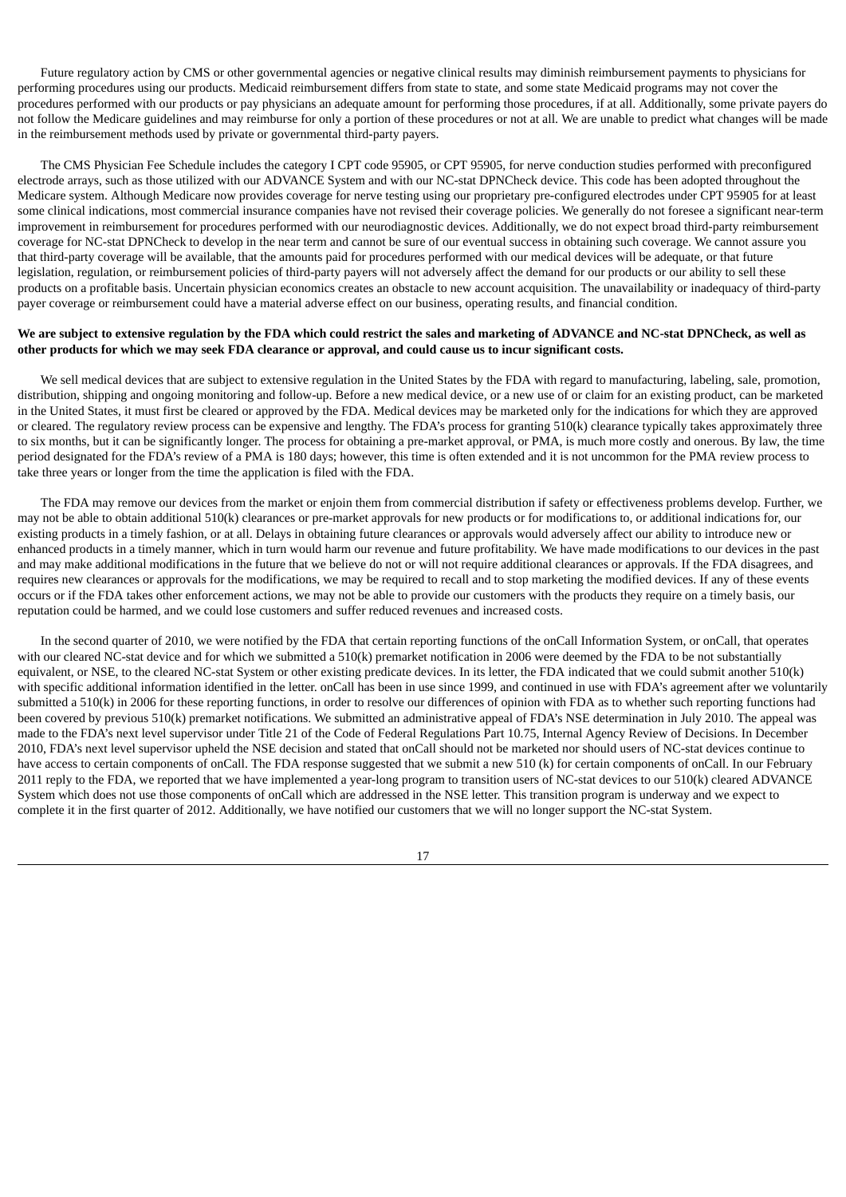Future regulatory action by CMS or other governmental agencies or negative clinical results may diminish reimbursement payments to physicians for performing procedures using our products. Medicaid reimbursement differs from state to state, and some state Medicaid programs may not cover the procedures performed with our products or pay physicians an adequate amount for performing those procedures, if at all. Additionally, some private payers do not follow the Medicare guidelines and may reimburse for only a portion of these procedures or not at all. We are unable to predict what changes will be made in the reimbursement methods used by private or governmental third-party payers.

The CMS Physician Fee Schedule includes the category I CPT code 95905, or CPT 95905, for nerve conduction studies performed with preconfigured electrode arrays, such as those utilized with our ADVANCE System and with our NC-stat DPNCheck device. This code has been adopted throughout the Medicare system. Although Medicare now provides coverage for nerve testing using our proprietary pre-configured electrodes under CPT 95905 for at least some clinical indications, most commercial insurance companies have not revised their coverage policies. We generally do not foresee a significant near-term improvement in reimbursement for procedures performed with our neurodiagnostic devices. Additionally, we do not expect broad third-party reimbursement coverage for NC-stat DPNCheck to develop in the near term and cannot be sure of our eventual success in obtaining such coverage. We cannot assure you that third-party coverage will be available, that the amounts paid for procedures performed with our medical devices will be adequate, or that future legislation, regulation, or reimbursement policies of third-party payers will not adversely affect the demand for our products or our ability to sell these products on a profitable basis. Uncertain physician economics creates an obstacle to new account acquisition. The unavailability or inadequacy of third-party payer coverage or reimbursement could have a material adverse effect on our business, operating results, and financial condition.

**We are subject to extensive regulation by the FDA which could restrict the sales and marketing of ADVANCE and NC-stat DPNCheck, as well as other products for which we may seek FDA clearance or approval, and could cause us to incur significant costs.**

We sell medical devices that are subject to extensive regulation in the United States by the FDA with regard to manufacturing, labeling, sale, promotion, distribution, shipping and ongoing monitoring and follow-up. Before a new medical device, or a new use of or claim for an existing product, can be marketed in the United States, it must first be cleared or approved by the FDA. Medical devices may be marketed only for the indications for which they are approved or cleared. The regulatory review process can be expensive and lengthy. The FDA's process for granting 510(k) clearance typically takes approximately three to six months, but it can be significantly longer. The process for obtaining a pre-market approval, or PMA, is much more costly and onerous. By law, the time period designated for the FDA's review of a PMA is 180 days; however, this time is often extended and it is not uncommon for the PMA review process to take three years or longer from the time the application is filed with the FDA.

The FDA may remove our devices from the market or enjoin them from commercial distribution if safety or effectiveness problems develop. Further, we may not be able to obtain additional 510(k) clearances or pre-market approvals for new products or for modifications to, or additional indications for, our existing products in a timely fashion, or at all. Delays in obtaining future clearances or approvals would adversely affect our ability to introduce new or enhanced products in a timely manner, which in turn would harm our revenue and future profitability. We have made modifications to our devices in the past and may make additional modifications in the future that we believe do not or will not require additional clearances or approvals. If the FDA disagrees, and requires new clearances or approvals for the modifications, we may be required to recall and to stop marketing the modified devices. If any of these events occurs or if the FDA takes other enforcement actions, we may not be able to provide our customers with the products they require on a timely basis, our reputation could be harmed, and we could lose customers and suffer reduced revenues and increased costs.

In the second quarter of 2010, we were notified by the FDA that certain reporting functions of the onCall Information System, or onCall, that operates with our cleared NC-stat device and for which we submitted a 510(k) premarket notification in 2006 were deemed by the FDA to be not substantially equivalent, or NSE, to the cleared NC-stat System or other existing predicate devices. In its letter, the FDA indicated that we could submit another 510(k) with specific additional information identified in the letter. onCall has been in use since 1999, and continued in use with FDA's agreement after we voluntarily submitted a 510(k) in 2006 for these reporting functions, in order to resolve our differences of opinion with FDA as to whether such reporting functions had been covered by previous 510(k) premarket notifications. We submitted an administrative appeal of FDA's NSE determination in July 2010. The appeal was made to the FDA's next level supervisor under Title 21 of the Code of Federal Regulations Part 10.75, Internal Agency Review of Decisions. In December 2010, FDA's next level supervisor upheld the NSE decision and stated that onCall should not be marketed nor should users of NC-stat devices continue to have access to certain components of onCall. The FDA response suggested that we submit a new 510 (k) for certain components of onCall. In our February 2011 reply to the FDA, we reported that we have implemented a year-long program to transition users of NC-stat devices to our 510(k) cleared ADVANCE System which does not use those components of onCall which are addressed in the NSE letter. This transition program is underway and we expect to complete it in the first quarter of 2012. Additionally, we have notified our customers that we will no longer support the NC-stat System.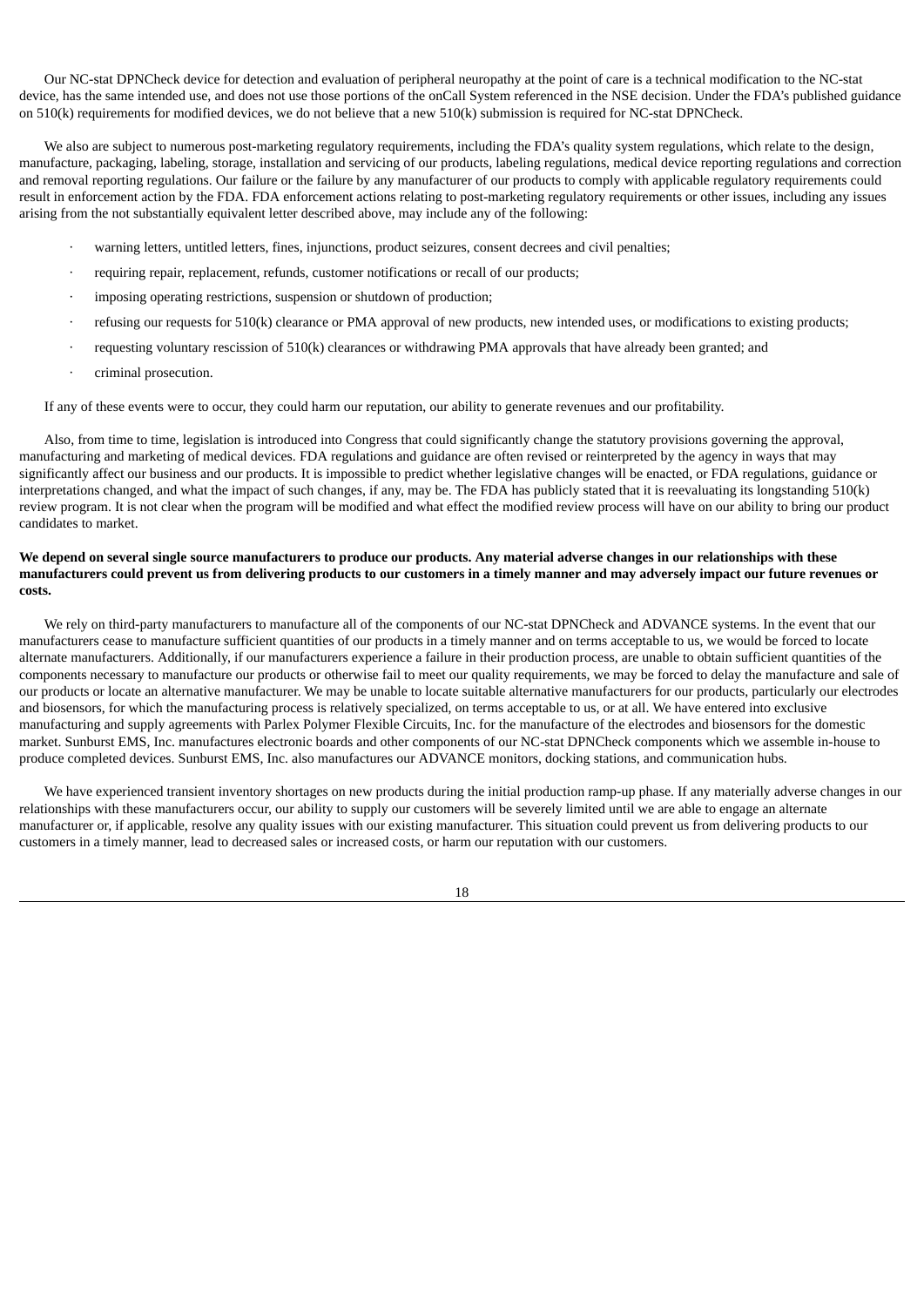Our NC-stat DPNCheck device for detection and evaluation of peripheral neuropathy at the point of care is a technical modification to the NC-stat device, has the same intended use, and does not use those portions of the onCall System referenced in the NSE decision. Under the FDA's published guidance on 510(k) requirements for modified devices, we do not believe that a new 510(k) submission is required for NC-stat DPNCheck.

We also are subject to numerous post-marketing regulatory requirements, including the FDA's quality system regulations, which relate to the design, manufacture, packaging, labeling, storage, installation and servicing of our products, labeling regulations, medical device reporting regulations and correction and removal reporting regulations. Our failure or the failure by any manufacturer of our products to comply with applicable regulatory requirements could result in enforcement action by the FDA. FDA enforcement actions relating to post-marketing regulatory requirements or other issues, including any issues arising from the not substantially equivalent letter described above, may include any of the following:

- warning letters, untitled letters, fines, injunctions, product seizures, consent decrees and civil penalties;
- requiring repair, replacement, refunds, customer notifications or recall of our products;
- imposing operating restrictions, suspension or shutdown of production;
- refusing our requests for 510(k) clearance or PMA approval of new products, new intended uses, or modifications to existing products;
- requesting voluntary rescission of 510(k) clearances or withdrawing PMA approvals that have already been granted; and
- criminal prosecution.

If any of these events were to occur, they could harm our reputation, our ability to generate revenues and our profitability.

Also, from time to time, legislation is introduced into Congress that could significantly change the statutory provisions governing the approval, manufacturing and marketing of medical devices. FDA regulations and guidance are often revised or reinterpreted by the agency in ways that may significantly affect our business and our products. It is impossible to predict whether legislative changes will be enacted, or FDA regulations, guidance or interpretations changed, and what the impact of such changes, if any, may be. The FDA has publicly stated that it is reevaluating its longstanding 510(k) review program. It is not clear when the program will be modified and what effect the modified review process will have on our ability to bring our product candidates to market.

**We depend on several single source manufacturers to produce our products. Any material adverse changes in our relationships with these manufacturers could prevent us from delivering products to our customers in a timely manner and may adversely impact our future revenues or costs.**

We rely on third-party manufacturers to manufacture all of the components of our NC-stat DPNCheck and ADVANCE systems. In the event that our manufacturers cease to manufacture sufficient quantities of our products in a timely manner and on terms acceptable to us, we would be forced to locate alternate manufacturers. Additionally, if our manufacturers experience a failure in their production process, are unable to obtain sufficient quantities of the components necessary to manufacture our products or otherwise fail to meet our quality requirements, we may be forced to delay the manufacture and sale of our products or locate an alternative manufacturer. We may be unable to locate suitable alternative manufacturers for our products, particularly our electrodes and biosensors, for which the manufacturing process is relatively specialized, on terms acceptable to us, or at all. We have entered into exclusive manufacturing and supply agreements with Parlex Polymer Flexible Circuits, Inc. for the manufacture of the electrodes and biosensors for the domestic market. Sunburst EMS, Inc. manufactures electronic boards and other components of our NC-stat DPNCheck components which we assemble in-house to produce completed devices. Sunburst EMS, Inc. also manufactures our ADVANCE monitors, docking stations, and communication hubs.

We have experienced transient inventory shortages on new products during the initial production ramp-up phase. If any materially adverse changes in our relationships with these manufacturers occur, our ability to supply our customers will be severely limited until we are able to engage an alternate manufacturer or, if applicable, resolve any quality issues with our existing manufacturer. This situation could prevent us from delivering products to our customers in a timely manner, lead to decreased sales or increased costs, or harm our reputation with our customers.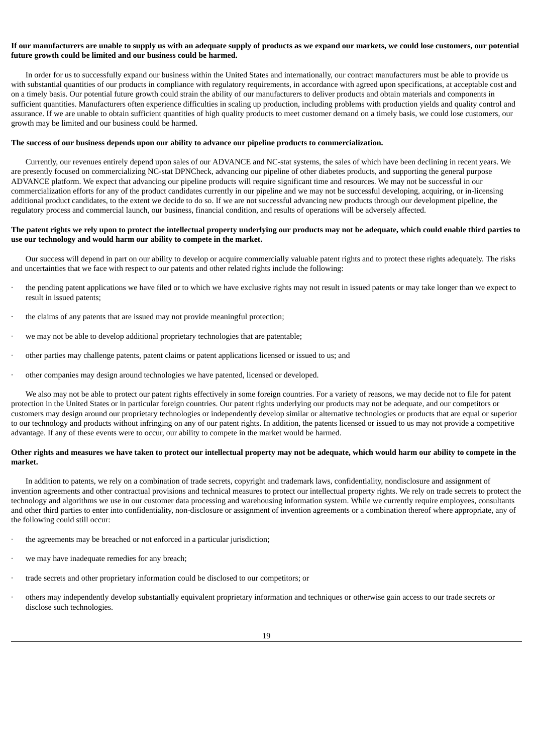**If our manufacturers are unable to supply us with an adequate supply of products as we expand our markets, we could lose customers, our potential future growth could be limited and our business could be harmed.**

In order for us to successfully expand our business within the United States and internationally, our contract manufacturers must be able to provide us with substantial quantities of our products in compliance with regulatory requirements, in accordance with agreed upon specifications, at acceptable cost and on a timely basis. Our potential future growth could strain the ability of our manufacturers to deliver products and obtain materials and components in sufficient quantities. Manufacturers often experience difficulties in scaling up production, including problems with production yields and quality control and assurance. If we are unable to obtain sufficient quantities of high quality products to meet customer demand on a timely basis, we could lose customers, our growth may be limited and our business could be harmed.

**The success of our business depends upon our ability to advance our pipeline products to commercialization.**

Currently, our revenues entirely depend upon sales of our ADVANCE and NC-stat systems, the sales of which have been declining in recent years. We are presently focused on commercializing NC-stat DPNCheck, advancing our pipeline of other diabetes products, and supporting the general purpose ADVANCE platform. We expect that advancing our pipeline products will require significant time and resources. We may not be successful in our commercialization efforts for any of the product candidates currently in our pipeline and we may not be successful developing, acquiring, or in-licensing additional product candidates, to the extent we decide to do so. If we are not successful advancing new products through our development pipeline, the regulatory process and commercial launch, our business, financial condition, and results of operations will be adversely affected.

**The patent rights we rely upon to protect the intellectual property underlying our products may not be adequate, which could enable third parties to use our technology and would harm our ability to compete in the market.**

Our success will depend in part on our ability to develop or acquire commercially valuable patent rights and to protect these rights adequately. The risks and uncertainties that we face with respect to our patents and other related rights include the following:

- the pending patent applications we have filed or to which we have exclusive rights may not result in issued patents or may take longer than we expect to result in issued patents;
- the claims of any patents that are issued may not provide meaningful protection;
- we may not be able to develop additional proprietary technologies that are patentable;
- other parties may challenge patents, patent claims or patent applications licensed or issued to us; and
- other companies may design around technologies we have patented, licensed or developed.

We also may not be able to protect our patent rights effectively in some foreign countries. For a variety of reasons, we may decide not to file for patent protection in the United States or in particular foreign countries. Our patent rights underlying our products may not be adequate, and our competitors or customers may design around our proprietary technologies or independently develop similar or alternative technologies or products that are equal or superior to our technology and products without infringing on any of our patent rights. In addition, the patents licensed or issued to us may not provide a competitive advantage. If any of these events were to occur, our ability to compete in the market would be harmed.

**Other rights and measures we have taken to protect our intellectual property may not be adequate, which would harm our ability to compete in the market.**

In addition to patents, we rely on a combination of trade secrets, copyright and trademark laws, confidentiality, nondisclosure and assignment of invention agreements and other contractual provisions and technical measures to protect our intellectual property rights. We rely on trade secrets to protect the technology and algorithms we use in our customer data processing and warehousing information system. While we currently require employees, consultants and other third parties to enter into confidentiality, non-disclosure or assignment of invention agreements or a combination thereof where appropriate, any of the following could still occur:

- the agreements may be breached or not enforced in a particular jurisdiction;
- we may have inadequate remedies for any breach;
- trade secrets and other proprietary information could be disclosed to our competitors; or
- others may independently develop substantially equivalent proprietary information and techniques or otherwise gain access to our trade secrets or disclose such technologies.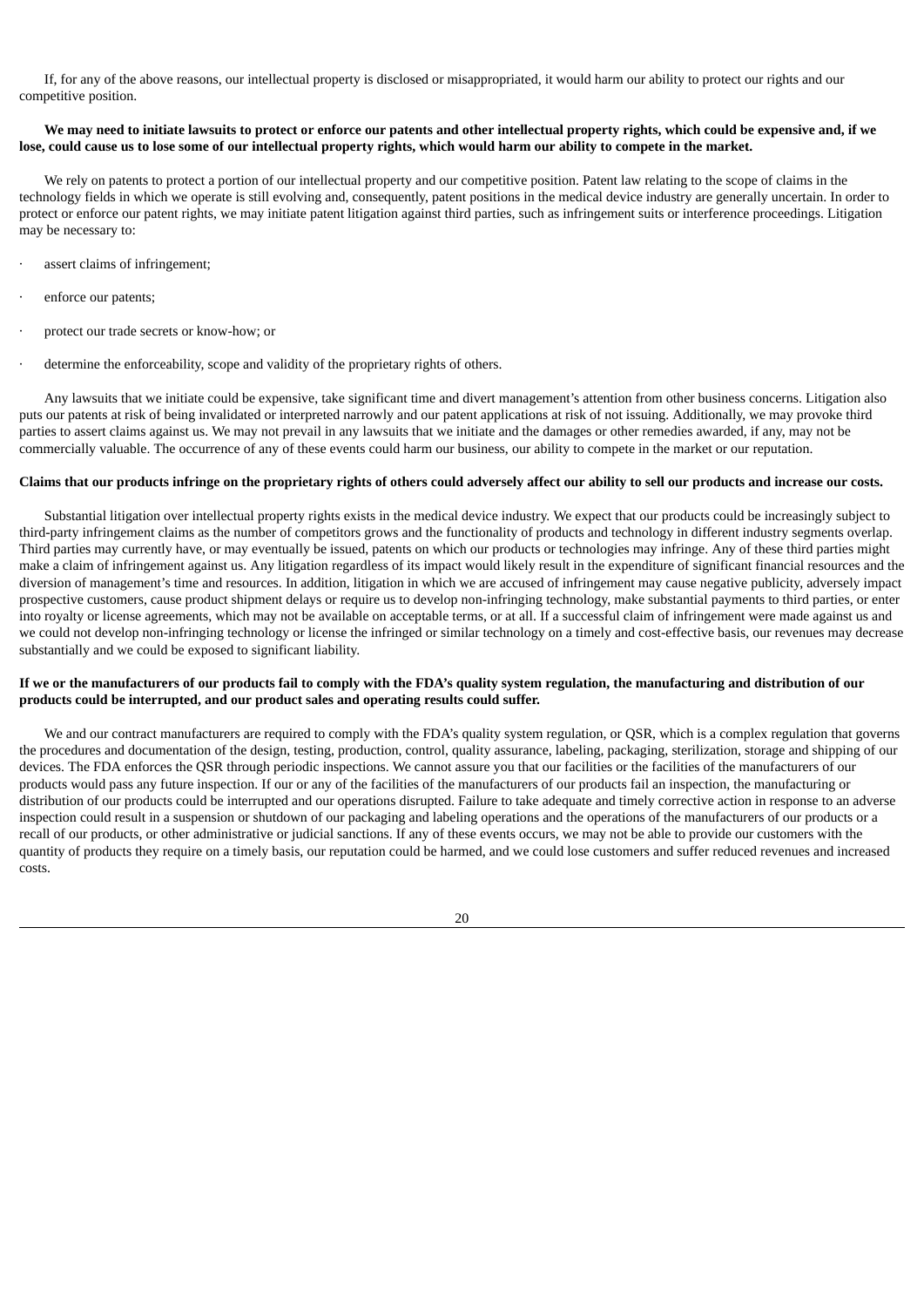If, for any of the above reasons, our intellectual property is disclosed or misappropriated, it would harm our ability to protect our rights and our competitive position.

**We may need to initiate lawsuits to protect or enforce our patents and other intellectual property rights, which could be expensive and, if we lose, could cause us to lose some of our intellectual property rights, which would harm our ability to compete in the market.**

We rely on patents to protect a portion of our intellectual property and our competitive position. Patent law relating to the scope of claims in the technology fields in which we operate is still evolving and, consequently, patent positions in the medical device industry are generally uncertain. In order to protect or enforce our patent rights, we may initiate patent litigation against third parties, such as infringement suits or interference proceedings. Litigation may be necessary to:

- assert claims of infringement;
- enforce our patents;
- protect our trade secrets or know-how; or
- determine the enforceability, scope and validity of the proprietary rights of others.

Any lawsuits that we initiate could be expensive, take significant time and divert management's attention from other business concerns. Litigation also puts our patents at risk of being invalidated or interpreted narrowly and our patent applications at risk of not issuing. Additionally, we may provoke third parties to assert claims against us. We may not prevail in any lawsuits that we initiate and the damages or other remedies awarded, if any, may not be commercially valuable. The occurrence of any of these events could harm our business, our ability to compete in the market or our reputation.

**Claims that our products infringe on the proprietary rights of others could adversely affect our ability to sell our products and increase our costs.**

Substantial litigation over intellectual property rights exists in the medical device industry. We expect that our products could be increasingly subject to third-party infringement claims as the number of competitors grows and the functionality of products and technology in different industry segments overlap. Third parties may currently have, or may eventually be issued, patents on which our products or technologies may infringe. Any of these third parties might make a claim of infringement against us. Any litigation regardless of its impact would likely result in the expenditure of significant financial resources and the diversion of management's time and resources. In addition, litigation in which we are accused of infringement may cause negative publicity, adversely impact prospective customers, cause product shipment delays or require us to develop non-infringing technology, make substantial payments to third parties, or enter into royalty or license agreements, which may not be available on acceptable terms, or at all. If a successful claim of infringement were made against us and we could not develop non-infringing technology or license the infringed or similar technology on a timely and cost-effective basis, our revenues may decrease substantially and we could be exposed to significant liability.

**If we or the manufacturers of our products fail to comply with the FDA's quality system regulation, the manufacturing and distribution of our products could be interrupted, and our product sales and operating results could suffer.**

We and our contract manufacturers are required to comply with the FDA's quality system regulation, or QSR, which is a complex regulation that governs the procedures and documentation of the design, testing, production, control, quality assurance, labeling, packaging, sterilization, storage and shipping of our devices. The FDA enforces the QSR through periodic inspections. We cannot assure you that our facilities or the facilities of the manufacturers of our products would pass any future inspection. If our or any of the facilities of the manufacturers of our products fail an inspection, the manufacturing or distribution of our products could be interrupted and our operations disrupted. Failure to take adequate and timely corrective action in response to an adverse inspection could result in a suspension or shutdown of our packaging and labeling operations and the operations of the manufacturers of our products or a recall of our products, or other administrative or judicial sanctions. If any of these events occurs, we may not be able to provide our customers with the quantity of products they require on a timely basis, our reputation could be harmed, and we could lose customers and suffer reduced revenues and increased costs.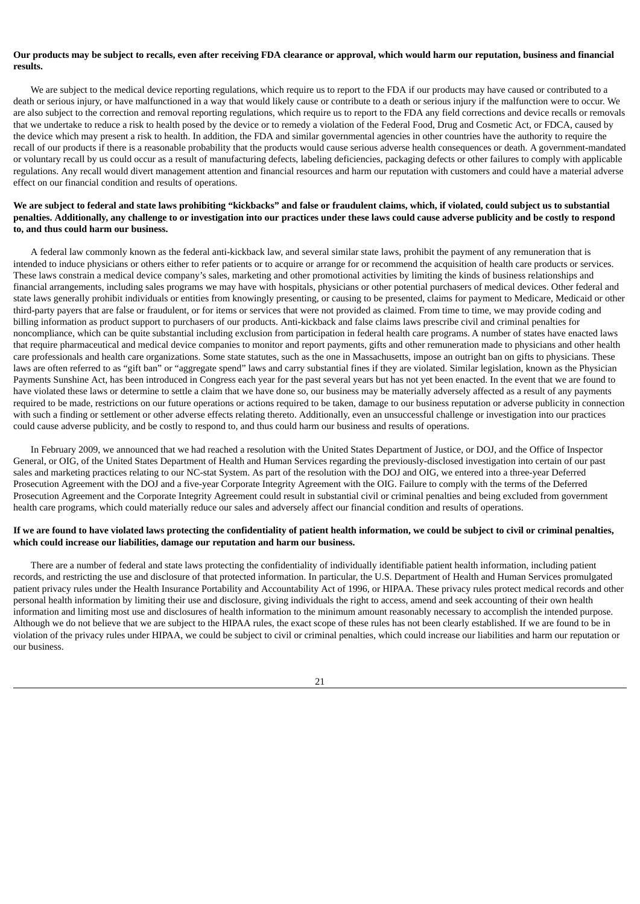**Our products may be subject to recalls, even after receiving FDA clearance or approval, which would harm our reputation, business and financial results.**

We are subject to the medical device reporting regulations, which require us to report to the FDA if our products may have caused or contributed to a death or serious injury, or have malfunctioned in a way that would likely cause or contribute to a death or serious injury if the malfunction were to occur. We are also subject to the correction and removal reporting regulations, which require us to report to the FDA any field corrections and device recalls or removals that we undertake to reduce a risk to health posed by the device or to remedy a violation of the Federal Food, Drug and Cosmetic Act, or FDCA, caused by the device which may present a risk to health. In addition, the FDA and similar governmental agencies in other countries have the authority to require the recall of our products if there is a reasonable probability that the products would cause serious adverse health consequences or death. A government-mandated or voluntary recall by us could occur as a result of manufacturing defects, labeling deficiencies, packaging defects or other failures to comply with applicable regulations. Any recall would divert management attention and financial resources and harm our reputation with customers and could have a material adverse effect on our financial condition and results of operations.

**We are subject to federal and state laws prohibiting "kickbacks" and false or fraudulent claims, which, if violated, could subject us to substantial penalties. Additionally, any challenge to or investigation into our practices under these laws could cause adverse publicity and be costly to respond to, and thus could harm our business.**

A federal law commonly known as the federal anti-kickback law, and several similar state laws, prohibit the payment of any remuneration that is intended to induce physicians or others either to refer patients or to acquire or arrange for or recommend the acquisition of health care products or services. These laws constrain a medical device company's sales, marketing and other promotional activities by limiting the kinds of business relationships and financial arrangements, including sales programs we may have with hospitals, physicians or other potential purchasers of medical devices. Other federal and state laws generally prohibit individuals or entities from knowingly presenting, or causing to be presented, claims for payment to Medicare, Medicaid or other third-party payers that are false or fraudulent, or for items or services that were not provided as claimed. From time to time, we may provide coding and billing information as product support to purchasers of our products. Anti-kickback and false claims laws prescribe civil and criminal penalties for noncompliance, which can be quite substantial including exclusion from participation in federal health care programs. A number of states have enacted laws that require pharmaceutical and medical device companies to monitor and report payments, gifts and other remuneration made to physicians and other health care professionals and health care organizations. Some state statutes, such as the one in Massachusetts, impose an outright ban on gifts to physicians. These laws are often referred to as "gift ban" or "aggregate spend" laws and carry substantial fines if they are violated. Similar legislation, known as the Physician Payments Sunshine Act, has been introduced in Congress each year for the past several years but has not yet been enacted. In the event that we are found to have violated these laws or determine to settle a claim that we have done so, our business may be materially adversely affected as a result of any payments required to be made, restrictions on our future operations or actions required to be taken, damage to our business reputation or adverse publicity in connection with such a finding or settlement or other adverse effects relating thereto. Additionally, even an unsuccessful challenge or investigation into our practices could cause adverse publicity, and be costly to respond to, and thus could harm our business and results of operations.

In February 2009, we announced that we had reached a resolution with the United States Department of Justice, or DOJ, and the Office of Inspector General, or OIG, of the United States Department of Health and Human Services regarding the previously-disclosed investigation into certain of our past sales and marketing practices relating to our NC-stat System. As part of the resolution with the DOJ and OIG, we entered into a three-year Deferred Prosecution Agreement with the DOJ and a five-year Corporate Integrity Agreement with the OIG. Failure to comply with the terms of the Deferred Prosecution Agreement and the Corporate Integrity Agreement could result in substantial civil or criminal penalties and being excluded from government health care programs, which could materially reduce our sales and adversely affect our financial condition and results of operations.

**If we are found to have violated laws protecting the confidentiality of patient health information, we could be subject to civil or criminal penalties, which could increase our liabilities, damage our reputation and harm our business.**

There are a number of federal and state laws protecting the confidentiality of individually identifiable patient health information, including patient records, and restricting the use and disclosure of that protected information. In particular, the U.S. Department of Health and Human Services promulgated patient privacy rules under the Health Insurance Portability and Accountability Act of 1996, or HIPAA. These privacy rules protect medical records and other personal health information by limiting their use and disclosure, giving individuals the right to access, amend and seek accounting of their own health information and limiting most use and disclosures of health information to the minimum amount reasonably necessary to accomplish the intended purpose. Although we do not believe that we are subject to the HIPAA rules, the exact scope of these rules has not been clearly established. If we are found to be in violation of the privacy rules under HIPAA, we could be subject to civil or criminal penalties, which could increase our liabilities and harm our reputation or our business.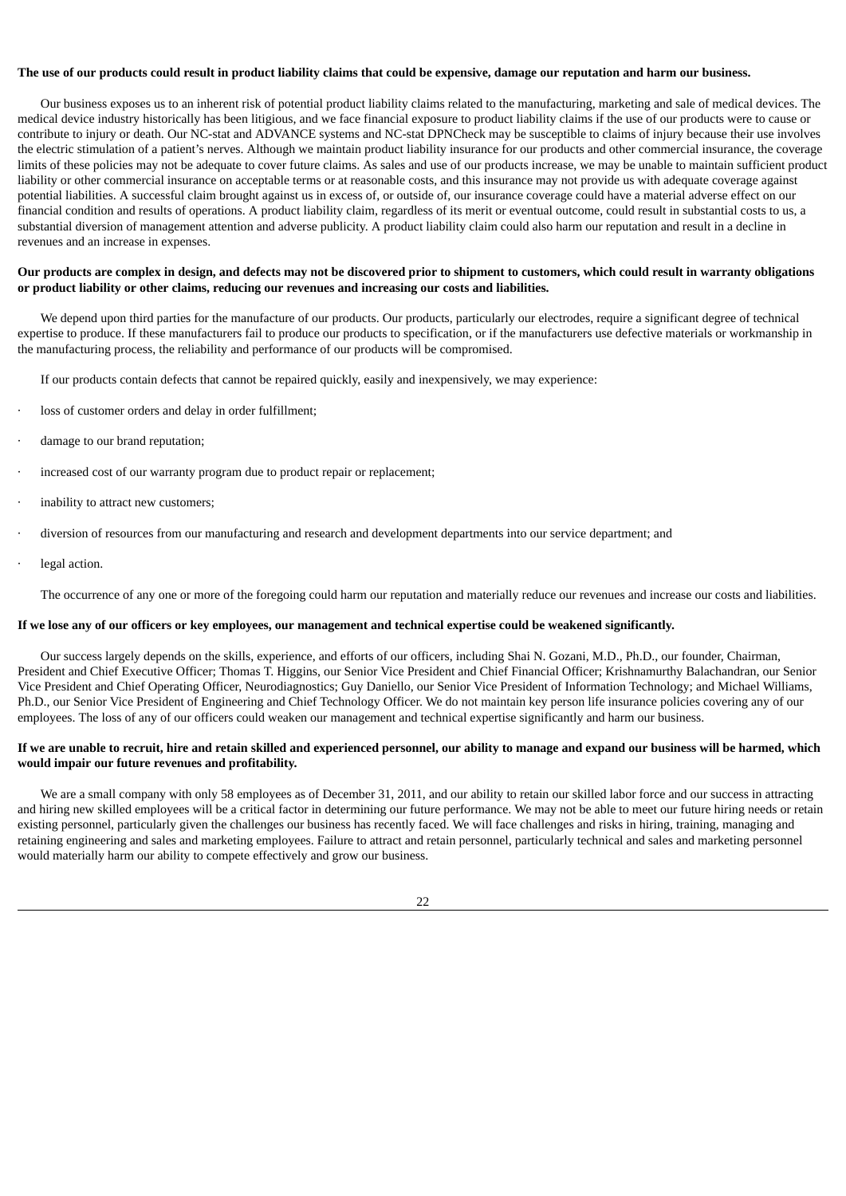**The use of our products could result in product liability claims that could be expensive, damage our reputation and harm our business.**

Our business exposes us to an inherent risk of potential product liability claims related to the manufacturing, marketing and sale of medical devices. The medical device industry historically has been litigious, and we face financial exposure to product liability claims if the use of our products were to cause or contribute to injury or death. Our NC-stat and ADVANCE systems and NC-stat DPNCheck may be susceptible to claims of injury because their use involves the electric stimulation of a patient's nerves. Although we maintain product liability insurance for our products and other commercial insurance, the coverage limits of these policies may not be adequate to cover future claims. As sales and use of our products increase, we may be unable to maintain sufficient product liability or other commercial insurance on acceptable terms or at reasonable costs, and this insurance may not provide us with adequate coverage against potential liabilities. A successful claim brought against us in excess of, or outside of, our insurance coverage could have a material adverse effect on our financial condition and results of operations. A product liability claim, regardless of its merit or eventual outcome, could result in substantial costs to us, a substantial diversion of management attention and adverse publicity. A product liability claim could also harm our reputation and result in a decline in revenues and an increase in expenses.

**Our products are complex in design, and defects may not be discovered prior to shipment to customers, which could result in warranty obligations or product liability or other claims, reducing our revenues and increasing our costs and liabilities.**

We depend upon third parties for the manufacture of our products. Our products, particularly our electrodes, require a significant degree of technical expertise to produce. If these manufacturers fail to produce our products to specification, or if the manufacturers use defective materials or workmanship in the manufacturing process, the reliability and performance of our products will be compromised.

If our products contain defects that cannot be repaired quickly, easily and inexpensively, we may experience:

- loss of customer orders and delay in order fulfillment;
- damage to our brand reputation;
- increased cost of our warranty program due to product repair or replacement;
- inability to attract new customers;
- diversion of resources from our manufacturing and research and development departments into our service department; and
- legal action.

The occurrence of any one or more of the foregoing could harm our reputation and materially reduce our revenues and increase our costs and liabilities.

**If we lose any of our officers or key employees, our management and technical expertise could be weakened significantly.**

Our success largely depends on the skills, experience, and efforts of our officers, including Shai N. Gozani, M.D., Ph.D., our founder, Chairman, President and Chief Executive Officer; Thomas T. Higgins, our Senior Vice President and Chief Financial Officer; Krishnamurthy Balachandran, our Senior Vice President and Chief Operating Officer, Neurodiagnostics; Guy Daniello, our Senior Vice President of Information Technology; and Michael Williams, Ph.D., our Senior Vice President of Engineering and Chief Technology Officer. We do not maintain key person life insurance policies covering any of our employees. The loss of any of our officers could weaken our management and technical expertise significantly and harm our business.

**If we are unable to recruit, hire and retain skilled and experienced personnel, our ability to manage and expand our business will be harmed, which would impair our future revenues and profitability.**

We are a small company with only 58 employees as of December 31, 2011, and our ability to retain our skilled labor force and our success in attracting and hiring new skilled employees will be a critical factor in determining our future performance. We may not be able to meet our future hiring needs or retain existing personnel, particularly given the challenges our business has recently faced. We will face challenges and risks in hiring, training, managing and retaining engineering and sales and marketing employees. Failure to attract and retain personnel, particularly technical and sales and marketing personnel would materially harm our ability to compete effectively and grow our business.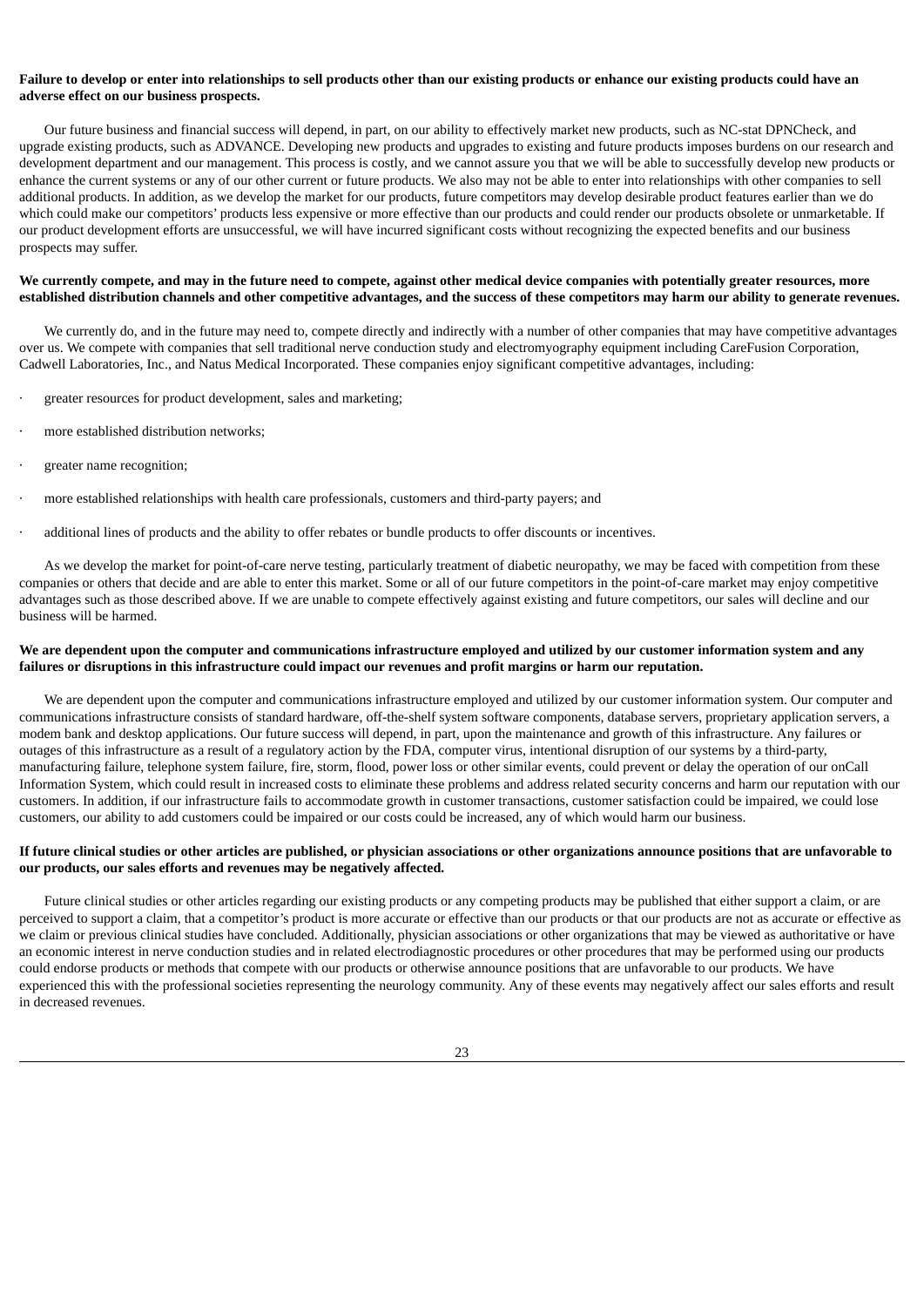**Failure to develop or enter into relationships to sell products other than our existing products or enhance our existing products could have an adverse effect on our business prospects.**

Our future business and financial success will depend, in part, on our ability to effectively market new products, such as NC-stat DPNCheck, and upgrade existing products, such as ADVANCE. Developing new products and upgrades to existing and future products imposes burdens on our research and development department and our management. This process is costly, and we cannot assure you that we will be able to successfully develop new products or enhance the current systems or any of our other current or future products. We also may not be able to enter into relationships with other companies to sell additional products. In addition, as we develop the market for our products, future competitors may develop desirable product features earlier than we do which could make our competitors' products less expensive or more effective than our products and could render our products obsolete or unmarketable. If our product development efforts are unsuccessful, we will have incurred significant costs without recognizing the expected benefits and our business prospects may suffer.

**We currently compete, and may in the future need to compete, against other medical device companies with potentially greater resources, more established distribution channels and other competitive advantages, and the success of these competitors may harm our ability to generate revenues.**

We currently do, and in the future may need to, compete directly and indirectly with a number of other companies that may have competitive advantages over us. We compete with companies that sell traditional nerve conduction study and electromyography equipment including CareFusion Corporation, Cadwell Laboratories, Inc., and Natus Medical Incorporated. These companies enjoy significant competitive advantages, including:

- greater resources for product development, sales and marketing;
- more established distribution networks;
- greater name recognition;
- more established relationships with health care professionals, customers and third-party payers; and
- additional lines of products and the ability to offer rebates or bundle products to offer discounts or incentives.

As we develop the market for point-of-care nerve testing, particularly treatment of diabetic neuropathy, we may be faced with competition from these companies or others that decide and are able to enter this market. Some or all of our future competitors in the point-of-care market may enjoy competitive advantages such as those described above. If we are unable to compete effectively against existing and future competitors, our sales will decline and our business will be harmed.

**We are dependent upon the computer and communications infrastructure employed and utilized by our customer information system and any failures or disruptions in this infrastructure could impact our revenues and profit margins or harm our reputation.**

We are dependent upon the computer and communications infrastructure employed and utilized by our customer information system. Our computer and communications infrastructure consists of standard hardware, off-the-shelf system software components, database servers, proprietary application servers, a modem bank and desktop applications. Our future success will depend, in part, upon the maintenance and growth of this infrastructure. Any failures or outages of this infrastructure as a result of a regulatory action by the FDA, computer virus, intentional disruption of our systems by a third-party, manufacturing failure, telephone system failure, fire, storm, flood, power loss or other similar events, could prevent or delay the operation of our onCall Information System, which could result in increased costs to eliminate these problems and address related security concerns and harm our reputation with our customers. In addition, if our infrastructure fails to accommodate growth in customer transactions, customer satisfaction could be impaired, we could lose customers, our ability to add customers could be impaired or our costs could be increased, any of which would harm our business.

**If future clinical studies or other articles are published, or physician associations or other organizations announce positions that are unfavorable to our products, our sales efforts and revenues may be negatively affected.**

Future clinical studies or other articles regarding our existing products or any competing products may be published that either support a claim, or are perceived to support a claim, that a competitor's product is more accurate or effective than our products or that our products are not as accurate or effective as we claim or previous clinical studies have concluded. Additionally, physician associations or other organizations that may be viewed as authoritative or have an economic interest in nerve conduction studies and in related electrodiagnostic procedures or other procedures that may be performed using our products could endorse products or methods that compete with our products or otherwise announce positions that are unfavorable to our products. We have experienced this with the professional societies representing the neurology community. Any of these events may negatively affect our sales efforts and result in decreased revenues.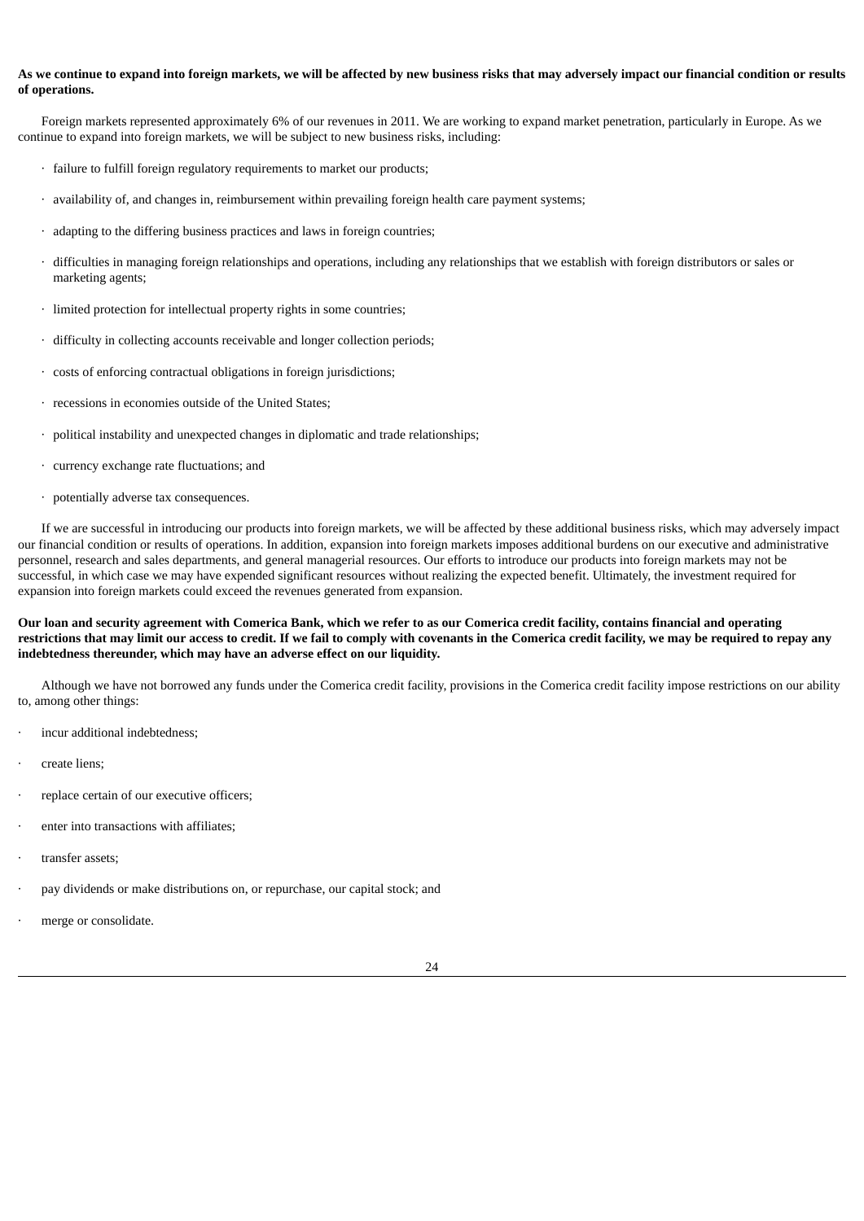**As we continue to expand into foreign markets, we will be affected by new business risks that may adversely impact our financial condition or results of operations.**

Foreign markets represented approximately 6% of our revenues in 2011. We are working to expand market penetration, particularly in Europe. As we continue to expand into foreign markets, we will be subject to new business risks, including:

- failure to fulfill foreign regulatory requirements to market our products;
- availability of, and changes in, reimbursement within prevailing foreign health care payment systems;
- adapting to the differing business practices and laws in foreign countries;
- difficulties in managing foreign relationships and operations, including any relationships that we establish with foreign distributors or sales or marketing agents;
- limited protection for intellectual property rights in some countries;
- difficulty in collecting accounts receivable and longer collection periods;
- costs of enforcing contractual obligations in foreign jurisdictions;
- recessions in economies outside of the United States;
- political instability and unexpected changes in diplomatic and trade relationships;
- currency exchange rate fluctuations; and
- potentially adverse tax consequences.

If we are successful in introducing our products into foreign markets, we will be affected by these additional business risks, which may adversely impact our financial condition or results of operations. In addition, expansion into foreign markets imposes additional burdens on our executive and administrative personnel, research and sales departments, and general managerial resources. Our efforts to introduce our products into foreign markets may not be successful, in which case we may have expended significant resources without realizing the expected benefit. Ultimately, the investment required for expansion into foreign markets could exceed the revenues generated from expansion.

**Our loan and security agreement with Comerica Bank, which we refer to as our Comerica credit facility, contains financial and operating restrictions that may limit our access to credit. If we fail to comply with covenants in the Comerica credit facility, we may be required to repay any indebtedness thereunder, which may have an adverse effect on our liquidity.**

Although we have not borrowed any funds under the Comerica credit facility, provisions in the Comerica credit facility impose restrictions on our ability to, among other things:

- incur additional indebtedness;
- create liens;
- replace certain of our executive officers;
- enter into transactions with affiliates;
- transfer assets;
- pay dividends or make distributions on, or repurchase, our capital stock; and
- merge or consolidate.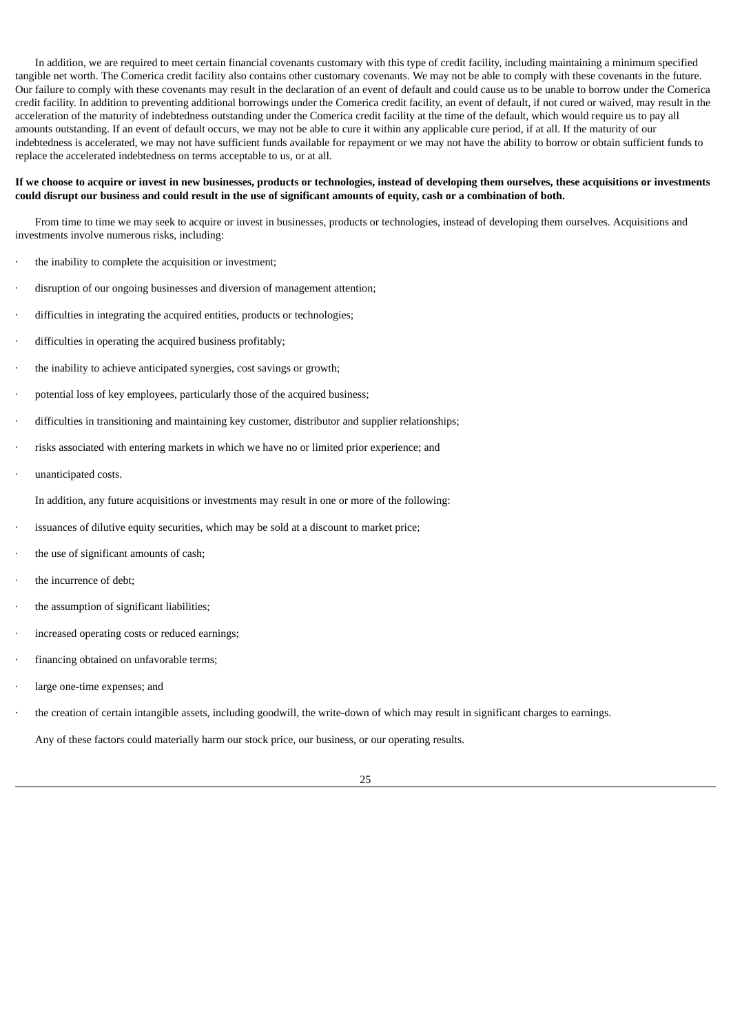In addition, we are required to meet certain financial covenants customary with this type of credit facility, including maintaining a minimum specified tangible net worth. The Comerica credit facility also contains other customary covenants. We may not be able to comply with these covenants in the future. Our failure to comply with these covenants may result in the declaration of an event of default and could cause us to be unable to borrow under the Comerica credit facility. In addition to preventing additional borrowings under the Comerica credit facility, an event of default, if not cured or waived, may result in the acceleration of the maturity of indebtedness outstanding under the Comerica credit facility at the time of the default, which would require us to pay all amounts outstanding. If an event of default occurs, we may not be able to cure it within any applicable cure period, if at all. If the maturity of our indebtedness is accelerated, we may not have sufficient funds available for repayment or we may not have the ability to borrow or obtain sufficient funds to replace the accelerated indebtedness on terms acceptable to us, or at all.

**If we choose to acquire or invest in new businesses, products or technologies, instead of developing them ourselves, these acquisitions or investments could disrupt our business and could result in the use of significant amounts of equity, cash or a combination of both.**

From time to time we may seek to acquire or invest in businesses, products or technologies, instead of developing them ourselves. Acquisitions and investments involve numerous risks, including:

- the inability to complete the acquisition or investment;
- disruption of our ongoing businesses and diversion of management attention;
- difficulties in integrating the acquired entities, products or technologies;
- difficulties in operating the acquired business profitably;
- the inability to achieve anticipated synergies, cost savings or growth;
- potential loss of key employees, particularly those of the acquired business;
- difficulties in transitioning and maintaining key customer, distributor and supplier relationships;
- risks associated with entering markets in which we have no or limited prior experience; and
- unanticipated costs.

In addition, any future acquisitions or investments may result in one or more of the following:

- issuances of dilutive equity securities, which may be sold at a discount to market price;
- the use of significant amounts of cash;
- the incurrence of debt;
- the assumption of significant liabilities;
- increased operating costs or reduced earnings;
- financing obtained on unfavorable terms;
- large one-time expenses; and
- the creation of certain intangible assets, including goodwill, the write-down of which may result in significant charges to earnings.

Any of these factors could materially harm our stock price, our business, or our operating results.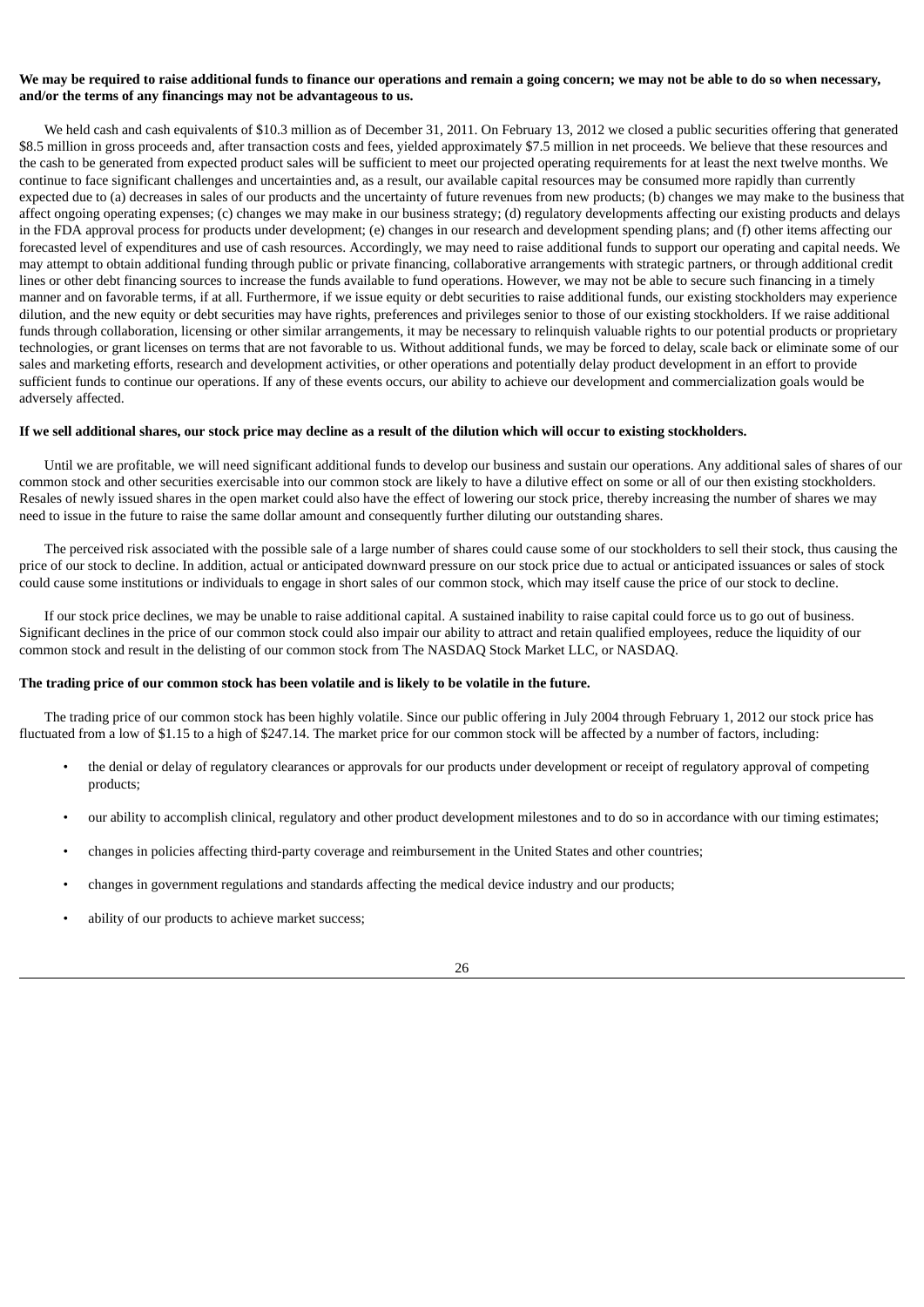**We may be required to raise additional funds to finance our operations and remain a going concern; we may not be able to do so when necessary, and/or the terms of any financings may not be advantageous to us.**

We held cash and cash equivalents of $10.3 million as of December 31, 2011. On February 13, 2012 we closed a public securities offering that generated $8.5 million in gross proceeds and, after transaction costs and fees, yielded approximately $7.5 million in net proceeds. We believe that these resources and the cash to be generated from expected product sales will be sufficient to meet our projected operating requirements for at least the next twelve months. We continue to face significant challenges and uncertainties and, as a result, our available capital resources may be consumed more rapidly than currently expected due to (a) decreases in sales of our products and the uncertainty of future revenues from new products; (b) changes we may make to the business that affect ongoing operating expenses; (c) changes we may make in our business strategy; (d) regulatory developments affecting our existing products and delays in the FDA approval process for products under development; (e) changes in our research and development spending plans; and (f) other items affecting our forecasted level of expenditures and use of cash resources. Accordingly, we may need to raise additional funds to support our operating and capital needs. We may attempt to obtain additional funding through public or private financing, collaborative arrangements with strategic partners, or through additional credit lines or other debt financing sources to increase the funds available to fund operations. However, we may not be able to secure such financing in a timely manner and on favorable terms, if at all. Furthermore, if we issue equity or debt securities to raise additional funds, our existing stockholders may experience dilution, and the new equity or debt securities may have rights, preferences and privileges senior to those of our existing stockholders. If we raise additional funds through collaboration, licensing or other similar arrangements, it may be necessary to relinquish valuable rights to our potential products or proprietary technologies, or grant licenses on terms that are not favorable to us. Without additional funds, we may be forced to delay, scale back or eliminate some of our sales and marketing efforts, research and development activities, or other operations and potentially delay product development in an effort to provide sufficient funds to continue our operations. If any of these events occurs, our ability to achieve our development and commercialization goals would be adversely affected.

**If we sell additional shares, our stock price may decline as a result of the dilution which will occur to existing stockholders.**

Until we are profitable, we will need significant additional funds to develop our business and sustain our operations. Any additional sales of shares of our common stock and other securities exercisable into our common stock are likely to have a dilutive effect on some or all of our then existing stockholders. Resales of newly issued shares in the open market could also have the effect of lowering our stock price, thereby increasing the number of shares we may need to issue in the future to raise the same dollar amount and consequently further diluting our outstanding shares.

The perceived risk associated with the possible sale of a large number of shares could cause some of our stockholders to sell their stock, thus causing the price of our stock to decline. In addition, actual or anticipated downward pressure on our stock price due to actual or anticipated issuances or sales of stock could cause some institutions or individuals to engage in short sales of our common stock, which may itself cause the price of our stock to decline.

If our stock price declines, we may be unable to raise additional capital. A sustained inability to raise capital could force us to go out of business. Significant declines in the price of our common stock could also impair our ability to attract and retain qualified employees, reduce the liquidity of our common stock and result in the delisting of our common stock from The NASDAQ Stock Market LLC, or NASDAQ.

**The trading price of our common stock has been volatile and is likely to be volatile in the future.**

The trading price of our common stock has been highly volatile. Since our public offering in July 2004 through February 1, 2012 our stock price has fluctuated from a low of $1.15 to a high of $247.14. The market price for our common stock will be affected by a number of factors, including:

- the denial or delay of regulatory clearances or approvals for our products under development or receipt of regulatory approval of competing products;
- our ability to accomplish clinical, regulatory and other product development milestones and to do so in accordance with our timing estimates;
- changes in policies affecting third-party coverage and reimbursement in the United States and other countries;
- changes in government regulations and standards affecting the medical device industry and our products;
- ability of our products to achieve market success;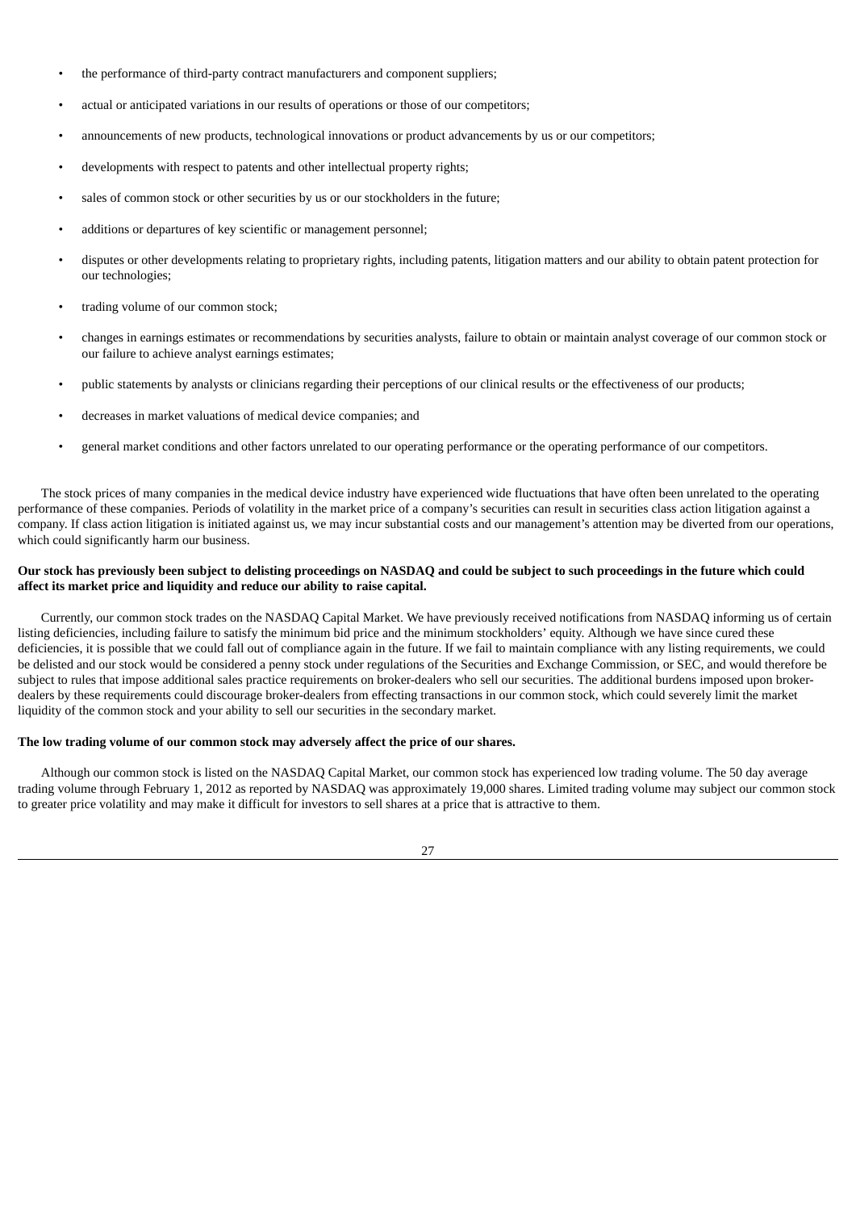- the performance of third-party contract manufacturers and component suppliers;
- actual or anticipated variations in our results of operations or those of our competitors;
- announcements of new products, technological innovations or product advancements by us or our competitors;
- developments with respect to patents and other intellectual property rights;
- sales of common stock or other securities by us or our stockholders in the future;
- additions or departures of key scientific or management personnel;
- disputes or other developments relating to proprietary rights, including patents, litigation matters and our ability to obtain patent protection for our technologies;
- trading volume of our common stock;
- changes in earnings estimates or recommendations by securities analysts, failure to obtain or maintain analyst coverage of our common stock or our failure to achieve analyst earnings estimates;
- public statements by analysts or clinicians regarding their perceptions of our clinical results or the effectiveness of our products;
- decreases in market valuations of medical device companies; and
- general market conditions and other factors unrelated to our operating performance or the operating performance of our competitors.

The stock prices of many companies in the medical device industry have experienced wide fluctuations that have often been unrelated to the operating performance of these companies. Periods of volatility in the market price of a company's securities can result in securities class action litigation against a company. If class action litigation is initiated against us, we may incur substantial costs and our management's attention may be diverted from our operations, which could significantly harm our business.

**Our stock has previously been subject to delisting proceedings on NASDAQ and could be subject to such proceedings in the future which could affect its market price and liquidity and reduce our ability to raise capital.**

Currently, our common stock trades on the NASDAQ Capital Market. We have previously received notifications from NASDAQ informing us of certain listing deficiencies, including failure to satisfy the minimum bid price and the minimum stockholders' equity. Although we have since cured these deficiencies, it is possible that we could fall out of compliance again in the future. If we fail to maintain compliance with any listing requirements, we could be delisted and our stock would be considered a penny stock under regulations of the Securities and Exchange Commission, or SEC, and would therefore be subject to rules that impose additional sales practice requirements on broker-dealers who sell our securities. The additional burdens imposed upon broker-dealers by these requirements could discourage broker-dealers from effecting transactions in our common stock, which could severely limit the market liquidity of the common stock and your ability to sell our securities in the secondary market.

**The low trading volume of our common stock may adversely affect the price of our shares.**

Although our common stock is listed on the NASDAQ Capital Market, our common stock has experienced low trading volume. The 50 day average trading volume through February 1, 2012 as reported by NASDAQ was approximately 19,000 shares. Limited trading volume may subject our common stock to greater price volatility and may make it difficult for investors to sell shares at a price that is attractive to them.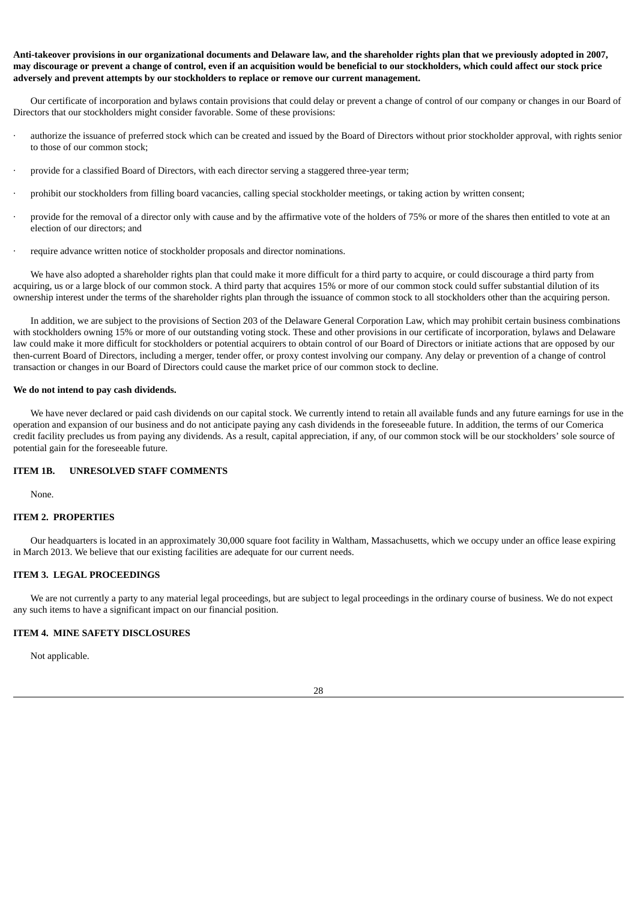**Anti-takeover provisions in our organizational documents and Delaware law, and the shareholder rights plan that we previously adopted in 2007, may discourage or prevent a change of control, even if an acquisition would be beneficial to our stockholders, which could affect our stock price adversely and prevent attempts by our stockholders to replace or remove our current management.**

Our certificate of incorporation and bylaws contain provisions that could delay or prevent a change of control of our company or changes in our Board of Directors that our stockholders might consider favorable. Some of these provisions:

- authorize the issuance of preferred stock which can be created and issued by the Board of Directors without prior stockholder approval, with rights senior to those of our common stock;
- provide for a classified Board of Directors, with each director serving a staggered three-year term;
- prohibit our stockholders from filling board vacancies, calling special stockholder meetings, or taking action by written consent;
- provide for the removal of a director only with cause and by the affirmative vote of the holders of 75% or more of the shares then entitled to vote at an election of our directors; and
- require advance written notice of stockholder proposals and director nominations.

We have also adopted a shareholder rights plan that could make it more difficult for a third party to acquire, or could discourage a third party from acquiring, us or a large block of our common stock. A third party that acquires 15% or more of our common stock could suffer substantial dilution of its ownership interest under the terms of the shareholder rights plan through the issuance of common stock to all stockholders other than the acquiring person.

In addition, we are subject to the provisions of Section 203 of the Delaware General Corporation Law, which may prohibit certain business combinations with stockholders owning 15% or more of our outstanding voting stock. These and other provisions in our certificate of incorporation, bylaws and Delaware law could make it more difficult for stockholders or potential acquirers to obtain control of our Board of Directors or initiate actions that are opposed by our then-current Board of Directors, including a merger, tender offer, or proxy contest involving our company. Any delay or prevention of a change of control transaction or changes in our Board of Directors could cause the market price of our common stock to decline.

**We do not intend to pay cash dividends.**

We have never declared or paid cash dividends on our capital stock. We currently intend to retain all available funds and any future earnings for use in the operation and expansion of our business and do not anticipate paying any cash dividends in the foreseeable future. In addition, the terms of our Comerica credit facility precludes us from paying any dividends. As a result, capital appreciation, if any, of our common stock will be our stockholders' sole source of potential gain for the foreseeable future.

## ITEM 1B. UNRESOLVED STAFF COMMENTS

None.

## ITEM 2. PROPERTIES

Our headquarters is located in an approximately 30,000 square foot facility in Waltham, Massachusetts, which we occupy under an office lease expiring in March 2013. We believe that our existing facilities are adequate for our current needs.

## ITEM 3. LEGAL PROCEEDINGS

We are not currently a party to any material legal proceedings, but are subject to legal proceedings in the ordinary course of business. We do not expect any such items to have a significant impact on our financial position.

## ITEM 4. MINE SAFETY DISCLOSURES

Not applicable.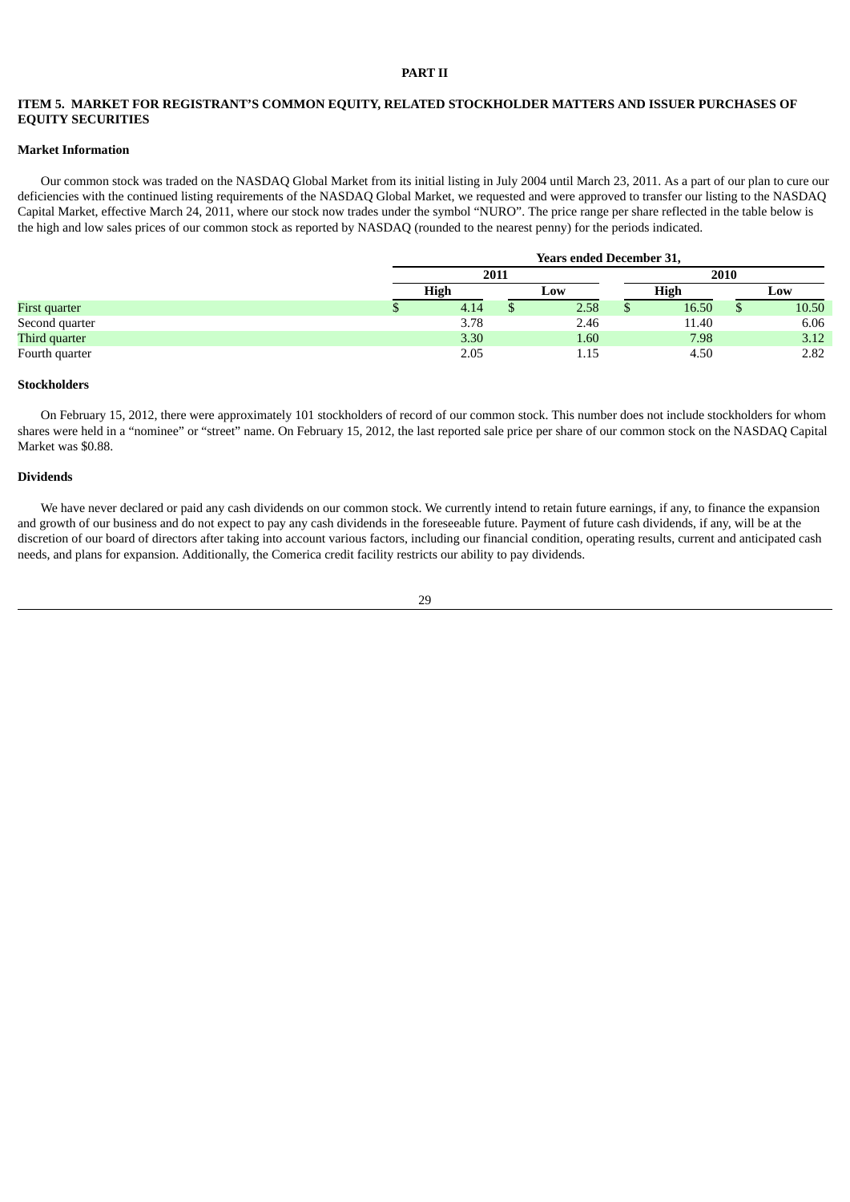# PART II

## ITEM 5. MARKET FOR REGISTRANT'S COMMON EQUITY, RELATED STOCKHOLDER MATTERS AND ISSUER PURCHASES OF EQUITY SECURITIES

### Market Information

Our common stock was traded on the NASDAQ Global Market from its initial listing in July 2004 until March 23, 2011. As a part of our plan to cure our deficiencies with the continued listing requirements of the NASDAQ Global Market, we requested and were approved to transfer our listing to the NASDAQ Capital Market, effective March 24, 2011, where our stock now trades under the symbol "NURO". The price range per share reflected in the table below is the high and low sales prices of our common stock as reported by NASDAQ (rounded to the nearest penny) for the periods indicated.

| | Years ended December 31, | | | |
|---|---|---|---|---|
| | 2011 | | 2010 | |
| | High | Low | High | Low |
| First quarter | $ 4.14 | $ 2.58 | $ 16.50 | $ 10.50 |
| Second quarter | 3.78 | 2.46 | 11.40 | 6.06 |
| Third quarter | 3.30 | 1.60 | 7.98 | 3.12 |
| Fourth quarter | 2.05 | 1.15 | 4.50 | 2.82 |

### Stockholders

On February 15, 2012, there were approximately 101 stockholders of record of our common stock. This number does not include stockholders for whom shares were held in a "nominee" or "street" name. On February 15, 2012, the last reported sale price per share of our common stock on the NASDAQ Capital Market was $0.88.

### Dividends

We have never declared or paid any cash dividends on our common stock. We currently intend to retain future earnings, if any, to finance the expansion and growth of our business and do not expect to pay any cash dividends in the foreseeable future. Payment of future cash dividends, if any, will be at the discretion of our board of directors after taking into account various factors, including our financial condition, operating results, current and anticipated cash needs, and plans for expansion. Additionally, the Comerica credit facility restricts our ability to pay dividends.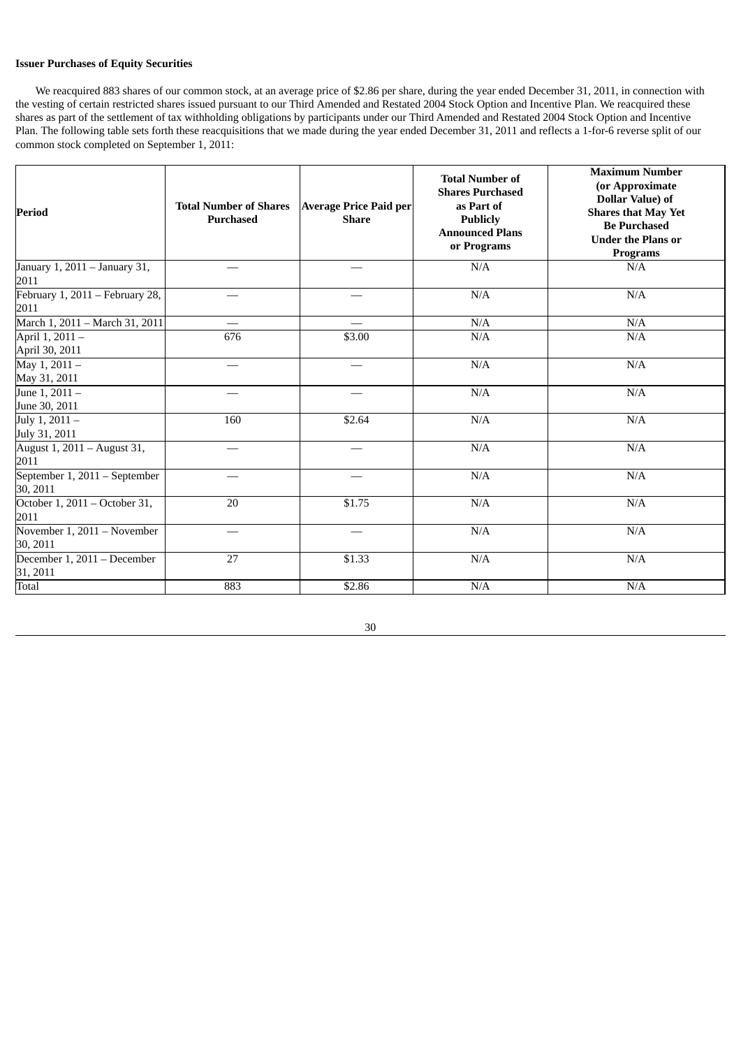**Issuer Purchases of Equity Securities**

We reacquired 883 shares of our common stock, at an average price of $2.86 per share, during the year ended December 31, 2011, in connection with the vesting of certain restricted shares issued pursuant to our Third Amended and Restated 2004 Stock Option and Incentive Plan. We reacquired these shares as part of the settlement of tax withholding obligations by participants under our Third Amended and Restated 2004 Stock Option and Incentive Plan. The following table sets forth these reacquisitions that we made during the year ended December 31, 2011 and reflects a 1-for-6 reverse split of our common stock completed on September 1, 2011:

| Period | Total Number of Shares Purchased | Average Price Paid per Share | Total Number of Shares Purchased as Part of Publicly Announced Plans or Programs | Maximum Number (or Approximate Dollar Value) of Shares that May Yet Be Purchased Under the Plans or Programs |
|---|---|---|---|---|
| January 1, 2011 – January 31, 2011 | — | — | N/A | N/A |
| February 1, 2011 – February 28, 2011 | — | — | N/A | N/A |
| March 1, 2011 – March 31, 2011 | — | — | N/A | N/A |
| April 1, 2011 – April 30, 2011 | 676 | $3.00 | N/A | N/A |
| May 1, 2011 – May 31, 2011 | — | — | N/A | N/A |
| June 1, 2011 – June 30, 2011 | — | — | N/A | N/A |
| July 1, 2011 – July 31, 2011 | 160 | $2.64 | N/A | N/A |
| August 1, 2011 – August 31, 2011 | — | — | N/A | N/A |
| September 1, 2011 – September 30, 2011 | — | — | N/A | N/A |
| October 1, 2011 – October 31, 2011 | 20 | $1.75 | N/A | N/A |
| November 1, 2011 – November 30, 2011 | — | — | N/A | N/A |
| December 1, 2011 – December 31, 2011 | 27 | $1.33 | N/A | N/A |
| Total | 883 | $2.86 | N/A | N/A |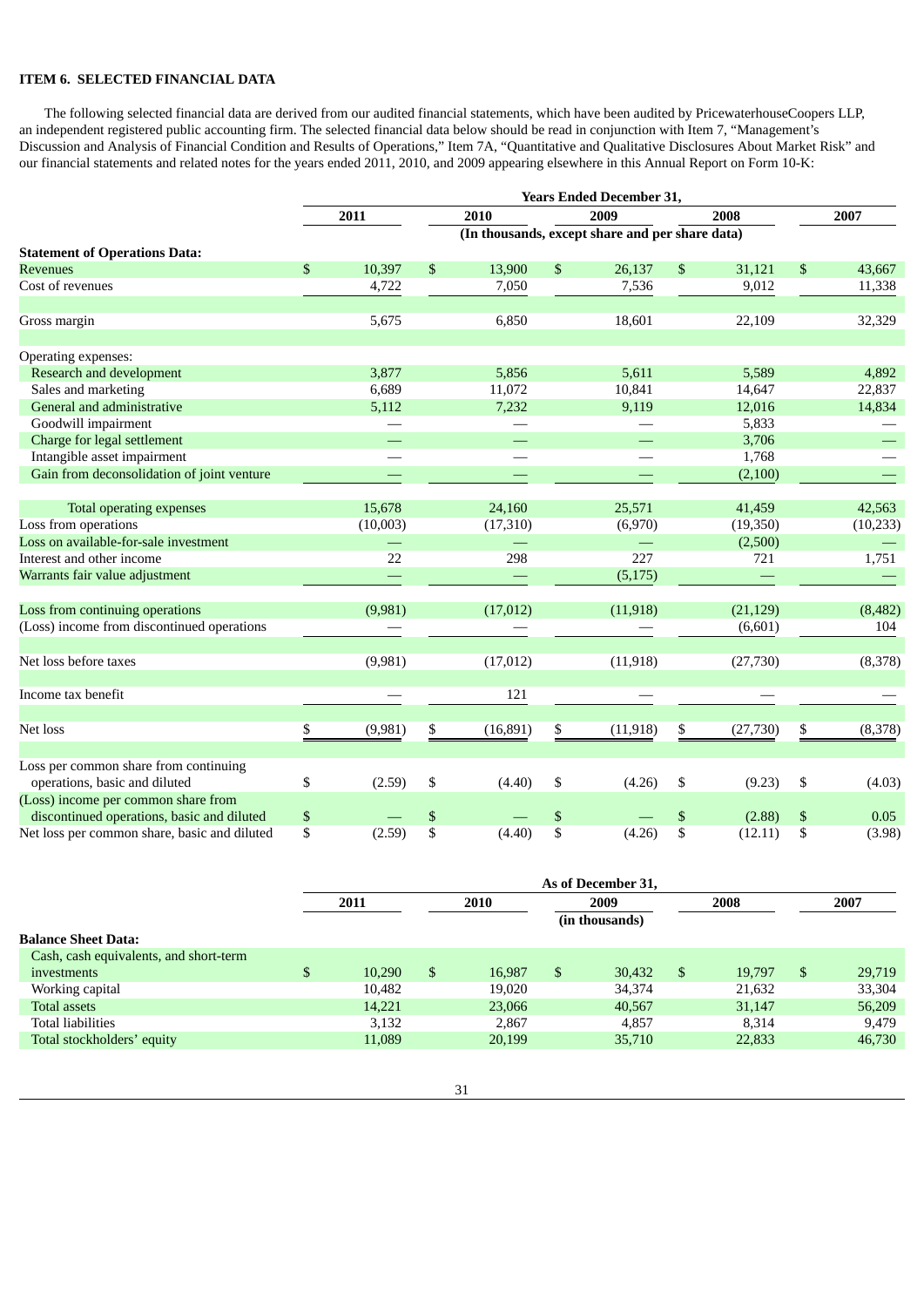## ITEM 6. SELECTED FINANCIAL DATA

The following selected financial data are derived from our audited financial statements, which have been audited by PricewaterhouseCoopers LLP, an independent registered public accounting firm. The selected financial data below should be read in conjunction with Item 7, "Management's Discussion and Analysis of Financial Condition and Results of Operations," Item 7A, "Quantitative and Qualitative Disclosures About Market Risk" and our financial statements and related notes for the years ended 2011, 2010, and 2009 appearing elsewhere in this Annual Report on Form 10-K:

| | Years Ended December 31, | | | | |
|---|---|---|---|---|---|
| | 2011 | 2010 | 2009 | 2008 | 2007 |
| | (In thousands, except share and per share data) | | | | |
| **Statement of Operations Data:** | | | | | |
| Revenues | $ 10,397 | $ 13,900 | $ 26,137 | $ 31,121 | $ 43,667 |
| Cost of revenues | 4,722 | 7,050 | 7,536 | 9,012 | 11,338 |
| Gross margin | 5,675 | 6,850 | 18,601 | 22,109 | 32,329 |
| Operating expenses: | | | | | |
| Research and development | 3,877 | 5,856 | 5,611 | 5,589 | 4,892 |
| Sales and marketing | 6,689 | 11,072 | 10,841 | 14,647 | 22,837 |
| General and administrative | 5,112 | 7,232 | 9,119 | 12,016 | 14,834 |
| Goodwill impairment | — | — | — | 5,833 | — |
| Charge for legal settlement | — | — | — | 3,706 | — |
| Intangible asset impairment | — | — | — | 1,768 | — |
| Gain from deconsolidation of joint venture | — | — | — | (2,100) | — |
| Total operating expenses | 15,678 | 24,160 | 25,571 | 41,459 | 42,563 |
| Loss from operations | (10,003) | (17,310) | (6,970) | (19,350) | (10,233) |
| Loss on available-for-sale investment | — | — | — | (2,500) | — |
| Interest and other income | 22 | 298 | 227 | 721 | 1,751 |
| Warrants fair value adjustment | — | — | (5,175) | — | — |
| Loss from continuing operations | (9,981) | (17,012) | (11,918) | (21,129) | (8,482) |
| (Loss) income from discontinued operations | — | — | — | (6,601) | 104 |
| Net loss before taxes | (9,981) | (17,012) | (11,918) | (27,730) | (8,378) |
| Income tax benefit | — | 121 | — | — | — |
| Net loss | $ (9,981) | $ (16,891) | $ (11,918) | $ (27,730) | $ (8,378) |
| Loss per common share from continuing operations, basic and diluted | $ (2.59) | $ (4.40) | $ (4.26) | $ (9.23) | $ (4.03) |
| (Loss) income per common share from discontinued operations, basic and diluted | $ — | $ — | $ — | $ (2.88) | $ 0.05 |
| Net loss per common share, basic and diluted | $ (2.59) | $ (4.40) | $ (4.26) | $ (12.11) | $ (3.98) |

| | As of December 31, | | | | |
|---|---|---|---|---|---|
| | 2011 | 2010 | 2009 | 2008 | 2007 |
| | (in thousands) | | | | |
| **Balance Sheet Data:** | | | | | |
| Cash, cash equivalents, and short-term investments | $ 10,290 | $ 16,987 | $ 30,432 | $ 19,797 | $ 29,719 |
| Working capital | 10,482 | 19,020 | 34,374 | 21,632 | 33,304 |
| Total assets | 14,221 | 23,066 | 40,567 | 31,147 | 56,209 |
| Total liabilities | 3,132 | 2,867 | 4,857 | 8,314 | 9,479 |
| Total stockholders' equity | 11,089 | 20,199 | 35,710 | 22,833 | 46,730 |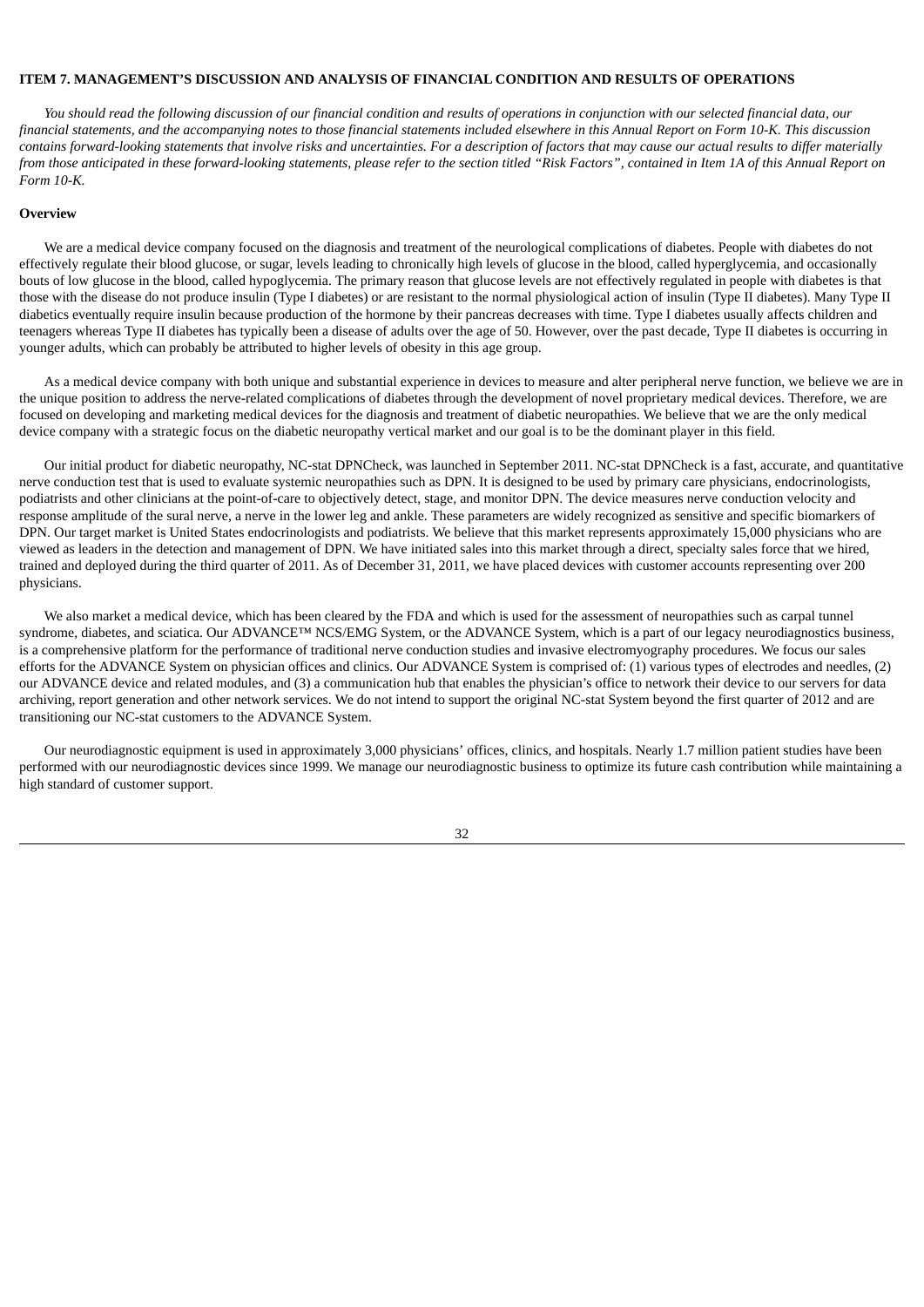## ITEM 7. MANAGEMENT'S DISCUSSION AND ANALYSIS OF FINANCIAL CONDITION AND RESULTS OF OPERATIONS

*You should read the following discussion of our financial condition and results of operations in conjunction with our selected financial data, our financial statements, and the accompanying notes to those financial statements included elsewhere in this Annual Report on Form 10-K. This discussion contains forward-looking statements that involve risks and uncertainties. For a description of factors that may cause our actual results to differ materially from those anticipated in these forward-looking statements, please refer to the section titled "Risk Factors", contained in Item 1A of this Annual Report on Form 10-K.*

### Overview

We are a medical device company focused on the diagnosis and treatment of the neurological complications of diabetes. People with diabetes do not effectively regulate their blood glucose, or sugar, levels leading to chronically high levels of glucose in the blood, called hyperglycemia, and occasionally bouts of low glucose in the blood, called hypoglycemia. The primary reason that glucose levels are not effectively regulated in people with diabetes is that those with the disease do not produce insulin (Type I diabetes) or are resistant to the normal physiological action of insulin (Type II diabetes). Many Type II diabetics eventually require insulin because production of the hormone by their pancreas decreases with time. Type I diabetes usually affects children and teenagers whereas Type II diabetes has typically been a disease of adults over the age of 50. However, over the past decade, Type II diabetes is occurring in younger adults, which can probably be attributed to higher levels of obesity in this age group.

As a medical device company with both unique and substantial experience in devices to measure and alter peripheral nerve function, we believe we are in the unique position to address the nerve-related complications of diabetes through the development of novel proprietary medical devices. Therefore, we are focused on developing and marketing medical devices for the diagnosis and treatment of diabetic neuropathies. We believe that we are the only medical device company with a strategic focus on the diabetic neuropathy vertical market and our goal is to be the dominant player in this field.

Our initial product for diabetic neuropathy, NC-stat DPNCheck, was launched in September 2011. NC-stat DPNCheck is a fast, accurate, and quantitative nerve conduction test that is used to evaluate systemic neuropathies such as DPN. It is designed to be used by primary care physicians, endocrinologists, podiatrists and other clinicians at the point-of-care to objectively detect, stage, and monitor DPN. The device measures nerve conduction velocity and response amplitude of the sural nerve, a nerve in the lower leg and ankle. These parameters are widely recognized as sensitive and specific biomarkers of DPN. Our target market is United States endocrinologists and podiatrists. We believe that this market represents approximately 15,000 physicians who are viewed as leaders in the detection and management of DPN. We have initiated sales into this market through a direct, specialty sales force that we hired, trained and deployed during the third quarter of 2011. As of December 31, 2011, we have placed devices with customer accounts representing over 200 physicians.

We also market a medical device, which has been cleared by the FDA and which is used for the assessment of neuropathies such as carpal tunnel syndrome, diabetes, and sciatica. Our ADVANCE™ NCS/EMG System, or the ADVANCE System, which is a part of our legacy neurodiagnostics business, is a comprehensive platform for the performance of traditional nerve conduction studies and invasive electromyography procedures. We focus our sales efforts for the ADVANCE System on physician offices and clinics. Our ADVANCE System is comprised of: (1) various types of electrodes and needles, (2) our ADVANCE device and related modules, and (3) a communication hub that enables the physician's office to network their device to our servers for data archiving, report generation and other network services. We do not intend to support the original NC-stat System beyond the first quarter of 2012 and are transitioning our NC-stat customers to the ADVANCE System.

Our neurodiagnostic equipment is used in approximately 3,000 physicians' offices, clinics, and hospitals. Nearly 1.7 million patient studies have been performed with our neurodiagnostic devices since 1999. We manage our neurodiagnostic business to optimize its future cash contribution while maintaining a high standard of customer support.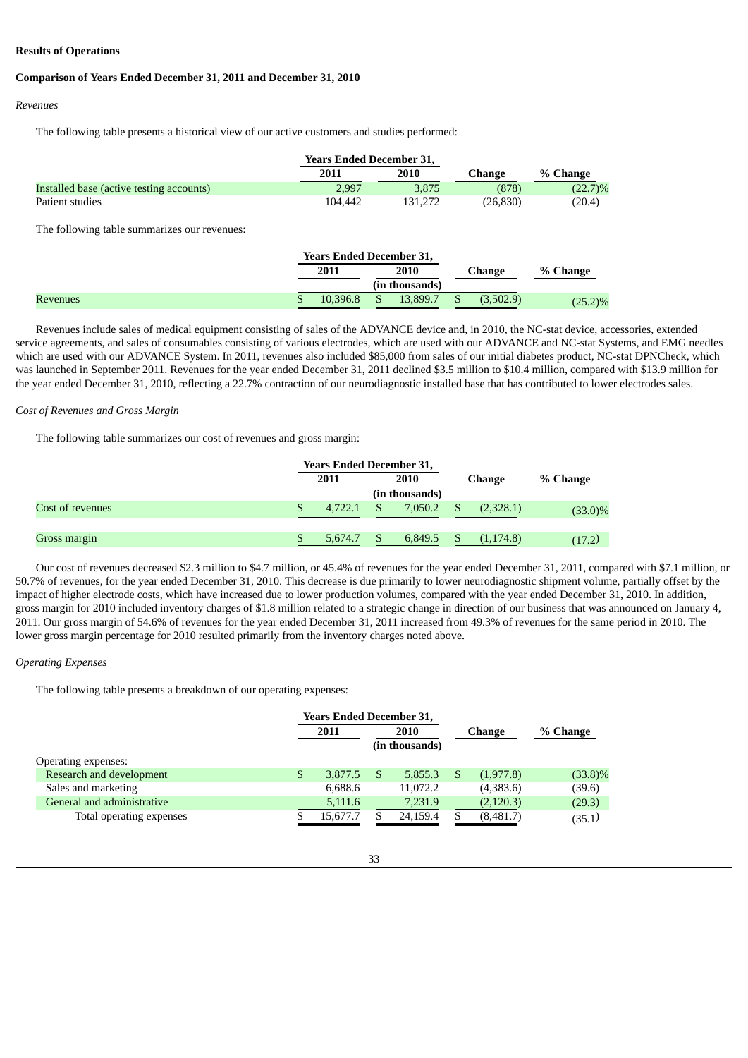**Results of Operations**

**Comparison of Years Ended December 31, 2011 and December 31, 2010**

*Revenues*

The following table presents a historical view of our active customers and studies performed:

| | Years Ended December 31, | | | |
|---|---|---|---|---|
| | 2011 | 2010 | Change | % Change |
| Installed base (active testing accounts) | 2,997 | 3,875 | (878) | (22.7)% |
| Patient studies | 104,442 | 131,272 | (26,830) | (20.4) |

The following table summarizes our revenues:

| | Years Ended December 31, | | | |
|---|---|---|---|---|
| | 2011 | 2010 | Change | % Change |
| | (in thousands) | | | |
| Revenues | $ 10,396.8 | $ 13,899.7 | $ (3,502.9) | (25.2)% |

Revenues include sales of medical equipment consisting of sales of the ADVANCE device and, in 2010, the NC-stat device, accessories, extended service agreements, and sales of consumables consisting of various electrodes, which are used with our ADVANCE and NC-stat Systems, and EMG needles which are used with our ADVANCE System. In 2011, revenues also included $85,000 from sales of our initial diabetes product, NC-stat DPNCheck, which was launched in September 2011. Revenues for the year ended December 31, 2011 declined $3.5 million to $10.4 million, compared with $13.9 million for the year ended December 31, 2010, reflecting a 22.7% contraction of our neurodiagnostic installed base that has contributed to lower electrodes sales.

*Cost of Revenues and Gross Margin*

The following table summarizes our cost of revenues and gross margin:

| | Years Ended December 31, | | | |
|---|---|---|---|---|
| | 2011 | 2010 | Change | % Change |
| | (in thousands) | | | |
| Cost of revenues | $ 4,722.1 | $ 7,050.2 | $ (2,328.1) | (33.0)% |
| Gross margin | $ 5,674.7 | $ 6,849.5 | $ (1,174.8) | (17.2) |

Our cost of revenues decreased $2.3 million to $4.7 million, or 45.4% of revenues for the year ended December 31, 2011, compared with $7.1 million, or 50.7% of revenues, for the year ended December 31, 2010. This decrease is due primarily to lower neurodiagnostic shipment volume, partially offset by the impact of higher electrode costs, which have increased due to lower production volumes, compared with the year ended December 31, 2010. In addition, gross margin for 2010 included inventory charges of $1.8 million related to a strategic change in direction of our business that was announced on January 4, 2011. Our gross margin of 54.6% of revenues for the year ended December 31, 2011 increased from 49.3% of revenues for the same period in 2010. The lower gross margin percentage for 2010 resulted primarily from the inventory charges noted above.

*Operating Expenses*

The following table presents a breakdown of our operating expenses:

| | Years Ended December 31, | | | |
|---|---|---|---|---|
| | 2011 | 2010 | Change | % Change |
| | (in thousands) | | | |
| Operating expenses: | | | | |
| Research and development | $ 3,877.5 | $ 5,855.3 | $ (1,977.8) | (33.8)% |
| Sales and marketing | 6,688.6 | 11,072.2 | (4,383.6) | (39.6) |
| General and administrative | 5,111.6 | 7,231.9 | (2,120.3) | (29.3) |
| Total operating expenses | $ 15,677.7 | $ 24,159.4 | $ (8,481.7) | (35.1) |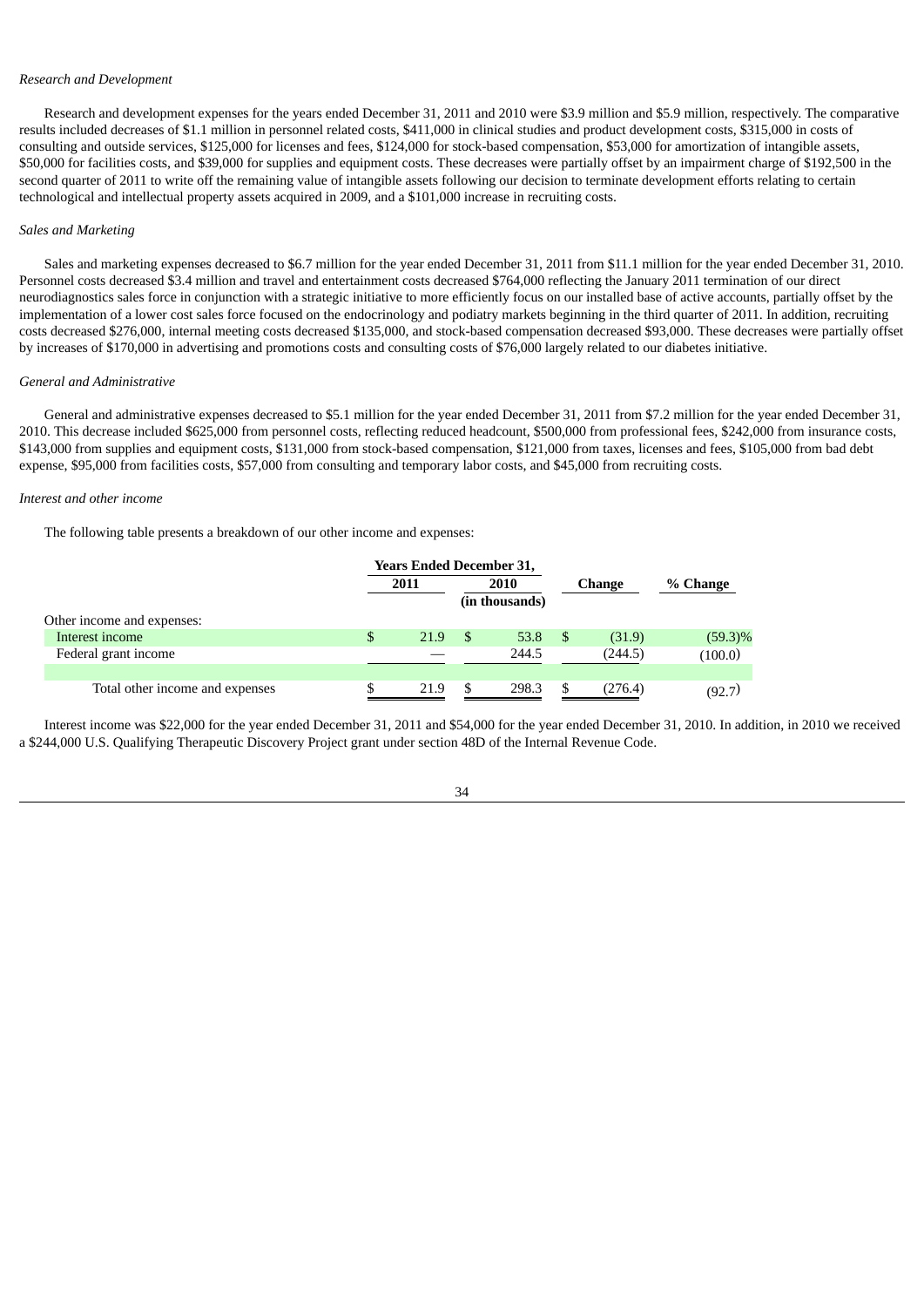*Research and Development*

Research and development expenses for the years ended December 31, 2011 and 2010 were $3.9 million and $5.9 million, respectively. The comparative results included decreases of $1.1 million in personnel related costs, $411,000 in clinical studies and product development costs, $315,000 in costs of consulting and outside services, $125,000 for licenses and fees, $124,000 for stock-based compensation, $53,000 for amortization of intangible assets, $50,000 for facilities costs, and $39,000 for supplies and equipment costs. These decreases were partially offset by an impairment charge of $192,500 in the second quarter of 2011 to write off the remaining value of intangible assets following our decision to terminate development efforts relating to certain technological and intellectual property assets acquired in 2009, and a $101,000 increase in recruiting costs.

*Sales and Marketing*

Sales and marketing expenses decreased to $6.7 million for the year ended December 31, 2011 from $11.1 million for the year ended December 31, 2010. Personnel costs decreased $3.4 million and travel and entertainment costs decreased $764,000 reflecting the January 2011 termination of our direct neurodiagnostics sales force in conjunction with a strategic initiative to more efficiently focus on our installed base of active accounts, partially offset by the implementation of a lower cost sales force focused on the endocrinology and podiatry markets beginning in the third quarter of 2011. In addition, recruiting costs decreased $276,000, internal meeting costs decreased $135,000, and stock-based compensation decreased $93,000. These decreases were partially offset by increases of $170,000 in advertising and promotions costs and consulting costs of $76,000 largely related to our diabetes initiative.

*General and Administrative*

General and administrative expenses decreased to $5.1 million for the year ended December 31, 2011 from $7.2 million for the year ended December 31, 2010. This decrease included $625,000 from personnel costs, reflecting reduced headcount, $500,000 from professional fees, $242,000 from insurance costs, $143,000 from supplies and equipment costs, $131,000 from stock-based compensation, $121,000 from taxes, licenses and fees, $105,000 from bad debt expense, $95,000 from facilities costs, $57,000 from consulting and temporary labor costs, and $45,000 from recruiting costs.

*Interest and other income*

The following table presents a breakdown of our other income and expenses:

| | Years Ended December 31, | | | |
|---|---|---|---|---|
| | 2011 | 2010 | Change | % Change |
| | (in thousands) | | | |
| Other income and expenses: | | | | |
| Interest income | $ 21.9 | $ 53.8 | $ (31.9) | (59.3)% |
| Federal grant income | — | 244.5 | (244.5) | (100.0) |
| Total other income and expenses | $ 21.9 | $ 298.3 | $ (276.4) | (92.7) |

Interest income was $22,000 for the year ended December 31, 2011 and $54,000 for the year ended December 31, 2010. In addition, in 2010 we received a $244,000 U.S. Qualifying Therapeutic Discovery Project grant under section 48D of the Internal Revenue Code.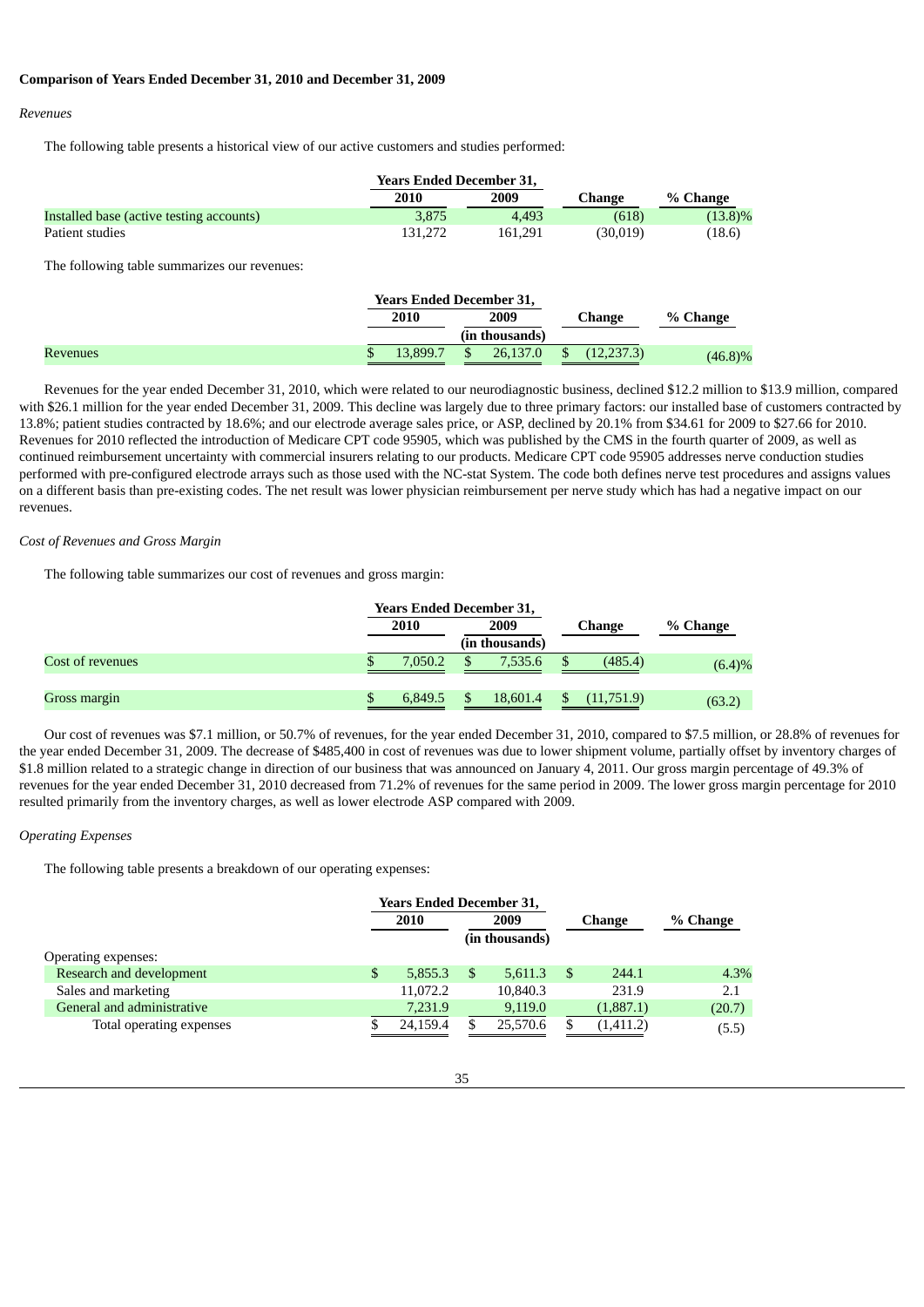**Comparison of Years Ended December 31, 2010 and December 31, 2009**

*Revenues*

The following table presents a historical view of our active customers and studies performed:

| | Years Ended December 31, | | | |
|---|---|---|---|---|
| | 2010 | 2009 | Change | % Change |
| Installed base (active testing accounts) | 3,875 | 4,493 | (618) | (13.8)% |
| Patient studies | 131,272 | 161,291 | (30,019) | (18.6) |

The following table summarizes our revenues:

| | Years Ended December 31, | | | |
|---|---|---|---|---|
| | 2010 | 2009 | Change | % Change |
| | (in thousands) | | | |
| Revenues | $ 13,899.7 | $ 26,137.0 | $ (12,237.3) | (46.8)% |

Revenues for the year ended December 31, 2010, which were related to our neurodiagnostic business, declined $12.2 million to $13.9 million, compared with $26.1 million for the year ended December 31, 2009. This decline was largely due to three primary factors: our installed base of customers contracted by 13.8%; patient studies contracted by 18.6%; and our electrode average sales price, or ASP, declined by 20.1% from $34.61 for 2009 to $27.66 for 2010. Revenues for 2010 reflected the introduction of Medicare CPT code 95905, which was published by the CMS in the fourth quarter of 2009, as well as continued reimbursement uncertainty with commercial insurers relating to our products. Medicare CPT code 95905 addresses nerve conduction studies performed with pre-configured electrode arrays such as those used with the NC-stat System. The code both defines nerve test procedures and assigns values on a different basis than pre-existing codes. The net result was lower physician reimbursement per nerve study which has had a negative impact on our revenues.

*Cost of Revenues and Gross Margin*

The following table summarizes our cost of revenues and gross margin:

| | Years Ended December 31, | | | |
|---|---|---|---|---|
| | 2010 | 2009 | Change | % Change |
| | (in thousands) | | | |
| Cost of revenues | $ 7,050.2 | $ 7,535.6 | $ (485.4) | (6.4)% |
| Gross margin | $ 6,849.5 | $ 18,601.4 | $ (11,751.9) | (63.2) |

Our cost of revenues was $7.1 million, or 50.7% of revenues, for the year ended December 31, 2010, compared to $7.5 million, or 28.8% of revenues for the year ended December 31, 2009. The decrease of $485,400 in cost of revenues was due to lower shipment volume, partially offset by inventory charges of $1.8 million related to a strategic change in direction of our business that was announced on January 4, 2011. Our gross margin percentage of 49.3% of revenues for the year ended December 31, 2010 decreased from 71.2% of revenues for the same period in 2009. The lower gross margin percentage for 2010 resulted primarily from the inventory charges, as well as lower electrode ASP compared with 2009.

*Operating Expenses*

The following table presents a breakdown of our operating expenses:

| | Years Ended December 31, | | | |
|---|---|---|---|---|
| | 2010 | 2009 | Change | % Change |
| | (in thousands) | | | |
| Operating expenses: | | | | |
| Research and development | $ 5,855.3 | $ 5,611.3 | $ 244.1 | 4.3% |
| Sales and marketing | 11,072.2 | 10,840.3 | 231.9 | 2.1 |
| General and administrative | 7,231.9 | 9,119.0 | (1,887.1) | (20.7) |
| Total operating expenses | $ 24,159.4 | $ 25,570.6 | $ (1,411.2) | (5.5) |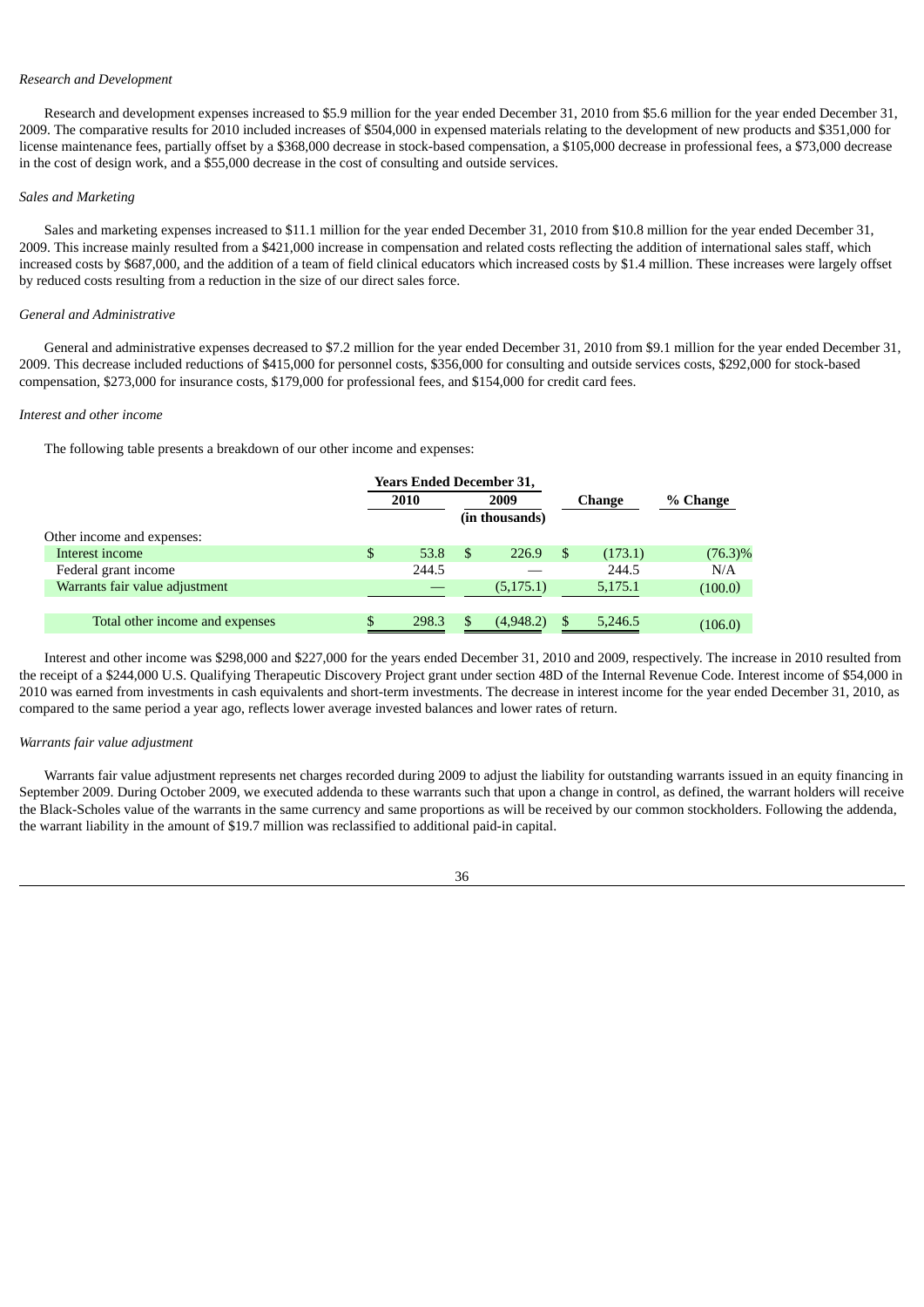*Research and Development*

Research and development expenses increased to $5.9 million for the year ended December 31, 2010 from $5.6 million for the year ended December 31, 2009. The comparative results for 2010 included increases of $504,000 in expensed materials relating to the development of new products and $351,000 for license maintenance fees, partially offset by a $368,000 decrease in stock-based compensation, a $105,000 decrease in professional fees, a $73,000 decrease in the cost of design work, and a $55,000 decrease in the cost of consulting and outside services.

*Sales and Marketing*

Sales and marketing expenses increased to $11.1 million for the year ended December 31, 2010 from $10.8 million for the year ended December 31, 2009. This increase mainly resulted from a $421,000 increase in compensation and related costs reflecting the addition of international sales staff, which increased costs by $687,000, and the addition of a team of field clinical educators which increased costs by $1.4 million. These increases were largely offset by reduced costs resulting from a reduction in the size of our direct sales force.

*General and Administrative*

General and administrative expenses decreased to $7.2 million for the year ended December 31, 2010 from $9.1 million for the year ended December 31, 2009. This decrease included reductions of $415,000 for personnel costs, $356,000 for consulting and outside services costs, $292,000 for stock-based compensation, $273,000 for insurance costs, $179,000 for professional fees, and $154,000 for credit card fees.

*Interest and other income*

The following table presents a breakdown of our other income and expenses:

| | Years Ended December 31, | | | |
|---|---|---|---|---|
| | 2010 | 2009 | Change | % Change |
| | (in thousands) | | | |
| Other income and expenses: | | | | |
| Interest income | $ 53.8 | $ 226.9 | $ (173.1) | (76.3)% |
| Federal grant income | 244.5 | — | 244.5 | N/A |
| Warrants fair value adjustment | — | (5,175.1) | 5,175.1 | (100.0) |
| Total other income and expenses | $ 298.3 | $ (4,948.2) | $ 5,246.5 | (106.0) |

Interest and other income was $298,000 and $227,000 for the years ended December 31, 2010 and 2009, respectively. The increase in 2010 resulted from the receipt of a $244,000 U.S. Qualifying Therapeutic Discovery Project grant under section 48D of the Internal Revenue Code. Interest income of $54,000 in 2010 was earned from investments in cash equivalents and short-term investments. The decrease in interest income for the year ended December 31, 2010, as compared to the same period a year ago, reflects lower average invested balances and lower rates of return.

*Warrants fair value adjustment*

Warrants fair value adjustment represents net charges recorded during 2009 to adjust the liability for outstanding warrants issued in an equity financing in September 2009. During October 2009, we executed addenda to these warrants such that upon a change in control, as defined, the warrant holders will receive the Black-Scholes value of the warrants in the same currency and same proportions as will be received by our common stockholders. Following the addenda, the warrant liability in the amount of $19.7 million was reclassified to additional paid-in capital.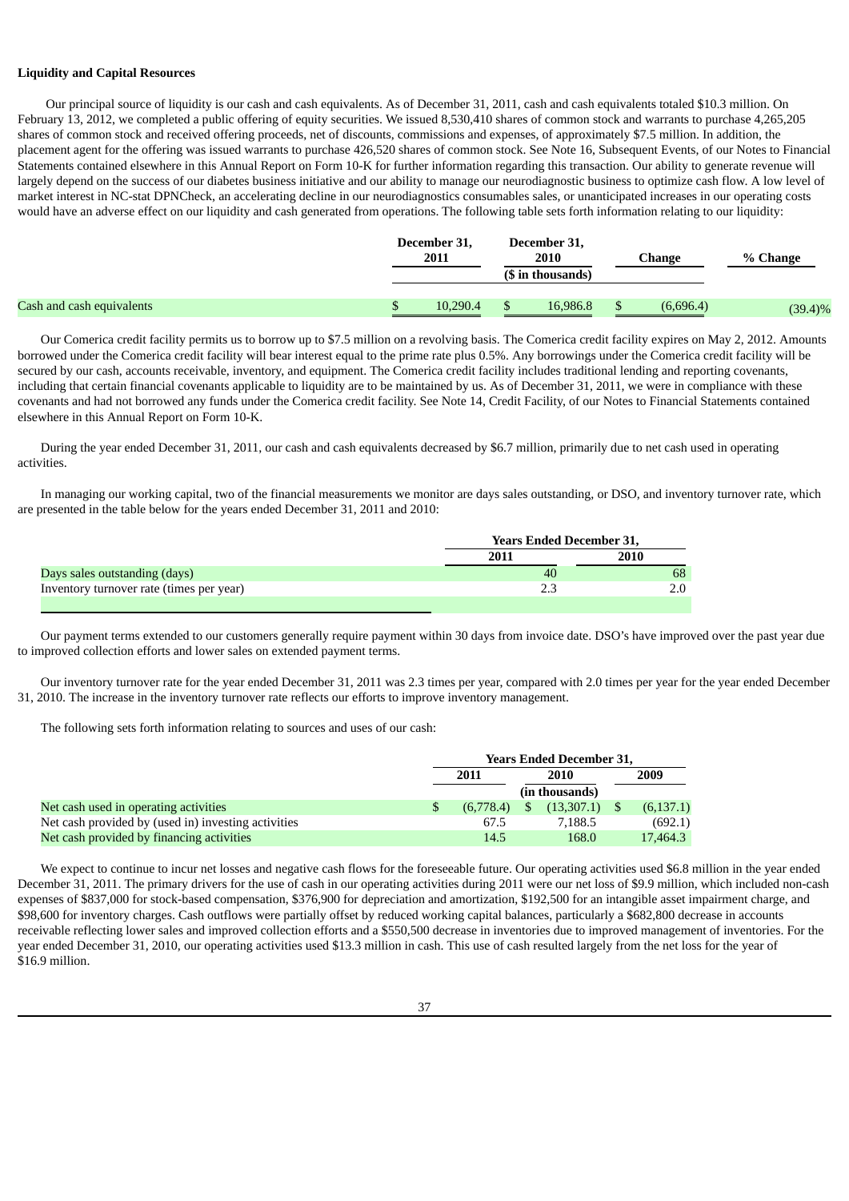**Liquidity and Capital Resources**

Our principal source of liquidity is our cash and cash equivalents. As of December 31, 2011, cash and cash equivalents totaled $10.3 million. On February 13, 2012, we completed a public offering of equity securities. We issued 8,530,410 shares of common stock and warrants to purchase 4,265,205 shares of common stock and received offering proceeds, net of discounts, commissions and expenses, of approximately $7.5 million. In addition, the placement agent for the offering was issued warrants to purchase 426,520 shares of common stock. See Note 16, Subsequent Events, of our Notes to Financial Statements contained elsewhere in this Annual Report on Form 10-K for further information regarding this transaction. Our ability to generate revenue will largely depend on the success of our diabetes business initiative and our ability to manage our neurodiagnostic business to optimize cash flow. A low level of market interest in NC-stat DPNCheck, an accelerating decline in our neurodiagnostics consumables sales, or unanticipated increases in our operating costs would have an adverse effect on our liquidity and cash generated from operations. The following table sets forth information relating to our liquidity:

| | December 31, 2011 | December 31, 2010 | Change | % Change |
|---|---|---|---|---|
| | | ($ in thousands) | | |
| Cash and cash equivalents | $ 10,290.4 | $ 16,986.8 | $ (6,696.4) | (39.4)% |

Our Comerica credit facility permits us to borrow up to $7.5 million on a revolving basis. The Comerica credit facility expires on May 2, 2012. Amounts borrowed under the Comerica credit facility will bear interest equal to the prime rate plus 0.5%. Any borrowings under the Comerica credit facility will be secured by our cash, accounts receivable, inventory, and equipment. The Comerica credit facility includes traditional lending and reporting covenants, including that certain financial covenants applicable to liquidity are to be maintained by us. As of December 31, 2011, we were in compliance with these covenants and had not borrowed any funds under the Comerica credit facility. See Note 14, Credit Facility, of our Notes to Financial Statements contained elsewhere in this Annual Report on Form 10-K.

During the year ended December 31, 2011, our cash and cash equivalents decreased by $6.7 million, primarily due to net cash used in operating activities.

In managing our working capital, two of the financial measurements we monitor are days sales outstanding, or DSO, and inventory turnover rate, which are presented in the table below for the years ended December 31, 2011 and 2010:

| | Years Ended December 31, | |
|---|---|---|
| | 2011 | 2010 |
| Days sales outstanding (days) | 40 | 68 |
| Inventory turnover rate (times per year) | 2.3 | 2.0 |

Our payment terms extended to our customers generally require payment within 30 days from invoice date. DSO's have improved over the past year due to improved collection efforts and lower sales on extended payment terms.

Our inventory turnover rate for the year ended December 31, 2011 was 2.3 times per year, compared with 2.0 times per year for the year ended December 31, 2010. The increase in the inventory turnover rate reflects our efforts to improve inventory management.

The following sets forth information relating to sources and uses of our cash:

| | Years Ended December 31, | | |
|---|---|---|---|
| | 2011 | 2010 | 2009 |
| | | (in thousands) | |
| Net cash used in operating activities | $ (6,778.4) | $ (13,307.1) | $ (6,137.1) |
| Net cash provided by (used in) investing activities | 67.5 | 7,188.5 | (692.1) |
| Net cash provided by financing activities | 14.5 | 168.0 | 17,464.3 |

We expect to continue to incur net losses and negative cash flows for the foreseeable future. Our operating activities used $6.8 million in the year ended December 31, 2011. The primary drivers for the use of cash in our operating activities during 2011 were our net loss of $9.9 million, which included non-cash expenses of $837,000 for stock-based compensation, $376,900 for depreciation and amortization, $192,500 for an intangible asset impairment charge, and $98,600 for inventory charges. Cash outflows were partially offset by reduced working capital balances, particularly a $682,800 decrease in accounts receivable reflecting lower sales and improved collection efforts and a $550,500 decrease in inventories due to improved management of inventories. For the year ended December 31, 2010, our operating activities used $13.3 million in cash. This use of cash resulted largely from the net loss for the year of $16.9 million.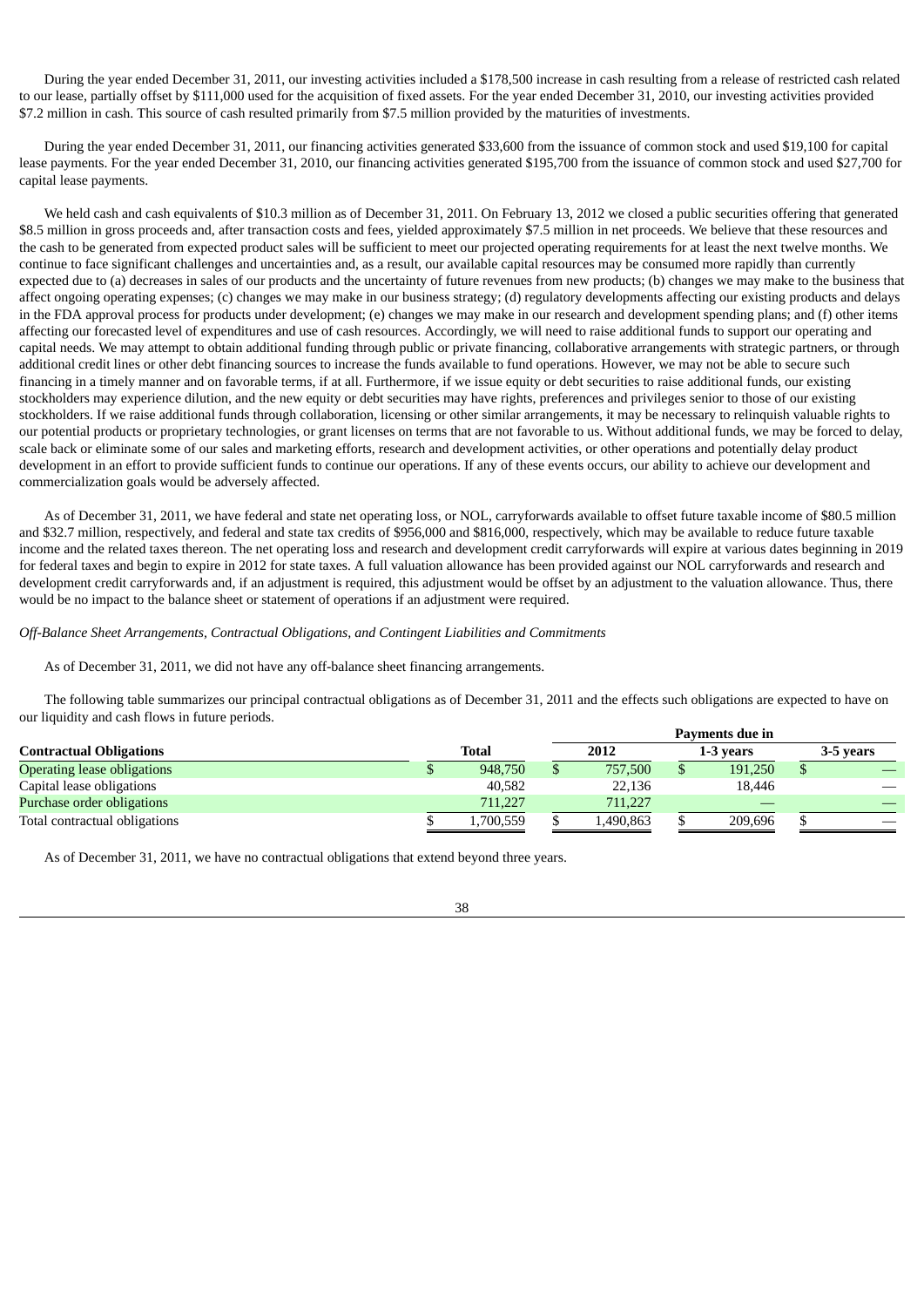During the year ended December 31, 2011, our investing activities included a $178,500 increase in cash resulting from a release of restricted cash related to our lease, partially offset by $111,000 used for the acquisition of fixed assets. For the year ended December 31, 2010, our investing activities provided $7.2 million in cash. This source of cash resulted primarily from $7.5 million provided by the maturities of investments.

During the year ended December 31, 2011, our financing activities generated $33,600 from the issuance of common stock and used $19,100 for capital lease payments. For the year ended December 31, 2010, our financing activities generated $195,700 from the issuance of common stock and used $27,700 for capital lease payments.

We held cash and cash equivalents of $10.3 million as of December 31, 2011. On February 13, 2012 we closed a public securities offering that generated $8.5 million in gross proceeds and, after transaction costs and fees, yielded approximately $7.5 million in net proceeds. We believe that these resources and the cash to be generated from expected product sales will be sufficient to meet our projected operating requirements for at least the next twelve months. We continue to face significant challenges and uncertainties and, as a result, our available capital resources may be consumed more rapidly than currently expected due to (a) decreases in sales of our products and the uncertainty of future revenues from new products; (b) changes we may make to the business that affect ongoing operating expenses; (c) changes we may make in our business strategy; (d) regulatory developments affecting our existing products and delays in the FDA approval process for products under development; (e) changes we may make in our research and development spending plans; and (f) other items affecting our forecasted level of expenditures and use of cash resources. Accordingly, we will need to raise additional funds to support our operating and capital needs. We may attempt to obtain additional funding through public or private financing, collaborative arrangements with strategic partners, or through additional credit lines or other debt financing sources to increase the funds available to fund operations. However, we may not be able to secure such financing in a timely manner and on favorable terms, if at all. Furthermore, if we issue equity or debt securities to raise additional funds, our existing stockholders may experience dilution, and the new equity or debt securities may have rights, preferences and privileges senior to those of our existing stockholders. If we raise additional funds through collaboration, licensing or other similar arrangements, it may be necessary to relinquish valuable rights to our potential products or proprietary technologies, or grant licenses on terms that are not favorable to us. Without additional funds, we may be forced to delay, scale back or eliminate some of our sales and marketing efforts, research and development activities, or other operations and potentially delay product development in an effort to provide sufficient funds to continue our operations. If any of these events occurs, our ability to achieve our development and commercialization goals would be adversely affected.

As of December 31, 2011, we have federal and state net operating loss, or NOL, carryforwards available to offset future taxable income of $80.5 million and $32.7 million, respectively, and federal and state tax credits of $956,000 and $816,000, respectively, which may be available to reduce future taxable income and the related taxes thereon. The net operating loss and research and development credit carryforwards will expire at various dates beginning in 2019 for federal taxes and begin to expire in 2012 for state taxes. A full valuation allowance has been provided against our NOL carryforwards and research and development credit carryforwards and, if an adjustment is required, this adjustment would be offset by an adjustment to the valuation allowance. Thus, there would be no impact to the balance sheet or statement of operations if an adjustment were required.

*Off-Balance Sheet Arrangements, Contractual Obligations, and Contingent Liabilities and Commitments*

As of December 31, 2011, we did not have any off-balance sheet financing arrangements.

The following table summarizes our principal contractual obligations as of December 31, 2011 and the effects such obligations are expected to have on our liquidity and cash flows in future periods.

| | | Payments due in | | |
|---|---|---|---|---|
| **Contractual Obligations** | **Total** | **2012** | **1-3 years** | **3-5 years** |
| Operating lease obligations | $ 948,750 | $ 757,500 | $ 191,250 | $ — |
| Capital lease obligations | 40,582 | 22,136 | 18,446 | — |
| Purchase order obligations | 711,227 | 711,227 | — | — |
| Total contractual obligations | $ 1,700,559 | $ 1,490,863 | $ 209,696 | $ — |

As of December 31, 2011, we have no contractual obligations that extend beyond three years.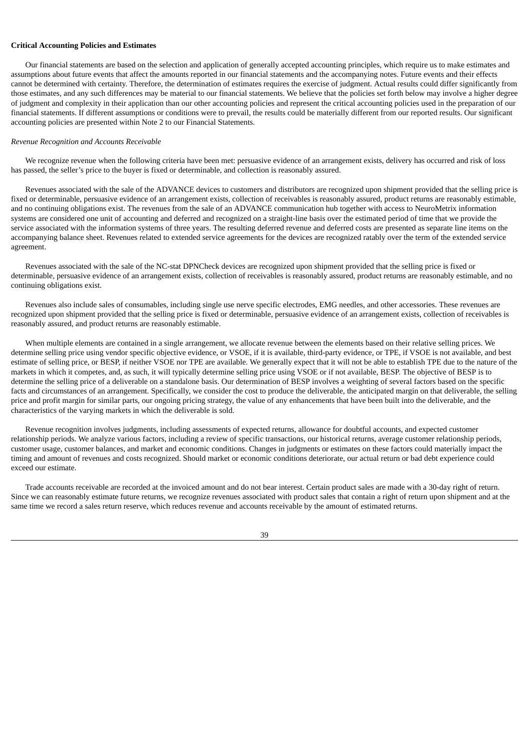**Critical Accounting Policies and Estimates**

Our financial statements are based on the selection and application of generally accepted accounting principles, which require us to make estimates and assumptions about future events that affect the amounts reported in our financial statements and the accompanying notes. Future events and their effects cannot be determined with certainty. Therefore, the determination of estimates requires the exercise of judgment. Actual results could differ significantly from those estimates, and any such differences may be material to our financial statements. We believe that the policies set forth below may involve a higher degree of judgment and complexity in their application than our other accounting policies and represent the critical accounting policies used in the preparation of our financial statements. If different assumptions or conditions were to prevail, the results could be materially different from our reported results. Our significant accounting policies are presented within Note 2 to our Financial Statements.

*Revenue Recognition and Accounts Receivable*

We recognize revenue when the following criteria have been met: persuasive evidence of an arrangement exists, delivery has occurred and risk of loss has passed, the seller's price to the buyer is fixed or determinable, and collection is reasonably assured.

Revenues associated with the sale of the ADVANCE devices to customers and distributors are recognized upon shipment provided that the selling price is fixed or determinable, persuasive evidence of an arrangement exists, collection of receivables is reasonably assured, product returns are reasonably estimable, and no continuing obligations exist. The revenues from the sale of an ADVANCE communication hub together with access to NeuroMetrix information systems are considered one unit of accounting and deferred and recognized on a straight-line basis over the estimated period of time that we provide the service associated with the information systems of three years. The resulting deferred revenue and deferred costs are presented as separate line items on the accompanying balance sheet. Revenues related to extended service agreements for the devices are recognized ratably over the term of the extended service agreement.

Revenues associated with the sale of the NC-stat DPNCheck devices are recognized upon shipment provided that the selling price is fixed or determinable, persuasive evidence of an arrangement exists, collection of receivables is reasonably assured, product returns are reasonably estimable, and no continuing obligations exist.

Revenues also include sales of consumables, including single use nerve specific electrodes, EMG needles, and other accessories. These revenues are recognized upon shipment provided that the selling price is fixed or determinable, persuasive evidence of an arrangement exists, collection of receivables is reasonably assured, and product returns are reasonably estimable.

When multiple elements are contained in a single arrangement, we allocate revenue between the elements based on their relative selling prices. We determine selling price using vendor specific objective evidence, or VSOE, if it is available, third-party evidence, or TPE, if VSOE is not available, and best estimate of selling price, or BESP, if neither VSOE nor TPE are available. We generally expect that it will not be able to establish TPE due to the nature of the markets in which it competes, and, as such, it will typically determine selling price using VSOE or if not available, BESP. The objective of BESP is to determine the selling price of a deliverable on a standalone basis. Our determination of BESP involves a weighting of several factors based on the specific facts and circumstances of an arrangement. Specifically, we consider the cost to produce the deliverable, the anticipated margin on that deliverable, the selling price and profit margin for similar parts, our ongoing pricing strategy, the value of any enhancements that have been built into the deliverable, and the characteristics of the varying markets in which the deliverable is sold.

Revenue recognition involves judgments, including assessments of expected returns, allowance for doubtful accounts, and expected customer relationship periods. We analyze various factors, including a review of specific transactions, our historical returns, average customer relationship periods, customer usage, customer balances, and market and economic conditions. Changes in judgments or estimates on these factors could materially impact the timing and amount of revenues and costs recognized. Should market or economic conditions deteriorate, our actual return or bad debt experience could exceed our estimate.

Trade accounts receivable are recorded at the invoiced amount and do not bear interest. Certain product sales are made with a 30-day right of return. Since we can reasonably estimate future returns, we recognize revenues associated with product sales that contain a right of return upon shipment and at the same time we record a sales return reserve, which reduces revenue and accounts receivable by the amount of estimated returns.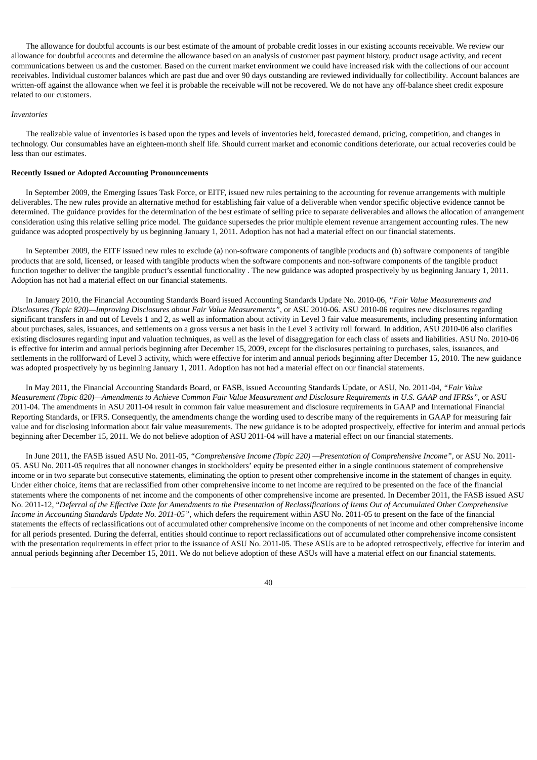The allowance for doubtful accounts is our best estimate of the amount of probable credit losses in our existing accounts receivable. We review our allowance for doubtful accounts and determine the allowance based on an analysis of customer past payment history, product usage activity, and recent communications between us and the customer. Based on the current market environment we could have increased risk with the collections of our account receivables. Individual customer balances which are past due and over 90 days outstanding are reviewed individually for collectibility. Account balances are written-off against the allowance when we feel it is probable the receivable will not be recovered. We do not have any off-balance sheet credit exposure related to our customers.

*Inventories*

The realizable value of inventories is based upon the types and levels of inventories held, forecasted demand, pricing, competition, and changes in technology. Our consumables have an eighteen-month shelf life. Should current market and economic conditions deteriorate, our actual recoveries could be less than our estimates.

**Recently Issued or Adopted Accounting Pronouncements**

In September 2009, the Emerging Issues Task Force, or EITF, issued new rules pertaining to the accounting for revenue arrangements with multiple deliverables. The new rules provide an alternative method for establishing fair value of a deliverable when vendor specific objective evidence cannot be determined. The guidance provides for the determination of the best estimate of selling price to separate deliverables and allows the allocation of arrangement consideration using this relative selling price model. The guidance supersedes the prior multiple element revenue arrangement accounting rules. The new guidance was adopted prospectively by us beginning January 1, 2011. Adoption has not had a material effect on our financial statements.

In September 2009, the EITF issued new rules to exclude (a) non-software components of tangible products and (b) software components of tangible products that are sold, licensed, or leased with tangible products when the software components and non-software components of the tangible product function together to deliver the tangible product's essential functionality . The new guidance was adopted prospectively by us beginning January 1, 2011. Adoption has not had a material effect on our financial statements.

In January 2010, the Financial Accounting Standards Board issued Accounting Standards Update No. 2010-06, *"Fair Value Measurements and Disclosures (Topic 820)—Improving Disclosures about Fair Value Measurements"*, or ASU 2010-06. ASU 2010-06 requires new disclosures regarding significant transfers in and out of Levels 1 and 2, as well as information about activity in Level 3 fair value measurements, including presenting information about purchases, sales, issuances, and settlements on a gross versus a net basis in the Level 3 activity roll forward. In addition, ASU 2010-06 also clarifies existing disclosures regarding input and valuation techniques, as well as the level of disaggregation for each class of assets and liabilities. ASU No. 2010-06 is effective for interim and annual periods beginning after December 15, 2009, except for the disclosures pertaining to purchases, sales, issuances, and settlements in the rollforward of Level 3 activity, which were effective for interim and annual periods beginning after December 15, 2010. The new guidance was adopted prospectively by us beginning January 1, 2011. Adoption has not had a material effect on our financial statements.

In May 2011, the Financial Accounting Standards Board, or FASB, issued Accounting Standards Update, or ASU, No. 2011-04, *"Fair Value Measurement (Topic 820)—Amendments to Achieve Common Fair Value Measurement and Disclosure Requirements in U.S. GAAP and IFRSs"*, or ASU 2011-04. The amendments in ASU 2011-04 result in common fair value measurement and disclosure requirements in GAAP and International Financial Reporting Standards, or IFRS. Consequently, the amendments change the wording used to describe many of the requirements in GAAP for measuring fair value and for disclosing information about fair value measurements. The new guidance is to be adopted prospectively, effective for interim and annual periods beginning after December 15, 2011. We do not believe adoption of ASU 2011-04 will have a material effect on our financial statements.

In June 2011, the FASB issued ASU No. 2011-05, *"Comprehensive Income (Topic 220) —Presentation of Comprehensive Income"*, or ASU No. 2011-05. ASU No. 2011-05 requires that all nonowner changes in stockholders' equity be presented either in a single continuous statement of comprehensive income or in two separate but consecutive statements, eliminating the option to present other comprehensive income in the statement of changes in equity. Under either choice, items that are reclassified from other comprehensive income to net income are required to be presented on the face of the financial statements where the components of net income and the components of other comprehensive income are presented. In December 2011, the FASB issued ASU No. 2011-12, "*Deferral of the Effective Date for Amendments to the Presentation of Reclassifications of Items Out of Accumulated Other Comprehensive Income in Accounting Standards Update No. 2011-05"*, which defers the requirement within ASU No. 2011-05 to present on the face of the financial statements the effects of reclassifications out of accumulated other comprehensive income on the components of net income and other comprehensive income for all periods presented. During the deferral, entities should continue to report reclassifications out of accumulated other comprehensive income consistent with the presentation requirements in effect prior to the issuance of ASU No. 2011-05. These ASUs are to be adopted retrospectively, effective for interim and annual periods beginning after December 15, 2011. We do not believe adoption of these ASUs will have a material effect on our financial statements.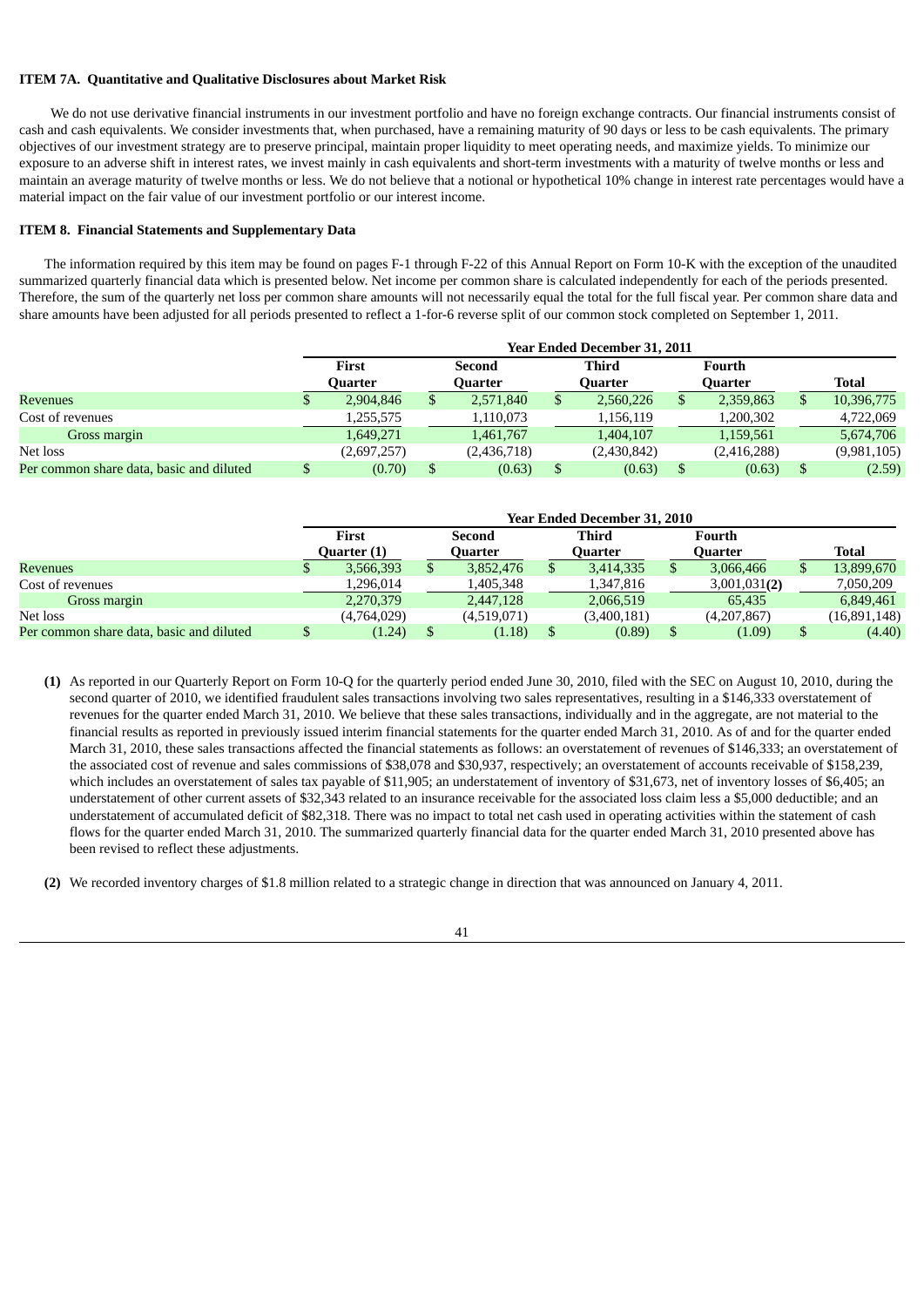**ITEM 7A. Quantitative and Qualitative Disclosures about Market Risk**

We do not use derivative financial instruments in our investment portfolio and have no foreign exchange contracts. Our financial instruments consist of cash and cash equivalents. We consider investments that, when purchased, have a remaining maturity of 90 days or less to be cash equivalents. The primary objectives of our investment strategy are to preserve principal, maintain proper liquidity to meet operating needs, and maximize yields. To minimize our exposure to an adverse shift in interest rates, we invest mainly in cash equivalents and short-term investments with a maturity of twelve months or less and maintain an average maturity of twelve months or less. We do not believe that a notional or hypothetical 10% change in interest rate percentages would have a material impact on the fair value of our investment portfolio or our interest income.

**ITEM 8. Financial Statements and Supplementary Data**

The information required by this item may be found on pages F-1 through F-22 of this Annual Report on Form 10-K with the exception of the unaudited summarized quarterly financial data which is presented below. Net income per common share is calculated independently for each of the periods presented. Therefore, the sum of the quarterly net loss per common share amounts will not necessarily equal the total for the full fiscal year. Per common share data and share amounts have been adjusted for all periods presented to reflect a 1-for-6 reverse split of our common stock completed on September 1, 2011.

| | Year Ended December 31, 2011 | | | | |
|---|---|---|---|---|---|
| | First Quarter | Second Quarter | Third Quarter | Fourth Quarter | Total |
| Revenues | $ 2,904,846 | $ 2,571,840 | $ 2,560,226 | $ 2,359,863 | $ 10,396,775 |
| Cost of revenues | 1,255,575 | 1,110,073 | 1,156,119 | 1,200,302 | 4,722,069 |
| Gross margin | 1,649,271 | 1,461,767 | 1,404,107 | 1,159,561 | 5,674,706 |
| Net loss | (2,697,257) | (2,436,718) | (2,430,842) | (2,416,288) | (9,981,105) |
| Per common share data, basic and diluted | $ (0.70) | $ (0.63) | $ (0.63) | $ (0.63) | $ (2.59) |

| | Year Ended December 31, 2010 | | | | |
|---|---|---|---|---|---|
| | First Quarter (1) | Second Quarter | Third Quarter | Fourth Quarter | Total |
| Revenues | $ 3,566,393 | $ 3,852,476 | $ 3,414,335 | $ 3,066,466 | $ 13,899,670 |
| Cost of revenues | 1,296,014 | 1,405,348 | 1,347,816 | 3,001,031**(2)** | 7,050,209 |
| Gross margin | 2,270,379 | 2,447,128 | 2,066,519 | 65,435 | 6,849,461 |
| Net loss | (4,764,029) | (4,519,071) | (3,400,181) | (4,207,867) | (16,891,148) |
| Per common share data, basic and diluted | $ (1.24) | $ (1.18) | $ (0.89) | $ (1.09) | $ (4.40) |

**(1)** As reported in our Quarterly Report on Form 10-Q for the quarterly period ended June 30, 2010, filed with the SEC on August 10, 2010, during the second quarter of 2010, we identified fraudulent sales transactions involving two sales representatives, resulting in a $146,333 overstatement of revenues for the quarter ended March 31, 2010. We believe that these sales transactions, individually and in the aggregate, are not material to the financial results as reported in previously issued interim financial statements for the quarter ended March 31, 2010. As of and for the quarter ended March 31, 2010, these sales transactions affected the financial statements as follows: an overstatement of revenues of $146,333; an overstatement of the associated cost of revenue and sales commissions of $38,078 and $30,937, respectively; an overstatement of accounts receivable of $158,239, which includes an overstatement of sales tax payable of $11,905; an understatement of inventory of $31,673, net of inventory losses of $6,405; an understatement of other current assets of $32,343 related to an insurance receivable for the associated loss claim less a $5,000 deductible; and an understatement of accumulated deficit of $82,318. There was no impact to total net cash used in operating activities within the statement of cash flows for the quarter ended March 31, 2010. The summarized quarterly financial data for the quarter ended March 31, 2010 presented above has been revised to reflect these adjustments.

**(2)** We recorded inventory charges of $1.8 million related to a strategic change in direction that was announced on January 4, 2011.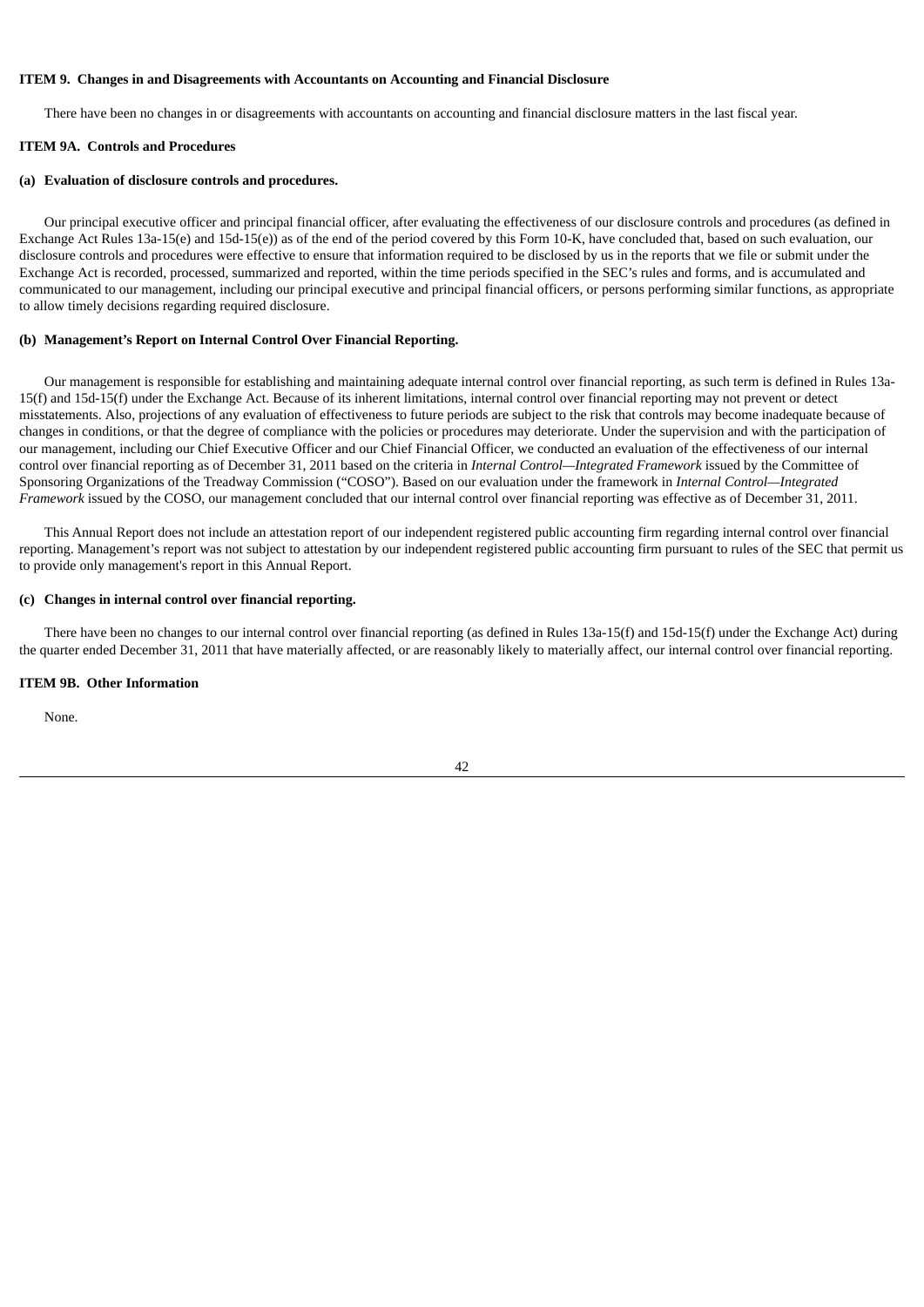### ITEM 9. Changes in and Disagreements with Accountants on Accounting and Financial Disclosure

There have been no changes in or disagreements with accountants on accounting and financial disclosure matters in the last fiscal year.

### ITEM 9A. Controls and Procedures

#### (a) Evaluation of disclosure controls and procedures.

Our principal executive officer and principal financial officer, after evaluating the effectiveness of our disclosure controls and procedures (as defined in Exchange Act Rules 13a-15(e) and 15d-15(e)) as of the end of the period covered by this Form 10-K, have concluded that, based on such evaluation, our disclosure controls and procedures were effective to ensure that information required to be disclosed by us in the reports that we file or submit under the Exchange Act is recorded, processed, summarized and reported, within the time periods specified in the SEC's rules and forms, and is accumulated and communicated to our management, including our principal executive and principal financial officers, or persons performing similar functions, as appropriate to allow timely decisions regarding required disclosure.

#### (b) Management's Report on Internal Control Over Financial Reporting.

Our management is responsible for establishing and maintaining adequate internal control over financial reporting, as such term is defined in Rules 13a-15(f) and 15d-15(f) under the Exchange Act. Because of its inherent limitations, internal control over financial reporting may not prevent or detect misstatements. Also, projections of any evaluation of effectiveness to future periods are subject to the risk that controls may become inadequate because of changes in conditions, or that the degree of compliance with the policies or procedures may deteriorate. Under the supervision and with the participation of our management, including our Chief Executive Officer and our Chief Financial Officer, we conducted an evaluation of the effectiveness of our internal control over financial reporting as of December 31, 2011 based on the criteria in *Internal Control—Integrated Framework* issued by the Committee of Sponsoring Organizations of the Treadway Commission ("COSO"). Based on our evaluation under the framework in *Internal Control—Integrated Framework* issued by the COSO, our management concluded that our internal control over financial reporting was effective as of December 31, 2011.

This Annual Report does not include an attestation report of our independent registered public accounting firm regarding internal control over financial reporting. Management's report was not subject to attestation by our independent registered public accounting firm pursuant to rules of the SEC that permit us to provide only management's report in this Annual Report.

#### (c) Changes in internal control over financial reporting.

There have been no changes to our internal control over financial reporting (as defined in Rules 13a-15(f) and 15d-15(f) under the Exchange Act) during the quarter ended December 31, 2011 that have materially affected, or are reasonably likely to materially affect, our internal control over financial reporting.

### ITEM 9B. Other Information

None.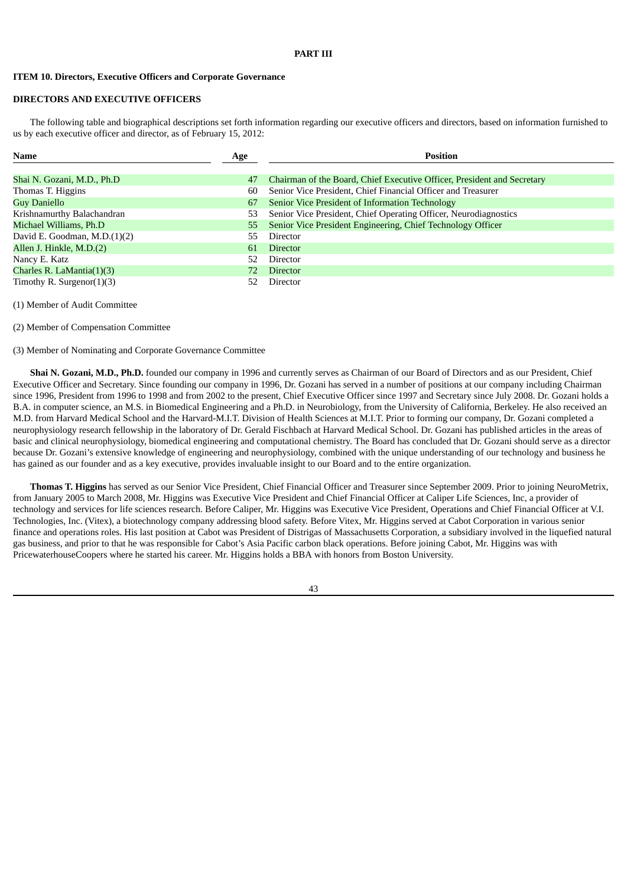# PART III

## ITEM 10. Directors, Executive Officers and Corporate Governance

### DIRECTORS AND EXECUTIVE OFFICERS

The following table and biographical descriptions set forth information regarding our executive officers and directors, based on information furnished to us by each executive officer and director, as of February 15, 2012:

| Name | Age | Position |
|---|---|---|
| Shai N. Gozani, M.D., Ph.D | 47 | Chairman of the Board, Chief Executive Officer, President and Secretary |
| Thomas T. Higgins | 60 | Senior Vice President, Chief Financial Officer and Treasurer |
| Guy Daniello | 67 | Senior Vice President of Information Technology |
| Krishnamurthy Balachandran | 53 | Senior Vice President, Chief Operating Officer, Neurodiagnostics |
| Michael Williams, Ph.D | 55 | Senior Vice President Engineering, Chief Technology Officer |
| David E. Goodman, M.D.(1)(2) | 55 | Director |
| Allen J. Hinkle, M.D.(2) | 61 | Director |
| Nancy E. Katz | 52 | Director |
| Charles R. LaMantia(1)(3) | 72 | Director |
| Timothy R. Surgenor(1)(3) | 52 | Director |

(1) Member of Audit Committee

(2) Member of Compensation Committee

(3) Member of Nominating and Corporate Governance Committee

**Shai N. Gozani, M.D., Ph.D.** founded our company in 1996 and currently serves as Chairman of our Board of Directors and as our President, Chief Executive Officer and Secretary. Since founding our company in 1996, Dr. Gozani has served in a number of positions at our company including Chairman since 1996, President from 1996 to 1998 and from 2002 to the present, Chief Executive Officer since 1997 and Secretary since July 2008. Dr. Gozani holds a B.A. in computer science, an M.S. in Biomedical Engineering and a Ph.D. in Neurobiology, from the University of California, Berkeley. He also received an M.D. from Harvard Medical School and the Harvard-M.I.T. Division of Health Sciences at M.I.T. Prior to forming our company, Dr. Gozani completed a neurophysiology research fellowship in the laboratory of Dr. Gerald Fischbach at Harvard Medical School. Dr. Gozani has published articles in the areas of basic and clinical neurophysiology, biomedical engineering and computational chemistry. The Board has concluded that Dr. Gozani should serve as a director because Dr. Gozani's extensive knowledge of engineering and neurophysiology, combined with the unique understanding of our technology and business he has gained as our founder and as a key executive, provides invaluable insight to our Board and to the entire organization.

**Thomas T. Higgins** has served as our Senior Vice President, Chief Financial Officer and Treasurer since September 2009. Prior to joining NeuroMetrix, from January 2005 to March 2008, Mr. Higgins was Executive Vice President and Chief Financial Officer at Caliper Life Sciences, Inc, a provider of technology and services for life sciences research. Before Caliper, Mr. Higgins was Executive Vice President, Operations and Chief Financial Officer at V.I. Technologies, Inc. (Vitex), a biotechnology company addressing blood safety. Before Vitex, Mr. Higgins served at Cabot Corporation in various senior finance and operations roles. His last position at Cabot was President of Distrigas of Massachusetts Corporation, a subsidiary involved in the liquefied natural gas business, and prior to that he was responsible for Cabot's Asia Pacific carbon black operations. Before joining Cabot, Mr. Higgins was with PricewaterhouseCoopers where he started his career. Mr. Higgins holds a BBA with honors from Boston University.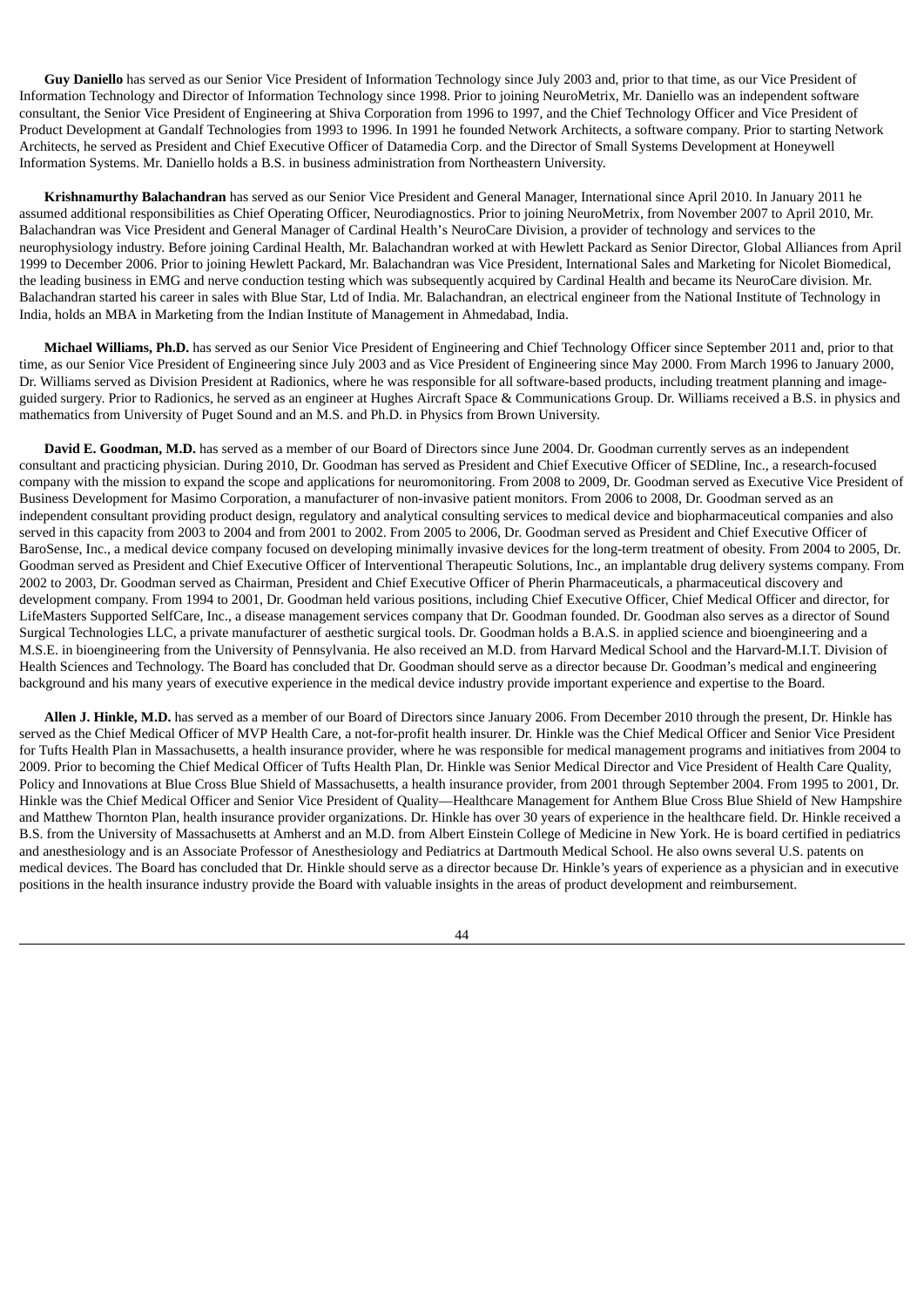**Guy Daniello** has served as our Senior Vice President of Information Technology since July 2003 and, prior to that time, as our Vice President of Information Technology and Director of Information Technology since 1998. Prior to joining NeuroMetrix, Mr. Daniello was an independent software consultant, the Senior Vice President of Engineering at Shiva Corporation from 1996 to 1997, and the Chief Technology Officer and Vice President of Product Development at Gandalf Technologies from 1993 to 1996. In 1991 he founded Network Architects, a software company. Prior to starting Network Architects, he served as President and Chief Executive Officer of Datamedia Corp. and the Director of Small Systems Development at Honeywell Information Systems. Mr. Daniello holds a B.S. in business administration from Northeastern University.

**Krishnamurthy Balachandran** has served as our Senior Vice President and General Manager, International since April 2010. In January 2011 he assumed additional responsibilities as Chief Operating Officer, Neurodiagnostics. Prior to joining NeuroMetrix, from November 2007 to April 2010, Mr. Balachandran was Vice President and General Manager of Cardinal Health's NeuroCare Division, a provider of technology and services to the neurophysiology industry. Before joining Cardinal Health, Mr. Balachandran worked at with Hewlett Packard as Senior Director, Global Alliances from April 1999 to December 2006. Prior to joining Hewlett Packard, Mr. Balachandran was Vice President, International Sales and Marketing for Nicolet Biomedical, the leading business in EMG and nerve conduction testing which was subsequently acquired by Cardinal Health and became its NeuroCare division. Mr. Balachandran started his career in sales with Blue Star, Ltd of India. Mr. Balachandran, an electrical engineer from the National Institute of Technology in India, holds an MBA in Marketing from the Indian Institute of Management in Ahmedabad, India.

**Michael Williams, Ph.D.** has served as our Senior Vice President of Engineering and Chief Technology Officer since September 2011 and, prior to that time, as our Senior Vice President of Engineering since July 2003 and as Vice President of Engineering since May 2000. From March 1996 to January 2000, Dr. Williams served as Division President at Radionics, where he was responsible for all software-based products, including treatment planning and image-guided surgery. Prior to Radionics, he served as an engineer at Hughes Aircraft Space & Communications Group. Dr. Williams received a B.S. in physics and mathematics from University of Puget Sound and an M.S. and Ph.D. in Physics from Brown University.

**David E. Goodman, M.D.** has served as a member of our Board of Directors since June 2004. Dr. Goodman currently serves as an independent consultant and practicing physician. During 2010, Dr. Goodman has served as President and Chief Executive Officer of SEDline, Inc., a research-focused company with the mission to expand the scope and applications for neuromonitoring. From 2008 to 2009, Dr. Goodman served as Executive Vice President of Business Development for Masimo Corporation, a manufacturer of non-invasive patient monitors. From 2006 to 2008, Dr. Goodman served as an independent consultant providing product design, regulatory and analytical consulting services to medical device and biopharmaceutical companies and also served in this capacity from 2003 to 2004 and from 2001 to 2002. From 2005 to 2006, Dr. Goodman served as President and Chief Executive Officer of BaroSense, Inc., a medical device company focused on developing minimally invasive devices for the long-term treatment of obesity. From 2004 to 2005, Dr. Goodman served as President and Chief Executive Officer of Interventional Therapeutic Solutions, Inc., an implantable drug delivery systems company. From 2002 to 2003, Dr. Goodman served as Chairman, President and Chief Executive Officer of Pherin Pharmaceuticals, a pharmaceutical discovery and development company. From 1994 to 2001, Dr. Goodman held various positions, including Chief Executive Officer, Chief Medical Officer and director, for LifeMasters Supported SelfCare, Inc., a disease management services company that Dr. Goodman founded. Dr. Goodman also serves as a director of Sound Surgical Technologies LLC, a private manufacturer of aesthetic surgical tools. Dr. Goodman holds a B.A.S. in applied science and bioengineering and a M.S.E. in bioengineering from the University of Pennsylvania. He also received an M.D. from Harvard Medical School and the Harvard-M.I.T. Division of Health Sciences and Technology. The Board has concluded that Dr. Goodman should serve as a director because Dr. Goodman's medical and engineering background and his many years of executive experience in the medical device industry provide important experience and expertise to the Board.

**Allen J. Hinkle, M.D.** has served as a member of our Board of Directors since January 2006. From December 2010 through the present, Dr. Hinkle has served as the Chief Medical Officer of MVP Health Care, a not-for-profit health insurer. Dr. Hinkle was the Chief Medical Officer and Senior Vice President for Tufts Health Plan in Massachusetts, a health insurance provider, where he was responsible for medical management programs and initiatives from 2004 to 2009. Prior to becoming the Chief Medical Officer of Tufts Health Plan, Dr. Hinkle was Senior Medical Director and Vice President of Health Care Quality, Policy and Innovations at Blue Cross Blue Shield of Massachusetts, a health insurance provider, from 2001 through September 2004. From 1995 to 2001, Dr. Hinkle was the Chief Medical Officer and Senior Vice President of Quality—Healthcare Management for Anthem Blue Cross Blue Shield of New Hampshire and Matthew Thornton Plan, health insurance provider organizations. Dr. Hinkle has over 30 years of experience in the healthcare field. Dr. Hinkle received a B.S. from the University of Massachusetts at Amherst and an M.D. from Albert Einstein College of Medicine in New York. He is board certified in pediatrics and anesthesiology and is an Associate Professor of Anesthesiology and Pediatrics at Dartmouth Medical School. He also owns several U.S. patents on medical devices. The Board has concluded that Dr. Hinkle should serve as a director because Dr. Hinkle's years of experience as a physician and in executive positions in the health insurance industry provide the Board with valuable insights in the areas of product development and reimbursement.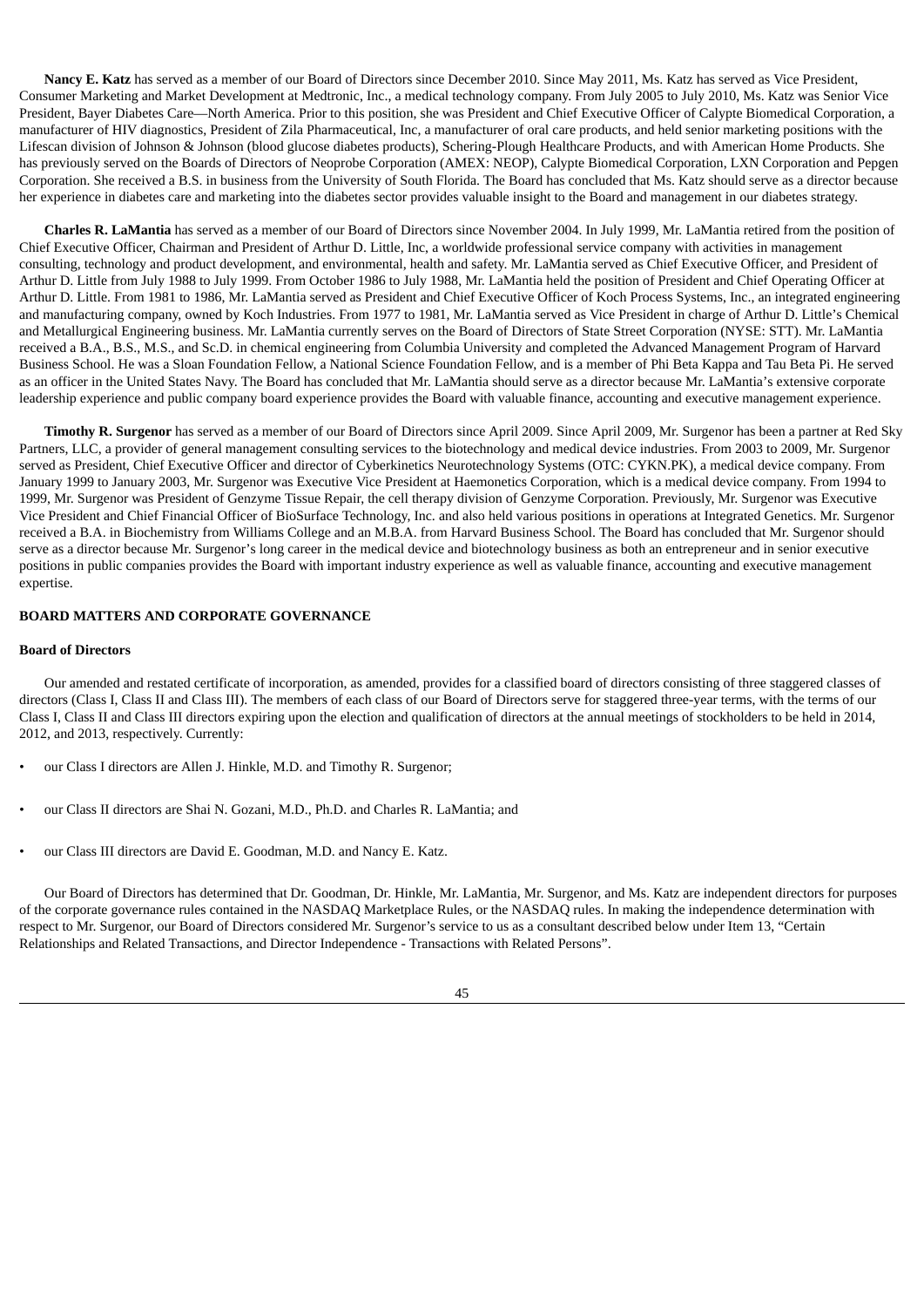**Nancy E. Katz** has served as a member of our Board of Directors since December 2010. Since May 2011, Ms. Katz has served as Vice President, Consumer Marketing and Market Development at Medtronic, Inc., a medical technology company. From July 2005 to July 2010, Ms. Katz was Senior Vice President, Bayer Diabetes Care—North America. Prior to this position, she was President and Chief Executive Officer of Calypte Biomedical Corporation, a manufacturer of HIV diagnostics, President of Zila Pharmaceutical, Inc, a manufacturer of oral care products, and held senior marketing positions with the Lifescan division of Johnson & Johnson (blood glucose diabetes products), Schering-Plough Healthcare Products, and with American Home Products. She has previously served on the Boards of Directors of Neoprobe Corporation (AMEX: NEOP), Calypte Biomedical Corporation, LXN Corporation and Pepgen Corporation. She received a B.S. in business from the University of South Florida. The Board has concluded that Ms. Katz should serve as a director because her experience in diabetes care and marketing into the diabetes sector provides valuable insight to the Board and management in our diabetes strategy.

**Charles R. LaMantia** has served as a member of our Board of Directors since November 2004. In July 1999, Mr. LaMantia retired from the position of Chief Executive Officer, Chairman and President of Arthur D. Little, Inc, a worldwide professional service company with activities in management consulting, technology and product development, and environmental, health and safety. Mr. LaMantia served as Chief Executive Officer, and President of Arthur D. Little from July 1988 to July 1999. From October 1986 to July 1988, Mr. LaMantia held the position of President and Chief Operating Officer at Arthur D. Little. From 1981 to 1986, Mr. LaMantia served as President and Chief Executive Officer of Koch Process Systems, Inc., an integrated engineering and manufacturing company, owned by Koch Industries. From 1977 to 1981, Mr. LaMantia served as Vice President in charge of Arthur D. Little's Chemical and Metallurgical Engineering business. Mr. LaMantia currently serves on the Board of Directors of State Street Corporation (NYSE: STT). Mr. LaMantia received a B.A., B.S., M.S., and Sc.D. in chemical engineering from Columbia University and completed the Advanced Management Program of Harvard Business School. He was a Sloan Foundation Fellow, a National Science Foundation Fellow, and is a member of Phi Beta Kappa and Tau Beta Pi. He served as an officer in the United States Navy. The Board has concluded that Mr. LaMantia should serve as a director because Mr. LaMantia's extensive corporate leadership experience and public company board experience provides the Board with valuable finance, accounting and executive management experience.

**Timothy R. Surgenor** has served as a member of our Board of Directors since April 2009. Since April 2009, Mr. Surgenor has been a partner at Red Sky Partners, LLC, a provider of general management consulting services to the biotechnology and medical device industries. From 2003 to 2009, Mr. Surgenor served as President, Chief Executive Officer and director of Cyberkinetics Neurotechnology Systems (OTC: CYKN.PK), a medical device company. From January 1999 to January 2003, Mr. Surgenor was Executive Vice President at Haemonetics Corporation, which is a medical device company. From 1994 to 1999, Mr. Surgenor was President of Genzyme Tissue Repair, the cell therapy division of Genzyme Corporation. Previously, Mr. Surgenor was Executive Vice President and Chief Financial Officer of BioSurface Technology, Inc. and also held various positions in operations at Integrated Genetics. Mr. Surgenor received a B.A. in Biochemistry from Williams College and an M.B.A. from Harvard Business School. The Board has concluded that Mr. Surgenor should serve as a director because Mr. Surgenor's long career in the medical device and biotechnology business as both an entrepreneur and in senior executive positions in public companies provides the Board with important industry experience as well as valuable finance, accounting and executive management expertise.

## BOARD MATTERS AND CORPORATE GOVERNANCE

### Board of Directors

Our amended and restated certificate of incorporation, as amended, provides for a classified board of directors consisting of three staggered classes of directors (Class I, Class II and Class III). The members of each class of our Board of Directors serve for staggered three-year terms, with the terms of our Class I, Class II and Class III directors expiring upon the election and qualification of directors at the annual meetings of stockholders to be held in 2014, 2012, and 2013, respectively. Currently:

- our Class I directors are Allen J. Hinkle, M.D. and Timothy R. Surgenor;
- our Class II directors are Shai N. Gozani, M.D., Ph.D. and Charles R. LaMantia; and
- our Class III directors are David E. Goodman, M.D. and Nancy E. Katz.

Our Board of Directors has determined that Dr. Goodman, Dr. Hinkle, Mr. LaMantia, Mr. Surgenor, and Ms. Katz are independent directors for purposes of the corporate governance rules contained in the NASDAQ Marketplace Rules, or the NASDAQ rules. In making the independence determination with respect to Mr. Surgenor, our Board of Directors considered Mr. Surgenor's service to us as a consultant described below under Item 13, "Certain Relationships and Related Transactions, and Director Independence - Transactions with Related Persons".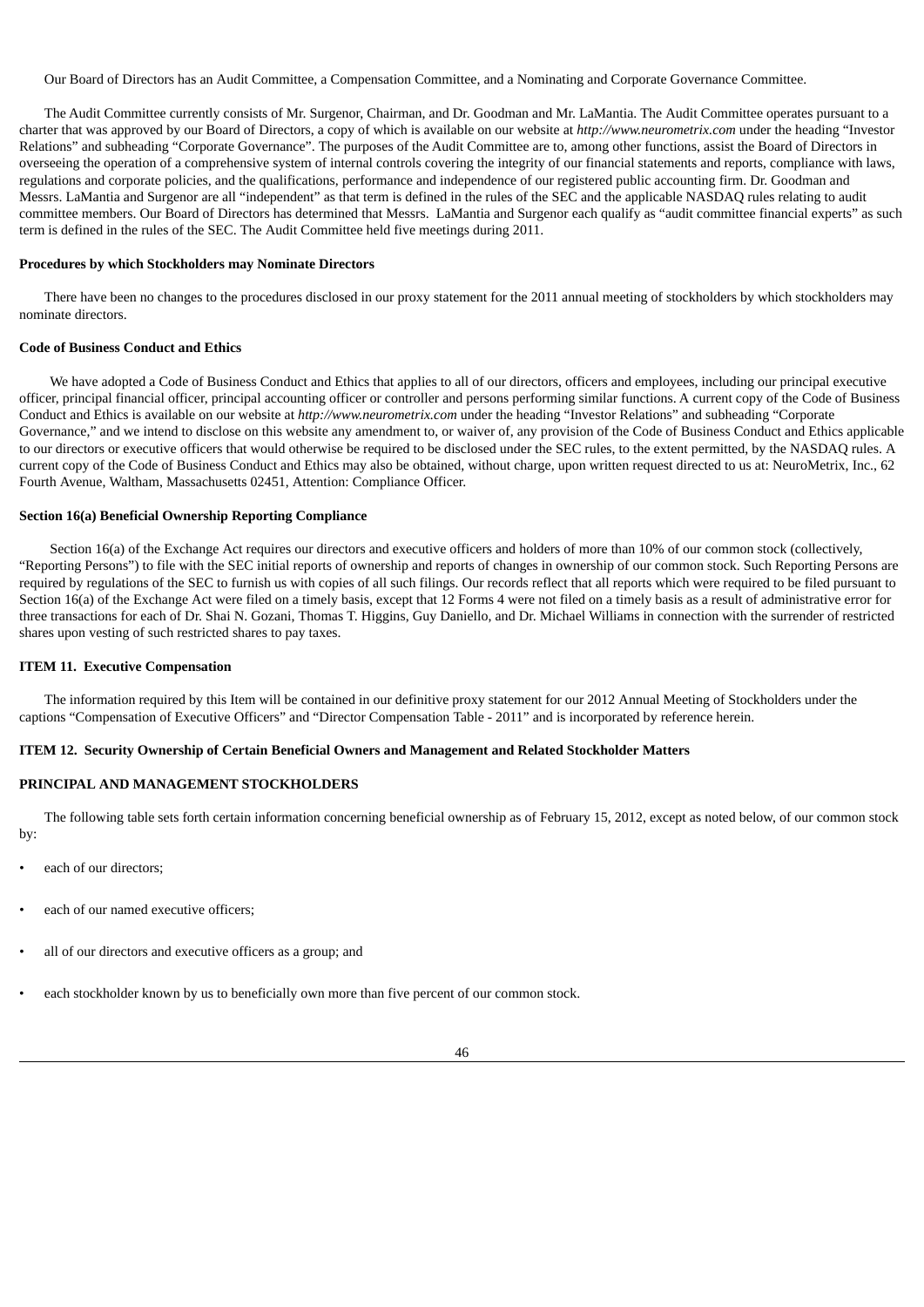Our Board of Directors has an Audit Committee, a Compensation Committee, and a Nominating and Corporate Governance Committee.

The Audit Committee currently consists of Mr. Surgenor, Chairman, and Dr. Goodman and Mr. LaMantia. The Audit Committee operates pursuant to a charter that was approved by our Board of Directors, a copy of which is available on our website at *http://www.neurometrix.com* under the heading "Investor Relations" and subheading "Corporate Governance". The purposes of the Audit Committee are to, among other functions, assist the Board of Directors in overseeing the operation of a comprehensive system of internal controls covering the integrity of our financial statements and reports, compliance with laws, regulations and corporate policies, and the qualifications, performance and independence of our registered public accounting firm. Dr. Goodman and Messrs. LaMantia and Surgenor are all "independent" as that term is defined in the rules of the SEC and the applicable NASDAQ rules relating to audit committee members. Our Board of Directors has determined that Messrs. LaMantia and Surgenor each qualify as "audit committee financial experts" as such term is defined in the rules of the SEC. The Audit Committee held five meetings during 2011.

**Procedures by which Stockholders may Nominate Directors**

There have been no changes to the procedures disclosed in our proxy statement for the 2011 annual meeting of stockholders by which stockholders may nominate directors.

**Code of Business Conduct and Ethics**

We have adopted a Code of Business Conduct and Ethics that applies to all of our directors, officers and employees, including our principal executive officer, principal financial officer, principal accounting officer or controller and persons performing similar functions. A current copy of the Code of Business Conduct and Ethics is available on our website at *http://www.neurometrix.com* under the heading "Investor Relations" and subheading "Corporate Governance," and we intend to disclose on this website any amendment to, or waiver of, any provision of the Code of Business Conduct and Ethics applicable to our directors or executive officers that would otherwise be required to be disclosed under the SEC rules, to the extent permitted, by the NASDAQ rules. A current copy of the Code of Business Conduct and Ethics may also be obtained, without charge, upon written request directed to us at: NeuroMetrix, Inc., 62 Fourth Avenue, Waltham, Massachusetts 02451, Attention: Compliance Officer.

**Section 16(a) Beneficial Ownership Reporting Compliance**

Section 16(a) of the Exchange Act requires our directors and executive officers and holders of more than 10% of our common stock (collectively, "Reporting Persons") to file with the SEC initial reports of ownership and reports of changes in ownership of our common stock. Such Reporting Persons are required by regulations of the SEC to furnish us with copies of all such filings. Our records reflect that all reports which were required to be filed pursuant to Section 16(a) of the Exchange Act were filed on a timely basis, except that 12 Forms 4 were not filed on a timely basis as a result of administrative error for three transactions for each of Dr. Shai N. Gozani, Thomas T. Higgins, Guy Daniello, and Dr. Michael Williams in connection with the surrender of restricted shares upon vesting of such restricted shares to pay taxes.

**ITEM 11. Executive Compensation**

The information required by this Item will be contained in our definitive proxy statement for our 2012 Annual Meeting of Stockholders under the captions "Compensation of Executive Officers" and "Director Compensation Table - 2011" and is incorporated by reference herein.

**ITEM 12. Security Ownership of Certain Beneficial Owners and Management and Related Stockholder Matters**

**PRINCIPAL AND MANAGEMENT STOCKHOLDERS**

The following table sets forth certain information concerning beneficial ownership as of February 15, 2012, except as noted below, of our common stock by:

- each of our directors;
- each of our named executive officers;
- all of our directors and executive officers as a group; and
- each stockholder known by us to beneficially own more than five percent of our common stock.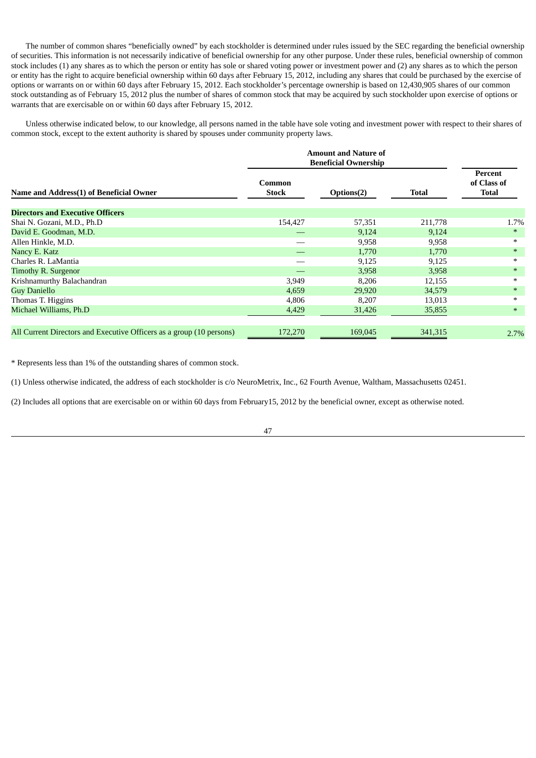The number of common shares "beneficially owned" by each stockholder is determined under rules issued by the SEC regarding the beneficial ownership of securities. This information is not necessarily indicative of beneficial ownership for any other purpose. Under these rules, beneficial ownership of common stock includes (1) any shares as to which the person or entity has sole or shared voting power or investment power and (2) any shares as to which the person or entity has the right to acquire beneficial ownership within 60 days after February 15, 2012, including any shares that could be purchased by the exercise of options or warrants on or within 60 days after February 15, 2012. Each stockholder's percentage ownership is based on 12,430,905 shares of our common stock outstanding as of February 15, 2012 plus the number of shares of common stock that may be acquired by such stockholder upon exercise of options or warrants that are exercisable on or within 60 days after February 15, 2012.

Unless otherwise indicated below, to our knowledge, all persons named in the table have sole voting and investment power with respect to their shares of common stock, except to the extent authority is shared by spouses under community property laws.

| | Amount and Nature of Beneficial Ownership | | | |
|---|---|---|---|---|
| Name and Address(1) of Beneficial Owner | Common Stock | Options(2) | Total | Percent of Class of Total |
| **Directors and Executive Officers** | | | | |
| Shai N. Gozani, M.D., Ph.D | 154,427 | 57,351 | 211,778 | 1.7% |
| David E. Goodman, M.D. | — | 9,124 | 9,124 | * |
| Allen Hinkle, M.D. | — | 9,958 | 9,958 | * |
| Nancy E. Katz | — | 1,770 | 1,770 | * |
| Charles R. LaMantia | — | 9,125 | 9,125 | * |
| Timothy R. Surgenor | — | 3,958 | 3,958 | * |
| Krishnamurthy Balachandran | 3,949 | 8,206 | 12,155 | * |
| Guy Daniello | 4,659 | 29,920 | 34,579 | * |
| Thomas T. Higgins | 4,806 | 8,207 | 13,013 | * |
| Michael Williams, Ph.D | 4,429 | 31,426 | 35,855 | * |
| All Current Directors and Executive Officers as a group (10 persons) | 172,270 | 169,045 | 341,315 | 2.7% |

* Represents less than 1% of the outstanding shares of common stock.

(1) Unless otherwise indicated, the address of each stockholder is c/o NeuroMetrix, Inc., 62 Fourth Avenue, Waltham, Massachusetts 02451.

(2) Includes all options that are exercisable on or within 60 days from February15, 2012 by the beneficial owner, except as otherwise noted.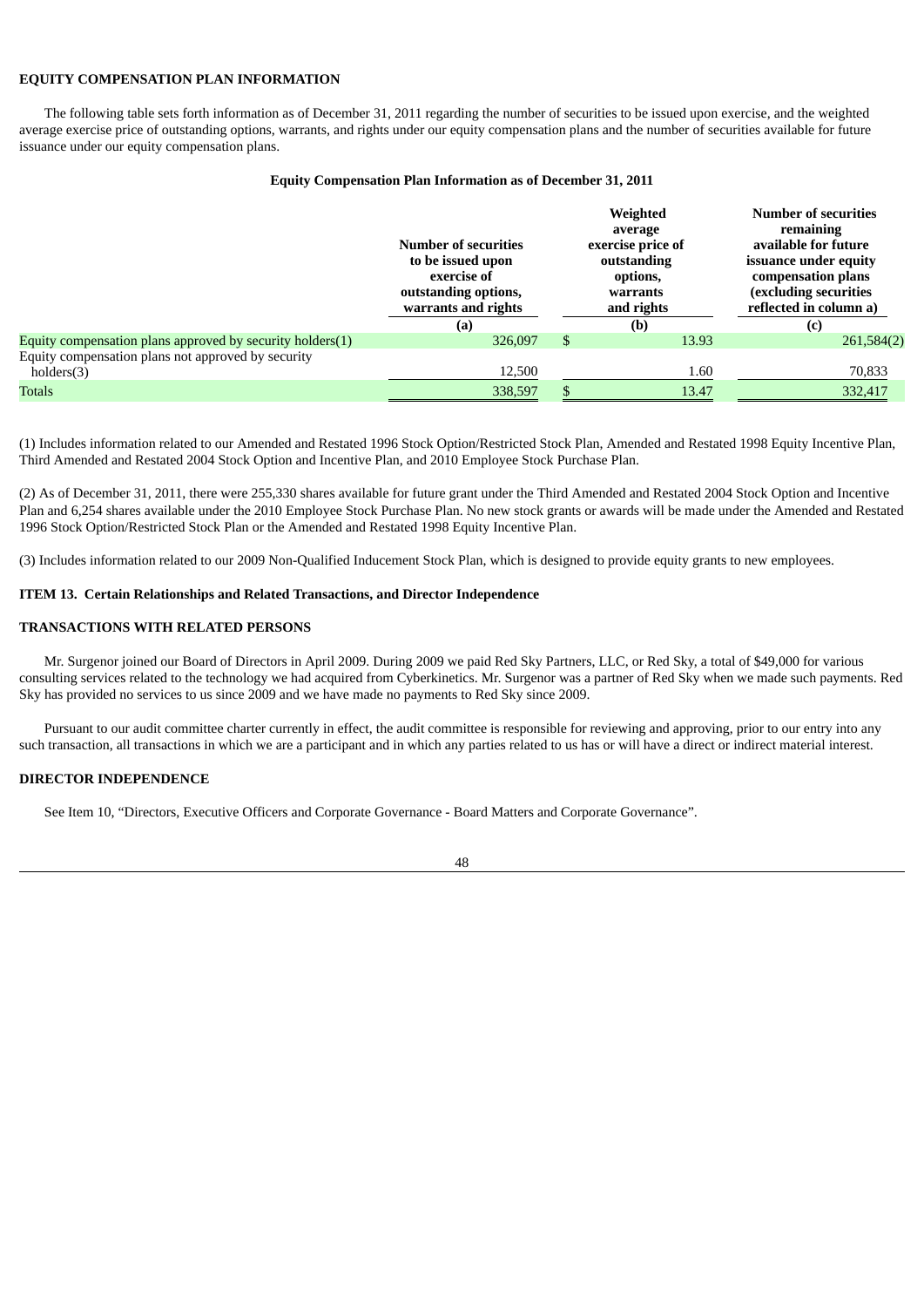**EQUITY COMPENSATION PLAN INFORMATION**

The following table sets forth information as of December 31, 2011 regarding the number of securities to be issued upon exercise, and the weighted average exercise price of outstanding options, warrants, and rights under our equity compensation plans and the number of securities available for future issuance under our equity compensation plans.

**Equity Compensation Plan Information as of December 31, 2011**

| | Number of securities to be issued upon exercise of outstanding options, warrants and rights | Weighted average exercise price of outstanding options, warrants and rights | Number of securities remaining available for future issuance under equity compensation plans (excluding securities reflected in column a) |
|---|---|---|---|
| | (a) | (b) | (c) |
| Equity compensation plans approved by security holders(1) | 326,097 | $ 13.93 | 261,584(2) |
| Equity compensation plans not approved by security holders(3) | 12,500 | 1.60 | 70,833 |
| Totals | 338,597 | $ 13.47 | 332,417 |

(1) Includes information related to our Amended and Restated 1996 Stock Option/Restricted Stock Plan, Amended and Restated 1998 Equity Incentive Plan, Third Amended and Restated 2004 Stock Option and Incentive Plan, and 2010 Employee Stock Purchase Plan.

(2) As of December 31, 2011, there were 255,330 shares available for future grant under the Third Amended and Restated 2004 Stock Option and Incentive Plan and 6,254 shares available under the 2010 Employee Stock Purchase Plan. No new stock grants or awards will be made under the Amended and Restated 1996 Stock Option/Restricted Stock Plan or the Amended and Restated 1998 Equity Incentive Plan.

(3) Includes information related to our 2009 Non-Qualified Inducement Stock Plan, which is designed to provide equity grants to new employees.

**ITEM 13. Certain Relationships and Related Transactions, and Director Independence**

**TRANSACTIONS WITH RELATED PERSONS**

Mr. Surgenor joined our Board of Directors in April 2009. During 2009 we paid Red Sky Partners, LLC, or Red Sky, a total of $49,000 for various consulting services related to the technology we had acquired from Cyberkinetics. Mr. Surgenor was a partner of Red Sky when we made such payments. Red Sky has provided no services to us since 2009 and we have made no payments to Red Sky since 2009.

Pursuant to our audit committee charter currently in effect, the audit committee is responsible for reviewing and approving, prior to our entry into any such transaction, all transactions in which we are a participant and in which any parties related to us has or will have a direct or indirect material interest.

**DIRECTOR INDEPENDENCE**

See Item 10, “Directors, Executive Officers and Corporate Governance - Board Matters and Corporate Governance”.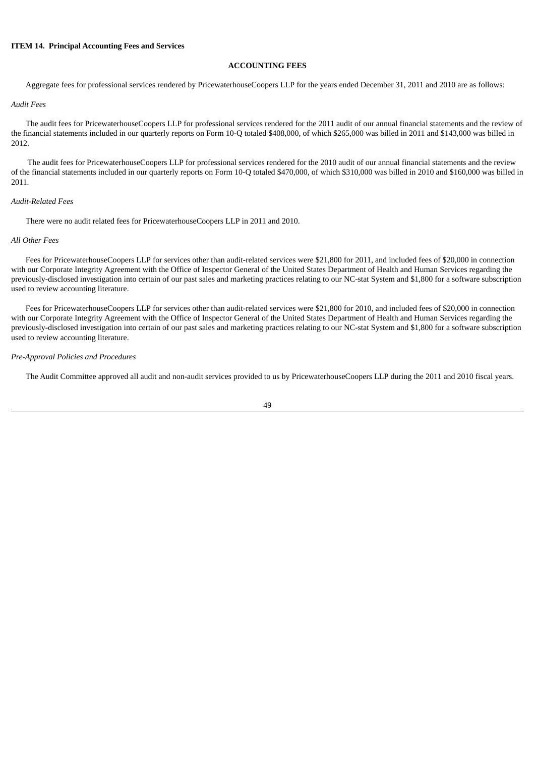**ITEM 14. Principal Accounting Fees and Services**

**ACCOUNTING FEES**

Aggregate fees for professional services rendered by PricewaterhouseCoopers LLP for the years ended December 31, 2011 and 2010 are as follows:

*Audit Fees*

The audit fees for PricewaterhouseCoopers LLP for professional services rendered for the 2011 audit of our annual financial statements and the review of the financial statements included in our quarterly reports on Form 10-Q totaled $408,000, of which $265,000 was billed in 2011 and $143,000 was billed in 2012.

The audit fees for PricewaterhouseCoopers LLP for professional services rendered for the 2010 audit of our annual financial statements and the review of the financial statements included in our quarterly reports on Form 10-Q totaled $470,000, of which $310,000 was billed in 2010 and $160,000 was billed in 2011.

*Audit-Related Fees*

There were no audit related fees for PricewaterhouseCoopers LLP in 2011 and 2010.

*All Other Fees*

Fees for PricewaterhouseCoopers LLP for services other than audit-related services were $21,800 for 2011, and included fees of $20,000 in connection with our Corporate Integrity Agreement with the Office of Inspector General of the United States Department of Health and Human Services regarding the previously-disclosed investigation into certain of our past sales and marketing practices relating to our NC-stat System and $1,800 for a software subscription used to review accounting literature.

Fees for PricewaterhouseCoopers LLP for services other than audit-related services were $21,800 for 2010, and included fees of $20,000 in connection with our Corporate Integrity Agreement with the Office of Inspector General of the United States Department of Health and Human Services regarding the previously-disclosed investigation into certain of our past sales and marketing practices relating to our NC-stat System and $1,800 for a software subscription used to review accounting literature.

*Pre-Approval Policies and Procedures*

The Audit Committee approved all audit and non-audit services provided to us by PricewaterhouseCoopers LLP during the 2011 and 2010 fiscal years.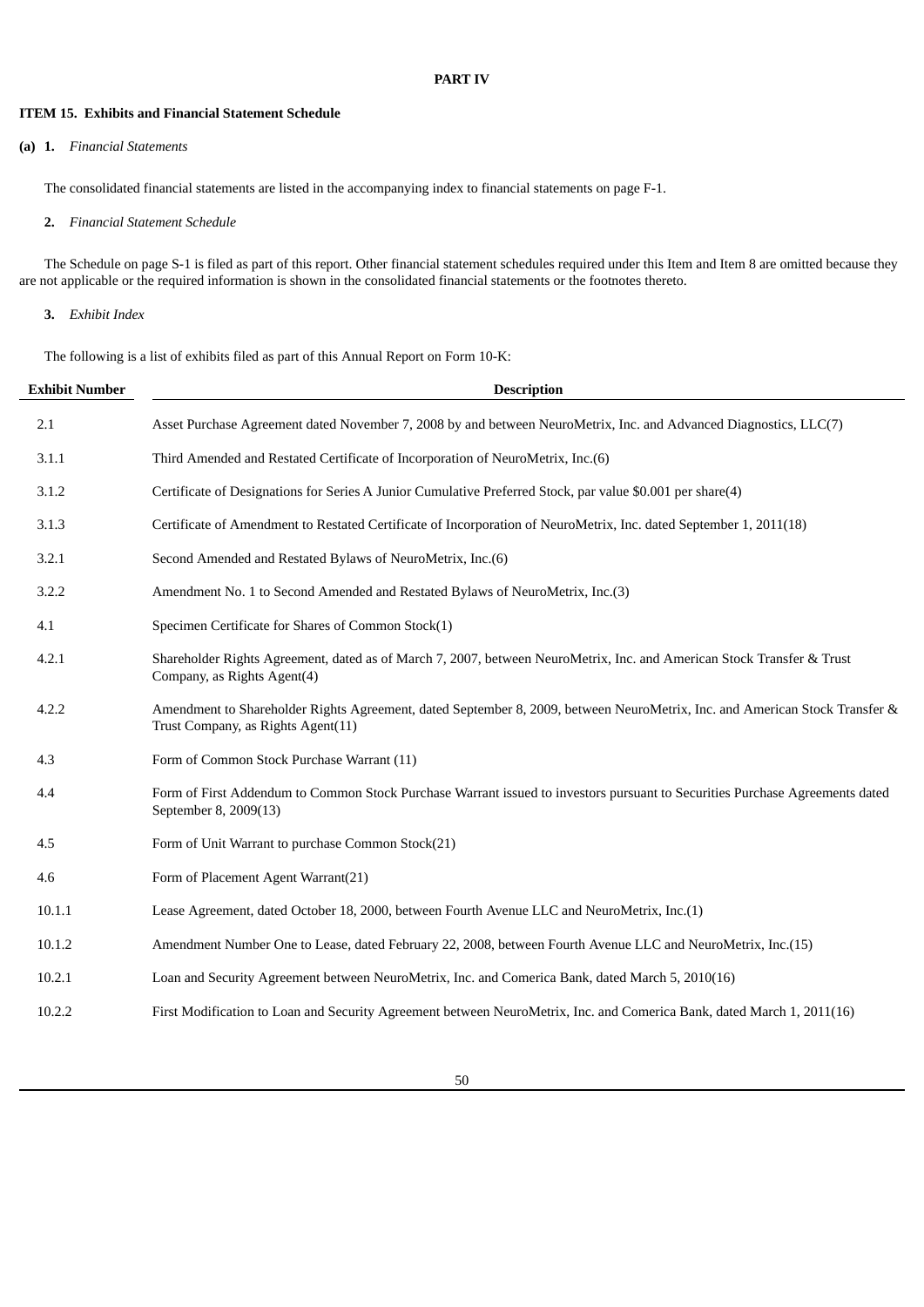**PART IV**

**ITEM 15. Exhibits and Financial Statement Schedule**

**(a) 1.** *Financial Statements*

The consolidated financial statements are listed in the accompanying index to financial statements on page F-1.

**2.** *Financial Statement Schedule*

The Schedule on page S-1 is filed as part of this report. Other financial statement schedules required under this Item and Item 8 are omitted because they are not applicable or the required information is shown in the consolidated financial statements or the footnotes thereto.

**3.** *Exhibit Index*

The following is a list of exhibits filed as part of this Annual Report on Form 10-K:

| Exhibit Number | Description |
|---|---|
| 2.1 | Asset Purchase Agreement dated November 7, 2008 by and between NeuroMetrix, Inc. and Advanced Diagnostics, LLC(7) |
| 3.1.1 | Third Amended and Restated Certificate of Incorporation of NeuroMetrix, Inc.(6) |
| 3.1.2 | Certificate of Designations for Series A Junior Cumulative Preferred Stock, par value $0.001 per share(4) |
| 3.1.3 | Certificate of Amendment to Restated Certificate of Incorporation of NeuroMetrix, Inc. dated September 1, 2011(18) |
| 3.2.1 | Second Amended and Restated Bylaws of NeuroMetrix, Inc.(6) |
| 3.2.2 | Amendment No. 1 to Second Amended and Restated Bylaws of NeuroMetrix, Inc.(3) |
| 4.1 | Specimen Certificate for Shares of Common Stock(1) |
| 4.2.1 | Shareholder Rights Agreement, dated as of March 7, 2007, between NeuroMetrix, Inc. and American Stock Transfer & Trust Company, as Rights Agent(4) |
| 4.2.2 | Amendment to Shareholder Rights Agreement, dated September 8, 2009, between NeuroMetrix, Inc. and American Stock Transfer & Trust Company, as Rights Agent(11) |
| 4.3 | Form of Common Stock Purchase Warrant (11) |
| 4.4 | Form of First Addendum to Common Stock Purchase Warrant issued to investors pursuant to Securities Purchase Agreements dated September 8, 2009(13) |
| 4.5 | Form of Unit Warrant to purchase Common Stock(21) |
| 4.6 | Form of Placement Agent Warrant(21) |
| 10.1.1 | Lease Agreement, dated October 18, 2000, between Fourth Avenue LLC and NeuroMetrix, Inc.(1) |
| 10.1.2 | Amendment Number One to Lease, dated February 22, 2008, between Fourth Avenue LLC and NeuroMetrix, Inc.(15) |
| 10.2.1 | Loan and Security Agreement between NeuroMetrix, Inc. and Comerica Bank, dated March 5, 2010(16) |
| 10.2.2 | First Modification to Loan and Security Agreement between NeuroMetrix, Inc. and Comerica Bank, dated March 1, 2011(16) |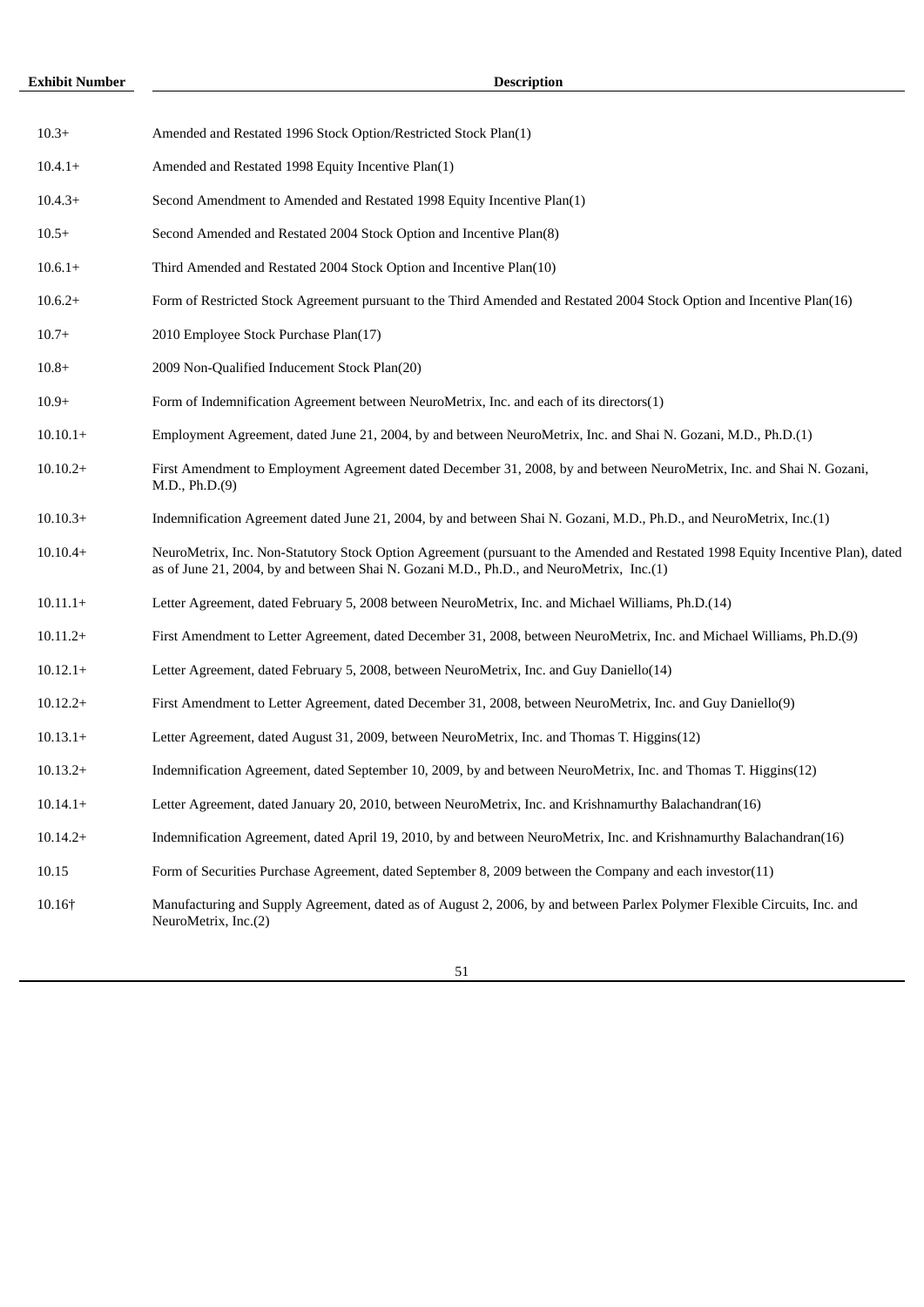| Exhibit Number | Description |
|---|---|
| 10.3+ | Amended and Restated 1996 Stock Option/Restricted Stock Plan(1) |
| 10.4.1+ | Amended and Restated 1998 Equity Incentive Plan(1) |
| 10.4.3+ | Second Amendment to Amended and Restated 1998 Equity Incentive Plan(1) |
| 10.5+ | Second Amended and Restated 2004 Stock Option and Incentive Plan(8) |
| 10.6.1+ | Third Amended and Restated 2004 Stock Option and Incentive Plan(10) |
| 10.6.2+ | Form of Restricted Stock Agreement pursuant to the Third Amended and Restated 2004 Stock Option and Incentive Plan(16) |
| 10.7+ | 2010 Employee Stock Purchase Plan(17) |
| 10.8+ | 2009 Non-Qualified Inducement Stock Plan(20) |
| 10.9+ | Form of Indemnification Agreement between NeuroMetrix, Inc. and each of its directors(1) |
| 10.10.1+ | Employment Agreement, dated June 21, 2004, by and between NeuroMetrix, Inc. and Shai N. Gozani, M.D., Ph.D.(1) |
| 10.10.2+ | First Amendment to Employment Agreement dated December 31, 2008, by and between NeuroMetrix, Inc. and Shai N. Gozani, M.D., Ph.D.(9) |
| 10.10.3+ | Indemnification Agreement dated June 21, 2004, by and between Shai N. Gozani, M.D., Ph.D., and NeuroMetrix, Inc.(1) |
| 10.10.4+ | NeuroMetrix, Inc. Non-Statutory Stock Option Agreement (pursuant to the Amended and Restated 1998 Equity Incentive Plan), dated as of June 21, 2004, by and between Shai N. Gozani M.D., Ph.D., and NeuroMetrix, Inc.(1) |
| 10.11.1+ | Letter Agreement, dated February 5, 2008 between NeuroMetrix, Inc. and Michael Williams, Ph.D.(14) |
| 10.11.2+ | First Amendment to Letter Agreement, dated December 31, 2008, between NeuroMetrix, Inc. and Michael Williams, Ph.D.(9) |
| 10.12.1+ | Letter Agreement, dated February 5, 2008, between NeuroMetrix, Inc. and Guy Daniello(14) |
| 10.12.2+ | First Amendment to Letter Agreement, dated December 31, 2008, between NeuroMetrix, Inc. and Guy Daniello(9) |
| 10.13.1+ | Letter Agreement, dated August 31, 2009, between NeuroMetrix, Inc. and Thomas T. Higgins(12) |
| 10.13.2+ | Indemnification Agreement, dated September 10, 2009, by and between NeuroMetrix, Inc. and Thomas T. Higgins(12) |
| 10.14.1+ | Letter Agreement, dated January 20, 2010, between NeuroMetrix, Inc. and Krishnamurthy Balachandran(16) |
| 10.14.2+ | Indemnification Agreement, dated April 19, 2010, by and between NeuroMetrix, Inc. and Krishnamurthy Balachandran(16) |
| 10.15 | Form of Securities Purchase Agreement, dated September 8, 2009 between the Company and each investor(11) |
| 10.16† | Manufacturing and Supply Agreement, dated as of August 2, 2006, by and between Parlex Polymer Flexible Circuits, Inc. and NeuroMetrix, Inc.(2) |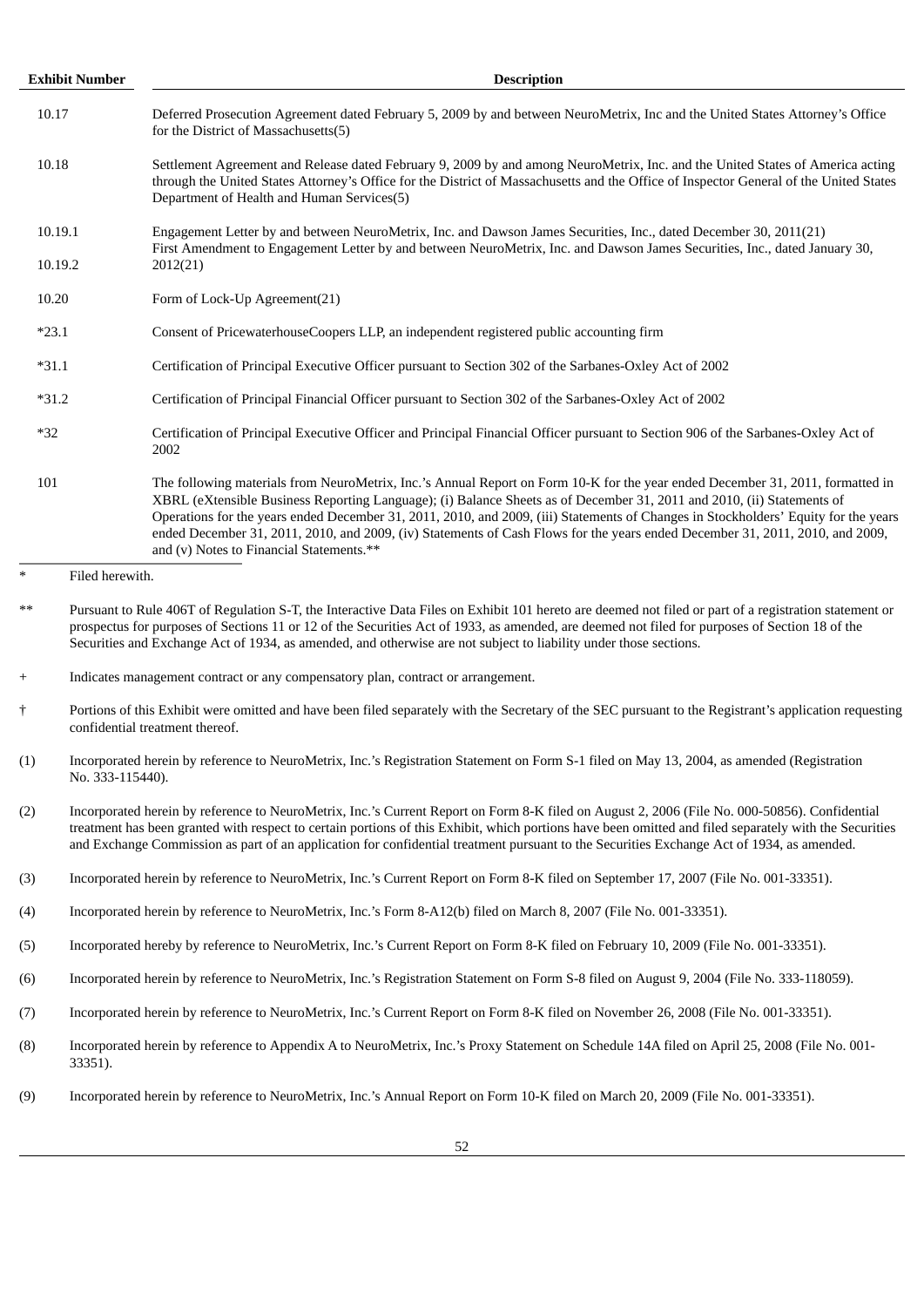| Exhibit Number | Description |
|---|---|
| 10.17 | Deferred Prosecution Agreement dated February 5, 2009 by and between NeuroMetrix, Inc and the United States Attorney's Office for the District of Massachusetts(5) |
| 10.18 | Settlement Agreement and Release dated February 9, 2009 by and among NeuroMetrix, Inc. and the United States of America acting through the United States Attorney's Office for the District of Massachusetts and the Office of Inspector General of the United States Department of Health and Human Services(5) |
| 10.19.1 | Engagement Letter by and between NeuroMetrix, Inc. and Dawson James Securities, Inc., dated December 30, 2011(21) |
| 10.19.2 | First Amendment to Engagement Letter by and between NeuroMetrix, Inc. and Dawson James Securities, Inc., dated January 30, 2012(21) |
| 10.20 | Form of Lock-Up Agreement(21) |
| *23.1 | Consent of PricewaterhouseCoopers LLP, an independent registered public accounting firm |
| *31.1 | Certification of Principal Executive Officer pursuant to Section 302 of the Sarbanes-Oxley Act of 2002 |
| *31.2 | Certification of Principal Financial Officer pursuant to Section 302 of the Sarbanes-Oxley Act of 2002 |
| *32 | Certification of Principal Executive Officer and Principal Financial Officer pursuant to Section 906 of the Sarbanes-Oxley Act of 2002 |
| 101 | The following materials from NeuroMetrix, Inc.'s Annual Report on Form 10-K for the year ended December 31, 2011, formatted in XBRL (eXtensible Business Reporting Language); (i) Balance Sheets as of December 31, 2011 and 2010, (ii) Statements of Operations for the years ended December 31, 2011, 2010, and 2009, (iii) Statements of Changes in Stockholders' Equity for the years ended December 31, 2011, 2010, and 2009, (iv) Statements of Cash Flows for the years ended December 31, 2011, 2010, and 2009, and (v) Notes to Financial Statements.** |

\* Filed herewith.

** Pursuant to Rule 406T of Regulation S-T, the Interactive Data Files on Exhibit 101 hereto are deemed not filed or part of a registration statement or prospectus for purposes of Sections 11 or 12 of the Securities Act of 1933, as amended, are deemed not filed for purposes of Section 18 of the Securities and Exchange Act of 1934, as amended, and otherwise are not subject to liability under those sections.

\+ Indicates management contract or any compensatory plan, contract or arrangement.

† Portions of this Exhibit were omitted and have been filed separately with the Secretary of the SEC pursuant to the Registrant's application requesting confidential treatment thereof.

(1) Incorporated herein by reference to NeuroMetrix, Inc.'s Registration Statement on Form S-1 filed on May 13, 2004, as amended (Registration No. 333-115440).

(2) Incorporated herein by reference to NeuroMetrix, Inc.'s Current Report on Form 8-K filed on August 2, 2006 (File No. 000-50856). Confidential treatment has been granted with respect to certain portions of this Exhibit, which portions have been omitted and filed separately with the Securities and Exchange Commission as part of an application for confidential treatment pursuant to the Securities Exchange Act of 1934, as amended.

(3) Incorporated herein by reference to NeuroMetrix, Inc.'s Current Report on Form 8-K filed on September 17, 2007 (File No. 001-33351).

(4) Incorporated herein by reference to NeuroMetrix, Inc.'s Form 8-A12(b) filed on March 8, 2007 (File No. 001-33351).

(5) Incorporated hereby by reference to NeuroMetrix, Inc.'s Current Report on Form 8-K filed on February 10, 2009 (File No. 001-33351).

(6) Incorporated herein by reference to NeuroMetrix, Inc.'s Registration Statement on Form S-8 filed on August 9, 2004 (File No. 333-118059).

(7) Incorporated herein by reference to NeuroMetrix, Inc.'s Current Report on Form 8-K filed on November 26, 2008 (File No. 001-33351).

(8) Incorporated herein by reference to Appendix A to NeuroMetrix, Inc.'s Proxy Statement on Schedule 14A filed on April 25, 2008 (File No. 001-33351).

(9) Incorporated herein by reference to NeuroMetrix, Inc.'s Annual Report on Form 10-K filed on March 20, 2009 (File No. 001-33351).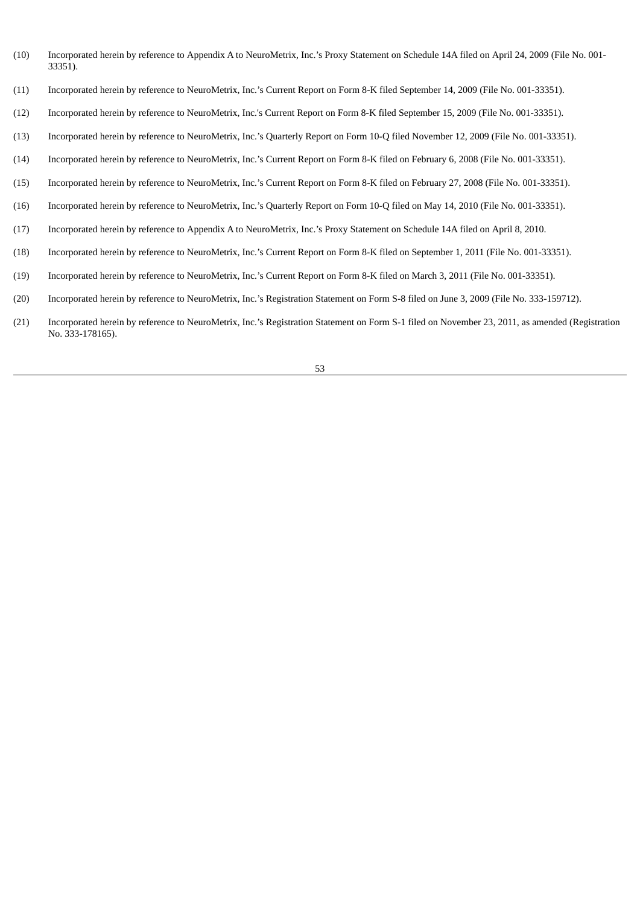(10) Incorporated herein by reference to Appendix A to NeuroMetrix, Inc.'s Proxy Statement on Schedule 14A filed on April 24, 2009 (File No. 001-33351).

(11) Incorporated herein by reference to NeuroMetrix, Inc.'s Current Report on Form 8-K filed September 14, 2009 (File No. 001-33351).

(12) Incorporated herein by reference to NeuroMetrix, Inc.'s Current Report on Form 8-K filed September 15, 2009 (File No. 001-33351).

(13) Incorporated herein by reference to NeuroMetrix, Inc.'s Quarterly Report on Form 10-Q filed November 12, 2009 (File No. 001-33351).

(14) Incorporated herein by reference to NeuroMetrix, Inc.'s Current Report on Form 8-K filed on February 6, 2008 (File No. 001-33351).

(15) Incorporated herein by reference to NeuroMetrix, Inc.'s Current Report on Form 8-K filed on February 27, 2008 (File No. 001-33351).

(16) Incorporated herein by reference to NeuroMetrix, Inc.'s Quarterly Report on Form 10-Q filed on May 14, 2010 (File No. 001-33351).

(17) Incorporated herein by reference to Appendix A to NeuroMetrix, Inc.'s Proxy Statement on Schedule 14A filed on April 8, 2010.

(18) Incorporated herein by reference to NeuroMetrix, Inc.'s Current Report on Form 8-K filed on September 1, 2011 (File No. 001-33351).

(19) Incorporated herein by reference to NeuroMetrix, Inc.'s Current Report on Form 8-K filed on March 3, 2011 (File No. 001-33351).

(20) Incorporated herein by reference to NeuroMetrix, Inc.'s Registration Statement on Form S-8 filed on June 3, 2009 (File No. 333-159712).

(21) Incorporated herein by reference to NeuroMetrix, Inc.'s Registration Statement on Form S-1 filed on November 23, 2011, as amended (Registration No. 333-178165).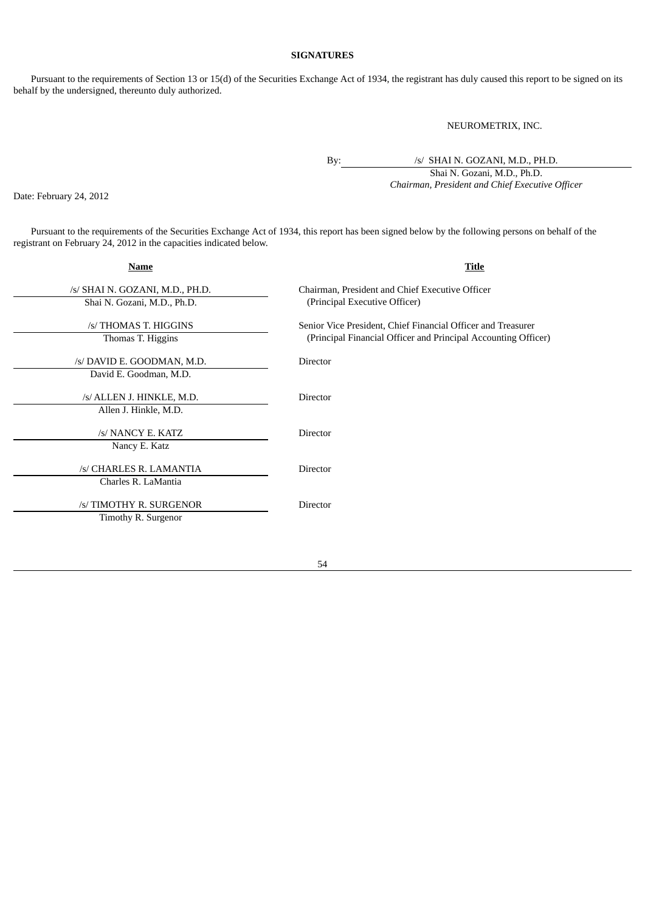**SIGNATURES**

Pursuant to the requirements of Section 13 or 15(d) of the Securities Exchange Act of 1934, the registrant has duly caused this report to be signed on its behalf by the undersigned, thereunto duly authorized.

NEUROMETRIX, INC.

By: /s/ SHAI N. GOZANI, M.D., PH.D.
Shai N. Gozani, M.D., Ph.D.
*Chairman, President and Chief Executive Officer*

Date: February 24, 2012

Pursuant to the requirements of the Securities Exchange Act of 1934, this report has been signed below by the following persons on behalf of the registrant on February 24, 2012 in the capacities indicated below.

| Name | Title |
|---|---|
| /s/ SHAI N. GOZANI, M.D., PH.D.<br>Shai N. Gozani, M.D., Ph.D. | Chairman, President and Chief Executive Officer<br>(Principal Executive Officer) |
| /s/ THOMAS T. HIGGINS<br>Thomas T. Higgins | Senior Vice President, Chief Financial Officer and Treasurer<br>(Principal Financial Officer and Principal Accounting Officer) |
| /s/ DAVID E. GOODMAN, M.D.<br>David E. Goodman, M.D. | Director |
| /s/ ALLEN J. HINKLE, M.D.<br>Allen J. Hinkle, M.D. | Director |
| /s/ NANCY E. KATZ<br>Nancy E. Katz | Director |
| /s/ CHARLES R. LAMANTIA<br>Charles R. LaMantia | Director |
| /s/ TIMOTHY R. SURGENOR<br>Timothy R. Surgenor | Director |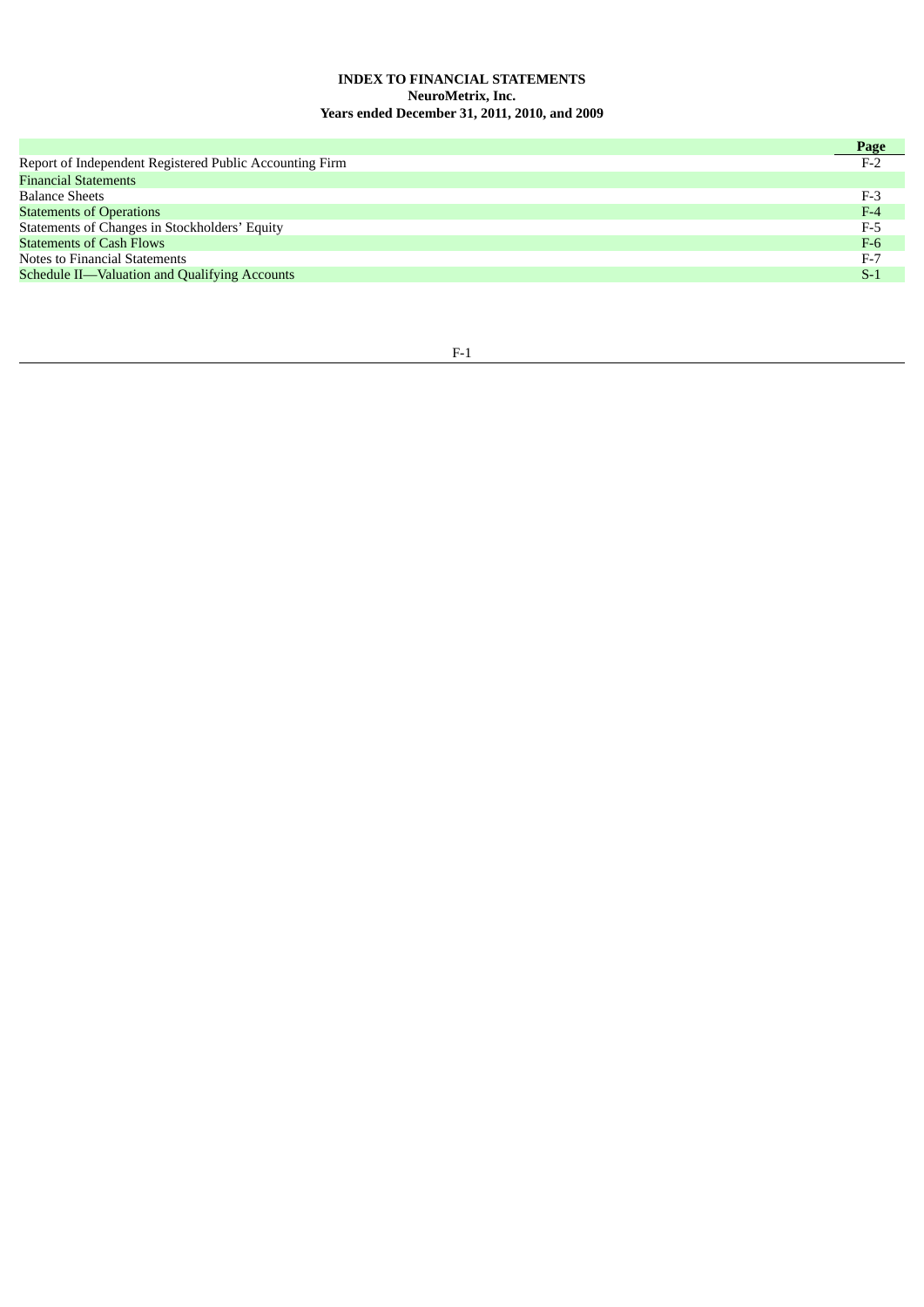**INDEX TO FINANCIAL STATEMENTS**
**NeuroMetrix, Inc.**
**Years ended December 31, 2011, 2010, and 2009**

| | Page |
|---|---|
| Report of Independent Registered Public Accounting Firm | F-2 |
| Financial Statements | |
| Balance Sheets | F-3 |
| Statements of Operations | F-4 |
| Statements of Changes in Stockholders' Equity | F-5 |
| Statements of Cash Flows | F-6 |
| Notes to Financial Statements | F-7 |
| Schedule II—Valuation and Qualifying Accounts | S-1 |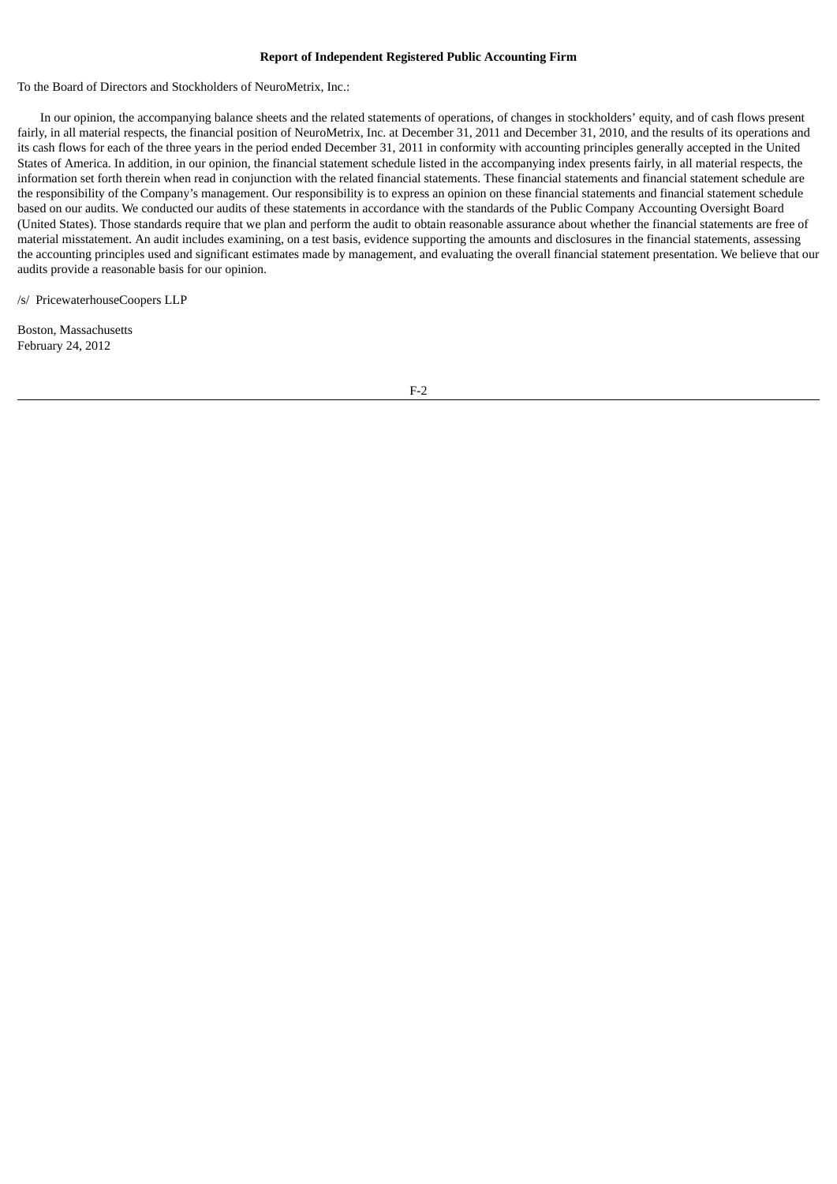**Report of Independent Registered Public Accounting Firm**

To the Board of Directors and Stockholders of NeuroMetrix, Inc.:

In our opinion, the accompanying balance sheets and the related statements of operations, of changes in stockholders' equity, and of cash flows present fairly, in all material respects, the financial position of NeuroMetrix, Inc. at December 31, 2011 and December 31, 2010, and the results of its operations and its cash flows for each of the three years in the period ended December 31, 2011 in conformity with accounting principles generally accepted in the United States of America. In addition, in our opinion, the financial statement schedule listed in the accompanying index presents fairly, in all material respects, the information set forth therein when read in conjunction with the related financial statements. These financial statements and financial statement schedule are the responsibility of the Company's management. Our responsibility is to express an opinion on these financial statements and financial statement schedule based on our audits. We conducted our audits of these statements in accordance with the standards of the Public Company Accounting Oversight Board (United States). Those standards require that we plan and perform the audit to obtain reasonable assurance about whether the financial statements are free of material misstatement. An audit includes examining, on a test basis, evidence supporting the amounts and disclosures in the financial statements, assessing the accounting principles used and significant estimates made by management, and evaluating the overall financial statement presentation. We believe that our audits provide a reasonable basis for our opinion.

/s/ PricewaterhouseCoopers LLP

Boston, Massachusetts
February 24, 2012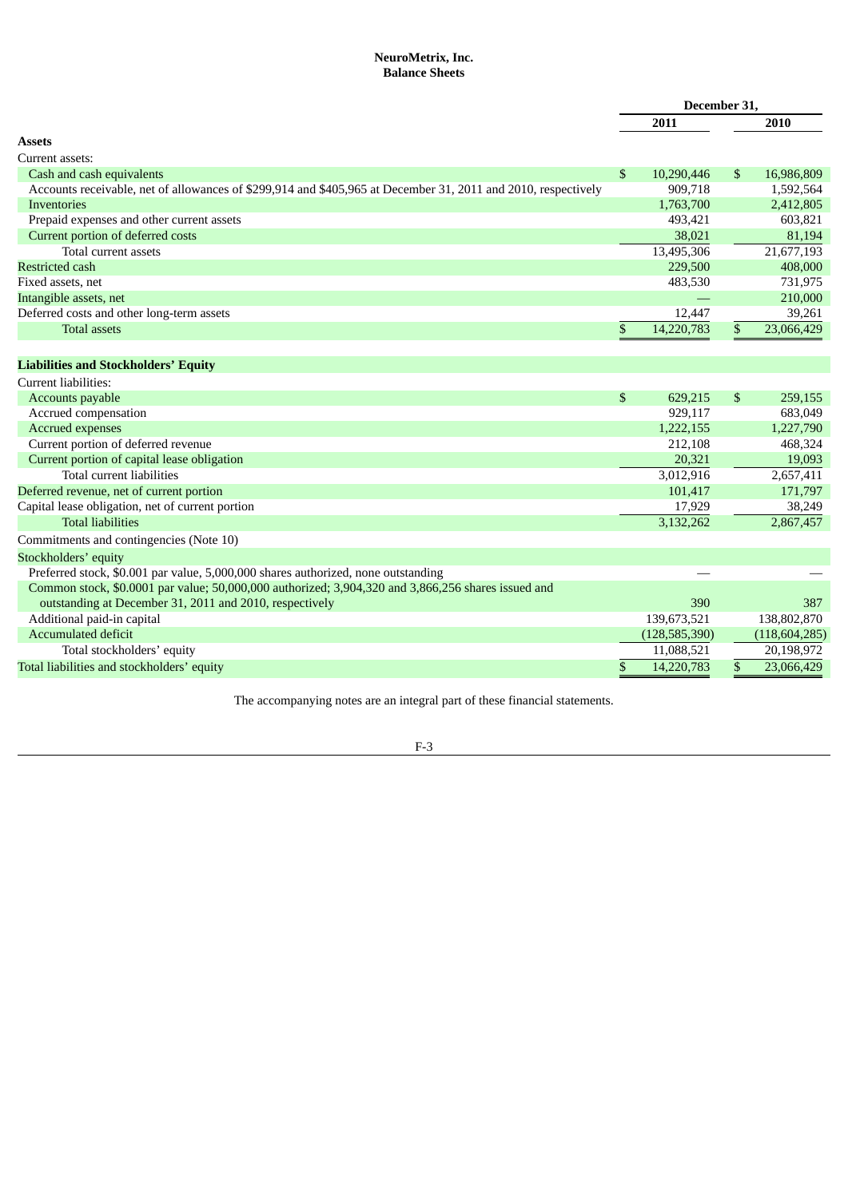**NeuroMetrix, Inc.**
**Balance Sheets**

| | December 31, | |
|---|---|---|
| | 2011 | 2010 |
| **Assets** | | |
| Current assets: | | |
| Cash and cash equivalents | $ 10,290,446 | $ 16,986,809 |
| Accounts receivable, net of allowances of $299,914 and $405,965 at December 31, 2011 and 2010, respectively | 909,718 | 1,592,564 |
| Inventories | 1,763,700 | 2,412,805 |
| Prepaid expenses and other current assets | 493,421 | 603,821 |
| Current portion of deferred costs | 38,021 | 81,194 |
| Total current assets | 13,495,306 | 21,677,193 |
| Restricted cash | 229,500 | 408,000 |
| Fixed assets, net | 483,530 | 731,975 |
| Intangible assets, net | — | 210,000 |
| Deferred costs and other long-term assets | 12,447 | 39,261 |
| Total assets | $ 14,220,783 | $ 23,066,429 |
| **Liabilities and Stockholders' Equity** | | |
| Current liabilities: | | |
| Accounts payable | $ 629,215 | $ 259,155 |
| Accrued compensation | 929,117 | 683,049 |
| Accrued expenses | 1,222,155 | 1,227,790 |
| Current portion of deferred revenue | 212,108 | 468,324 |
| Current portion of capital lease obligation | 20,321 | 19,093 |
| Total current liabilities | 3,012,916 | 2,657,411 |
| Deferred revenue, net of current portion | 101,417 | 171,797 |
| Capital lease obligation, net of current portion | 17,929 | 38,249 |
| Total liabilities | 3,132,262 | 2,867,457 |
| Commitments and contingencies (Note 10) | | |
| Stockholders' equity | | |
| Preferred stock, $0.001 par value, 5,000,000 shares authorized, none outstanding | — | — |
| Common stock, $0.0001 par value; 50,000,000 authorized; 3,904,320 and 3,866,256 shares issued and outstanding at December 31, 2011 and 2010, respectively | 390 | 387 |
| Additional paid-in capital | 139,673,521 | 138,802,870 |
| Accumulated deficit | (128,585,390) | (118,604,285) |
| Total stockholders' equity | 11,088,521 | 20,198,972 |
| Total liabilities and stockholders' equity | $ 14,220,783 | $ 23,066,429 |

The accompanying notes are an integral part of these financial statements.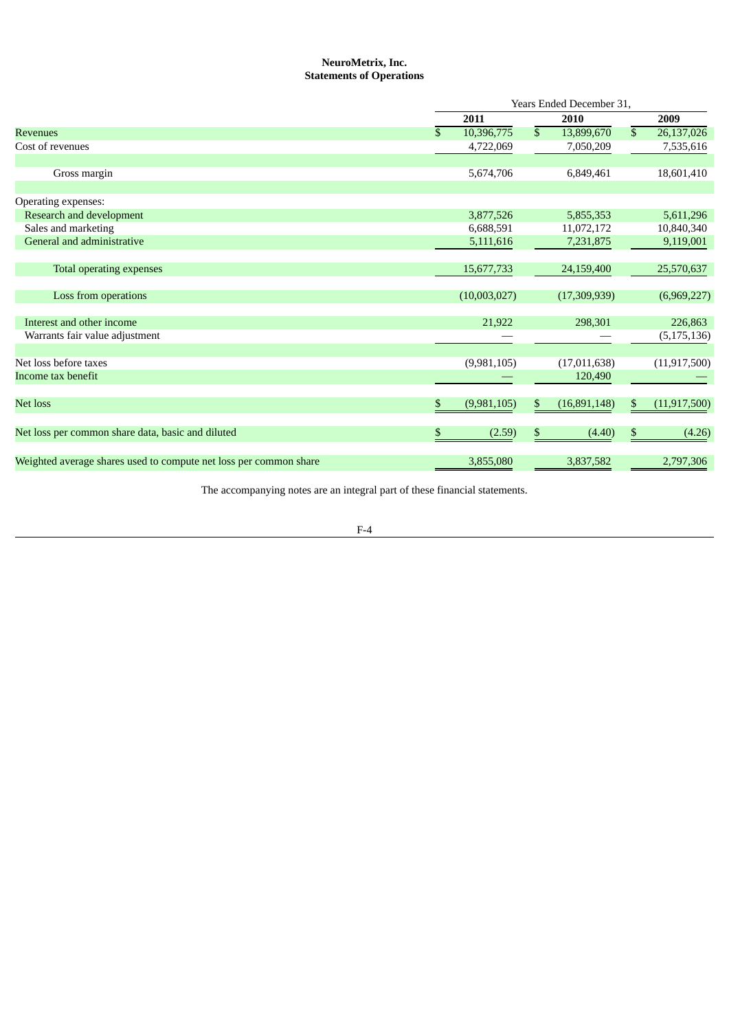**NeuroMetrix, Inc.**
**Statements of Operations**

| | Years Ended December 31, | | |
|---|---|---|---|
| | 2011 | 2010 | 2009 |
| Revenues | $ 10,396,775 | $ 13,899,670 | $ 26,137,026 |
| Cost of revenues | 4,722,069 | 7,050,209 | 7,535,616 |
| Gross margin | 5,674,706 | 6,849,461 | 18,601,410 |
| Operating expenses: | | | |
| Research and development | 3,877,526 | 5,855,353 | 5,611,296 |
| Sales and marketing | 6,688,591 | 11,072,172 | 10,840,340 |
| General and administrative | 5,111,616 | 7,231,875 | 9,119,001 |
| Total operating expenses | 15,677,733 | 24,159,400 | 25,570,637 |
| Loss from operations | (10,003,027) | (17,309,939) | (6,969,227) |
| Interest and other income | 21,922 | 298,301 | 226,863 |
| Warrants fair value adjustment | — | — | (5,175,136) |
| Net loss before taxes | (9,981,105) | (17,011,638) | (11,917,500) |
| Income tax benefit | — | 120,490 | — |
| Net loss | $ (9,981,105) | $ (16,891,148) | $ (11,917,500) |
| Net loss per common share data, basic and diluted | $ (2.59) | $ (4.40) | $ (4.26) |
| Weighted average shares used to compute net loss per common share | 3,855,080 | 3,837,582 | 2,797,306 |

The accompanying notes are an integral part of these financial statements.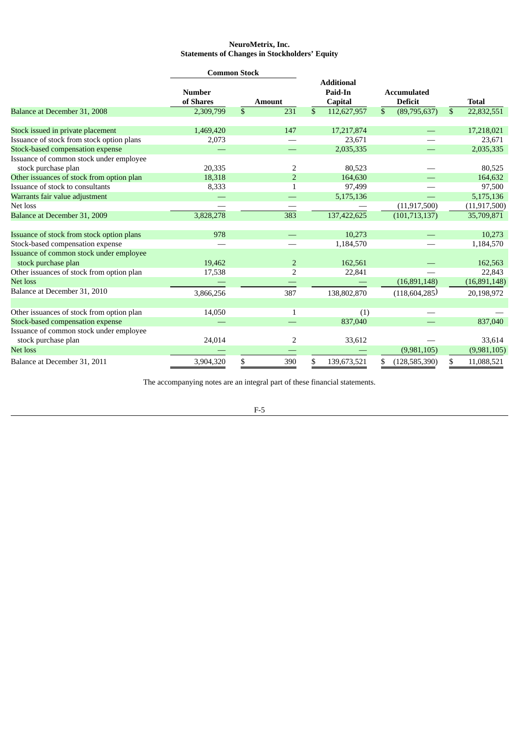**NeuroMetrix, Inc.**
**Statements of Changes in Stockholders' Equity**

| | Common Stock | | Additional Paid-In Capital | Accumulated Deficit | Total |
|---|---|---|---|---|---|
| | Number of Shares | Amount | | | |
| Balance at December 31, 2008 | 2,309,799 | $ 231 | $ 112,627,957 | $ (89,795,637) | $ 22,832,551 |
| Stock issued in private placement | 1,469,420 | 147 | 17,217,874 | — | 17,218,021 |
| Issuance of stock from stock option plans | 2,073 | — | 23,671 | — | 23,671 |
| Stock-based compensation expense | — | — | 2,035,335 | — | 2,035,335 |
| Issuance of common stock under employee stock purchase plan | 20,335 | 2 | 80,523 | — | 80,525 |
| Other issuances of stock from option plan | 18,318 | 2 | 164,630 | — | 164,632 |
| Issuance of stock to consultants | 8,333 | 1 | 97,499 | — | 97,500 |
| Warrants fair value adjustment | — | — | 5,175,136 | — | 5,175,136 |
| Net loss | — | — | — | (11,917,500) | (11,917,500) |
| Balance at December 31, 2009 | 3,828,278 | 383 | 137,422,625 | (101,713,137) | 35,709,871 |
| Issuance of stock from stock option plans | 978 | — | 10,273 | — | 10,273 |
| Stock-based compensation expense | — | — | 1,184,570 | — | 1,184,570 |
| Issuance of common stock under employee stock purchase plan | 19,462 | 2 | 162,561 | — | 162,563 |
| Other issuances of stock from option plan | 17,538 | 2 | 22,841 | — | 22,843 |
| Net loss | — | — | — | (16,891,148) | (16,891,148) |
| Balance at December 31, 2010 | 3,866,256 | 387 | 138,802,870 | (118,604,285) | 20,198,972 |
| Other issuances of stock from option plan | 14,050 | 1 | (1) | — | — |
| Stock-based compensation expense | — | — | 837,040 | — | 837,040 |
| Issuance of common stock under employee stock purchase plan | 24,014 | 2 | 33,612 | — | 33,614 |
| Net loss | — | — | — | (9,981,105) | (9,981,105) |
| Balance at December 31, 2011 | 3,904,320 | $ 390 | $ 139,673,521 | $ (128,585,390) | $ 11,088,521 |

The accompanying notes are an integral part of these financial statements.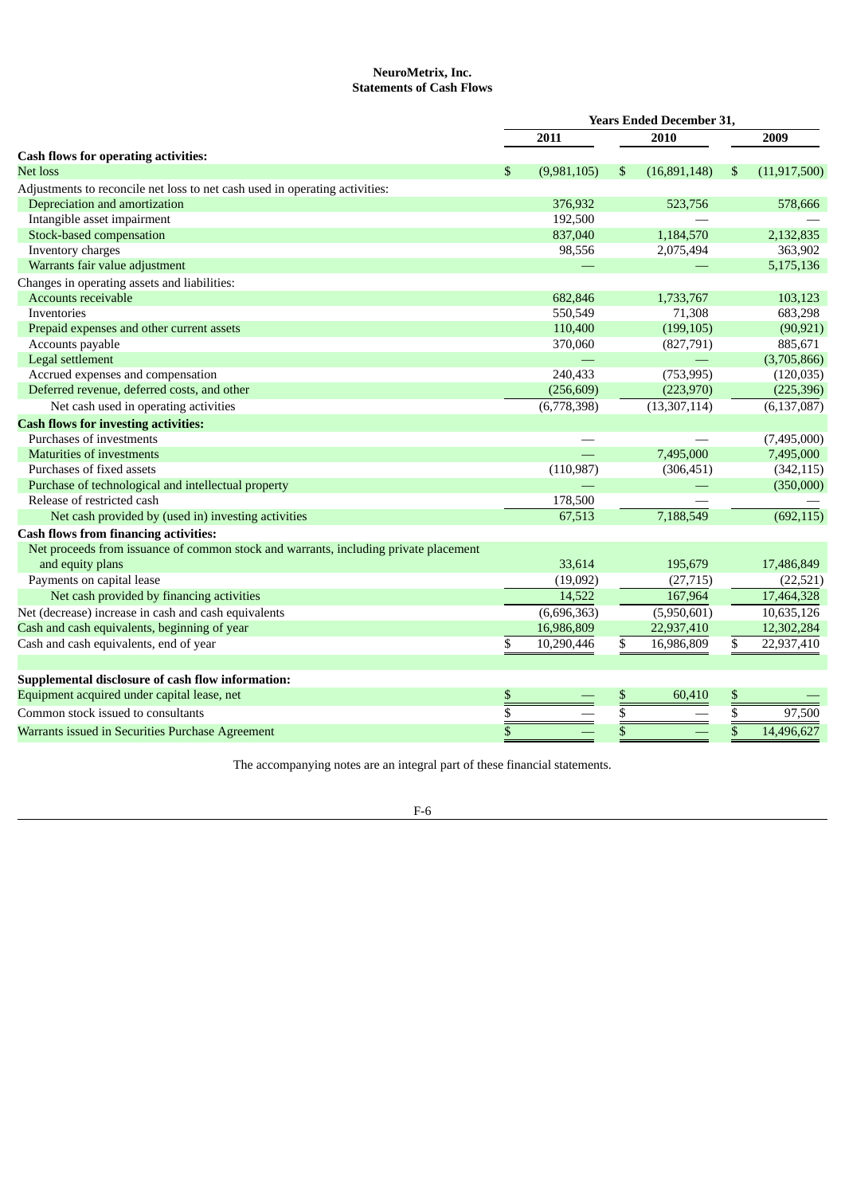**NeuroMetrix, Inc.**
**Statements of Cash Flows**

| | Years Ended December 31, | | |
|---|---|---|---|
| | 2011 | 2010 | 2009 |
| **Cash flows for operating activities:** | | | |
| Net loss | $ (9,981,105) | $ (16,891,148) | $ (11,917,500) |
| Adjustments to reconcile net loss to net cash used in operating activities: | | | |
| Depreciation and amortization | 376,932 | 523,756 | 578,666 |
| Intangible asset impairment | 192,500 | — | — |
| Stock-based compensation | 837,040 | 1,184,570 | 2,132,835 |
| Inventory charges | 98,556 | 2,075,494 | 363,902 |
| Warrants fair value adjustment | — | — | 5,175,136 |
| Changes in operating assets and liabilities: | | | |
| Accounts receivable | 682,846 | 1,733,767 | 103,123 |
| Inventories | 550,549 | 71,308 | 683,298 |
| Prepaid expenses and other current assets | 110,400 | (199,105) | (90,921) |
| Accounts payable | 370,060 | (827,791) | 885,671 |
| Legal settlement | — | — | (3,705,866) |
| Accrued expenses and compensation | 240,433 | (753,995) | (120,035) |
| Deferred revenue, deferred costs, and other | (256,609) | (223,970) | (225,396) |
| Net cash used in operating activities | (6,778,398) | (13,307,114) | (6,137,087) |
| **Cash flows for investing activities:** | | | |
| Purchases of investments | — | — | (7,495,000) |
| Maturities of investments | — | 7,495,000 | 7,495,000 |
| Purchases of fixed assets | (110,987) | (306,451) | (342,115) |
| Purchase of technological and intellectual property | — | — | (350,000) |
| Release of restricted cash | 178,500 | — | — |
| Net cash provided by (used in) investing activities | 67,513 | 7,188,549 | (692,115) |
| **Cash flows from financing activities:** | | | |
| Net proceeds from issuance of common stock and warrants, including private placement and equity plans | 33,614 | 195,679 | 17,486,849 |
| Payments on capital lease | (19,092) | (27,715) | (22,521) |
| Net cash provided by financing activities | 14,522 | 167,964 | 17,464,328 |
| Net (decrease) increase in cash and cash equivalents | (6,696,363) | (5,950,601) | 10,635,126 |
| Cash and cash equivalents, beginning of year | 16,986,809 | 22,937,410 | 12,302,284 |
| Cash and cash equivalents, end of year | $ 10,290,446 | $ 16,986,809 | $ 22,937,410 |
| | | | |
| **Supplemental disclosure of cash flow information:** | | | |
| Equipment acquired under capital lease, net | $ — | $ 60,410 | $ — |
| Common stock issued to consultants | $ — | $ — | $ 97,500 |
| Warrants issued in Securities Purchase Agreement | $ — | $ — | $ 14,496,627 |

The accompanying notes are an integral part of these financial statements.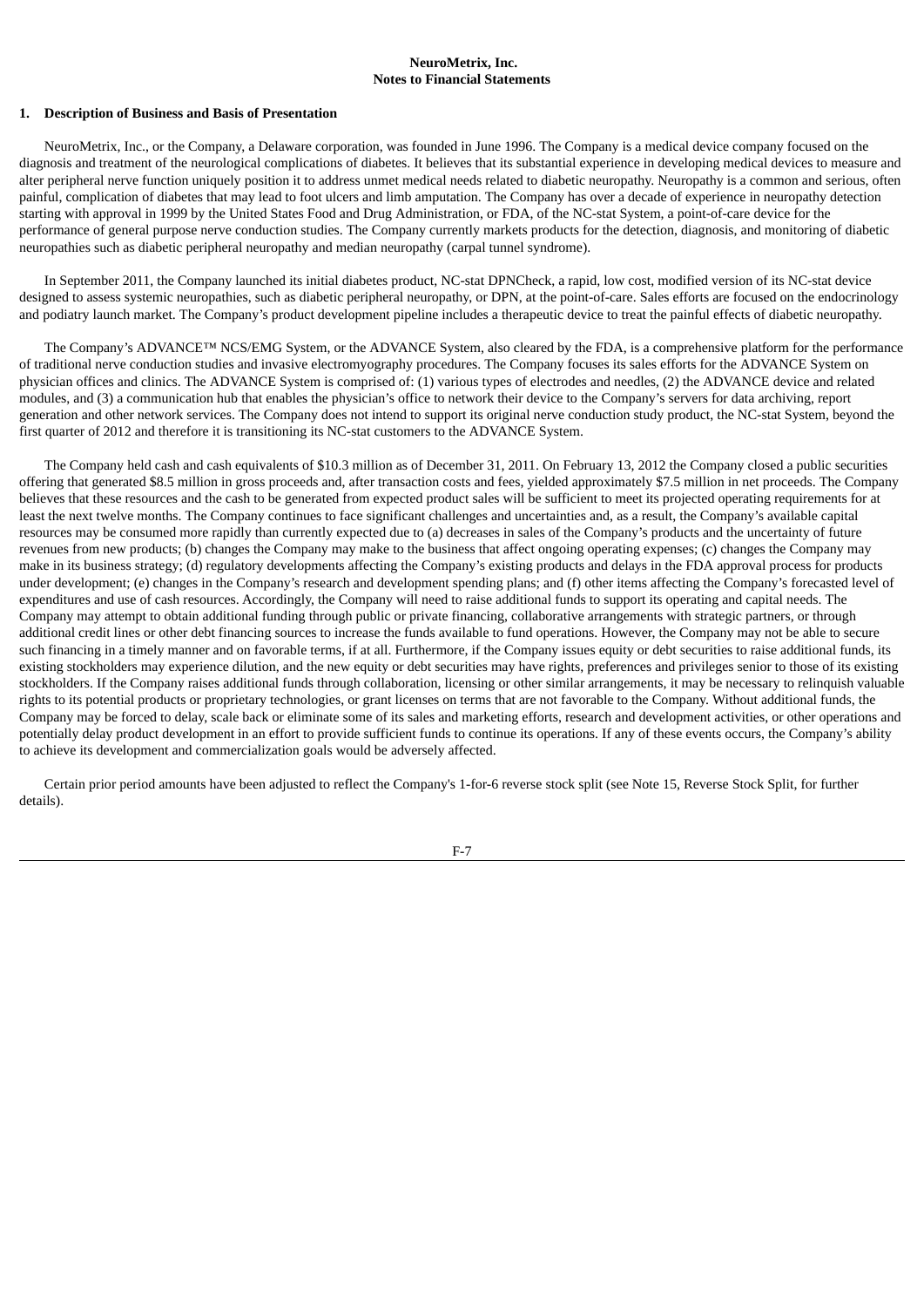# NeuroMetrix, Inc.
## Notes to Financial Statements

### 1. Description of Business and Basis of Presentation

NeuroMetrix, Inc., or the Company, a Delaware corporation, was founded in June 1996. The Company is a medical device company focused on the diagnosis and treatment of the neurological complications of diabetes. It believes that its substantial experience in developing medical devices to measure and alter peripheral nerve function uniquely position it to address unmet medical needs related to diabetic neuropathy. Neuropathy is a common and serious, often painful, complication of diabetes that may lead to foot ulcers and limb amputation. The Company has over a decade of experience in neuropathy detection starting with approval in 1999 by the United States Food and Drug Administration, or FDA, of the NC-stat System, a point-of-care device for the performance of general purpose nerve conduction studies. The Company currently markets products for the detection, diagnosis, and monitoring of diabetic neuropathies such as diabetic peripheral neuropathy and median neuropathy (carpal tunnel syndrome).

In September 2011, the Company launched its initial diabetes product, NC-stat DPNCheck, a rapid, low cost, modified version of its NC-stat device designed to assess systemic neuropathies, such as diabetic peripheral neuropathy, or DPN, at the point-of-care. Sales efforts are focused on the endocrinology and podiatry launch market. The Company's product development pipeline includes a therapeutic device to treat the painful effects of diabetic neuropathy.

The Company's ADVANCE™ NCS/EMG System, or the ADVANCE System, also cleared by the FDA, is a comprehensive platform for the performance of traditional nerve conduction studies and invasive electromyography procedures. The Company focuses its sales efforts for the ADVANCE System on physician offices and clinics. The ADVANCE System is comprised of: (1) various types of electrodes and needles, (2) the ADVANCE device and related modules, and (3) a communication hub that enables the physician's office to network their device to the Company's servers for data archiving, report generation and other network services. The Company does not intend to support its original nerve conduction study product, the NC-stat System, beyond the first quarter of 2012 and therefore it is transitioning its NC-stat customers to the ADVANCE System.

The Company held cash and cash equivalents of $10.3 million as of December 31, 2011. On February 13, 2012 the Company closed a public securities offering that generated $8.5 million in gross proceeds and, after transaction costs and fees, yielded approximately $7.5 million in net proceeds. The Company believes that these resources and the cash to be generated from expected product sales will be sufficient to meet its projected operating requirements for at least the next twelve months. The Company continues to face significant challenges and uncertainties and, as a result, the Company's available capital resources may be consumed more rapidly than currently expected due to (a) decreases in sales of the Company's products and the uncertainty of future revenues from new products; (b) changes the Company may make to the business that affect ongoing operating expenses; (c) changes the Company may make in its business strategy; (d) regulatory developments affecting the Company's existing products and delays in the FDA approval process for products under development; (e) changes in the Company's research and development spending plans; and (f) other items affecting the Company's forecasted level of expenditures and use of cash resources. Accordingly, the Company will need to raise additional funds to support its operating and capital needs. The Company may attempt to obtain additional funding through public or private financing, collaborative arrangements with strategic partners, or through additional credit lines or other debt financing sources to increase the funds available to fund operations. However, the Company may not be able to secure such financing in a timely manner and on favorable terms, if at all. Furthermore, if the Company issues equity or debt securities to raise additional funds, its existing stockholders may experience dilution, and the new equity or debt securities may have rights, preferences and privileges senior to those of its existing stockholders. If the Company raises additional funds through collaboration, licensing or other similar arrangements, it may be necessary to relinquish valuable rights to its potential products or proprietary technologies, or grant licenses on terms that are not favorable to the Company. Without additional funds, the Company may be forced to delay, scale back or eliminate some of its sales and marketing efforts, research and development activities, or other operations and potentially delay product development in an effort to provide sufficient funds to continue its operations. If any of these events occurs, the Company's ability to achieve its development and commercialization goals would be adversely affected.

Certain prior period amounts have been adjusted to reflect the Company's 1-for-6 reverse stock split (see Note 15, Reverse Stock Split, for further details).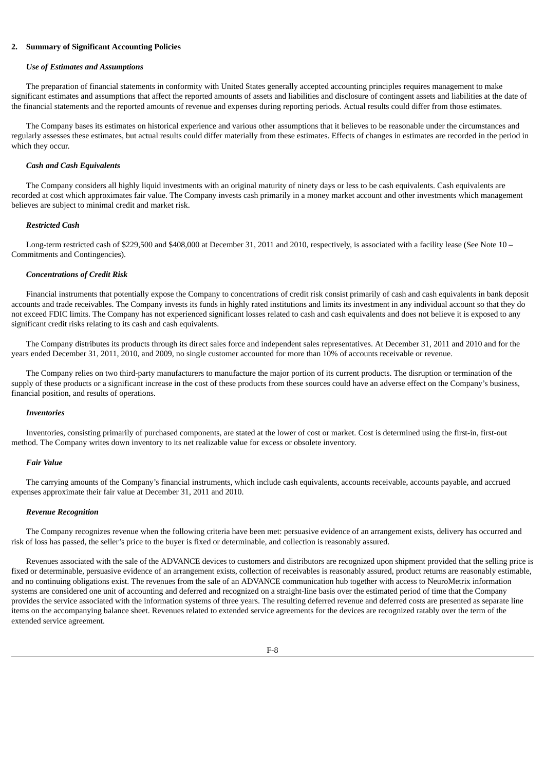## 2. Summary of Significant Accounting Policies

***Use of Estimates and Assumptions***

The preparation of financial statements in conformity with United States generally accepted accounting principles requires management to make significant estimates and assumptions that affect the reported amounts of assets and liabilities and disclosure of contingent assets and liabilities at the date of the financial statements and the reported amounts of revenue and expenses during reporting periods. Actual results could differ from those estimates.

The Company bases its estimates on historical experience and various other assumptions that it believes to be reasonable under the circumstances and regularly assesses these estimates, but actual results could differ materially from these estimates. Effects of changes in estimates are recorded in the period in which they occur.

***Cash and Cash Equivalents***

The Company considers all highly liquid investments with an original maturity of ninety days or less to be cash equivalents. Cash equivalents are recorded at cost which approximates fair value. The Company invests cash primarily in a money market account and other investments which management believes are subject to minimal credit and market risk.

***Restricted Cash***

Long-term restricted cash of $229,500 and $408,000 at December 31, 2011 and 2010, respectively, is associated with a facility lease (See Note 10 – Commitments and Contingencies).

***Concentrations of Credit Risk***

Financial instruments that potentially expose the Company to concentrations of credit risk consist primarily of cash and cash equivalents in bank deposit accounts and trade receivables. The Company invests its funds in highly rated institutions and limits its investment in any individual account so that they do not exceed FDIC limits. The Company has not experienced significant losses related to cash and cash equivalents and does not believe it is exposed to any significant credit risks relating to its cash and cash equivalents.

The Company distributes its products through its direct sales force and independent sales representatives. At December 31, 2011 and 2010 and for the years ended December 31, 2011, 2010, and 2009, no single customer accounted for more than 10% of accounts receivable or revenue.

The Company relies on two third-party manufacturers to manufacture the major portion of its current products. The disruption or termination of the supply of these products or a significant increase in the cost of these products from these sources could have an adverse effect on the Company's business, financial position, and results of operations.

***Inventories***

Inventories, consisting primarily of purchased components, are stated at the lower of cost or market. Cost is determined using the first-in, first-out method. The Company writes down inventory to its net realizable value for excess or obsolete inventory.

***Fair Value***

The carrying amounts of the Company's financial instruments, which include cash equivalents, accounts receivable, accounts payable, and accrued expenses approximate their fair value at December 31, 2011 and 2010.

***Revenue Recognition***

The Company recognizes revenue when the following criteria have been met: persuasive evidence of an arrangement exists, delivery has occurred and risk of loss has passed, the seller's price to the buyer is fixed or determinable, and collection is reasonably assured.

Revenues associated with the sale of the ADVANCE devices to customers and distributors are recognized upon shipment provided that the selling price is fixed or determinable, persuasive evidence of an arrangement exists, collection of receivables is reasonably assured, product returns are reasonably estimable, and no continuing obligations exist. The revenues from the sale of an ADVANCE communication hub together with access to NeuroMetrix information systems are considered one unit of accounting and deferred and recognized on a straight-line basis over the estimated period of time that the Company provides the service associated with the information systems of three years. The resulting deferred revenue and deferred costs are presented as separate line items on the accompanying balance sheet. Revenues related to extended service agreements for the devices are recognized ratably over the term of the extended service agreement.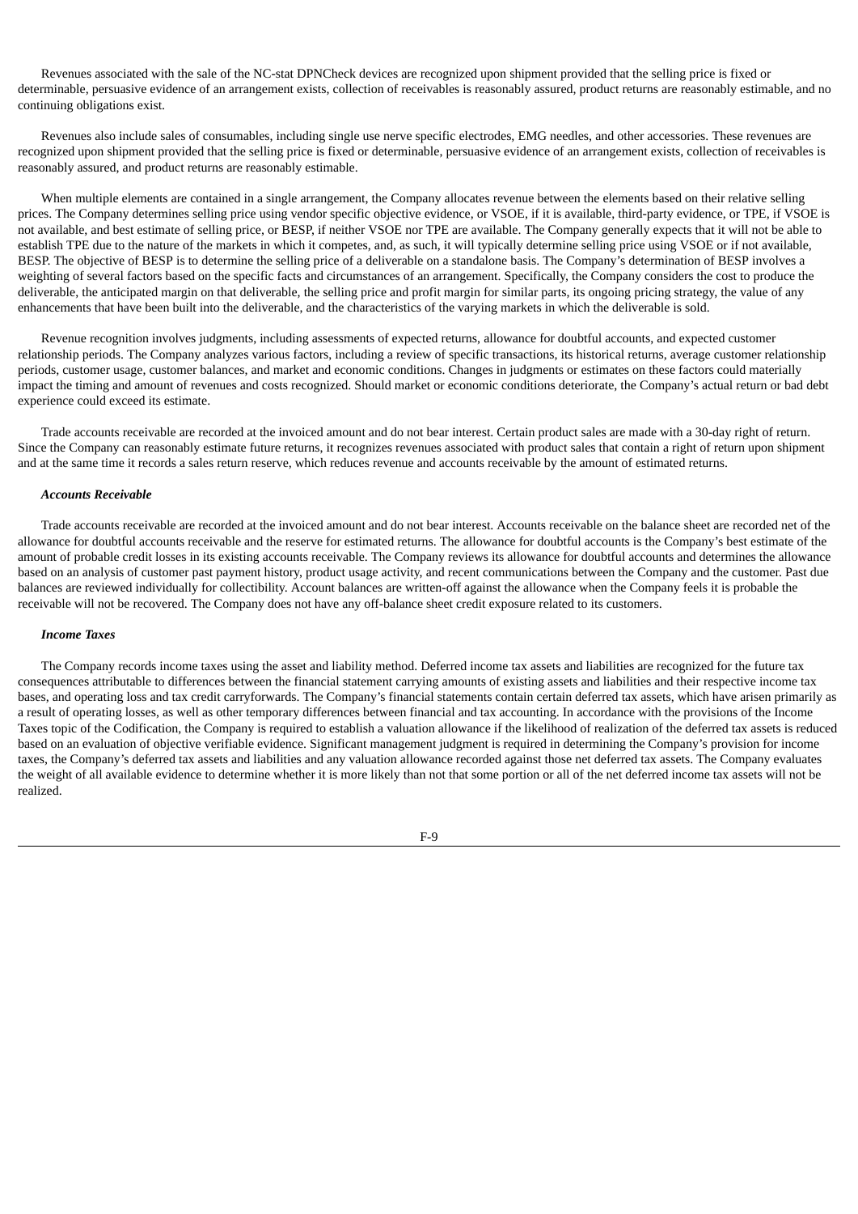Revenues associated with the sale of the NC-stat DPNCheck devices are recognized upon shipment provided that the selling price is fixed or determinable, persuasive evidence of an arrangement exists, collection of receivables is reasonably assured, product returns are reasonably estimable, and no continuing obligations exist.

Revenues also include sales of consumables, including single use nerve specific electrodes, EMG needles, and other accessories. These revenues are recognized upon shipment provided that the selling price is fixed or determinable, persuasive evidence of an arrangement exists, collection of receivables is reasonably assured, and product returns are reasonably estimable.

When multiple elements are contained in a single arrangement, the Company allocates revenue between the elements based on their relative selling prices. The Company determines selling price using vendor specific objective evidence, or VSOE, if it is available, third-party evidence, or TPE, if VSOE is not available, and best estimate of selling price, or BESP, if neither VSOE nor TPE are available. The Company generally expects that it will not be able to establish TPE due to the nature of the markets in which it competes, and, as such, it will typically determine selling price using VSOE or if not available, BESP. The objective of BESP is to determine the selling price of a deliverable on a standalone basis. The Company's determination of BESP involves a weighting of several factors based on the specific facts and circumstances of an arrangement. Specifically, the Company considers the cost to produce the deliverable, the anticipated margin on that deliverable, the selling price and profit margin for similar parts, its ongoing pricing strategy, the value of any enhancements that have been built into the deliverable, and the characteristics of the varying markets in which the deliverable is sold.

Revenue recognition involves judgments, including assessments of expected returns, allowance for doubtful accounts, and expected customer relationship periods. The Company analyzes various factors, including a review of specific transactions, its historical returns, average customer relationship periods, customer usage, customer balances, and market and economic conditions. Changes in judgments or estimates on these factors could materially impact the timing and amount of revenues and costs recognized. Should market or economic conditions deteriorate, the Company's actual return or bad debt experience could exceed its estimate.

Trade accounts receivable are recorded at the invoiced amount and do not bear interest. Certain product sales are made with a 30-day right of return. Since the Company can reasonably estimate future returns, it recognizes revenues associated with product sales that contain a right of return upon shipment and at the same time it records a sales return reserve, which reduces revenue and accounts receivable by the amount of estimated returns.

***Accounts Receivable***

Trade accounts receivable are recorded at the invoiced amount and do not bear interest. Accounts receivable on the balance sheet are recorded net of the allowance for doubtful accounts receivable and the reserve for estimated returns. The allowance for doubtful accounts is the Company's best estimate of the amount of probable credit losses in its existing accounts receivable. The Company reviews its allowance for doubtful accounts and determines the allowance based on an analysis of customer past payment history, product usage activity, and recent communications between the Company and the customer. Past due balances are reviewed individually for collectibility. Account balances are written-off against the allowance when the Company feels it is probable the receivable will not be recovered. The Company does not have any off-balance sheet credit exposure related to its customers.

***Income Taxes***

The Company records income taxes using the asset and liability method. Deferred income tax assets and liabilities are recognized for the future tax consequences attributable to differences between the financial statement carrying amounts of existing assets and liabilities and their respective income tax bases, and operating loss and tax credit carryforwards. The Company's financial statements contain certain deferred tax assets, which have arisen primarily as a result of operating losses, as well as other temporary differences between financial and tax accounting. In accordance with the provisions of the Income Taxes topic of the Codification, the Company is required to establish a valuation allowance if the likelihood of realization of the deferred tax assets is reduced based on an evaluation of objective verifiable evidence. Significant management judgment is required in determining the Company's provision for income taxes, the Company's deferred tax assets and liabilities and any valuation allowance recorded against those net deferred tax assets. The Company evaluates the weight of all available evidence to determine whether it is more likely than not that some portion or all of the net deferred income tax assets will not be realized.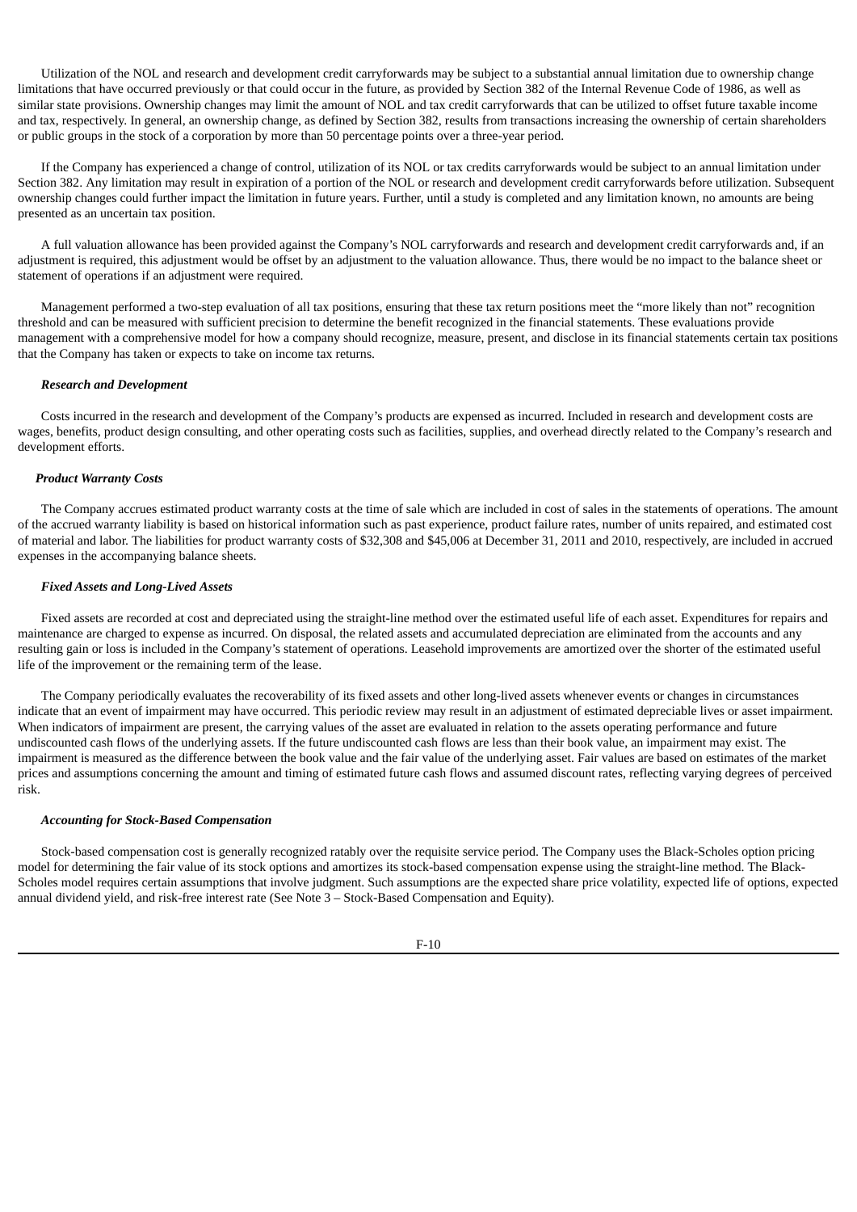Utilization of the NOL and research and development credit carryforwards may be subject to a substantial annual limitation due to ownership change limitations that have occurred previously or that could occur in the future, as provided by Section 382 of the Internal Revenue Code of 1986, as well as similar state provisions. Ownership changes may limit the amount of NOL and tax credit carryforwards that can be utilized to offset future taxable income and tax, respectively. In general, an ownership change, as defined by Section 382, results from transactions increasing the ownership of certain shareholders or public groups in the stock of a corporation by more than 50 percentage points over a three-year period.

If the Company has experienced a change of control, utilization of its NOL or tax credits carryforwards would be subject to an annual limitation under Section 382. Any limitation may result in expiration of a portion of the NOL or research and development credit carryforwards before utilization. Subsequent ownership changes could further impact the limitation in future years. Further, until a study is completed and any limitation known, no amounts are being presented as an uncertain tax position.

A full valuation allowance has been provided against the Company's NOL carryforwards and research and development credit carryforwards and, if an adjustment is required, this adjustment would be offset by an adjustment to the valuation allowance. Thus, there would be no impact to the balance sheet or statement of operations if an adjustment were required.

Management performed a two-step evaluation of all tax positions, ensuring that these tax return positions meet the "more likely than not" recognition threshold and can be measured with sufficient precision to determine the benefit recognized in the financial statements. These evaluations provide management with a comprehensive model for how a company should recognize, measure, present, and disclose in its financial statements certain tax positions that the Company has taken or expects to take on income tax returns.

***Research and Development***

Costs incurred in the research and development of the Company's products are expensed as incurred. Included in research and development costs are wages, benefits, product design consulting, and other operating costs such as facilities, supplies, and overhead directly related to the Company's research and development efforts.

***Product Warranty Costs***

The Company accrues estimated product warranty costs at the time of sale which are included in cost of sales in the statements of operations. The amount of the accrued warranty liability is based on historical information such as past experience, product failure rates, number of units repaired, and estimated cost of material and labor. The liabilities for product warranty costs of $32,308 and $45,006 at December 31, 2011 and 2010, respectively, are included in accrued expenses in the accompanying balance sheets.

***Fixed Assets and Long-Lived Assets***

Fixed assets are recorded at cost and depreciated using the straight-line method over the estimated useful life of each asset. Expenditures for repairs and maintenance are charged to expense as incurred. On disposal, the related assets and accumulated depreciation are eliminated from the accounts and any resulting gain or loss is included in the Company's statement of operations. Leasehold improvements are amortized over the shorter of the estimated useful life of the improvement or the remaining term of the lease.

The Company periodically evaluates the recoverability of its fixed assets and other long-lived assets whenever events or changes in circumstances indicate that an event of impairment may have occurred. This periodic review may result in an adjustment of estimated depreciable lives or asset impairment. When indicators of impairment are present, the carrying values of the asset are evaluated in relation to the assets operating performance and future undiscounted cash flows of the underlying assets. If the future undiscounted cash flows are less than their book value, an impairment may exist. The impairment is measured as the difference between the book value and the fair value of the underlying asset. Fair values are based on estimates of the market prices and assumptions concerning the amount and timing of estimated future cash flows and assumed discount rates, reflecting varying degrees of perceived risk.

***Accounting for Stock-Based Compensation***

Stock-based compensation cost is generally recognized ratably over the requisite service period. The Company uses the Black-Scholes option pricing model for determining the fair value of its stock options and amortizes its stock-based compensation expense using the straight-line method. The Black-Scholes model requires certain assumptions that involve judgment. Such assumptions are the expected share price volatility, expected life of options, expected annual dividend yield, and risk-free interest rate (See Note 3 – Stock-Based Compensation and Equity).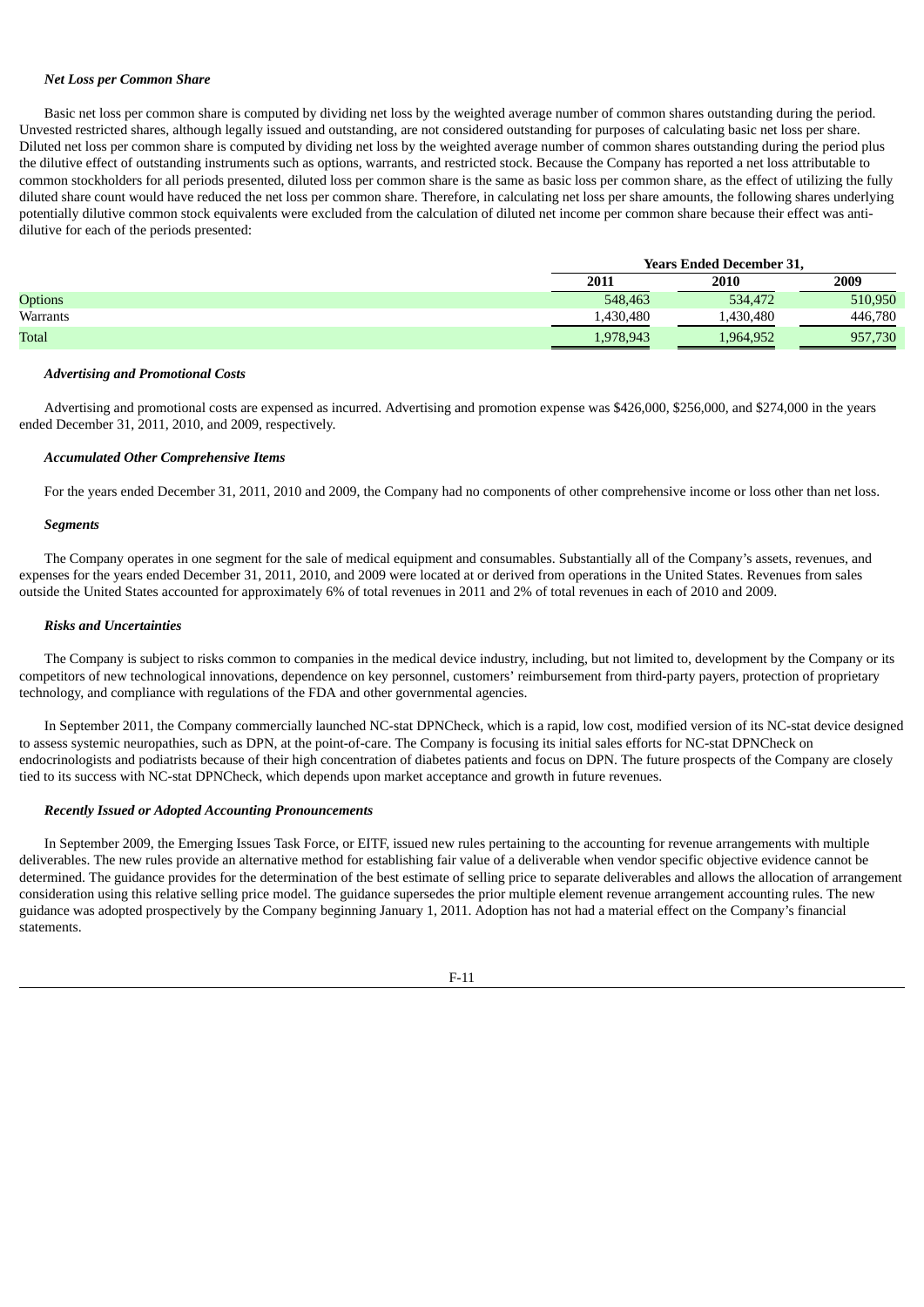***Net Loss per Common Share***

Basic net loss per common share is computed by dividing net loss by the weighted average number of common shares outstanding during the period. Unvested restricted shares, although legally issued and outstanding, are not considered outstanding for purposes of calculating basic net loss per share. Diluted net loss per common share is computed by dividing net loss by the weighted average number of common shares outstanding during the period plus the dilutive effect of outstanding instruments such as options, warrants, and restricted stock. Because the Company has reported a net loss attributable to common stockholders for all periods presented, diluted loss per common share is the same as basic loss per common share, as the effect of utilizing the fully diluted share count would have reduced the net loss per common share. Therefore, in calculating net loss per share amounts, the following shares underlying potentially dilutive common stock equivalents were excluded from the calculation of diluted net income per common share because their effect was anti-dilutive for each of the periods presented:

| | Years Ended December 31, | | |
|---|---|---|---|
| | **2011** | **2010** | **2009** |
| Options | 548,463 | 534,472 | 510,950 |
| Warrants | 1,430,480 | 1,430,480 | 446,780 |
| Total | 1,978,943 | 1,964,952 | 957,730 |

***Advertising and Promotional Costs***

Advertising and promotional costs are expensed as incurred. Advertising and promotion expense was \$426,000, \$256,000, and \$274,000 in the years ended December 31, 2011, 2010, and 2009, respectively.

***Accumulated Other Comprehensive Items***

For the years ended December 31, 2011, 2010 and 2009, the Company had no components of other comprehensive income or loss other than net loss.

***Segments***

The Company operates in one segment for the sale of medical equipment and consumables. Substantially all of the Company's assets, revenues, and expenses for the years ended December 31, 2011, 2010, and 2009 were located at or derived from operations in the United States. Revenues from sales outside the United States accounted for approximately 6% of total revenues in 2011 and 2% of total revenues in each of 2010 and 2009.

***Risks and Uncertainties***

The Company is subject to risks common to companies in the medical device industry, including, but not limited to, development by the Company or its competitors of new technological innovations, dependence on key personnel, customers' reimbursement from third-party payers, protection of proprietary technology, and compliance with regulations of the FDA and other governmental agencies.

In September 2011, the Company commercially launched NC-stat DPNCheck, which is a rapid, low cost, modified version of its NC-stat device designed to assess systemic neuropathies, such as DPN, at the point-of-care. The Company is focusing its initial sales efforts for NC-stat DPNCheck on endocrinologists and podiatrists because of their high concentration of diabetes patients and focus on DPN. The future prospects of the Company are closely tied to its success with NC-stat DPNCheck, which depends upon market acceptance and growth in future revenues.

***Recently Issued or Adopted Accounting Pronouncements***

In September 2009, the Emerging Issues Task Force, or EITF, issued new rules pertaining to the accounting for revenue arrangements with multiple deliverables. The new rules provide an alternative method for establishing fair value of a deliverable when vendor specific objective evidence cannot be determined. The guidance provides for the determination of the best estimate of selling price to separate deliverables and allows the allocation of arrangement consideration using this relative selling price model. The guidance supersedes the prior multiple element revenue arrangement accounting rules. The new guidance was adopted prospectively by the Company beginning January 1, 2011. Adoption has not had a material effect on the Company's financial statements.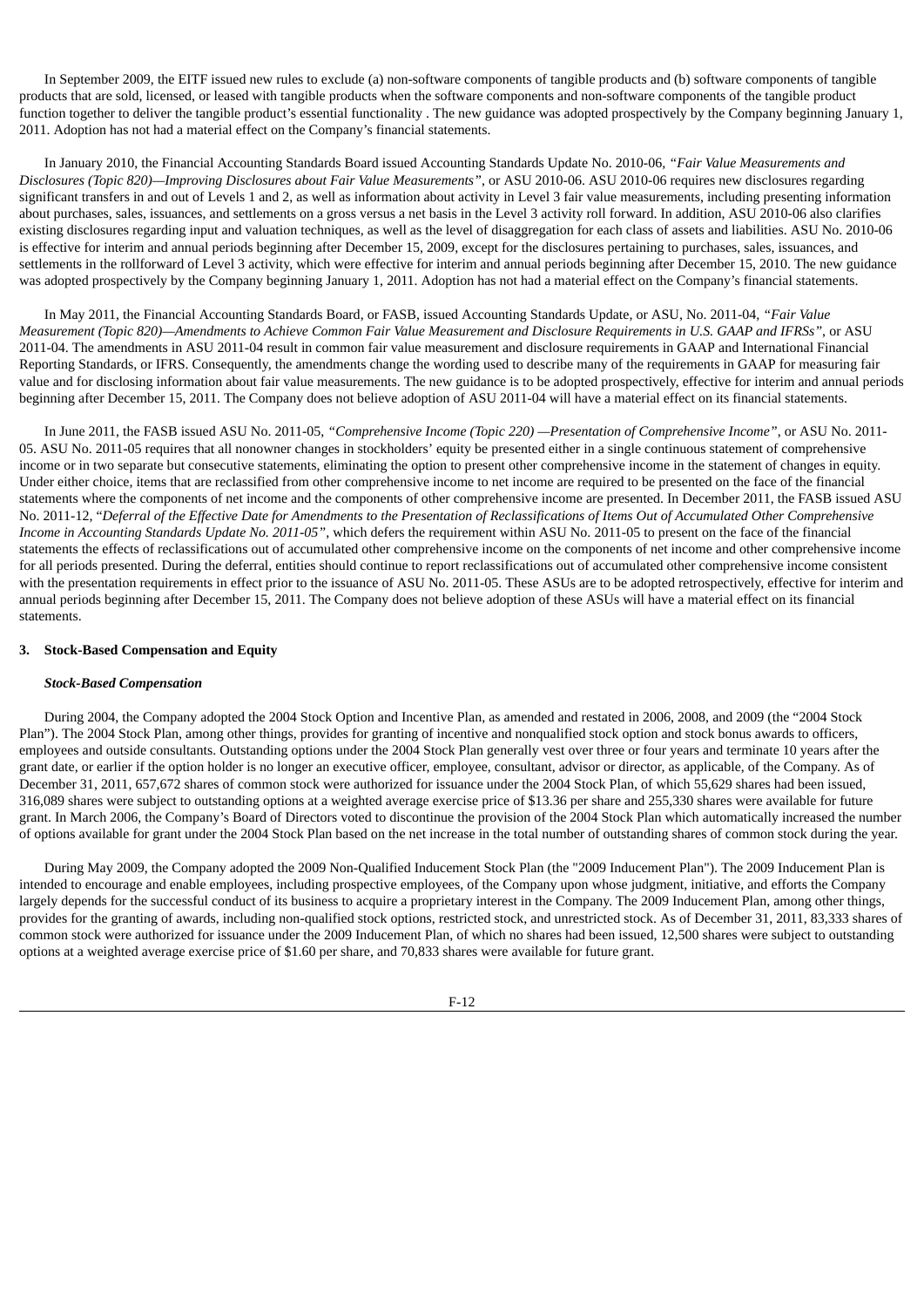In September 2009, the EITF issued new rules to exclude (a) non-software components of tangible products and (b) software components of tangible products that are sold, licensed, or leased with tangible products when the software components and non-software components of the tangible product function together to deliver the tangible product's essential functionality . The new guidance was adopted prospectively by the Company beginning January 1, 2011. Adoption has not had a material effect on the Company's financial statements.

In January 2010, the Financial Accounting Standards Board issued Accounting Standards Update No. 2010-06, *"Fair Value Measurements and Disclosures (Topic 820)—Improving Disclosures about Fair Value Measurements"*, or ASU 2010-06. ASU 2010-06 requires new disclosures regarding significant transfers in and out of Levels 1 and 2, as well as information about activity in Level 3 fair value measurements, including presenting information about purchases, sales, issuances, and settlements on a gross versus a net basis in the Level 3 activity roll forward. In addition, ASU 2010-06 also clarifies existing disclosures regarding input and valuation techniques, as well as the level of disaggregation for each class of assets and liabilities. ASU No. 2010-06 is effective for interim and annual periods beginning after December 15, 2009, except for the disclosures pertaining to purchases, sales, issuances, and settlements in the rollforward of Level 3 activity, which were effective for interim and annual periods beginning after December 15, 2010. The new guidance was adopted prospectively by the Company beginning January 1, 2011. Adoption has not had a material effect on the Company's financial statements.

In May 2011, the Financial Accounting Standards Board, or FASB, issued Accounting Standards Update, or ASU, No. 2011-04, *"Fair Value Measurement (Topic 820)—Amendments to Achieve Common Fair Value Measurement and Disclosure Requirements in U.S. GAAP and IFRSs"*, or ASU 2011-04. The amendments in ASU 2011-04 result in common fair value measurement and disclosure requirements in GAAP and International Financial Reporting Standards, or IFRS. Consequently, the amendments change the wording used to describe many of the requirements in GAAP for measuring fair value and for disclosing information about fair value measurements. The new guidance is to be adopted prospectively, effective for interim and annual periods beginning after December 15, 2011. The Company does not believe adoption of ASU 2011-04 will have a material effect on its financial statements.

In June 2011, the FASB issued ASU No. 2011-05, *"Comprehensive Income (Topic 220) —Presentation of Comprehensive Income"*, or ASU No. 2011-05. ASU No. 2011-05 requires that all nonowner changes in stockholders' equity be presented either in a single continuous statement of comprehensive income or in two separate but consecutive statements, eliminating the option to present other comprehensive income in the statement of changes in equity. Under either choice, items that are reclassified from other comprehensive income to net income are required to be presented on the face of the financial statements where the components of net income and the components of other comprehensive income are presented. In December 2011, the FASB issued ASU No. 2011-12, *"Deferral of the Effective Date for Amendments to the Presentation of Reclassifications of Items Out of Accumulated Other Comprehensive Income in Accounting Standards Update No. 2011-05"*, which defers the requirement within ASU No. 2011-05 to present on the face of the financial statements the effects of reclassifications out of accumulated other comprehensive income on the components of net income and other comprehensive income for all periods presented. During the deferral, entities should continue to report reclassifications out of accumulated other comprehensive income consistent with the presentation requirements in effect prior to the issuance of ASU No. 2011-05. These ASUs are to be adopted retrospectively, effective for interim and annual periods beginning after December 15, 2011. The Company does not believe adoption of these ASUs will have a material effect on its financial statements.

## 3. Stock-Based Compensation and Equity

***Stock-Based Compensation***

During 2004, the Company adopted the 2004 Stock Option and Incentive Plan, as amended and restated in 2006, 2008, and 2009 (the "2004 Stock Plan"). The 2004 Stock Plan, among other things, provides for granting of incentive and nonqualified stock option and stock bonus awards to officers, employees and outside consultants. Outstanding options under the 2004 Stock Plan generally vest over three or four years and terminate 10 years after the grant date, or earlier if the option holder is no longer an executive officer, employee, consultant, advisor or director, as applicable, of the Company. As of December 31, 2011, 657,672 shares of common stock were authorized for issuance under the 2004 Stock Plan, of which 55,629 shares had been issued, 316,089 shares were subject to outstanding options at a weighted average exercise price of $13.36 per share and 255,330 shares were available for future grant. In March 2006, the Company's Board of Directors voted to discontinue the provision of the 2004 Stock Plan which automatically increased the number of options available for grant under the 2004 Stock Plan based on the net increase in the total number of outstanding shares of common stock during the year.

During May 2009, the Company adopted the 2009 Non-Qualified Inducement Stock Plan (the "2009 Inducement Plan"). The 2009 Inducement Plan is intended to encourage and enable employees, including prospective employees, of the Company upon whose judgment, initiative, and efforts the Company largely depends for the successful conduct of its business to acquire a proprietary interest in the Company. The 2009 Inducement Plan, among other things, provides for the granting of awards, including non-qualified stock options, restricted stock, and unrestricted stock. As of December 31, 2011, 83,333 shares of common stock were authorized for issuance under the 2009 Inducement Plan, of which no shares had been issued, 12,500 shares were subject to outstanding options at a weighted average exercise price of $1.60 per share, and 70,833 shares were available for future grant.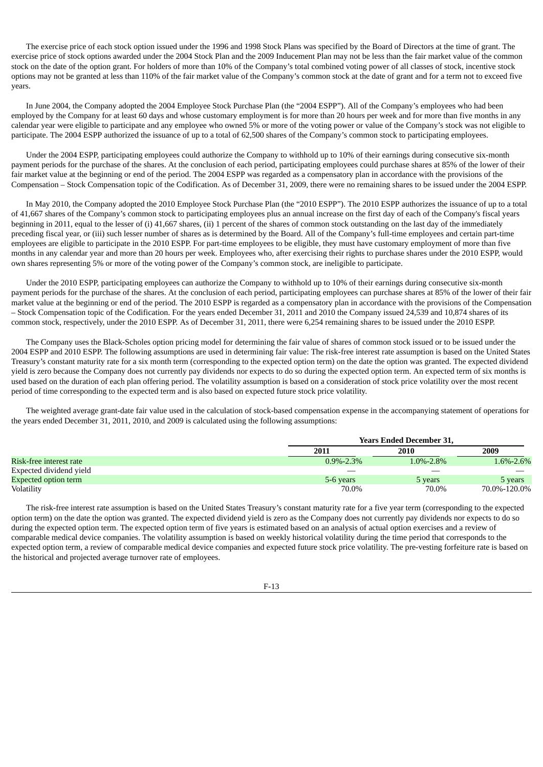The exercise price of each stock option issued under the 1996 and 1998 Stock Plans was specified by the Board of Directors at the time of grant. The exercise price of stock options awarded under the 2004 Stock Plan and the 2009 Inducement Plan may not be less than the fair market value of the common stock on the date of the option grant. For holders of more than 10% of the Company's total combined voting power of all classes of stock, incentive stock options may not be granted at less than 110% of the fair market value of the Company's common stock at the date of grant and for a term not to exceed five years.

In June 2004, the Company adopted the 2004 Employee Stock Purchase Plan (the "2004 ESPP"). All of the Company's employees who had been employed by the Company for at least 60 days and whose customary employment is for more than 20 hours per week and for more than five months in any calendar year were eligible to participate and any employee who owned 5% or more of the voting power or value of the Company's stock was not eligible to participate. The 2004 ESPP authorized the issuance of up to a total of 62,500 shares of the Company's common stock to participating employees.

Under the 2004 ESPP, participating employees could authorize the Company to withhold up to 10% of their earnings during consecutive six-month payment periods for the purchase of the shares. At the conclusion of each period, participating employees could purchase shares at 85% of the lower of their fair market value at the beginning or end of the period. The 2004 ESPP was regarded as a compensatory plan in accordance with the provisions of the Compensation – Stock Compensation topic of the Codification. As of December 31, 2009, there were no remaining shares to be issued under the 2004 ESPP.

In May 2010, the Company adopted the 2010 Employee Stock Purchase Plan (the "2010 ESPP"). The 2010 ESPP authorizes the issuance of up to a total of 41,667 shares of the Company's common stock to participating employees plus an annual increase on the first day of each of the Company's fiscal years beginning in 2011, equal to the lesser of (i) 41,667 shares, (ii) 1 percent of the shares of common stock outstanding on the last day of the immediately preceding fiscal year, or (iii) such lesser number of shares as is determined by the Board. All of the Company's full-time employees and certain part-time employees are eligible to participate in the 2010 ESPP. For part-time employees to be eligible, they must have customary employment of more than five months in any calendar year and more than 20 hours per week. Employees who, after exercising their rights to purchase shares under the 2010 ESPP, would own shares representing 5% or more of the voting power of the Company's common stock, are ineligible to participate.

Under the 2010 ESPP, participating employees can authorize the Company to withhold up to 10% of their earnings during consecutive six-month payment periods for the purchase of the shares. At the conclusion of each period, participating employees can purchase shares at 85% of the lower of their fair market value at the beginning or end of the period. The 2010 ESPP is regarded as a compensatory plan in accordance with the provisions of the Compensation – Stock Compensation topic of the Codification. For the years ended December 31, 2011 and 2010 the Company issued 24,539 and 10,874 shares of its common stock, respectively, under the 2010 ESPP. As of December 31, 2011, there were 6,254 remaining shares to be issued under the 2010 ESPP.

The Company uses the Black-Scholes option pricing model for determining the fair value of shares of common stock issued or to be issued under the 2004 ESPP and 2010 ESPP. The following assumptions are used in determining fair value: The risk-free interest rate assumption is based on the United States Treasury's constant maturity rate for a six month term (corresponding to the expected option term) on the date the option was granted. The expected dividend yield is zero because the Company does not currently pay dividends nor expects to do so during the expected option term. An expected term of six months is used based on the duration of each plan offering period. The volatility assumption is based on a consideration of stock price volatility over the most recent period of time corresponding to the expected term and is also based on expected future stock price volatility.

The weighted average grant-date fair value used in the calculation of stock-based compensation expense in the accompanying statement of operations for the years ended December 31, 2011, 2010, and 2009 is calculated using the following assumptions:

| | Years Ended December 31, | | |
|---|---|---|---|
| | 2011 | 2010 | 2009 |
| Risk-free interest rate | 0.9%-2.3% | 1.0%-2.8% | 1.6%-2.6% |
| Expected dividend yield | — | — | — |
| Expected option term | 5-6 years | 5 years | 5 years |
| Volatility | 70.0% | 70.0% | 70.0%-120.0% |

The risk-free interest rate assumption is based on the United States Treasury's constant maturity rate for a five year term (corresponding to the expected option term) on the date the option was granted. The expected dividend yield is zero as the Company does not currently pay dividends nor expects to do so during the expected option term. The expected option term of five years is estimated based on an analysis of actual option exercises and a review of comparable medical device companies. The volatility assumption is based on weekly historical volatility during the time period that corresponds to the expected option term, a review of comparable medical device companies and expected future stock price volatility. The pre-vesting forfeiture rate is based on the historical and projected average turnover rate of employees.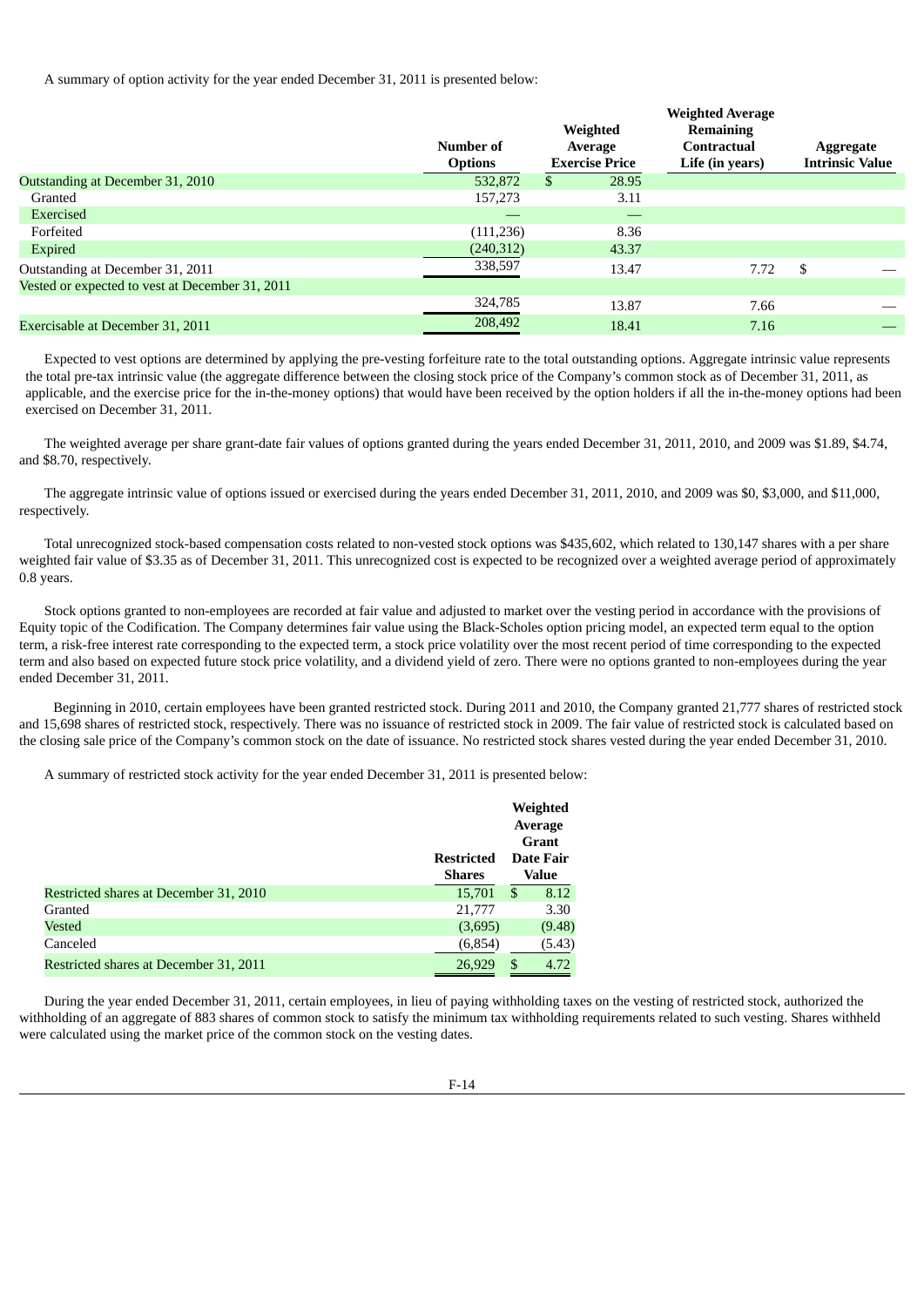A summary of option activity for the year ended December 31, 2011 is presented below:

| | Number of Options | Weighted Average Exercise Price | Weighted Average Remaining Contractual Life (in years) | Aggregate Intrinsic Value |
|---|---|---|---|---|
| Outstanding at December 31, 2010 | 532,872 | $ 28.95 | | |
| Granted | 157,273 | 3.11 | | |
| Exercised | — | — | | |
| Forfeited | (111,236) | 8.36 | | |
| Expired | (240,312) | 43.37 | | |
| Outstanding at December 31, 2011 | 338,597 | 13.47 | 7.72 | $ — |
| Vested or expected to vest at December 31, 2011 | 324,785 | 13.87 | 7.66 | — |
| Exercisable at December 31, 2011 | 208,492 | 18.41 | 7.16 | — |

Expected to vest options are determined by applying the pre-vesting forfeiture rate to the total outstanding options. Aggregate intrinsic value represents the total pre-tax intrinsic value (the aggregate difference between the closing stock price of the Company's common stock as of December 31, 2011, as applicable, and the exercise price for the in-the-money options) that would have been received by the option holders if all the in-the-money options had been exercised on December 31, 2011.

The weighted average per share grant-date fair values of options granted during the years ended December 31, 2011, 2010, and 2009 was $1.89, $4.74, and $8.70, respectively.

The aggregate intrinsic value of options issued or exercised during the years ended December 31, 2011, 2010, and 2009 was $0, $3,000, and $11,000, respectively.

Total unrecognized stock-based compensation costs related to non-vested stock options was $435,602, which related to 130,147 shares with a per share weighted fair value of $3.35 as of December 31, 2011. This unrecognized cost is expected to be recognized over a weighted average period of approximately 0.8 years.

Stock options granted to non-employees are recorded at fair value and adjusted to market over the vesting period in accordance with the provisions of Equity topic of the Codification. The Company determines fair value using the Black-Scholes option pricing model, an expected term equal to the option term, a risk-free interest rate corresponding to the expected term, a stock price volatility over the most recent period of time corresponding to the expected term and also based on expected future stock price volatility, and a dividend yield of zero. There were no options granted to non-employees during the year ended December 31, 2011.

Beginning in 2010, certain employees have been granted restricted stock. During 2011 and 2010, the Company granted 21,777 shares of restricted stock and 15,698 shares of restricted stock, respectively. There was no issuance of restricted stock in 2009. The fair value of restricted stock is calculated based on the closing sale price of the Company's common stock on the date of issuance. No restricted stock shares vested during the year ended December 31, 2010.

A summary of restricted stock activity for the year ended December 31, 2011 is presented below:

| | Restricted Shares | Weighted Average Grant Date Fair Value |
|---|---|---|
| Restricted shares at December 31, 2010 | 15,701 | $ 8.12 |
| Granted | 21,777 | 3.30 |
| Vested | (3,695) | (9.48) |
| Canceled | (6,854) | (5.43) |
| Restricted shares at December 31, 2011 | 26,929 | $ 4.72 |

During the year ended December 31, 2011, certain employees, in lieu of paying withholding taxes on the vesting of restricted stock, authorized the withholding of an aggregate of 883 shares of common stock to satisfy the minimum tax withholding requirements related to such vesting. Shares withheld were calculated using the market price of the common stock on the vesting dates.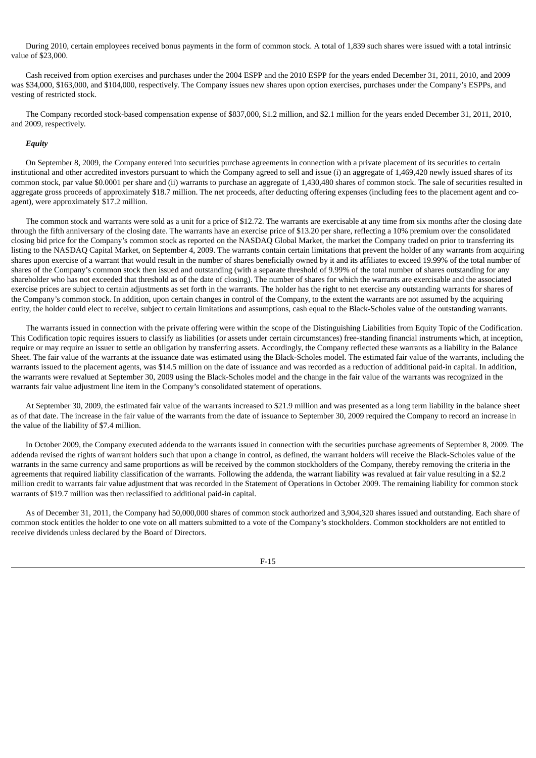During 2010, certain employees received bonus payments in the form of common stock. A total of 1,839 such shares were issued with a total intrinsic value of $23,000.

Cash received from option exercises and purchases under the 2004 ESPP and the 2010 ESPP for the years ended December 31, 2011, 2010, and 2009 was $34,000, $163,000, and $104,000, respectively. The Company issues new shares upon option exercises, purchases under the Company's ESPPs, and vesting of restricted stock.

The Company recorded stock-based compensation expense of $837,000, $1.2 million, and $2.1 million for the years ended December 31, 2011, 2010, and 2009, respectively.

***Equity***

On September 8, 2009, the Company entered into securities purchase agreements in connection with a private placement of its securities to certain institutional and other accredited investors pursuant to which the Company agreed to sell and issue (i) an aggregate of 1,469,420 newly issued shares of its common stock, par value $0.0001 per share and (ii) warrants to purchase an aggregate of 1,430,480 shares of common stock. The sale of securities resulted in aggregate gross proceeds of approximately $18.7 million. The net proceeds, after deducting offering expenses (including fees to the placement agent and co-agent), were approximately $17.2 million.

The common stock and warrants were sold as a unit for a price of $12.72. The warrants are exercisable at any time from six months after the closing date through the fifth anniversary of the closing date. The warrants have an exercise price of $13.20 per share, reflecting a 10% premium over the consolidated closing bid price for the Company's common stock as reported on the NASDAQ Global Market, the market the Company traded on prior to transferring its listing to the NASDAQ Capital Market, on September 4, 2009. The warrants contain certain limitations that prevent the holder of any warrants from acquiring shares upon exercise of a warrant that would result in the number of shares beneficially owned by it and its affiliates to exceed 19.99% of the total number of shares of the Company's common stock then issued and outstanding (with a separate threshold of 9.99% of the total number of shares outstanding for any shareholder who has not exceeded that threshold as of the date of closing). The number of shares for which the warrants are exercisable and the associated exercise prices are subject to certain adjustments as set forth in the warrants. The holder has the right to net exercise any outstanding warrants for shares of the Company's common stock. In addition, upon certain changes in control of the Company, to the extent the warrants are not assumed by the acquiring entity, the holder could elect to receive, subject to certain limitations and assumptions, cash equal to the Black-Scholes value of the outstanding warrants.

The warrants issued in connection with the private offering were within the scope of the Distinguishing Liabilities from Equity Topic of the Codification. This Codification topic requires issuers to classify as liabilities (or assets under certain circumstances) free-standing financial instruments which, at inception, require or may require an issuer to settle an obligation by transferring assets. Accordingly, the Company reflected these warrants as a liability in the Balance Sheet. The fair value of the warrants at the issuance date was estimated using the Black-Scholes model. The estimated fair value of the warrants, including the warrants issued to the placement agents, was $14.5 million on the date of issuance and was recorded as a reduction of additional paid-in capital. In addition, the warrants were revalued at September 30, 2009 using the Black-Scholes model and the change in the fair value of the warrants was recognized in the warrants fair value adjustment line item in the Company's consolidated statement of operations.

At September 30, 2009, the estimated fair value of the warrants increased to $21.9 million and was presented as a long term liability in the balance sheet as of that date. The increase in the fair value of the warrants from the date of issuance to September 30, 2009 required the Company to record an increase in the value of the liability of $7.4 million.

In October 2009, the Company executed addenda to the warrants issued in connection with the securities purchase agreements of September 8, 2009. The addenda revised the rights of warrant holders such that upon a change in control, as defined, the warrant holders will receive the Black-Scholes value of the warrants in the same currency and same proportions as will be received by the common stockholders of the Company, thereby removing the criteria in the agreements that required liability classification of the warrants. Following the addenda, the warrant liability was revalued at fair value resulting in a $2.2 million credit to warrants fair value adjustment that was recorded in the Statement of Operations in October 2009. The remaining liability for common stock warrants of $19.7 million was then reclassified to additional paid-in capital.

As of December 31, 2011, the Company had 50,000,000 shares of common stock authorized and 3,904,320 shares issued and outstanding. Each share of common stock entitles the holder to one vote on all matters submitted to a vote of the Company's stockholders. Common stockholders are not entitled to receive dividends unless declared by the Board of Directors.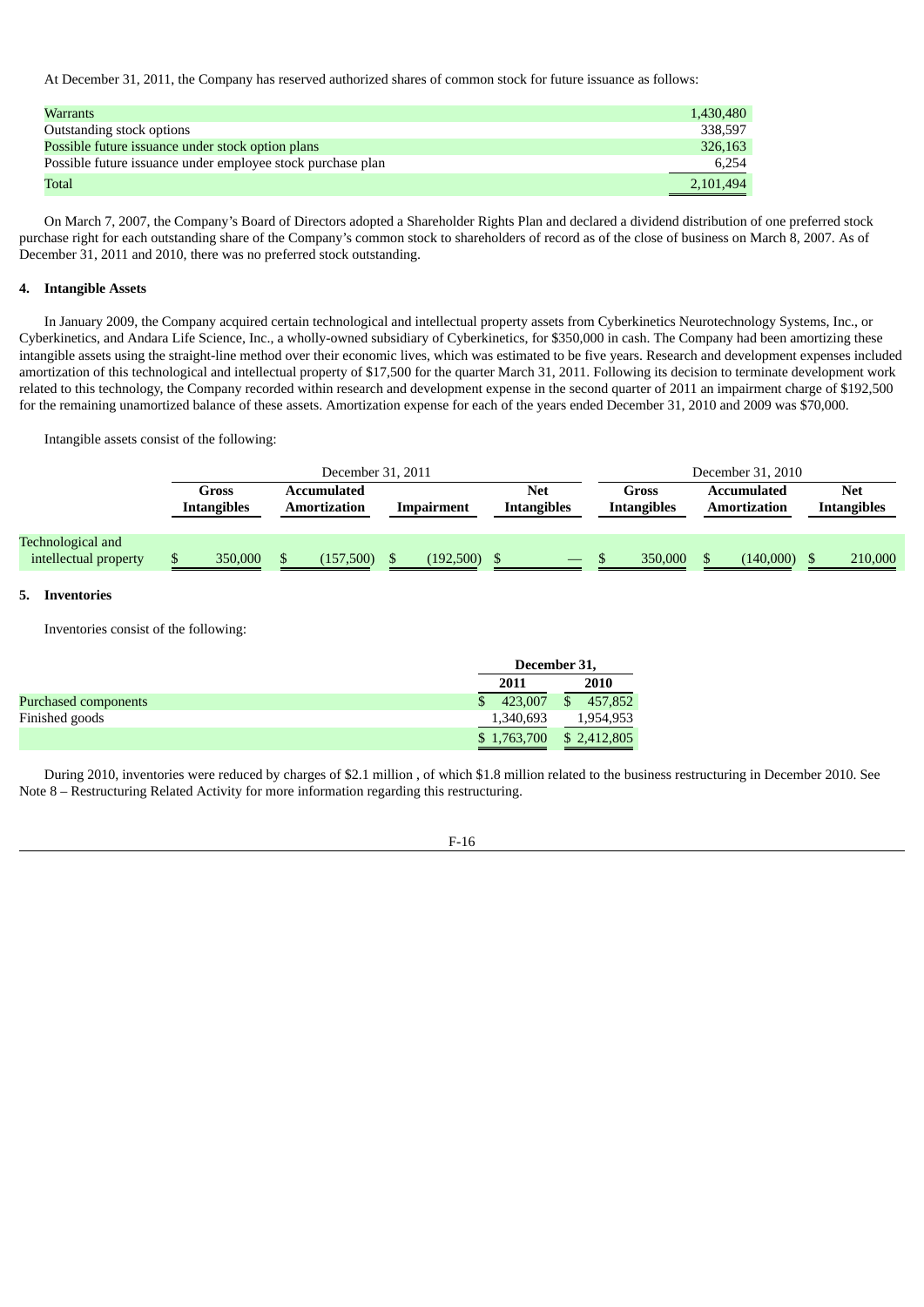At December 31, 2011, the Company has reserved authorized shares of common stock for future issuance as follows:

| | |
|---|---|
| Warrants | 1,430,480 |
| Outstanding stock options | 338,597 |
| Possible future issuance under stock option plans | 326,163 |
| Possible future issuance under employee stock purchase plan | 6,254 |
| Total | 2,101,494 |

On March 7, 2007, the Company's Board of Directors adopted a Shareholder Rights Plan and declared a dividend distribution of one preferred stock purchase right for each outstanding share of the Company's common stock to shareholders of record as of the close of business on March 8, 2007. As of December 31, 2011 and 2010, there was no preferred stock outstanding.

## 4. Intangible Assets

In January 2009, the Company acquired certain technological and intellectual property assets from Cyberkinetics Neurotechnology Systems, Inc., or Cyberkinetics, and Andara Life Science, Inc., a wholly-owned subsidiary of Cyberkinetics, for $350,000 in cash. The Company had been amortizing these intangible assets using the straight-line method over their economic lives, which was estimated to be five years. Research and development expenses included amortization of this technological and intellectual property of $17,500 for the quarter March 31, 2011. Following its decision to terminate development work related to this technology, the Company recorded within research and development expense in the second quarter of 2011 an impairment charge of $192,500 for the remaining unamortized balance of these assets. Amortization expense for each of the years ended December 31, 2010 and 2009 was $70,000.

Intangible assets consist of the following:

| | December 31, 2011 | | | | December 31, 2010 | | |
|---|---|---|---|---|---|---|---|
| | **Gross Intangibles** | **Accumulated Amortization** | **Impairment** | **Net Intangibles** | **Gross Intangibles** | **Accumulated Amortization** | **Net Intangibles** |
| Technological and intellectual property | $ 350,000 | $ (157,500) | $ (192,500) | $ — | $ 350,000 | $ (140,000) | $ 210,000 |

## 5. Inventories

Inventories consist of the following:

| | December 31, | |
|---|---|---|
| | **2011** | **2010** |
| Purchased components | $ 423,007 | $ 457,852 |
| Finished goods | 1,340,693 | 1,954,953 |
| | $ 1,763,700 | $ 2,412,805 |

During 2010, inventories were reduced by charges of $2.1 million , of which $1.8 million related to the business restructuring in December 2010. See Note 8 – Restructuring Related Activity for more information regarding this restructuring.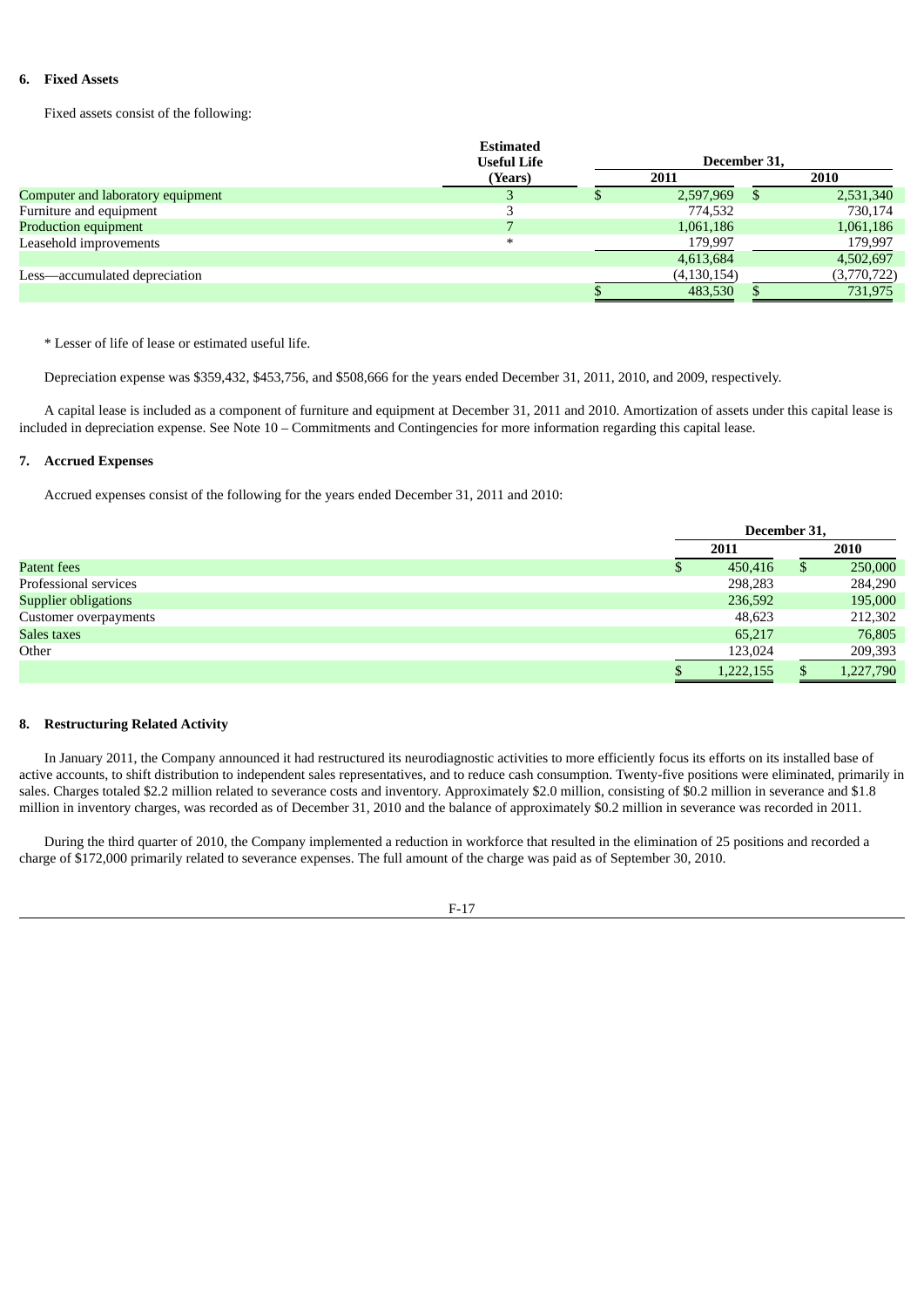### 6. Fixed Assets

Fixed assets consist of the following:

| | Estimated Useful Life (Years) | December 31, 2011 | December 31, 2010 |
|---|---|---|---|
| Computer and laboratory equipment | 3 | $ 2,597,969 | $ 2,531,340 |
| Furniture and equipment | 3 | 774,532 | 730,174 |
| Production equipment | 7 | 1,061,186 | 1,061,186 |
| Leasehold improvements | * | 179,997 | 179,997 |
| | | 4,613,684 | 4,502,697 |
| Less—accumulated depreciation | | (4,130,154) | (3,770,722) |
| | | $ 483,530 | $ 731,975 |

\* Lesser of life of lease or estimated useful life.

Depreciation expense was $359,432, $453,756, and $508,666 for the years ended December 31, 2011, 2010, and 2009, respectively.

A capital lease is included as a component of furniture and equipment at December 31, 2011 and 2010. Amortization of assets under this capital lease is included in depreciation expense. See Note 10 – Commitments and Contingencies for more information regarding this capital lease.

### 7. Accrued Expenses

Accrued expenses consist of the following for the years ended December 31, 2011 and 2010:

| | December 31, 2011 | December 31, 2010 |
|---|---|---|
| Patent fees | $ 450,416 | $ 250,000 |
| Professional services | 298,283 | 284,290 |
| Supplier obligations | 236,592 | 195,000 |
| Customer overpayments | 48,623 | 212,302 |
| Sales taxes | 65,217 | 76,805 |
| Other | 123,024 | 209,393 |
| | $ 1,222,155 | $ 1,227,790 |

### 8. Restructuring Related Activity

In January 2011, the Company announced it had restructured its neurodiagnostic activities to more efficiently focus its efforts on its installed base of active accounts, to shift distribution to independent sales representatives, and to reduce cash consumption. Twenty-five positions were eliminated, primarily in sales. Charges totaled $2.2 million related to severance costs and inventory. Approximately $2.0 million, consisting of $0.2 million in severance and $1.8 million in inventory charges, was recorded as of December 31, 2010 and the balance of approximately $0.2 million in severance was recorded in 2011.

During the third quarter of 2010, the Company implemented a reduction in workforce that resulted in the elimination of 25 positions and recorded a charge of $172,000 primarily related to severance expenses. The full amount of the charge was paid as of September 30, 2010.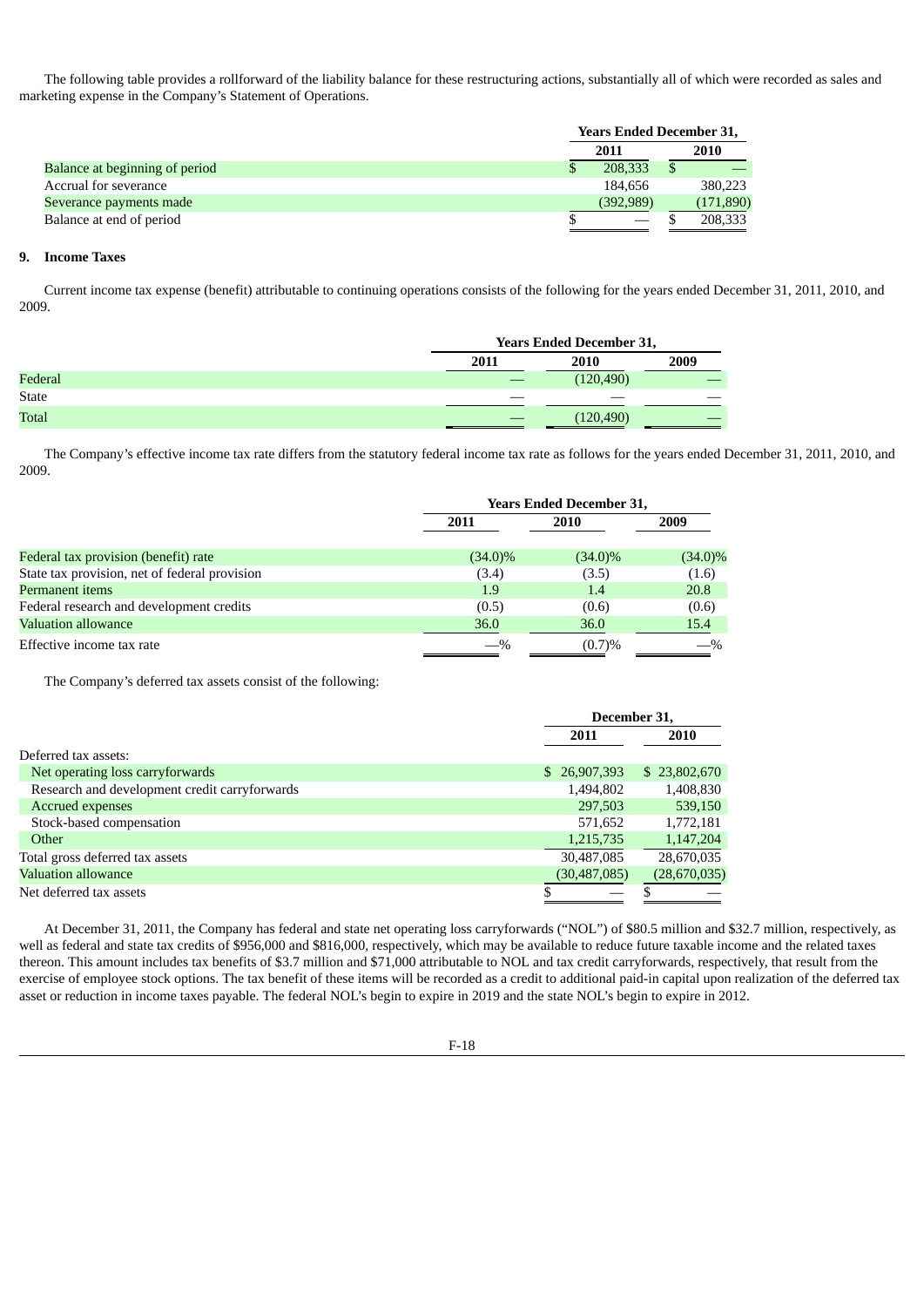The following table provides a rollforward of the liability balance for these restructuring actions, substantially all of which were recorded as sales and marketing expense in the Company's Statement of Operations.

| | Years Ended December 31, | |
|---|---|---|
| | 2011 | 2010 |
| Balance at beginning of period | $ 208,333 | $ — |
| Accrual for severance | 184,656 | 380,223 |
| Severance payments made | (392,989) | (171,890) |
| Balance at end of period | $ — | $ 208,333 |

## 9. Income Taxes

Current income tax expense (benefit) attributable to continuing operations consists of the following for the years ended December 31, 2011, 2010, and 2009.

| | Years Ended December 31, | | |
|---|---|---|---|
| | 2011 | 2010 | 2009 |
| Federal | — | (120,490) | — |
| State | — | — | — |
| Total | — | (120,490) | — |

The Company's effective income tax rate differs from the statutory federal income tax rate as follows for the years ended December 31, 2011, 2010, and 2009.

| | Years Ended December 31, | | |
|---|---|---|---|
| | 2011 | 2010 | 2009 |
| Federal tax provision (benefit) rate | (34.0)% | (34.0)% | (34.0)% |
| State tax provision, net of federal provision | (3.4) | (3.5) | (1.6) |
| Permanent items | 1.9 | 1.4 | 20.8 |
| Federal research and development credits | (0.5) | (0.6) | (0.6) |
| Valuation allowance | 36.0 | 36.0 | 15.4 |
| Effective income tax rate | —% | (0.7)% | —% |

The Company's deferred tax assets consist of the following:

| | December 31, | |
|---|---|---|
| | 2011 | 2010 |
| Deferred tax assets: | | |
| Net operating loss carryforwards | $ 26,907,393 | $ 23,802,670 |
| Research and development credit carryforwards | 1,494,802 | 1,408,830 |
| Accrued expenses | 297,503 | 539,150 |
| Stock-based compensation | 571,652 | 1,772,181 |
| Other | 1,215,735 | 1,147,204 |
| Total gross deferred tax assets | 30,487,085 | 28,670,035 |
| Valuation allowance | (30,487,085) | (28,670,035) |
| Net deferred tax assets | $ — | $ — |

At December 31, 2011, the Company has federal and state net operating loss carryforwards ("NOL") of $80.5 million and $32.7 million, respectively, as well as federal and state tax credits of $956,000 and $816,000, respectively, which may be available to reduce future taxable income and the related taxes thereon. This amount includes tax benefits of $3.7 million and $71,000 attributable to NOL and tax credit carryforwards, respectively, that result from the exercise of employee stock options. The tax benefit of these items will be recorded as a credit to additional paid-in capital upon realization of the deferred tax asset or reduction in income taxes payable. The federal NOL's begin to expire in 2019 and the state NOL's begin to expire in 2012.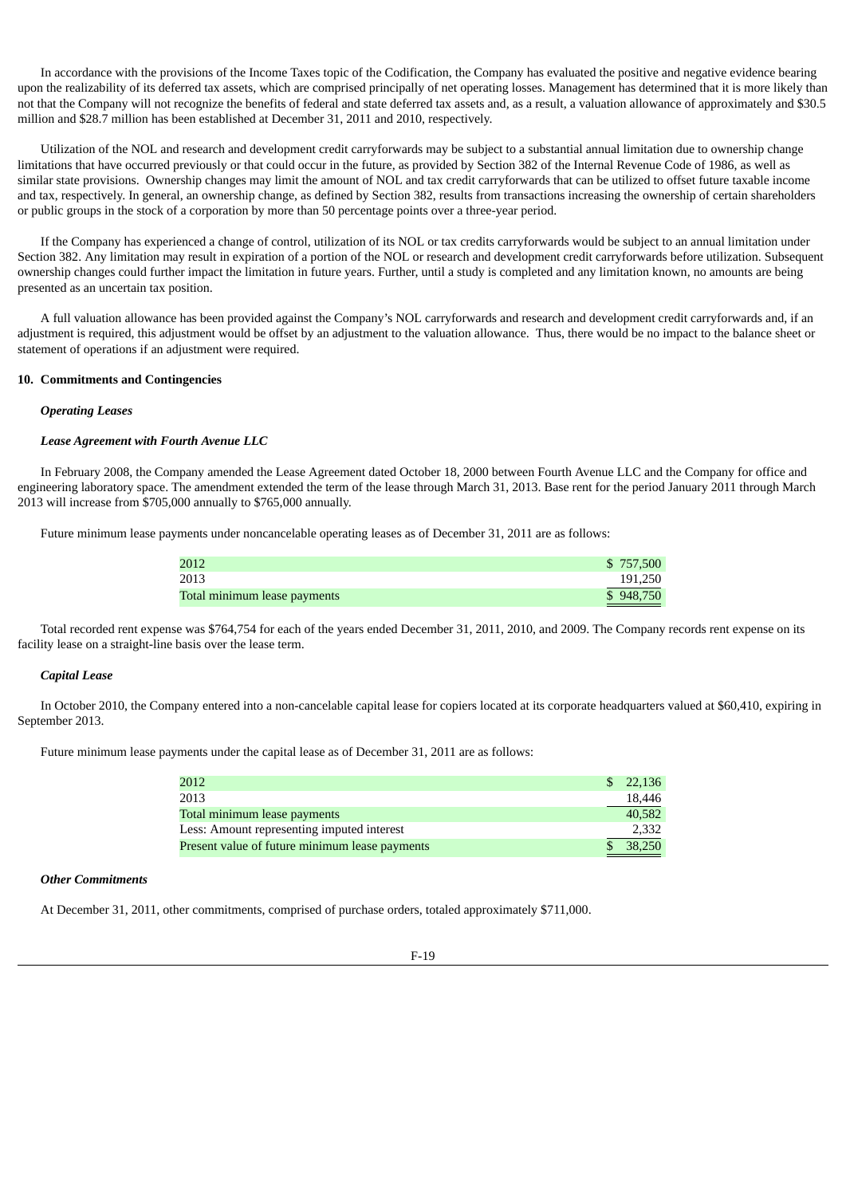In accordance with the provisions of the Income Taxes topic of the Codification, the Company has evaluated the positive and negative evidence bearing upon the realizability of its deferred tax assets, which are comprised principally of net operating losses. Management has determined that it is more likely than not that the Company will not recognize the benefits of federal and state deferred tax assets and, as a result, a valuation allowance of approximately and $30.5 million and $28.7 million has been established at December 31, 2011 and 2010, respectively.

Utilization of the NOL and research and development credit carryforwards may be subject to a substantial annual limitation due to ownership change limitations that have occurred previously or that could occur in the future, as provided by Section 382 of the Internal Revenue Code of 1986, as well as similar state provisions. Ownership changes may limit the amount of NOL and tax credit carryforwards that can be utilized to offset future taxable income and tax, respectively. In general, an ownership change, as defined by Section 382, results from transactions increasing the ownership of certain shareholders or public groups in the stock of a corporation by more than 50 percentage points over a three-year period.

If the Company has experienced a change of control, utilization of its NOL or tax credits carryforwards would be subject to an annual limitation under Section 382. Any limitation may result in expiration of a portion of the NOL or research and development credit carryforwards before utilization. Subsequent ownership changes could further impact the limitation in future years. Further, until a study is completed and any limitation known, no amounts are being presented as an uncertain tax position.

A full valuation allowance has been provided against the Company's NOL carryforwards and research and development credit carryforwards and, if an adjustment is required, this adjustment would be offset by an adjustment to the valuation allowance. Thus, there would be no impact to the balance sheet or statement of operations if an adjustment were required.

**10. Commitments and Contingencies**

***Operating Leases***

***Lease Agreement with Fourth Avenue LLC***

In February 2008, the Company amended the Lease Agreement dated October 18, 2000 between Fourth Avenue LLC and the Company for office and engineering laboratory space. The amendment extended the term of the lease through March 31, 2013. Base rent for the period January 2011 through March 2013 will increase from $705,000 annually to $765,000 annually.

Future minimum lease payments under noncancelable operating leases as of December 31, 2011 are as follows:

| | |
|---|---|
| 2012 | $ 757,500 |
| 2013 | 191,250 |
| Total minimum lease payments | $ 948,750 |

Total recorded rent expense was $764,754 for each of the years ended December 31, 2011, 2010, and 2009. The Company records rent expense on its facility lease on a straight-line basis over the lease term.

***Capital Lease***

In October 2010, the Company entered into a non-cancelable capital lease for copiers located at its corporate headquarters valued at $60,410, expiring in September 2013.

Future minimum lease payments under the capital lease as of December 31, 2011 are as follows:

| | |
|---|---|
| 2012 | $ 22,136 |
| 2013 | 18,446 |
| Total minimum lease payments | 40,582 |
| Less: Amount representing imputed interest | 2,332 |
| Present value of future minimum lease payments | $ 38,250 |

***Other Commitments***

At December 31, 2011, other commitments, comprised of purchase orders, totaled approximately $711,000.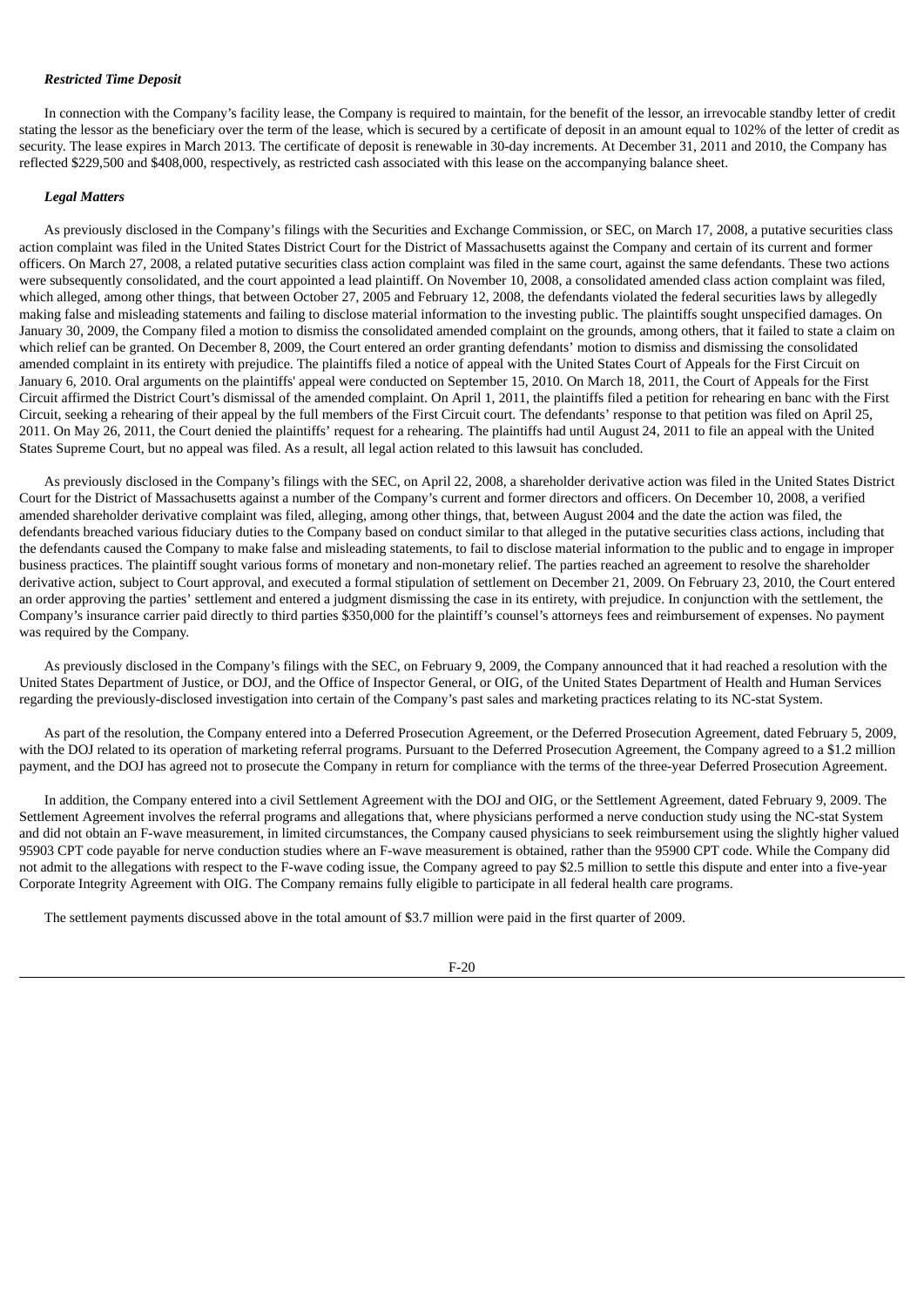### *Restricted Time Deposit*

In connection with the Company's facility lease, the Company is required to maintain, for the benefit of the lessor, an irrevocable standby letter of credit stating the lessor as the beneficiary over the term of the lease, which is secured by a certificate of deposit in an amount equal to 102% of the letter of credit as security. The lease expires in March 2013. The certificate of deposit is renewable in 30-day increments. At December 31, 2011 and 2010, the Company has reflected $229,500 and $408,000, respectively, as restricted cash associated with this lease on the accompanying balance sheet.

### *Legal Matters*

As previously disclosed in the Company's filings with the Securities and Exchange Commission, or SEC, on March 17, 2008, a putative securities class action complaint was filed in the United States District Court for the District of Massachusetts against the Company and certain of its current and former officers. On March 27, 2008, a related putative securities class action complaint was filed in the same court, against the same defendants. These two actions were subsequently consolidated, and the court appointed a lead plaintiff. On November 10, 2008, a consolidated amended class action complaint was filed, which alleged, among other things, that between October 27, 2005 and February 12, 2008, the defendants violated the federal securities laws by allegedly making false and misleading statements and failing to disclose material information to the investing public. The plaintiffs sought unspecified damages. On January 30, 2009, the Company filed a motion to dismiss the consolidated amended complaint on the grounds, among others, that it failed to state a claim on which relief can be granted. On December 8, 2009, the Court entered an order granting defendants' motion to dismiss and dismissing the consolidated amended complaint in its entirety with prejudice. The plaintiffs filed a notice of appeal with the United States Court of Appeals for the First Circuit on January 6, 2010. Oral arguments on the plaintiffs' appeal were conducted on September 15, 2010. On March 18, 2011, the Court of Appeals for the First Circuit affirmed the District Court's dismissal of the amended complaint. On April 1, 2011, the plaintiffs filed a petition for rehearing en banc with the First Circuit, seeking a rehearing of their appeal by the full members of the First Circuit court. The defendants' response to that petition was filed on April 25, 2011. On May 26, 2011, the Court denied the plaintiffs' request for a rehearing. The plaintiffs had until August 24, 2011 to file an appeal with the United States Supreme Court, but no appeal was filed. As a result, all legal action related to this lawsuit has concluded.

As previously disclosed in the Company's filings with the SEC, on April 22, 2008, a shareholder derivative action was filed in the United States District Court for the District of Massachusetts against a number of the Company's current and former directors and officers. On December 10, 2008, a verified amended shareholder derivative complaint was filed, alleging, among other things, that, between August 2004 and the date the action was filed, the defendants breached various fiduciary duties to the Company based on conduct similar to that alleged in the putative securities class actions, including that the defendants caused the Company to make false and misleading statements, to fail to disclose material information to the public and to engage in improper business practices. The plaintiff sought various forms of monetary and non-monetary relief. The parties reached an agreement to resolve the shareholder derivative action, subject to Court approval, and executed a formal stipulation of settlement on December 21, 2009. On February 23, 2010, the Court entered an order approving the parties' settlement and entered a judgment dismissing the case in its entirety, with prejudice. In conjunction with the settlement, the Company's insurance carrier paid directly to third parties $350,000 for the plaintiff's counsel's attorneys fees and reimbursement of expenses. No payment was required by the Company.

As previously disclosed in the Company's filings with the SEC, on February 9, 2009, the Company announced that it had reached a resolution with the United States Department of Justice, or DOJ, and the Office of Inspector General, or OIG, of the United States Department of Health and Human Services regarding the previously-disclosed investigation into certain of the Company's past sales and marketing practices relating to its NC-stat System.

As part of the resolution, the Company entered into a Deferred Prosecution Agreement, or the Deferred Prosecution Agreement, dated February 5, 2009, with the DOJ related to its operation of marketing referral programs. Pursuant to the Deferred Prosecution Agreement, the Company agreed to a $1.2 million payment, and the DOJ has agreed not to prosecute the Company in return for compliance with the terms of the three-year Deferred Prosecution Agreement.

In addition, the Company entered into a civil Settlement Agreement with the DOJ and OIG, or the Settlement Agreement, dated February 9, 2009. The Settlement Agreement involves the referral programs and allegations that, where physicians performed a nerve conduction study using the NC-stat System and did not obtain an F-wave measurement, in limited circumstances, the Company caused physicians to seek reimbursement using the slightly higher valued 95903 CPT code payable for nerve conduction studies where an F-wave measurement is obtained, rather than the 95900 CPT code. While the Company did not admit to the allegations with respect to the F-wave coding issue, the Company agreed to pay $2.5 million to settle this dispute and enter into a five-year Corporate Integrity Agreement with OIG. The Company remains fully eligible to participate in all federal health care programs.

The settlement payments discussed above in the total amount of $3.7 million were paid in the first quarter of 2009.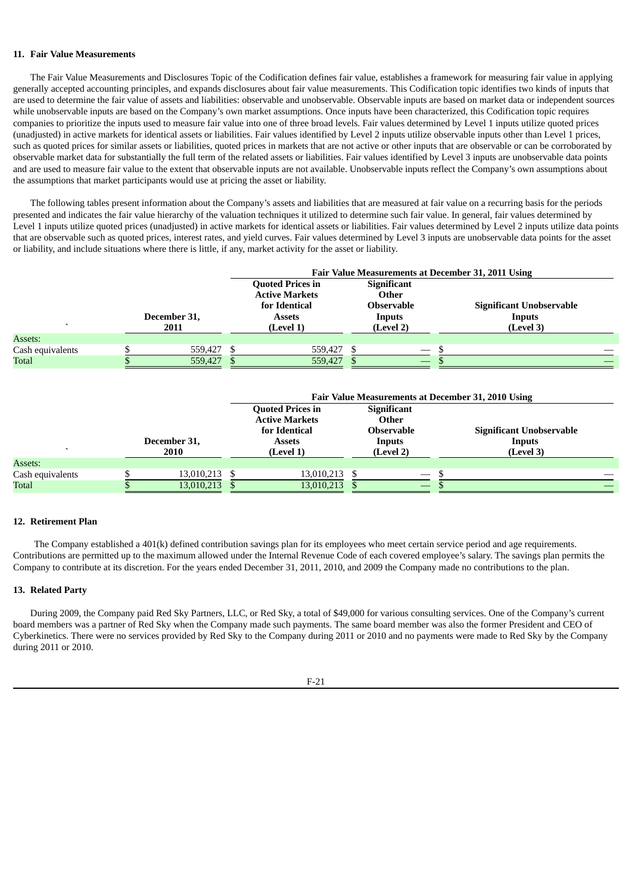## 11. Fair Value Measurements

The Fair Value Measurements and Disclosures Topic of the Codification defines fair value, establishes a framework for measuring fair value in applying generally accepted accounting principles, and expands disclosures about fair value measurements. This Codification topic identifies two kinds of inputs that are used to determine the fair value of assets and liabilities: observable and unobservable. Observable inputs are based on market data or independent sources while unobservable inputs are based on the Company's own market assumptions. Once inputs have been characterized, this Codification topic requires companies to prioritize the inputs used to measure fair value into one of three broad levels. Fair values determined by Level 1 inputs utilize quoted prices (unadjusted) in active markets for identical assets or liabilities. Fair values identified by Level 2 inputs utilize observable inputs other than Level 1 prices, such as quoted prices for similar assets or liabilities, quoted prices in markets that are not active or other inputs that are observable or can be corroborated by observable market data for substantially the full term of the related assets or liabilities. Fair values identified by Level 3 inputs are unobservable data points and are used to measure fair value to the extent that observable inputs are not available. Unobservable inputs reflect the Company's own assumptions about the assumptions that market participants would use at pricing the asset or liability.

The following tables present information about the Company's assets and liabilities that are measured at fair value on a recurring basis for the periods presented and indicates the fair value hierarchy of the valuation techniques it utilized to determine such fair value. In general, fair values determined by Level 1 inputs utilize quoted prices (unadjusted) in active markets for identical assets or liabilities. Fair values determined by Level 2 inputs utilize data points that are observable such as quoted prices, interest rates, and yield curves. Fair values determined by Level 3 inputs are unobservable data points for the asset or liability, and include situations where there is little, if any, market activity for the asset or liability.

| | | Fair Value Measurements at December 31, 2011 Using | | |
|---|---|---|---|---|
| | December 31, 2011 | Quoted Prices in Active Markets for Identical Assets (Level 1) | Significant Other Observable Inputs (Level 2) | Significant Unobservable Inputs (Level 3) |
| Assets: | | | | |
| Cash equivalents | $ 559,427 | $ 559,427 | $ — | $ — |
| Total | $ 559,427 | $ 559,427 | $ — | $ — |

| | | Fair Value Measurements at December 31, 2010 Using | | |
|---|---|---|---|---|
| | December 31, 2010 | Quoted Prices in Active Markets for Identical Assets (Level 1) | Significant Other Observable Inputs (Level 2) | Significant Unobservable Inputs (Level 3) |
| Assets: | | | | |
| Cash equivalents | $ 13,010,213 | $ 13,010,213 | $ — | $ — |
| Total | $ 13,010,213 | $ 13,010,213 | $ — | $ — |

## 12. Retirement Plan

The Company established a 401(k) defined contribution savings plan for its employees who meet certain service period and age requirements. Contributions are permitted up to the maximum allowed under the Internal Revenue Code of each covered employee's salary. The savings plan permits the Company to contribute at its discretion. For the years ended December 31, 2011, 2010, and 2009 the Company made no contributions to the plan.

## 13. Related Party

During 2009, the Company paid Red Sky Partners, LLC, or Red Sky, a total of $49,000 for various consulting services. One of the Company's current board members was a partner of Red Sky when the Company made such payments. The same board member was also the former President and CEO of Cyberkinetics. There were no services provided by Red Sky to the Company during 2011 or 2010 and no payments were made to Red Sky by the Company during 2011 or 2010.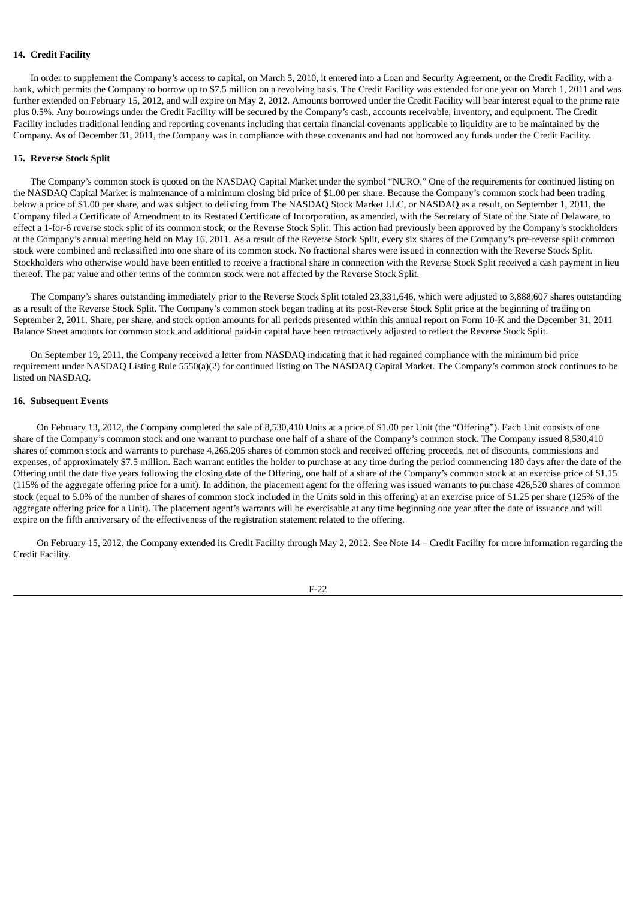#### 14. Credit Facility

In order to supplement the Company's access to capital, on March 5, 2010, it entered into a Loan and Security Agreement, or the Credit Facility, with a bank, which permits the Company to borrow up to $7.5 million on a revolving basis. The Credit Facility was extended for one year on March 1, 2011 and was further extended on February 15, 2012, and will expire on May 2, 2012. Amounts borrowed under the Credit Facility will bear interest equal to the prime rate plus 0.5%. Any borrowings under the Credit Facility will be secured by the Company's cash, accounts receivable, inventory, and equipment. The Credit Facility includes traditional lending and reporting covenants including that certain financial covenants applicable to liquidity are to be maintained by the Company. As of December 31, 2011, the Company was in compliance with these covenants and had not borrowed any funds under the Credit Facility.

#### 15. Reverse Stock Split

The Company's common stock is quoted on the NASDAQ Capital Market under the symbol "NURO." One of the requirements for continued listing on the NASDAQ Capital Market is maintenance of a minimum closing bid price of $1.00 per share. Because the Company's common stock had been trading below a price of $1.00 per share, and was subject to delisting from The NASDAQ Stock Market LLC, or NASDAQ as a result, on September 1, 2011, the Company filed a Certificate of Amendment to its Restated Certificate of Incorporation, as amended, with the Secretary of State of the State of Delaware, to effect a 1-for-6 reverse stock split of its common stock, or the Reverse Stock Split. This action had previously been approved by the Company's stockholders at the Company's annual meeting held on May 16, 2011. As a result of the Reverse Stock Split, every six shares of the Company's pre-reverse split common stock were combined and reclassified into one share of its common stock. No fractional shares were issued in connection with the Reverse Stock Split. Stockholders who otherwise would have been entitled to receive a fractional share in connection with the Reverse Stock Split received a cash payment in lieu thereof. The par value and other terms of the common stock were not affected by the Reverse Stock Split.

The Company's shares outstanding immediately prior to the Reverse Stock Split totaled 23,331,646, which were adjusted to 3,888,607 shares outstanding as a result of the Reverse Stock Split. The Company's common stock began trading at its post-Reverse Stock Split price at the beginning of trading on September 2, 2011. Share, per share, and stock option amounts for all periods presented within this annual report on Form 10-K and the December 31, 2011 Balance Sheet amounts for common stock and additional paid-in capital have been retroactively adjusted to reflect the Reverse Stock Split.

On September 19, 2011, the Company received a letter from NASDAQ indicating that it had regained compliance with the minimum bid price requirement under NASDAQ Listing Rule 5550(a)(2) for continued listing on The NASDAQ Capital Market. The Company's common stock continues to be listed on NASDAQ.

#### 16. Subsequent Events

On February 13, 2012, the Company completed the sale of 8,530,410 Units at a price of $1.00 per Unit (the "Offering"). Each Unit consists of one share of the Company's common stock and one warrant to purchase one half of a share of the Company's common stock. The Company issued 8,530,410 shares of common stock and warrants to purchase 4,265,205 shares of common stock and received offering proceeds, net of discounts, commissions and expenses, of approximately $7.5 million. Each warrant entitles the holder to purchase at any time during the period commencing 180 days after the date of the Offering until the date five years following the closing date of the Offering, one half of a share of the Company's common stock at an exercise price of $1.15 (115% of the aggregate offering price for a unit). In addition, the placement agent for the offering was issued warrants to purchase 426,520 shares of common stock (equal to 5.0% of the number of shares of common stock included in the Units sold in this offering) at an exercise price of $1.25 per share (125% of the aggregate offering price for a Unit). The placement agent's warrants will be exercisable at any time beginning one year after the date of issuance and will expire on the fifth anniversary of the effectiveness of the registration statement related to the offering.

On February 15, 2012, the Company extended its Credit Facility through May 2, 2012. See Note 14 – Credit Facility for more information regarding the Credit Facility.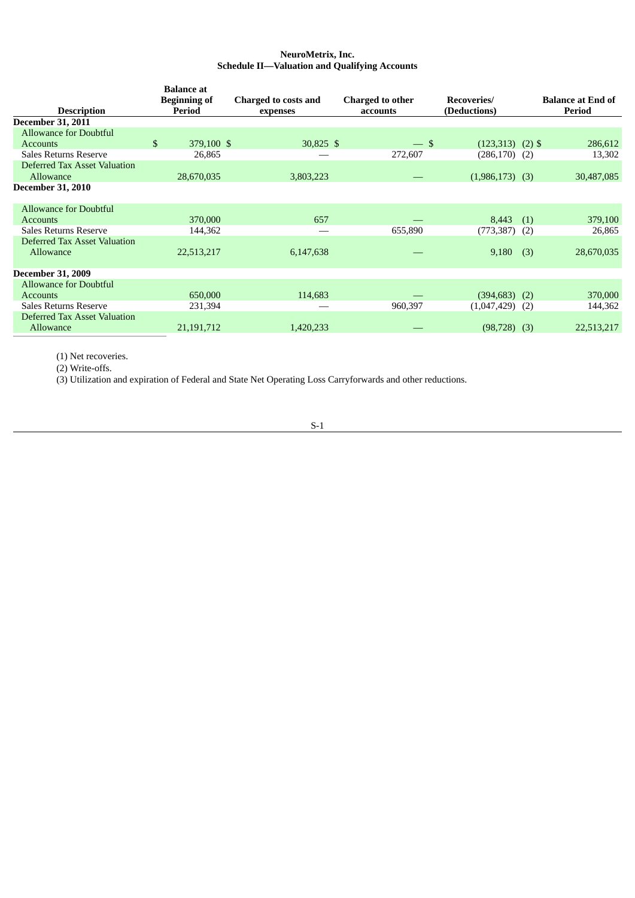**NeuroMetrix, Inc.**
**Schedule II—Valuation and Qualifying Accounts**

| Description | Balance at Beginning of Period | Charged to costs and expenses | Charged to other accounts | Recoveries/ (Deductions) | | Balance at End of Period |
|---|---|---|---|---|---|---|
| **December 31, 2011** | | | | | | |
| Allowance for Doubtful Accounts | $ 379,100 | $ 30,825 | $ — | $ (123,313) | (2) | $ 286,612 |
| Sales Returns Reserve | 26,865 | — | 272,607 | (286,170) | (2) | 13,302 |
| Deferred Tax Asset Valuation Allowance | 28,670,035 | 3,803,223 | — | (1,986,173) | (3) | 30,487,085 |
| **December 31, 2010** | | | | | | |
| Allowance for Doubtful Accounts | 370,000 | 657 | — | 8,443 | (1) | 379,100 |
| Sales Returns Reserve | 144,362 | — | 655,890 | (773,387) | (2) | 26,865 |
| Deferred Tax Asset Valuation Allowance | 22,513,217 | 6,147,638 | — | 9,180 | (3) | 28,670,035 |
| **December 31, 2009** | | | | | | |
| Allowance for Doubtful Accounts | 650,000 | 114,683 | — | (394,683) | (2) | 370,000 |
| Sales Returns Reserve | 231,394 | — | 960,397 | (1,047,429) | (2) | 144,362 |
| Deferred Tax Asset Valuation Allowance | 21,191,712 | 1,420,233 | — | (98,728) | (3) | 22,513,217 |

(1) Net recoveries.

(2) Write-offs.

(3) Utilization and expiration of Federal and State Net Operating Loss Carryforwards and other reductions.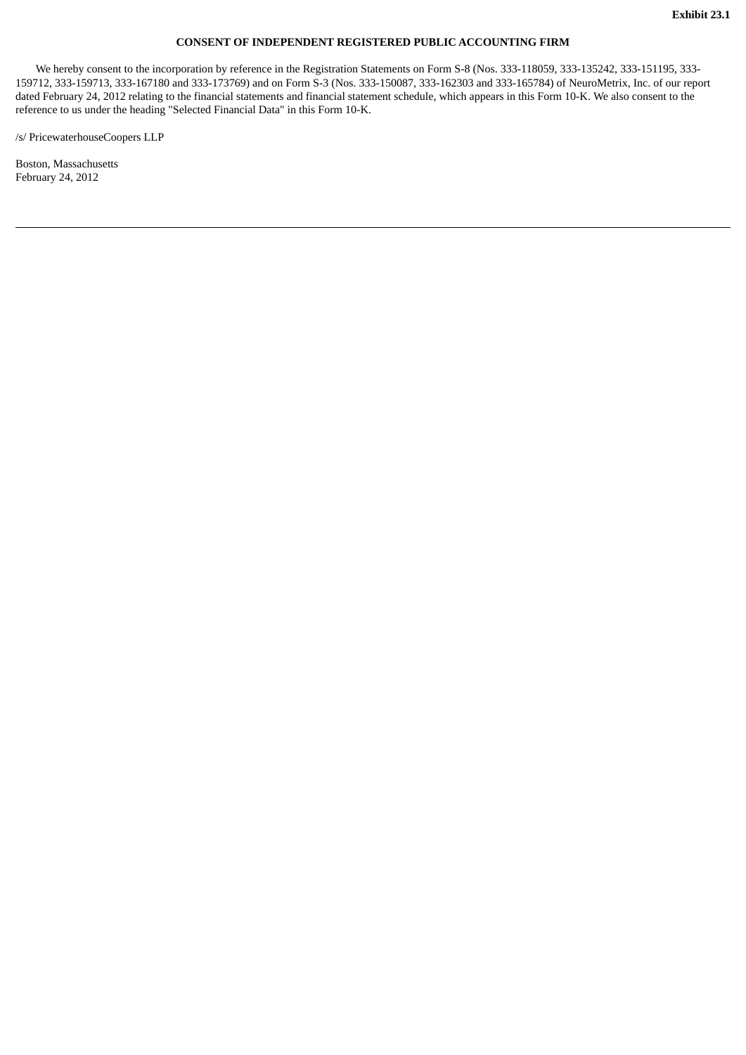**Exhibit 23.1**

**CONSENT OF INDEPENDENT REGISTERED PUBLIC ACCOUNTING FIRM**

We hereby consent to the incorporation by reference in the Registration Statements on Form S-8 (Nos. 333-118059, 333-135242, 333-151195, 333-159712, 333-159713, 333-167180 and 333-173769) and on Form S-3 (Nos. 333-150087, 333-162303 and 333-165784) of NeuroMetrix, Inc. of our report dated February 24, 2012 relating to the financial statements and financial statement schedule, which appears in this Form 10-K. We also consent to the reference to us under the heading "Selected Financial Data" in this Form 10-K.

/s/ PricewaterhouseCoopers LLP

Boston, Massachusetts
February 24, 2012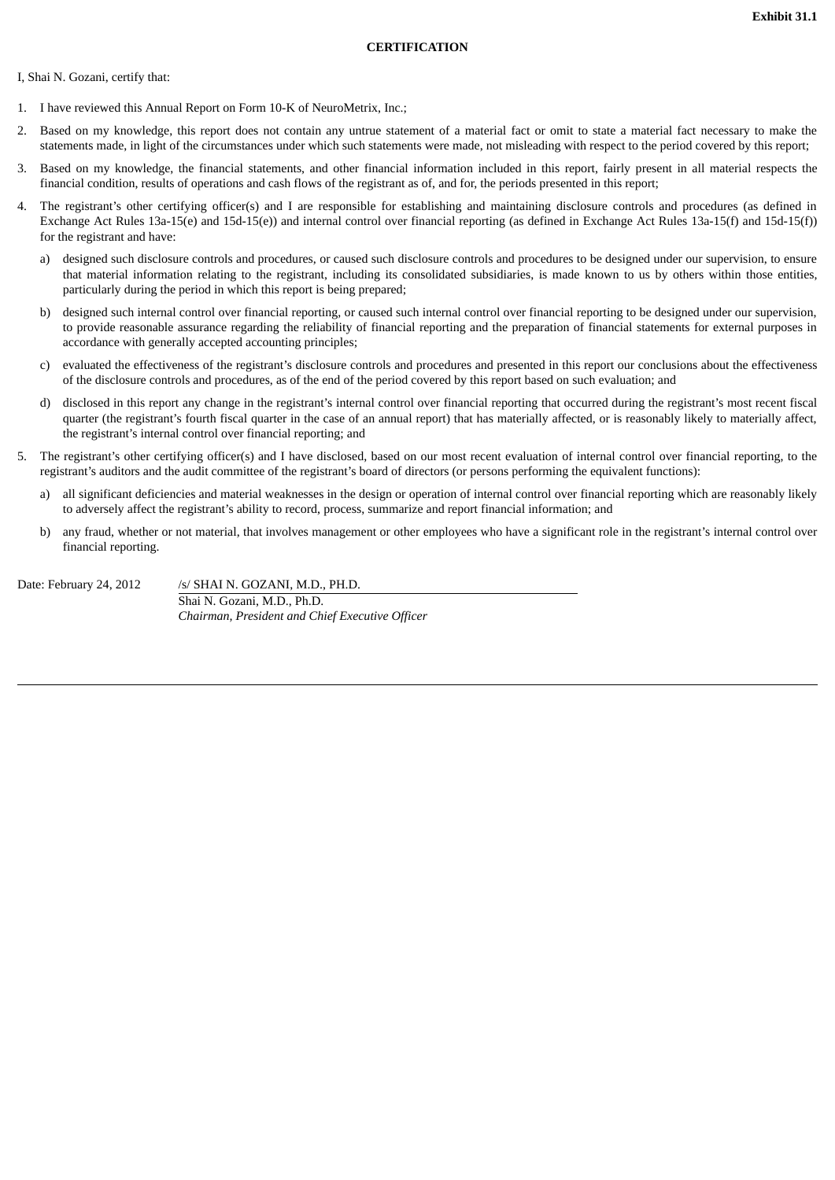**Exhibit 31.1**

**CERTIFICATION**

I, Shai N. Gozani, certify that:

1. I have reviewed this Annual Report on Form 10-K of NeuroMetrix, Inc.;
2. Based on my knowledge, this report does not contain any untrue statement of a material fact or omit to state a material fact necessary to make the statements made, in light of the circumstances under which such statements were made, not misleading with respect to the period covered by this report;
3. Based on my knowledge, the financial statements, and other financial information included in this report, fairly present in all material respects the financial condition, results of operations and cash flows of the registrant as of, and for, the periods presented in this report;
4. The registrant's other certifying officer(s) and I are responsible for establishing and maintaining disclosure controls and procedures (as defined in Exchange Act Rules 13a-15(e) and 15d-15(e)) and internal control over financial reporting (as defined in Exchange Act Rules 13a-15(f) and 15d-15(f)) for the registrant and have:
   a) designed such disclosure controls and procedures, or caused such disclosure controls and procedures to be designed under our supervision, to ensure that material information relating to the registrant, including its consolidated subsidiaries, is made known to us by others within those entities, particularly during the period in which this report is being prepared;
   b) designed such internal control over financial reporting, or caused such internal control over financial reporting to be designed under our supervision, to provide reasonable assurance regarding the reliability of financial reporting and the preparation of financial statements for external purposes in accordance with generally accepted accounting principles;
   c) evaluated the effectiveness of the registrant's disclosure controls and procedures and presented in this report our conclusions about the effectiveness of the disclosure controls and procedures, as of the end of the period covered by this report based on such evaluation; and
   d) disclosed in this report any change in the registrant's internal control over financial reporting that occurred during the registrant's most recent fiscal quarter (the registrant's fourth fiscal quarter in the case of an annual report) that has materially affected, or is reasonably likely to materially affect, the registrant's internal control over financial reporting; and
5. The registrant's other certifying officer(s) and I have disclosed, based on our most recent evaluation of internal control over financial reporting, to the registrant's auditors and the audit committee of the registrant's board of directors (or persons performing the equivalent functions):
   a) all significant deficiencies and material weaknesses in the design or operation of internal control over financial reporting which are reasonably likely to adversely affect the registrant's ability to record, process, summarize and report financial information; and
   b) any fraud, whether or not material, that involves management or other employees who have a significant role in the registrant's internal control over financial reporting.

Date: February 24, 2012

/s/ SHAI N. GOZANI, M.D., PH.D.
Shai N. Gozani, M.D., Ph.D.
*Chairman, President and Chief Executive Officer*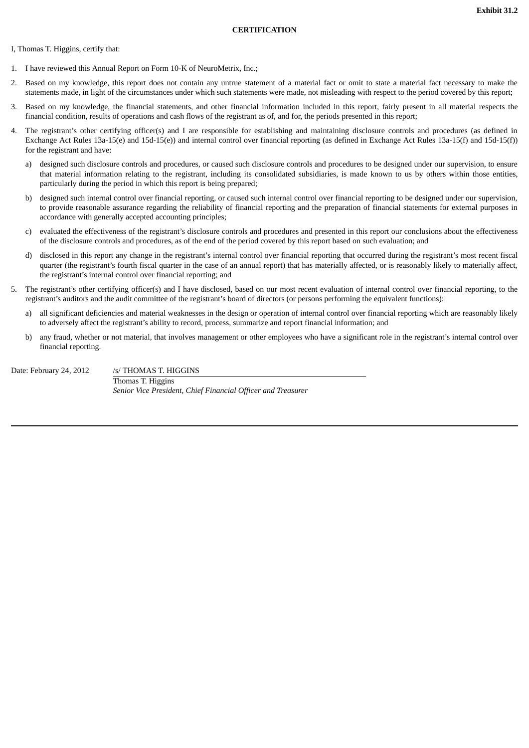**Exhibit 31.2**

**CERTIFICATION**

I, Thomas T. Higgins, certify that:

1. I have reviewed this Annual Report on Form 10-K of NeuroMetrix, Inc.;
2. Based on my knowledge, this report does not contain any untrue statement of a material fact or omit to state a material fact necessary to make the statements made, in light of the circumstances under which such statements were made, not misleading with respect to the period covered by this report;
3. Based on my knowledge, the financial statements, and other financial information included in this report, fairly present in all material respects the financial condition, results of operations and cash flows of the registrant as of, and for, the periods presented in this report;
4. The registrant's other certifying officer(s) and I are responsible for establishing and maintaining disclosure controls and procedures (as defined in Exchange Act Rules 13a-15(e) and 15d-15(e)) and internal control over financial reporting (as defined in Exchange Act Rules 13a-15(f) and 15d-15(f)) for the registrant and have:
   a) designed such disclosure controls and procedures, or caused such disclosure controls and procedures to be designed under our supervision, to ensure that material information relating to the registrant, including its consolidated subsidiaries, is made known to us by others within those entities, particularly during the period in which this report is being prepared;
   b) designed such internal control over financial reporting, or caused such internal control over financial reporting to be designed under our supervision, to provide reasonable assurance regarding the reliability of financial reporting and the preparation of financial statements for external purposes in accordance with generally accepted accounting principles;
   c) evaluated the effectiveness of the registrant's disclosure controls and procedures and presented in this report our conclusions about the effectiveness of the disclosure controls and procedures, as of the end of the period covered by this report based on such evaluation; and
   d) disclosed in this report any change in the registrant's internal control over financial reporting that occurred during the registrant's most recent fiscal quarter (the registrant's fourth fiscal quarter in the case of an annual report) that has materially affected, or is reasonably likely to materially affect, the registrant's internal control over financial reporting; and
5. The registrant's other certifying officer(s) and I have disclosed, based on our most recent evaluation of internal control over financial reporting, to the registrant's auditors and the audit committee of the registrant's board of directors (or persons performing the equivalent functions):
   a) all significant deficiencies and material weaknesses in the design or operation of internal control over financial reporting which are reasonably likely to adversely affect the registrant's ability to record, process, summarize and report financial information; and
   b) any fraud, whether or not material, that involves management or other employees who have a significant role in the registrant's internal control over financial reporting.

Date: February 24, 2012

/s/ THOMAS T. HIGGINS

Thomas T. Higgins

*Senior Vice President, Chief Financial Officer and Treasurer*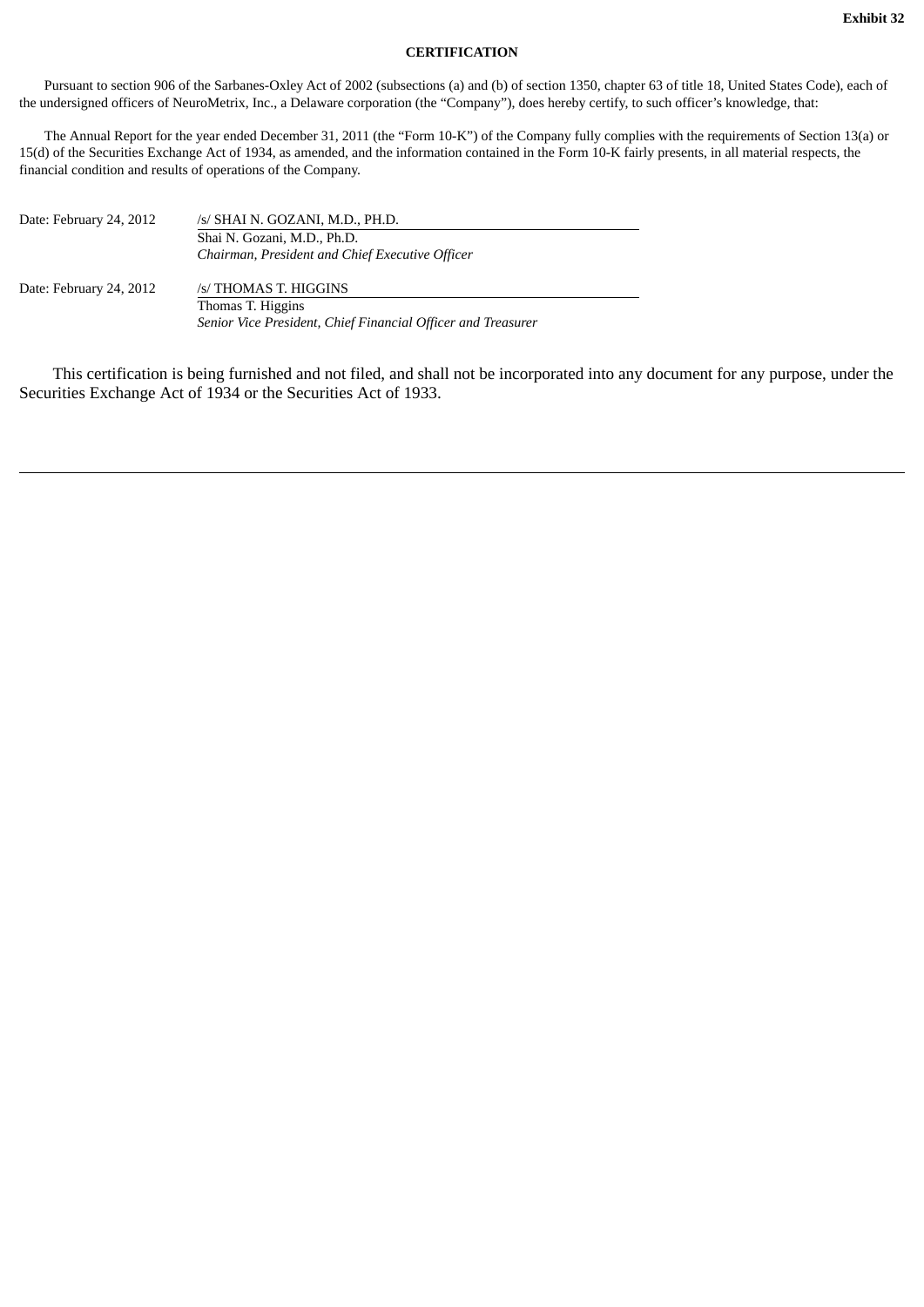**Exhibit 32**

**CERTIFICATION**

Pursuant to section 906 of the Sarbanes-Oxley Act of 2002 (subsections (a) and (b) of section 1350, chapter 63 of title 18, United States Code), each of the undersigned officers of NeuroMetrix, Inc., a Delaware corporation (the "Company"), does hereby certify, to such officer's knowledge, that:

The Annual Report for the year ended December 31, 2011 (the "Form 10-K") of the Company fully complies with the requirements of Section 13(a) or 15(d) of the Securities Exchange Act of 1934, as amended, and the information contained in the Form 10-K fairly presents, in all material respects, the financial condition and results of operations of the Company.

| | |
|---|---|
| Date: February 24, 2012 | /s/ SHAI N. GOZANI, M.D., PH.D.<br>Shai N. Gozani, M.D., Ph.D.<br>*Chairman, President and Chief Executive Officer* |
| Date: February 24, 2012 | /s/ THOMAS T. HIGGINS<br>Thomas T. Higgins<br>*Senior Vice President, Chief Financial Officer and Treasurer* |

This certification is being furnished and not filed, and shall not be incorporated into any document for any purpose, under the Securities Exchange Act of 1934 or the Securities Act of 1933.